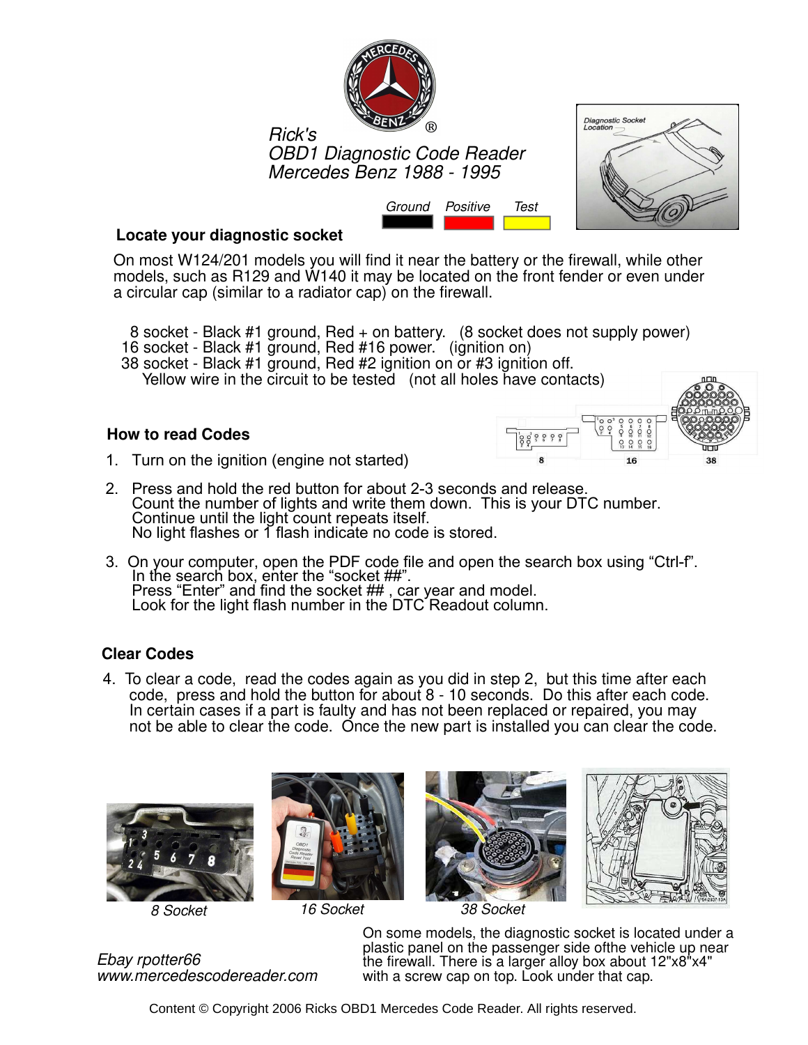Rick's
OBD1 Diagnostic Code Reader
Mercedes Benz 1988 - 1995

Ground Positive Test

Diagnostic Socket Location

## Locate your diagnostic socket

On most W124/201 models you will find it near the battery or the firewall, while other models, such as R129 and W140 it may be located on the front fender or even under a circular cap (similar to a radiator cap) on the firewall.

8 socket - Black #1 ground, Red + on battery. (8 socket does not supply power)
16 socket - Black #1 ground, Red #16 power. (ignition on)
38 socket - Black #1 ground, Red #2 ignition on or #3 ignition off.
Yellow wire in the circuit to be tested (not all holes have contacts)

8 16 38

## How to read Codes

1. Turn on the ignition (engine not started)
2. Press and hold the red button for about 2-3 seconds and release.
   Count the number of lights and write them down. This is your DTC number.
   Continue until the light count repeats itself.
   No light flashes or 1 flash indicate no code is stored.
3. On your computer, open the PDF code file and open the search box using "Ctrl-f".
   In the search box, enter the "socket ##".
   Press "Enter" and find the socket ## , car year and model.
   Look for the light flash number in the DTC Readout column.

## Clear Codes

4. To clear a code, read the codes again as you did in step 2, but this time after each code, press and hold the button for about 8 - 10 seconds. Do this after each code. In certain cases if a part is faulty and has not been replaced or repaired, you may not be able to clear the code. Once the new part is installed you can clear the code.

*8 Socket* *16 Socket* *38 Socket*

On some models, the diagnostic socket is located under a plastic panel on the passenger side ofthe vehicle up near the firewall. There is a larger alloy box about 12"x8"x4" with a screw cap on top. Look under that cap.

*Ebay rpotter66*
*www.mercedescodereader.com*

Content © Copyright 2006 Ricks OBD1 Mercedes Code Reader. All rights reserved.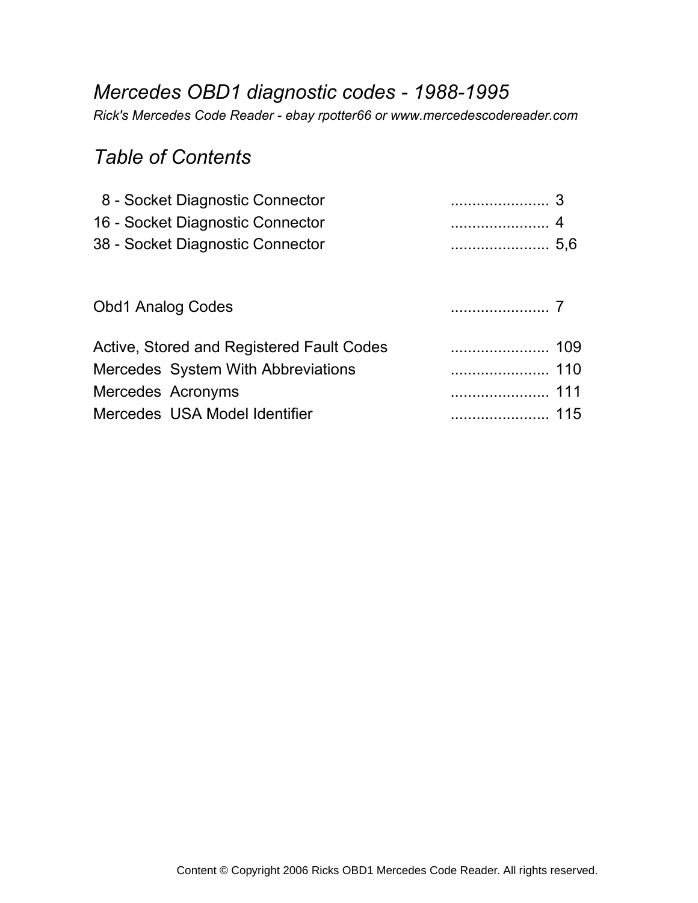# *Mercedes OBD1 diagnostic codes - 1988-1995*

*Rick's Mercedes Code Reader - ebay rpotter66 or www.mercedescodereader.com*

## *Table of Contents*

| | |
|---|---|
| 8 - Socket Diagnostic Connector | ....................... 3 |
| 16 - Socket Diagnostic Connector | ....................... 4 |
| 38 - Socket Diagnostic Connector | ....................... 5,6 |
| | |
| Obd1 Analog Codes | ....................... 7 |
| | |
| Active, Stored and Registered Fault Codes | ....................... 109 |
| Mercedes System With Abbreviations | ....................... 110 |
| Mercedes Acronyms | ....................... 111 |
| Mercedes USA Model Identifier | ....................... 115 |

Content © Copyright 2006 Ricks OBD1 Mercedes Code Reader. All rights reserved.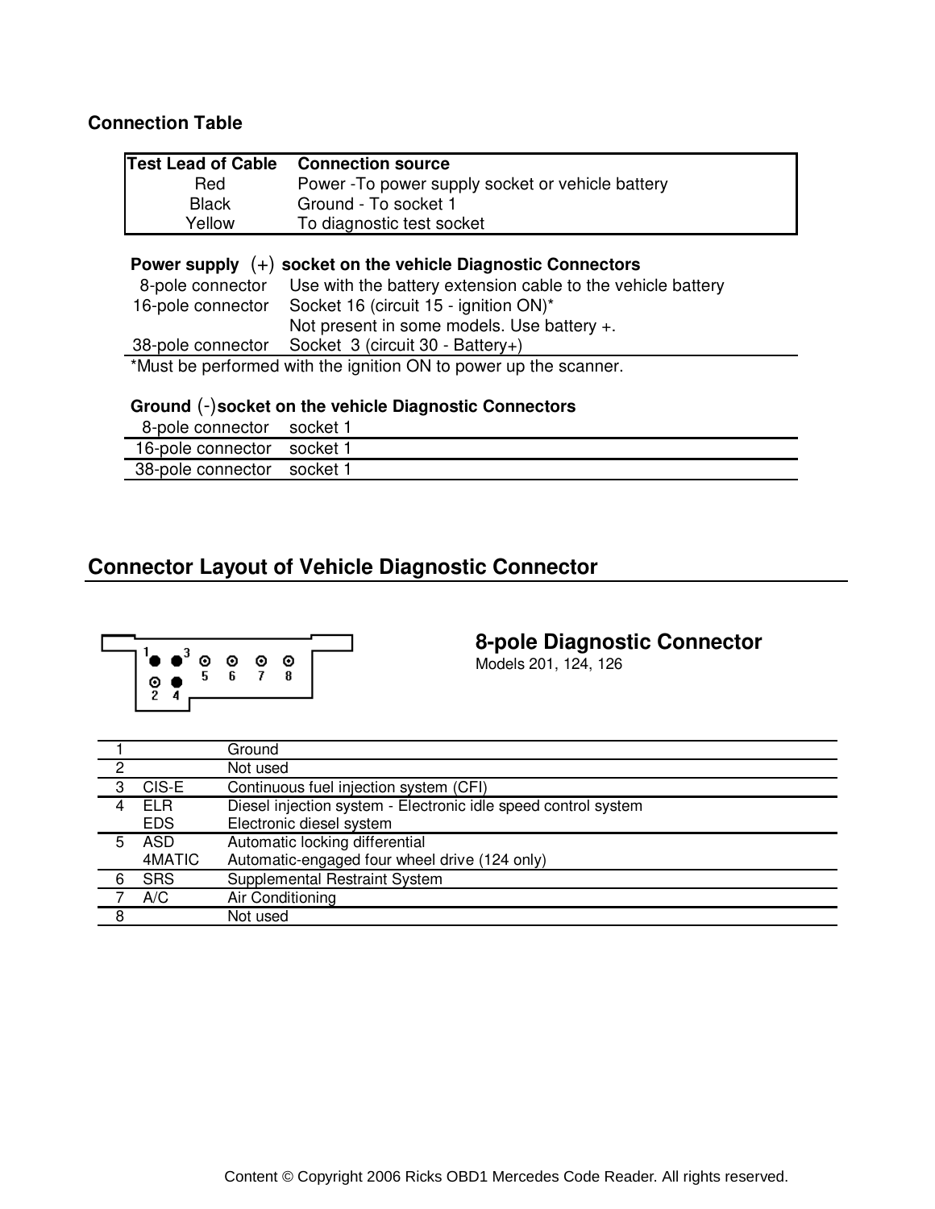### Connection Table

| Test Lead of Cable | Connection source |
|---|---|
| Red | Power -To power supply socket or vehicle battery |
| Black | Ground - To socket 1 |
| Yellow | To diagnostic test socket |

**Power supply (+) socket on the vehicle Diagnostic Connectors**

| | |
|---|---|
| 8-pole connector | Use with the battery extension cable to the vehicle battery |
| 16-pole connector | Socket 16 (circuit 15 - ignition ON)*<br>Not present in some models. Use battery +. |
| 38-pole connector | Socket 3 (circuit 30 - Battery+) |

*Must be performed with the ignition ON to power up the scanner.

**Ground (-) socket on the vehicle Diagnostic Connectors**

| | |
|---|---|
| 8-pole connector | socket 1 |
| 16-pole connector | socket 1 |
| 38-pole connector | socket 1 |

## Connector Layout of Vehicle Diagnostic Connector

### 8-pole Diagnostic Connector

Models 201, 124, 126

| Pin | System | Description |
|---|---|---|
| 1 | | Ground |
| 2 | | Not used |
| 3 | CIS-E | Continuous fuel injection system (CFI) |
| 4 | ELR<br>EDS | Diesel injection system - Electronic idle speed control system<br>Electronic diesel system |
| 5 | ASD<br>4MATIC | Automatic locking differential<br>Automatic-engaged four wheel drive (124 only) |
| 6 | SRS | Supplemental Restraint System |
| 7 | A/C | Air Conditioning |
| 8 | | Not used |

Content © Copyright 2006 Ricks OBD1 Mercedes Code Reader. All rights reserved.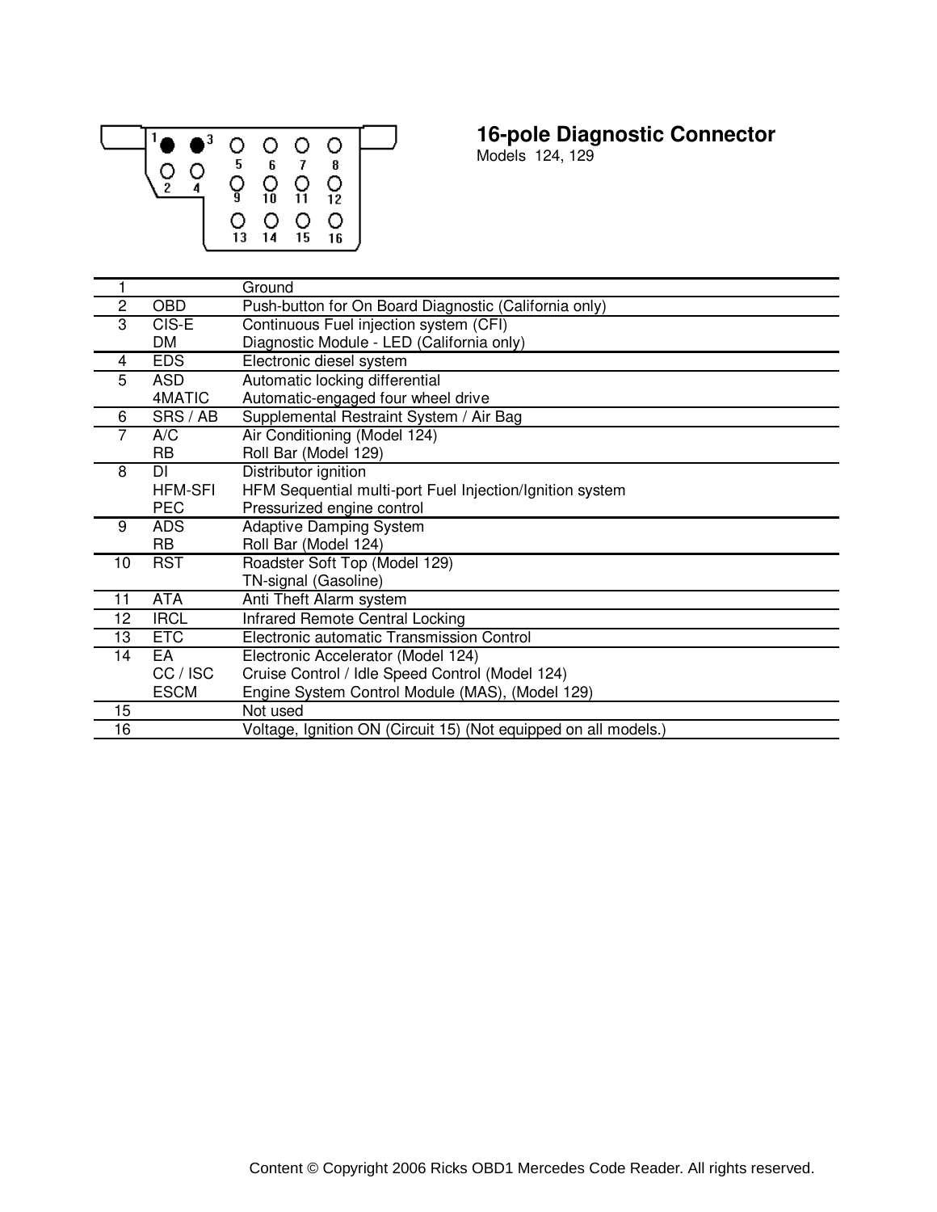## 16-pole Diagnostic Connector

Models 124, 129

| Pin | Code | Description |
|---|---|---|
| 1 | | Ground |
| 2 | OBD | Push-button for On Board Diagnostic (California only) |
| 3 | CIS-E | Continuous Fuel injection system (CFI) |
| | DM | Diagnostic Module - LED (California only) |
| 4 | EDS | Electronic diesel system |
| 5 | ASD | Automatic locking differential |
| | 4MATIC | Automatic-engaged four wheel drive |
| 6 | SRS / AB | Supplemental Restraint System / Air Bag |
| 7 | A/C | Air Conditioning (Model 124) |
| | RB | Roll Bar (Model 129) |
| 8 | DI | Distributor ignition |
| | HFM-SFI | HFM Sequential multi-port Fuel Injection/Ignition system |
| | PEC | Pressurized engine control |
| 9 | ADS | Adaptive Damping System |
| | RB | Roll Bar (Model 124) |
| 10 | RST | Roadster Soft Top (Model 129) |
| | | TN-signal (Gasoline) |
| 11 | ATA | Anti Theft Alarm system |
| 12 | IRCL | Infrared Remote Central Locking |
| 13 | ETC | Electronic automatic Transmission Control |
| 14 | EA | Electronic Accelerator (Model 124) |
| | CC / ISC | Cruise Control / Idle Speed Control (Model 124) |
| | ESCM | Engine System Control Module (MAS), (Model 129) |
| 15 | | Not used |
| 16 | | Voltage, Ignition ON (Circuit 15) (Not equipped on all models.) |

Content © Copyright 2006 Ricks OBD1 Mercedes Code Reader. All rights reserved.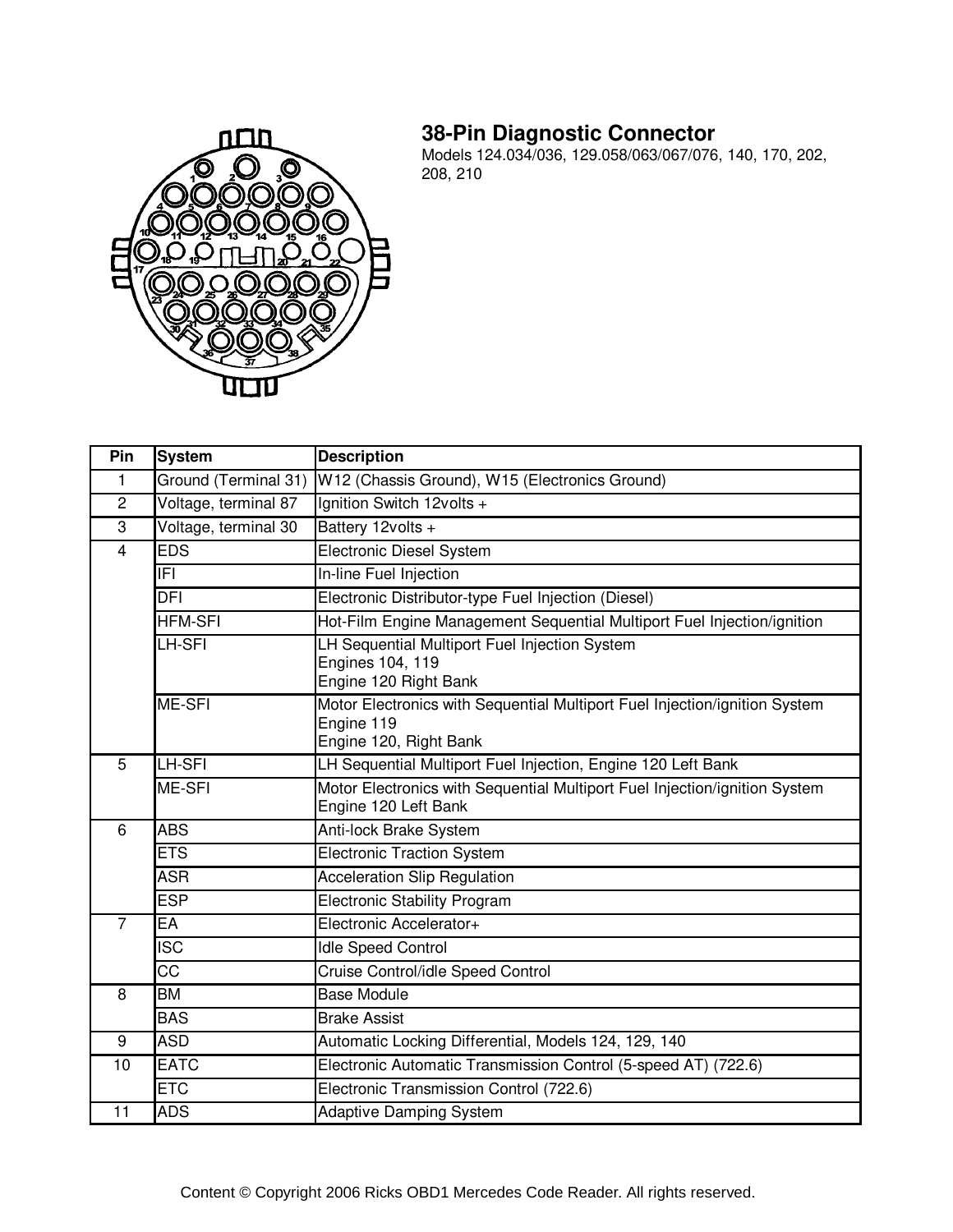## 38-Pin Diagnostic Connector

Models 124.034/036, 129.058/063/067/076, 140, 170, 202, 208, 210

| Pin | System | Description |
|---|---|---|
| 1 | Ground (Terminal 31) | W12 (Chassis Ground), W15 (Electronics Ground) |
| 2 | Voltage, terminal 87 | Ignition Switch 12volts + |
| 3 | Voltage, terminal 30 | Battery 12volts + |
| 4 | EDS | Electronic Diesel System |
| | IFI | In-line Fuel Injection |
| | DFI | Electronic Distributor-type Fuel Injection (Diesel) |
| | HFM-SFI | Hot-Film Engine Management Sequential Multiport Fuel Injection/ignition |
| | LH-SFI | LH Sequential Multiport Fuel Injection System<br>Engines 104, 119<br>Engine 120 Right Bank |
| | ME-SFI | Motor Electronics with Sequential Multiport Fuel Injection/ignition System<br>Engine 119<br>Engine 120, Right Bank |
| 5 | LH-SFI | LH Sequential Multiport Fuel Injection, Engine 120 Left Bank |
| | ME-SFI | Motor Electronics with Sequential Multiport Fuel Injection/ignition System<br>Engine 120 Left Bank |
| 6 | ABS | Anti-lock Brake System |
| | ETS | Electronic Traction System |
| | ASR | Acceleration Slip Regulation |
| | ESP | Electronic Stability Program |
| 7 | EA | Electronic Accelerator+ |
| | ISC | Idle Speed Control |
| | CC | Cruise Control/idle Speed Control |
| 8 | BM | Base Module |
| | BAS | Brake Assist |
| 9 | ASD | Automatic Locking Differential, Models 124, 129, 140 |
| 10 | EATC | Electronic Automatic Transmission Control (5-speed AT) (722.6) |
| | ETC | Electronic Transmission Control (722.6) |
| 11 | ADS | Adaptive Damping System |

Content © Copyright 2006 Ricks OBD1 Mercedes Code Reader. All rights reserved.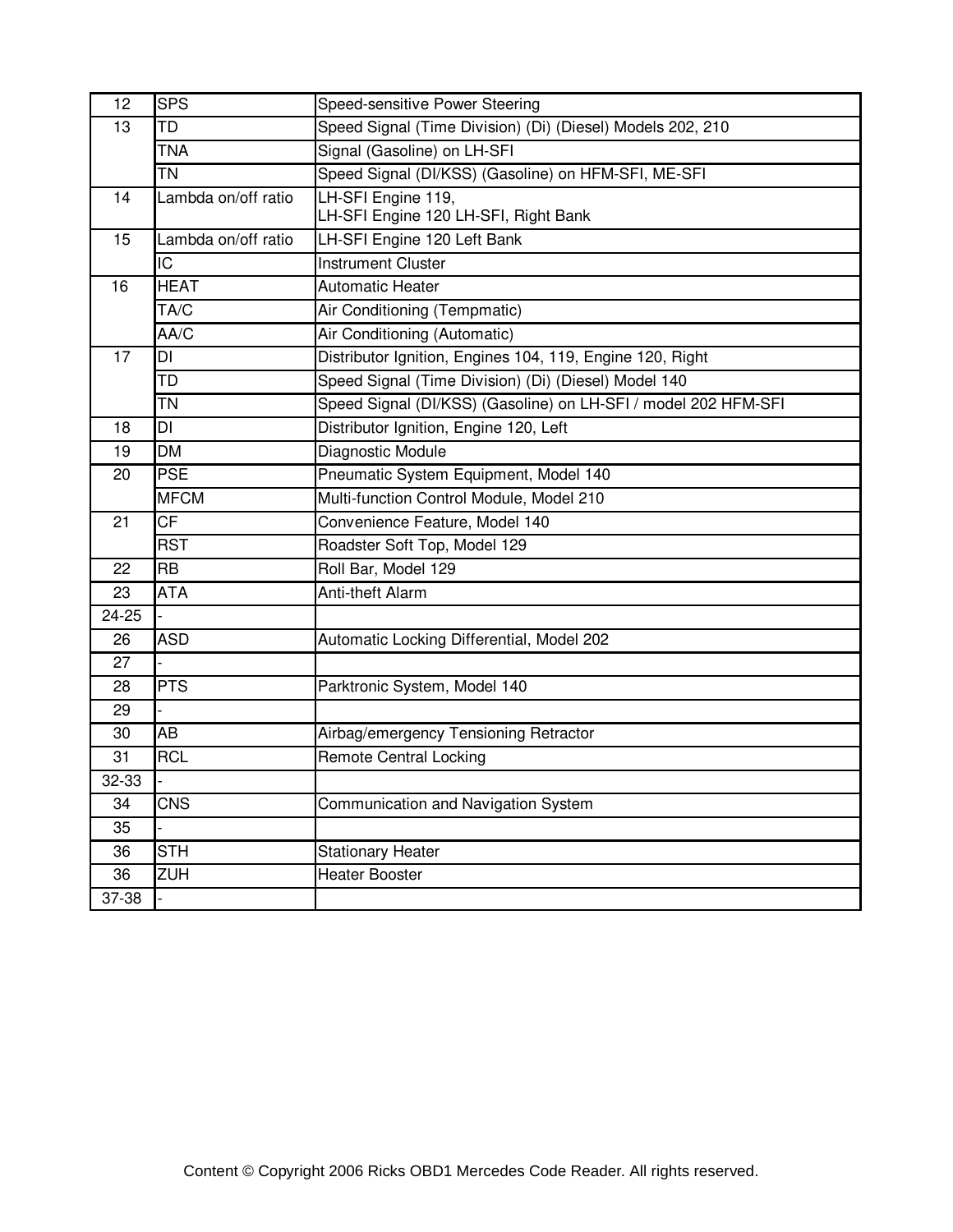| 12 | SPS | Speed-sensitive Power Steering |
|---|---|---|
| 13 | TD | Speed Signal (Time Division) (Di) (Diesel) Models 202, 210 |
| | TNA | Signal (Gasoline) on LH-SFI |
| | TN | Speed Signal (DI/KSS) (Gasoline) on HFM-SFI, ME-SFI |
| 14 | Lambda on/off ratio | LH-SFI Engine 119,<br>LH-SFI Engine 120 LH-SFI, Right Bank |
| 15 | Lambda on/off ratio | LH-SFI Engine 120 Left Bank |
| | IC | Instrument Cluster |
| 16 | HEAT | Automatic Heater |
| | TA/C | Air Conditioning (Tempmatic) |
| | AA/C | Air Conditioning (Automatic) |
| 17 | DI | Distributor Ignition, Engines 104, 119, Engine 120, Right |
| | TD | Speed Signal (Time Division) (Di) (Diesel) Model 140 |
| | TN | Speed Signal (DI/KSS) (Gasoline) on LH-SFI / model 202 HFM-SFI |
| 18 | DI | Distributor Ignition, Engine 120, Left |
| 19 | DM | Diagnostic Module |
| 20 | PSE | Pneumatic System Equipment, Model 140 |
| | MFCM | Multi-function Control Module, Model 210 |
| 21 | CF | Convenience Feature, Model 140 |
| | RST | Roadster Soft Top, Model 129 |
| 22 | RB | Roll Bar, Model 129 |
| 23 | ATA | Anti-theft Alarm |
| 24-25 | - | |
| 26 | ASD | Automatic Locking Differential, Model 202 |
| 27 | - | |
| 28 | PTS | Parktronic System, Model 140 |
| 29 | - | |
| 30 | AB | Airbag/emergency Tensioning Retractor |
| 31 | RCL | Remote Central Locking |
| 32-33 | - | |
| 34 | CNS | Communication and Navigation System |
| 35 | - | |
| 36 | STH | Stationary Heater |
| 36 | ZUH | Heater Booster |
| 37-38 | - | |

Content © Copyright 2006 Ricks OBD1 Mercedes Code Reader. All rights reserved.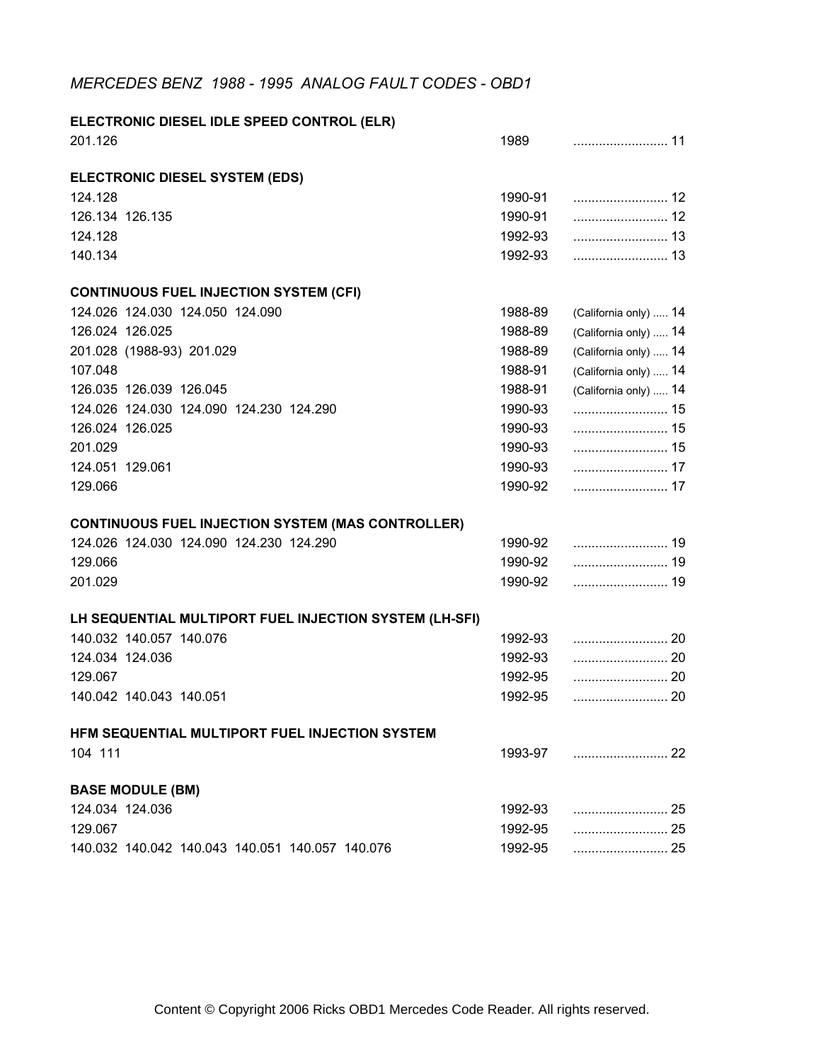*MERCEDES BENZ 1988 - 1995 ANALOG FAULT CODES - OBD1*

**ELECTRONIC DIESEL IDLE SPEED CONTROL (ELR)**

| | | |
|---|---|---|
| 201.126 | 1989 | .......................... 11 |

**ELECTRONIC DIESEL SYSTEM (EDS)**

| | | |
|---|---|---|
| 124.128 | 1990-91 | .......................... 12 |
| 126.134 126.135 | 1990-91 | .......................... 12 |
| 124.128 | 1992-93 | .......................... 13 |
| 140.134 | 1992-93 | .......................... 13 |

**CONTINUOUS FUEL INJECTION SYSTEM (CFI)**

| | | |
|---|---|---|
| 124.026 124.030 124.050 124.090 | 1988-89 | (California only) ..... 14 |
| 126.024 126.025 | 1988-89 | (California only) ..... 14 |
| 201.028 (1988-93) 201.029 | 1988-89 | (California only) ..... 14 |
| 107.048 | 1988-91 | (California only) ..... 14 |
| 126.035 126.039 126.045 | 1988-91 | (California only) ..... 14 |
| 124.026 124.030 124.090 124.230 124.290 | 1990-93 | .......................... 15 |
| 126.024 126.025 | 1990-93 | .......................... 15 |
| 201.029 | 1990-93 | .......................... 15 |
| 124.051 129.061 | 1990-93 | .......................... 17 |
| 129.066 | 1990-92 | .......................... 17 |

**CONTINUOUS FUEL INJECTION SYSTEM (MAS CONTROLLER)**

| | | |
|---|---|---|
| 124.026 124.030 124.090 124.230 124.290 | 1990-92 | .......................... 19 |
| 129.066 | 1990-92 | .......................... 19 |
| 201.029 | 1990-92 | .......................... 19 |

**LH SEQUENTIAL MULTIPORT FUEL INJECTION SYSTEM (LH-SFI)**

| | | |
|---|---|---|
| 140.032 140.057 140.076 | 1992-93 | .......................... 20 |
| 124.034 124.036 | 1992-93 | .......................... 20 |
| 129.067 | 1992-95 | .......................... 20 |
| 140.042 140.043 140.051 | 1992-95 | .......................... 20 |

**HFM SEQUENTIAL MULTIPORT FUEL INJECTION SYSTEM**

| | | |
|---|---|---|
| 104 111 | 1993-97 | .......................... 22 |

**BASE MODULE (BM)**

| | | |
|---|---|---|
| 124.034 124.036 | 1992-93 | .......................... 25 |
| 129.067 | 1992-95 | .......................... 25 |
| 140.032 140.042 140.043 140.051 140.057 140.076 | 1992-95 | .......................... 25 |

Content © Copyright 2006 Ricks OBD1 Mercedes Code Reader. All rights reserved.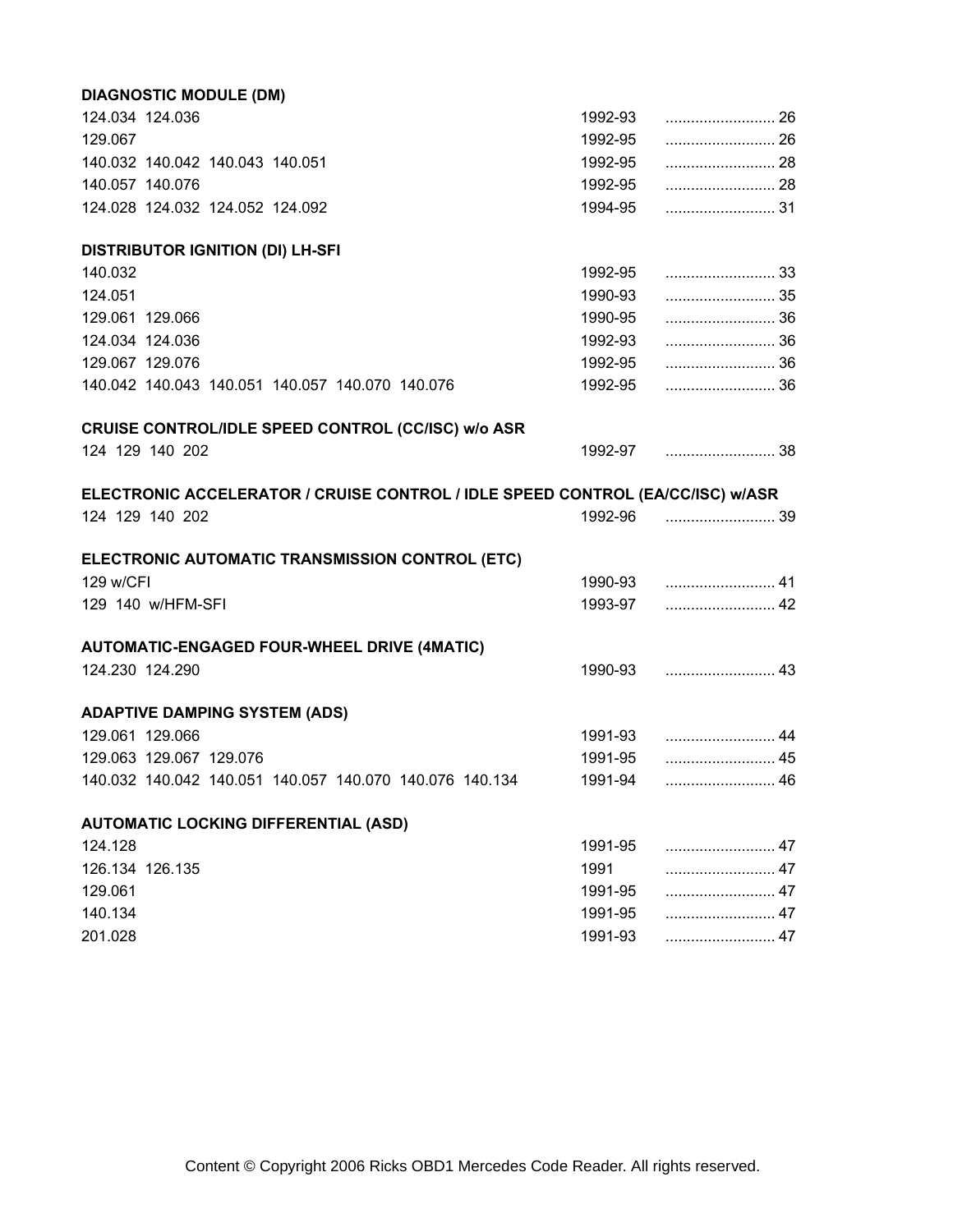**DIAGNOSTIC MODULE (DM)**

| | | |
|---|---|---|
| 124.034 124.036 | 1992-93 | .......................... 26 |
| 129.067 | 1992-95 | .......................... 26 |
| 140.032 140.042 140.043 140.051 | 1992-95 | .......................... 28 |
| 140.057 140.076 | 1992-95 | .......................... 28 |
| 124.028 124.032 124.052 124.092 | 1994-95 | .......................... 31 |

**DISTRIBUTOR IGNITION (DI) LH-SFI**

| | | |
|---|---|---|
| 140.032 | 1992-95 | .......................... 33 |
| 124.051 | 1990-93 | .......................... 35 |
| 129.061 129.066 | 1990-95 | .......................... 36 |
| 124.034 124.036 | 1992-93 | .......................... 36 |
| 129.067 129.076 | 1992-95 | .......................... 36 |
| 140.042 140.043 140.051 140.057 140.070 140.076 | 1992-95 | .......................... 36 |

**CRUISE CONTROL/IDLE SPEED CONTROL (CC/ISC) w/o ASR**

| | | |
|---|---|---|
| 124 129 140 202 | 1992-97 | .......................... 38 |

**ELECTRONIC ACCELERATOR / CRUISE CONTROL / IDLE SPEED CONTROL (EA/CC/ISC) w/ASR**

| | | |
|---|---|---|
| 124 129 140 202 | 1992-96 | .......................... 39 |

**ELECTRONIC AUTOMATIC TRANSMISSION CONTROL (ETC)**

| | | |
|---|---|---|
| 129 w/CFI | 1990-93 | .......................... 41 |
| 129 140 w/HFM-SFI | 1993-97 | .......................... 42 |

**AUTOMATIC-ENGAGED FOUR-WHEEL DRIVE (4MATIC)**

| | | |
|---|---|---|
| 124.230 124.290 | 1990-93 | .......................... 43 |

**ADAPTIVE DAMPING SYSTEM (ADS)**

| | | |
|---|---|---|
| 129.061 129.066 | 1991-93 | .......................... 44 |
| 129.063 129.067 129.076 | 1991-95 | .......................... 45 |
| 140.032 140.042 140.051 140.057 140.070 140.076 140.134 | 1991-94 | .......................... 46 |

**AUTOMATIC LOCKING DIFFERENTIAL (ASD)**

| | | |
|---|---|---|
| 124.128 | 1991-95 | .......................... 47 |
| 126.134 126.135 | 1991 | .......................... 47 |
| 129.061 | 1991-95 | .......................... 47 |
| 140.134 | 1991-95 | .......................... 47 |
| 201.028 | 1991-93 | .......................... 47 |

Content © Copyright 2006 Ricks OBD1 Mercedes Code Reader. All rights reserved.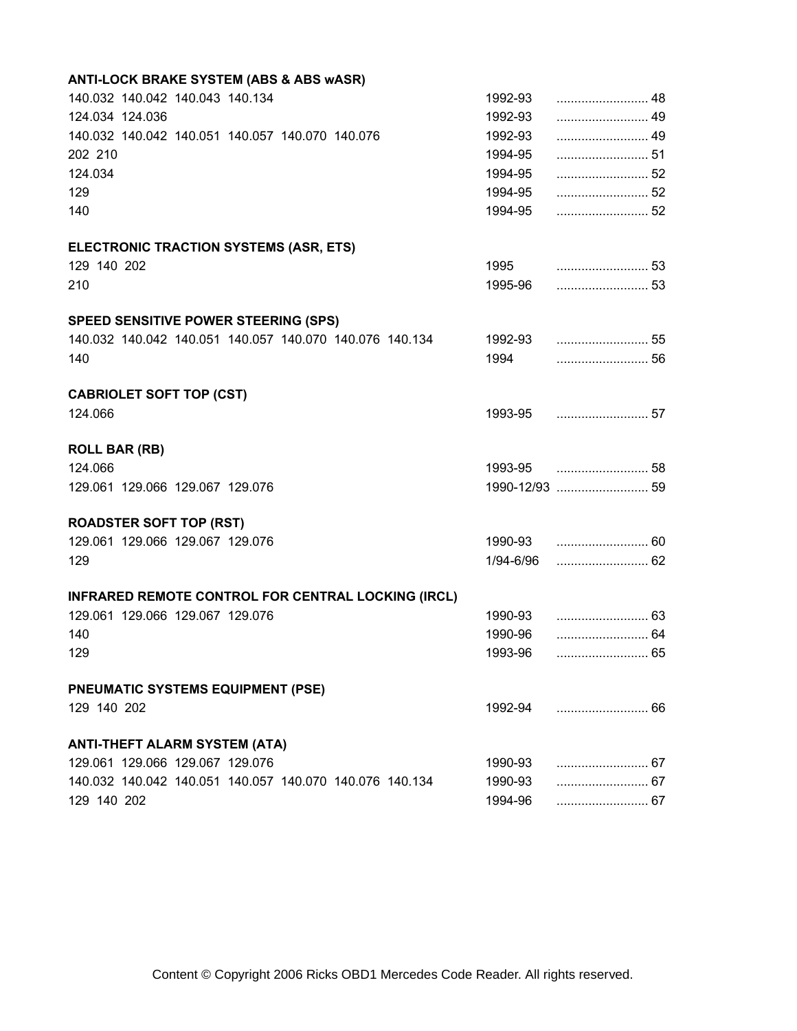**ANTI-LOCK BRAKE SYSTEM (ABS & ABS wASR)**

| | | |
|---|---|---|
| 140.032 140.042 140.043 140.134 | 1992-93 | .......................... 48 |
| 124.034 124.036 | 1992-93 | .......................... 49 |
| 140.032 140.042 140.051 140.057 140.070 140.076 | 1992-93 | .......................... 49 |
| 202 210 | 1994-95 | .......................... 51 |
| 124.034 | 1994-95 | .......................... 52 |
| 129 | 1994-95 | .......................... 52 |
| 140 | 1994-95 | .......................... 52 |

**ELECTRONIC TRACTION SYSTEMS (ASR, ETS)**

| | | |
|---|---|---|
| 129 140 202 | 1995 | .......................... 53 |
| 210 | 1995-96 | .......................... 53 |

**SPEED SENSITIVE POWER STEERING (SPS)**

| | | |
|---|---|---|
| 140.032 140.042 140.051 140.057 140.070 140.076 140.134 | 1992-93 | .......................... 55 |
| 140 | 1994 | .......................... 56 |

**CABRIOLET SOFT TOP (CST)**

| | | |
|---|---|---|
| 124.066 | 1993-95 | .......................... 57 |

**ROLL BAR (RB)**

| | | |
|---|---|---|
| 124.066 | 1993-95 | .......................... 58 |
| 129.061 129.066 129.067 129.076 | 1990-12/93 | .......................... 59 |

**ROADSTER SOFT TOP (RST)**

| | | |
|---|---|---|
| 129.061 129.066 129.067 129.076 | 1990-93 | .......................... 60 |
| 129 | 1/94-6/96 | .......................... 62 |

**INFRARED REMOTE CONTROL FOR CENTRAL LOCKING (IRCL)**

| | | |
|---|---|---|
| 129.061 129.066 129.067 129.076 | 1990-93 | .......................... 63 |
| 140 | 1990-96 | .......................... 64 |
| 129 | 1993-96 | .......................... 65 |

**PNEUMATIC SYSTEMS EQUIPMENT (PSE)**

| | | |
|---|---|---|
| 129 140 202 | 1992-94 | .......................... 66 |

**ANTI-THEFT ALARM SYSTEM (ATA)**

| | | |
|---|---|---|
| 129.061 129.066 129.067 129.076 | 1990-93 | .......................... 67 |
| 140.032 140.042 140.051 140.057 140.070 140.076 140.134 | 1990-93 | .......................... 67 |
| 129 140 202 | 1994-96 | .......................... 67 |

Content © Copyright 2006 Ricks OBD1 Mercedes Code Reader. All rights reserved.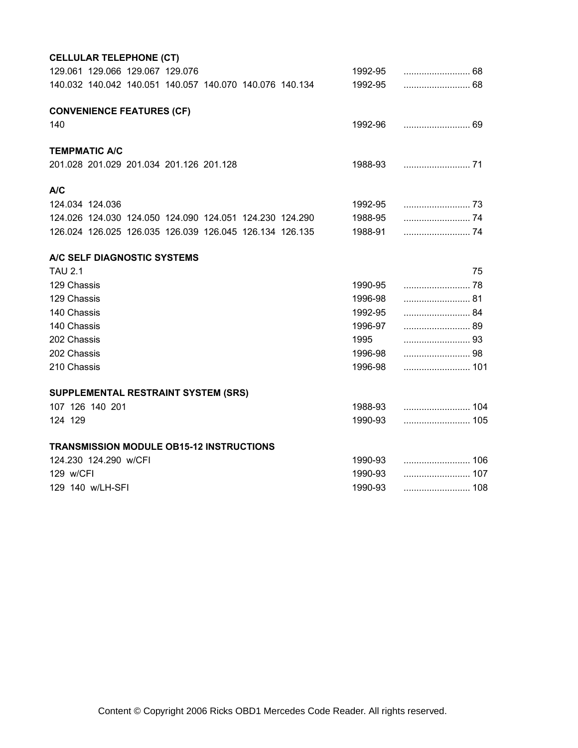**CELLULAR TELEPHONE (CT)**

| | | |
|---|---|---|
| 129.061 129.066 129.067 129.076 | 1992-95 | .......................... 68 |
| 140.032 140.042 140.051 140.057 140.070 140.076 140.134 | 1992-95 | .......................... 68 |

**CONVENIENCE FEATURES (CF)**

| | | |
|---|---|---|
| 140 | 1992-96 | .......................... 69 |

**TEMPMATIC A/C**

| | | |
|---|---|---|
| 201.028 201.029 201.034 201.126 201.128 | 1988-93 | .......................... 71 |

**A/C**

| | | |
|---|---|---|
| 124.034 124.036 | 1992-95 | .......................... 73 |
| 124.026 124.030 124.050 124.090 124.051 124.230 124.290 | 1988-95 | .......................... 74 |
| 126.024 126.025 126.035 126.039 126.045 126.134 126.135 | 1988-91 | .......................... 74 |

**A/C SELF DIAGNOSTIC SYSTEMS**

| | | |
|---|---|---|
| TAU 2.1 | | 75 |
| 129 Chassis | 1990-95 | .......................... 78 |
| 129 Chassis | 1996-98 | .......................... 81 |
| 140 Chassis | 1992-95 | .......................... 84 |
| 140 Chassis | 1996-97 | .......................... 89 |
| 202 Chassis | 1995 | .......................... 93 |
| 202 Chassis | 1996-98 | .......................... 98 |
| 210 Chassis | 1996-98 | .......................... 101 |

**SUPPLEMENTAL RESTRAINT SYSTEM (SRS)**

| | | |
|---|---|---|
| 107 126 140 201 | 1988-93 | .......................... 104 |
| 124 129 | 1990-93 | .......................... 105 |

**TRANSMISSION MODULE OB15-12 INSTRUCTIONS**

| | | |
|---|---|---|
| 124.230 124.290 w/CFI | 1990-93 | .......................... 106 |
| 129 w/CFI | 1990-93 | .......................... 107 |
| 129 140 w/LH-SFI | 1990-93 | .......................... 108 |

Content © Copyright 2006 Ricks OBD1 Mercedes Code Reader. All rights reserved.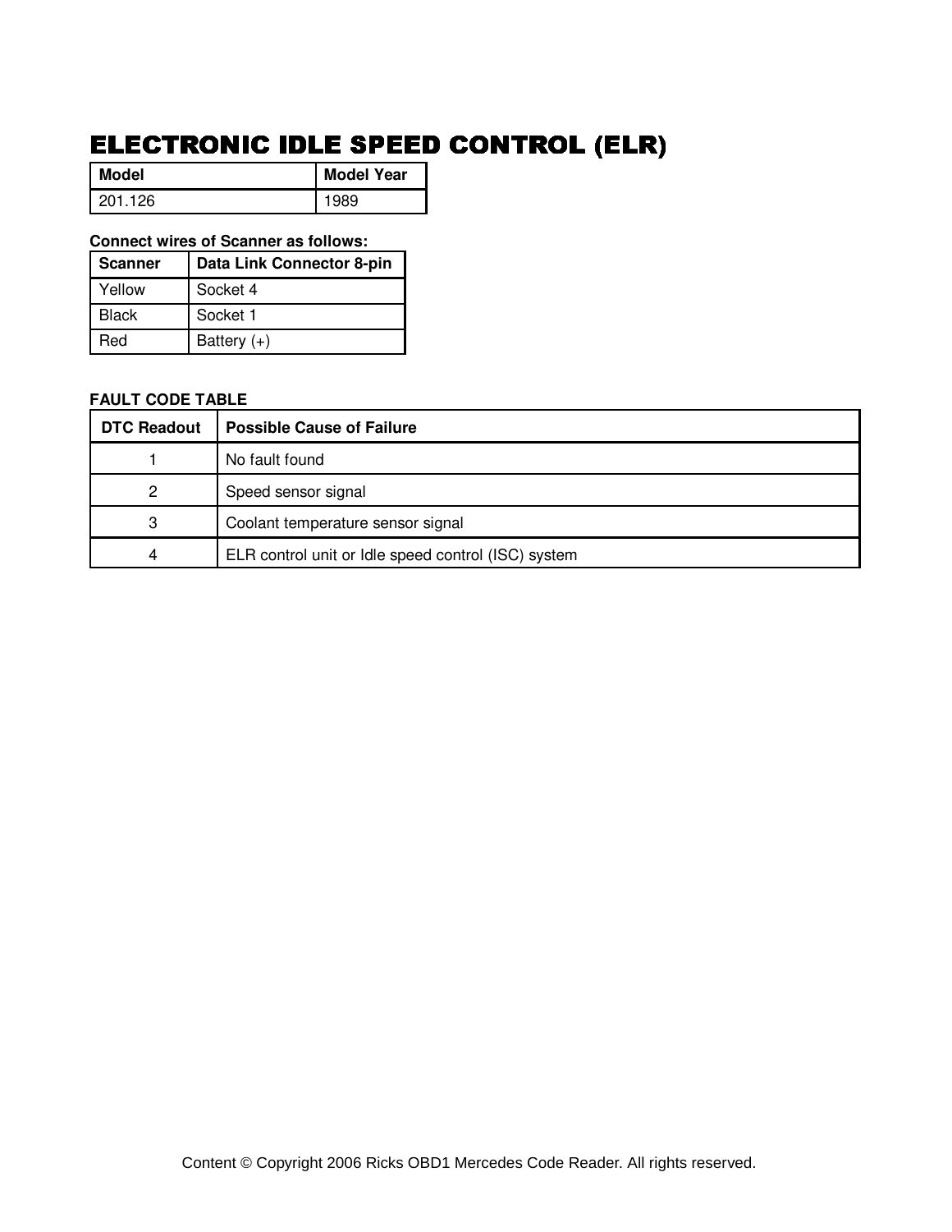# ELECTRONIC IDLE SPEED CONTROL (ELR)

| Model | Model Year |
| --- | --- |
| 201.126 | 1989 |

**Connect wires of Scanner as follows:**

| Scanner | Data Link Connector 8-pin |
| --- | --- |
| Yellow | Socket 4 |
| Black | Socket 1 |
| Red | Battery (+) |

**FAULT CODE TABLE**

| DTC Readout | Possible Cause of Failure |
| --- | --- |
| 1 | No fault found |
| 2 | Speed sensor signal |
| 3 | Coolant temperature sensor signal |
| 4 | ELR control unit or Idle speed control (ISC) system |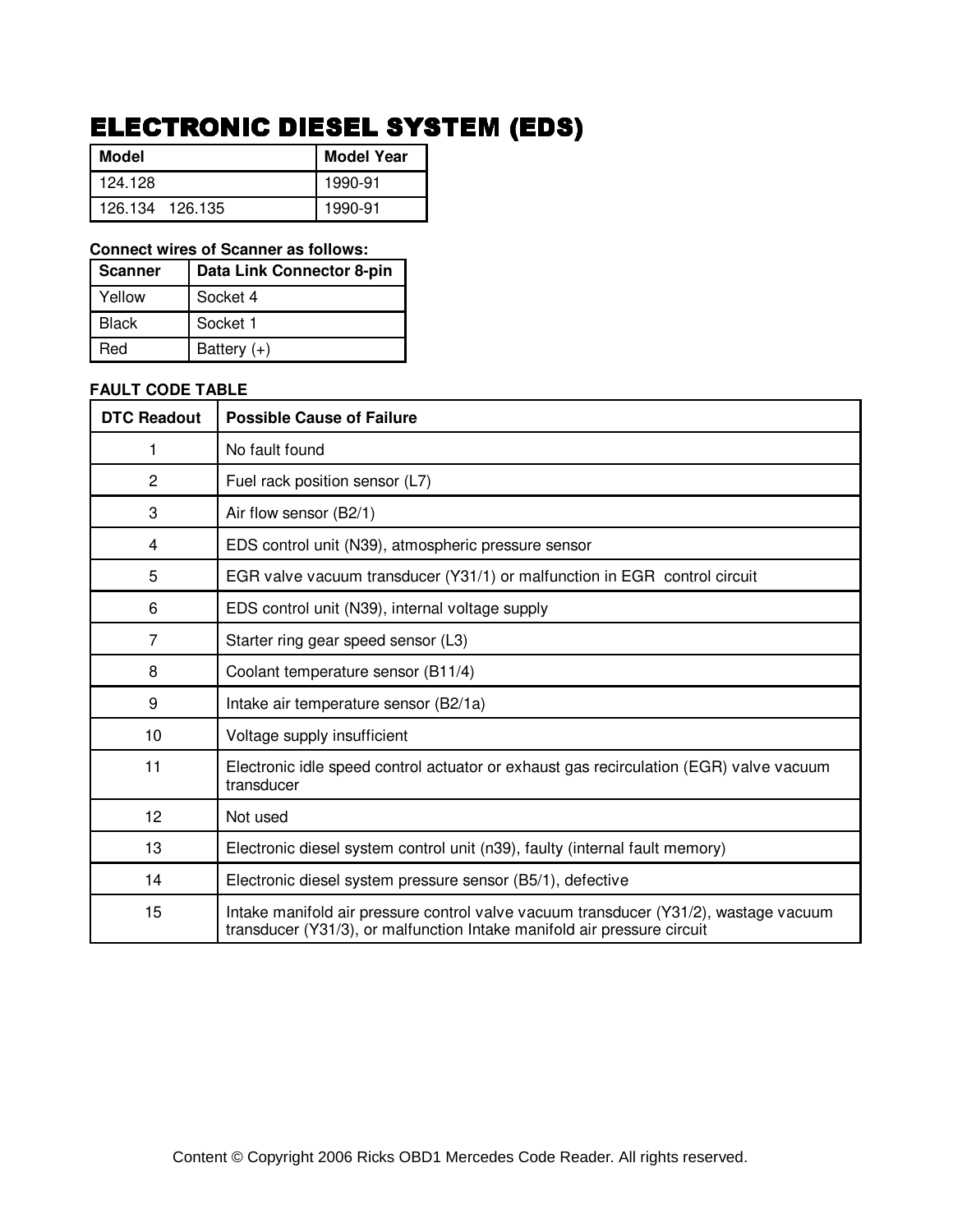# ELECTRONIC DIESEL SYSTEM (EDS)

| Model | Model Year |
|---|---|
| 124.128 | 1990-91 |
| 126.134   126.135 | 1990-91 |

**Connect wires of Scanner as follows:**

| Scanner | Data Link Connector 8-pin |
|---|---|
| Yellow | Socket 4 |
| Black | Socket 1 |
| Red | Battery (+) |

**FAULT CODE TABLE**

| DTC Readout | Possible Cause of Failure |
|---|---|
| 1 | No fault found |
| 2 | Fuel rack position sensor (L7) |
| 3 | Air flow sensor (B2/1) |
| 4 | EDS control unit (N39), atmospheric pressure sensor |
| 5 | EGR valve vacuum transducer (Y31/1) or malfunction in EGR  control circuit |
| 6 | EDS control unit (N39), internal voltage supply |
| 7 | Starter ring gear speed sensor (L3) |
| 8 | Coolant temperature sensor (B11/4) |
| 9 | Intake air temperature sensor (B2/1a) |
| 10 | Voltage supply insufficient |
| 11 | Electronic idle speed control actuator or exhaust gas recirculation (EGR) valve vacuum transducer |
| 12 | Not used |
| 13 | Electronic diesel system control unit (n39), faulty (internal fault memory) |
| 14 | Electronic diesel system pressure sensor (B5/1), defective |
| 15 | Intake manifold air pressure control valve vacuum transducer (Y31/2), wastage vacuum transducer (Y31/3), or malfunction Intake manifold air pressure circuit |

Content © Copyright 2006 Ricks OBD1 Mercedes Code Reader. All rights reserved.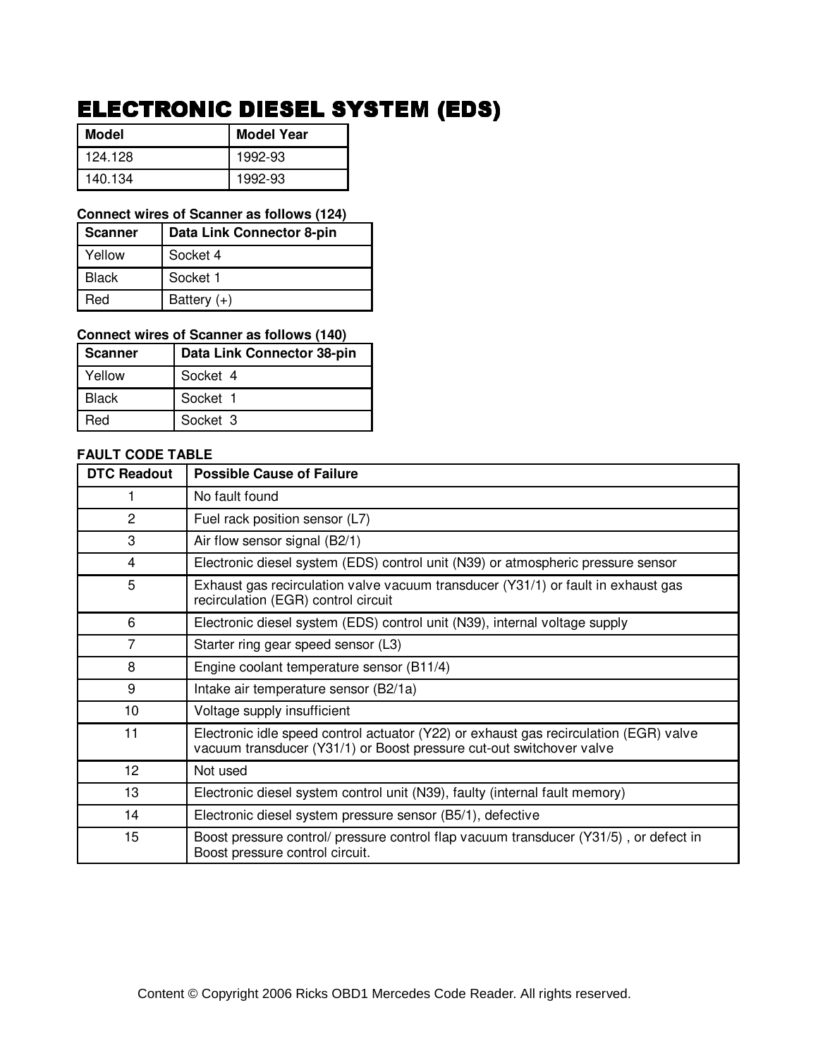# ELECTRONIC DIESEL SYSTEM (EDS)

| Model | Model Year |
|---|---|
| 124.128 | 1992-93 |
| 140.134 | 1992-93 |

**Connect wires of Scanner as follows (124)**

| Scanner | Data Link Connector 8-pin |
|---|---|
| Yellow | Socket 4 |
| Black | Socket 1 |
| Red | Battery (+) |

**Connect wires of Scanner as follows (140)**

| Scanner | Data Link Connector 38-pin |
|---|---|
| Yellow | Socket 4 |
| Black | Socket 1 |
| Red | Socket 3 |

**FAULT CODE TABLE**

| DTC Readout | Possible Cause of Failure |
|---|---|
| 1 | No fault found |
| 2 | Fuel rack position sensor (L7) |
| 3 | Air flow sensor signal (B2/1) |
| 4 | Electronic diesel system (EDS) control unit (N39) or atmospheric pressure sensor |
| 5 | Exhaust gas recirculation valve vacuum transducer (Y31/1) or fault in exhaust gas recirculation (EGR) control circuit |
| 6 | Electronic diesel system (EDS) control unit (N39), internal voltage supply |
| 7 | Starter ring gear speed sensor (L3) |
| 8 | Engine coolant temperature sensor (B11/4) |
| 9 | Intake air temperature sensor (B2/1a) |
| 10 | Voltage supply insufficient |
| 11 | Electronic idle speed control actuator (Y22) or exhaust gas recirculation (EGR) valve vacuum transducer (Y31/1) or Boost pressure cut-out switchover valve |
| 12 | Not used |
| 13 | Electronic diesel system control unit (N39), faulty (internal fault memory) |
| 14 | Electronic diesel system pressure sensor (B5/1), defective |
| 15 | Boost pressure control/ pressure control flap vacuum transducer (Y31/5) , or defect in Boost pressure control circuit. |

Content © Copyright 2006 Ricks OBD1 Mercedes Code Reader. All rights reserved.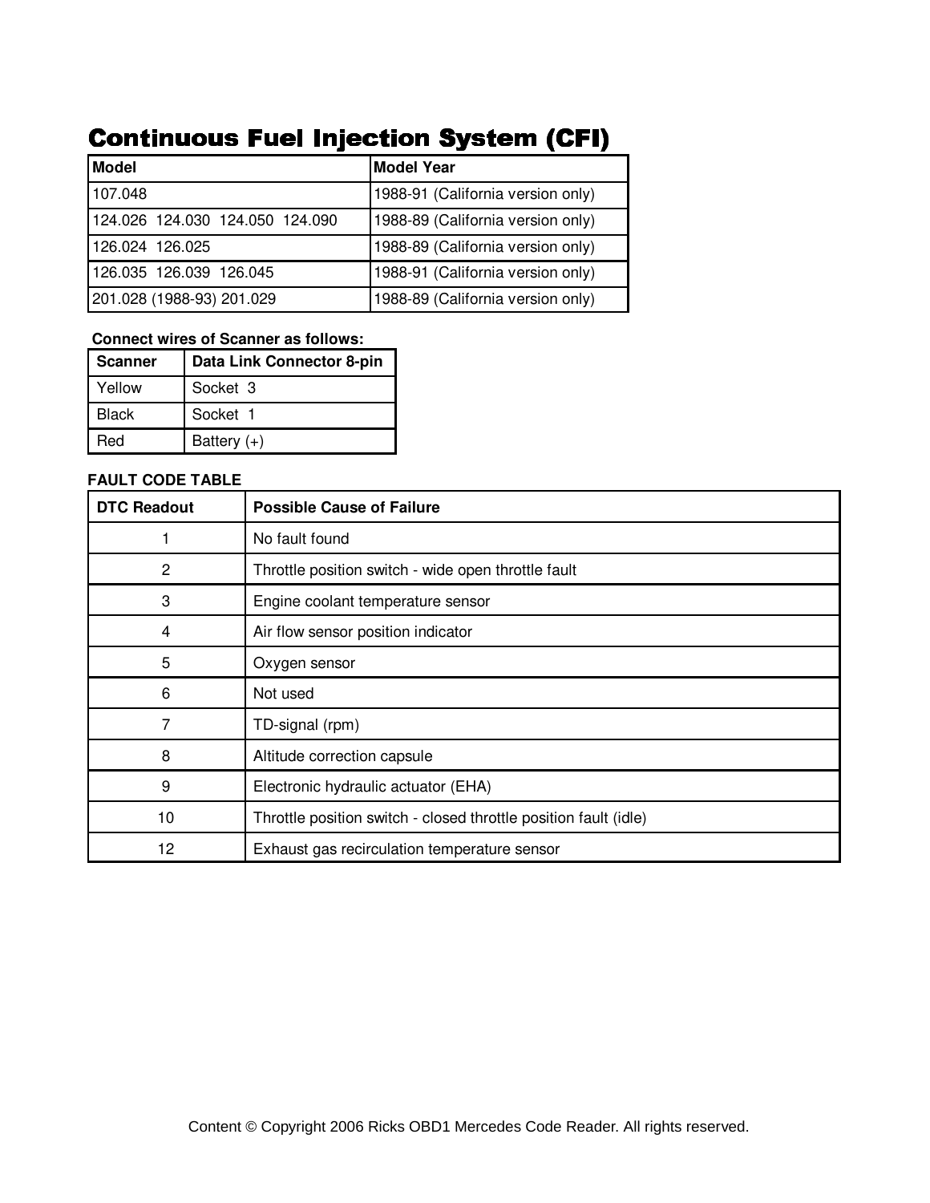# Continuous Fuel Injection System (CFI)

| Model | Model Year |
|---|---|
| 107.048 | 1988-91 (California version only) |
| 124.026  124.030  124.050  124.090 | 1988-89 (California version only) |
| 126.024  126.025 | 1988-89 (California version only) |
| 126.035  126.039  126.045 | 1988-91 (California version only) |
| 201.028 (1988-93) 201.029 | 1988-89 (California version only) |

**Connect wires of Scanner as follows:**

| Scanner | Data Link Connector 8-pin |
|---|---|
| Yellow | Socket 3 |
| Black | Socket 1 |
| Red | Battery (+) |

**FAULT CODE TABLE**

| DTC Readout | Possible Cause of Failure |
|---|---|
| 1 | No fault found |
| 2 | Throttle position switch - wide open throttle fault |
| 3 | Engine coolant temperature sensor |
| 4 | Air flow sensor position indicator |
| 5 | Oxygen sensor |
| 6 | Not used |
| 7 | TD-signal (rpm) |
| 8 | Altitude correction capsule |
| 9 | Electronic hydraulic actuator (EHA) |
| 10 | Throttle position switch - closed throttle position fault (idle) |
| 12 | Exhaust gas recirculation temperature sensor |

Content © Copyright 2006 Ricks OBD1 Mercedes Code Reader. All rights reserved.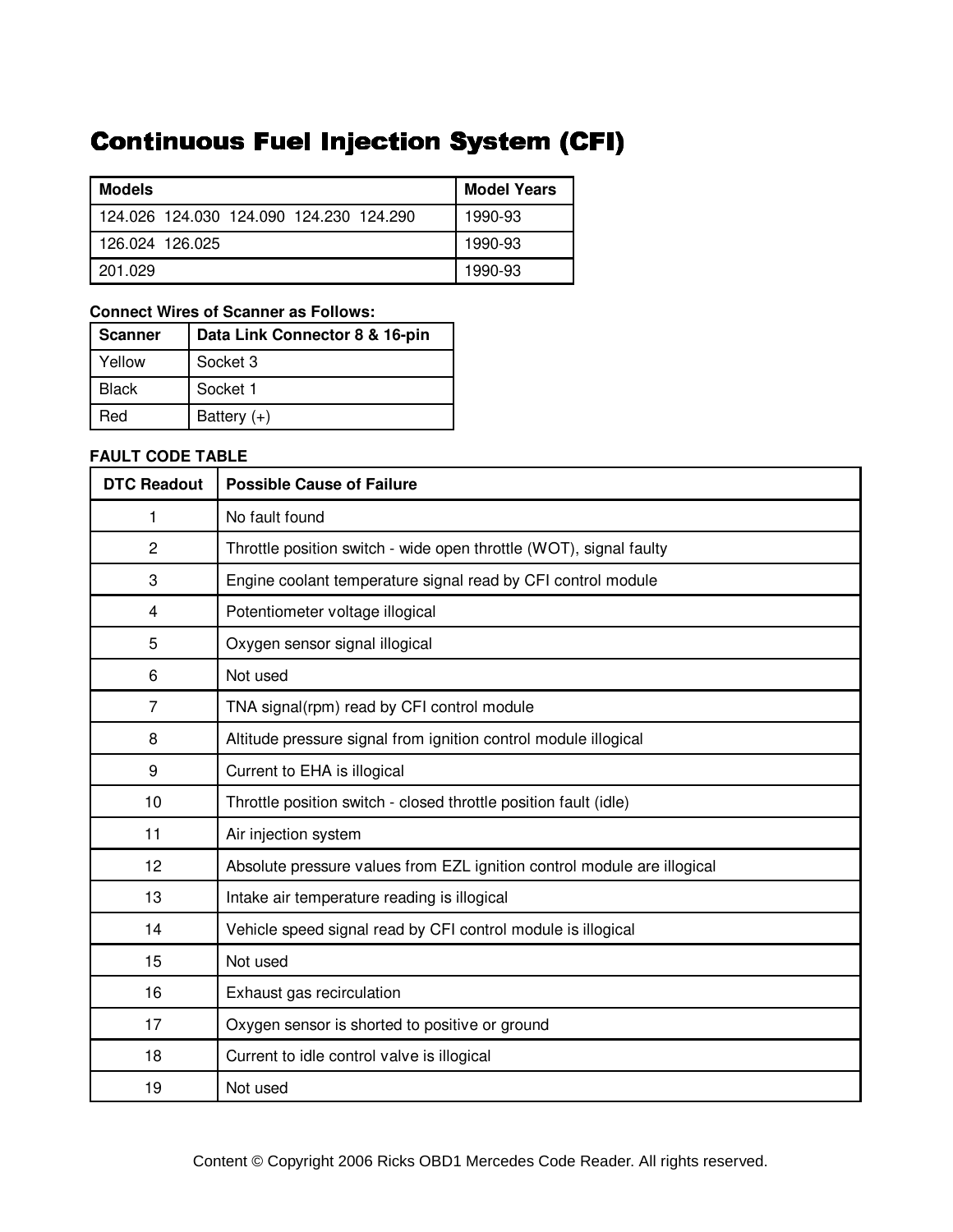# Continuous Fuel Injection System (CFI)

| Models | Model Years |
| --- | --- |
| 124.026  124.030  124.090  124.230  124.290 | 1990-93 |
| 126.024  126.025 | 1990-93 |
| 201.029 | 1990-93 |

**Connect Wires of Scanner as Follows:**

| Scanner | Data Link Connector 8 & 16-pin |
| --- | --- |
| Yellow | Socket 3 |
| Black | Socket 1 |
| Red | Battery (+) |

**FAULT CODE TABLE**

| DTC Readout | Possible Cause of Failure |
| --- | --- |
| 1 | No fault found |
| 2 | Throttle position switch - wide open throttle (WOT), signal faulty |
| 3 | Engine coolant temperature signal read by CFI control module |
| 4 | Potentiometer voltage illogical |
| 5 | Oxygen sensor signal illogical |
| 6 | Not used |
| 7 | TNA signal(rpm) read by CFI control module |
| 8 | Altitude pressure signal from ignition control module illogical |
| 9 | Current to EHA is illogical |
| 10 | Throttle position switch - closed throttle position fault (idle) |
| 11 | Air injection system |
| 12 | Absolute pressure values from EZL ignition control module are illogical |
| 13 | Intake air temperature reading is illogical |
| 14 | Vehicle speed signal read by CFI control module is illogical |
| 15 | Not used |
| 16 | Exhaust gas recirculation |
| 17 | Oxygen sensor is shorted to positive or ground |
| 18 | Current to idle control valve is illogical |
| 19 | Not used |

Content © Copyright 2006 Ricks OBD1 Mercedes Code Reader. All rights reserved.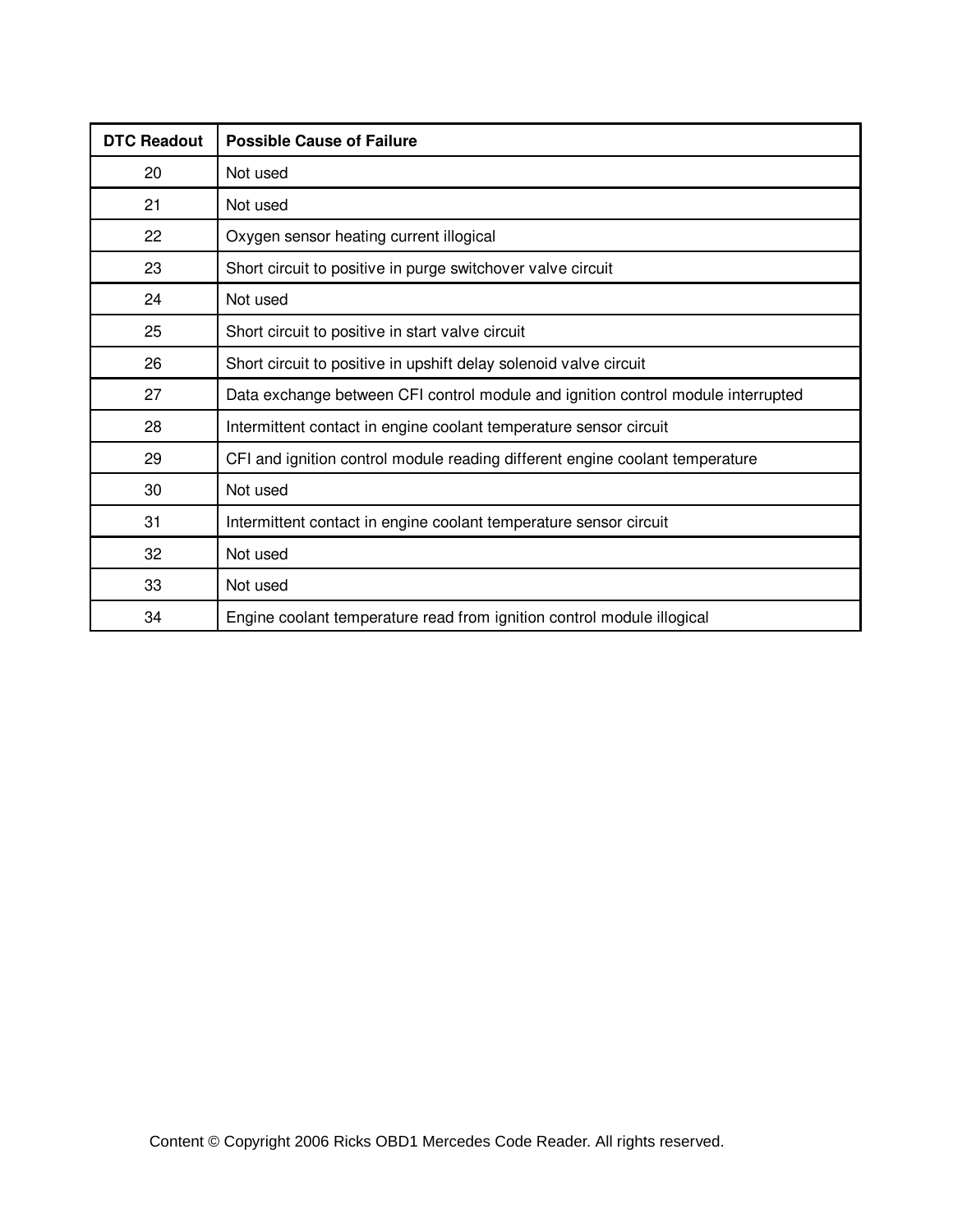| DTC Readout | Possible Cause of Failure |
| --- | --- |
| 20 | Not used |
| 21 | Not used |
| 22 | Oxygen sensor heating current illogical |
| 23 | Short circuit to positive in purge switchover valve circuit |
| 24 | Not used |
| 25 | Short circuit to positive in start valve circuit |
| 26 | Short circuit to positive in upshift delay solenoid valve circuit |
| 27 | Data exchange between CFI control module and ignition control module interrupted |
| 28 | Intermittent contact in engine coolant temperature sensor circuit |
| 29 | CFI and ignition control module reading different engine coolant temperature |
| 30 | Not used |
| 31 | Intermittent contact in engine coolant temperature sensor circuit |
| 32 | Not used |
| 33 | Not used |
| 34 | Engine coolant temperature read from ignition control module illogical |

Content © Copyright 2006 Ricks OBD1 Mercedes Code Reader. All rights reserved.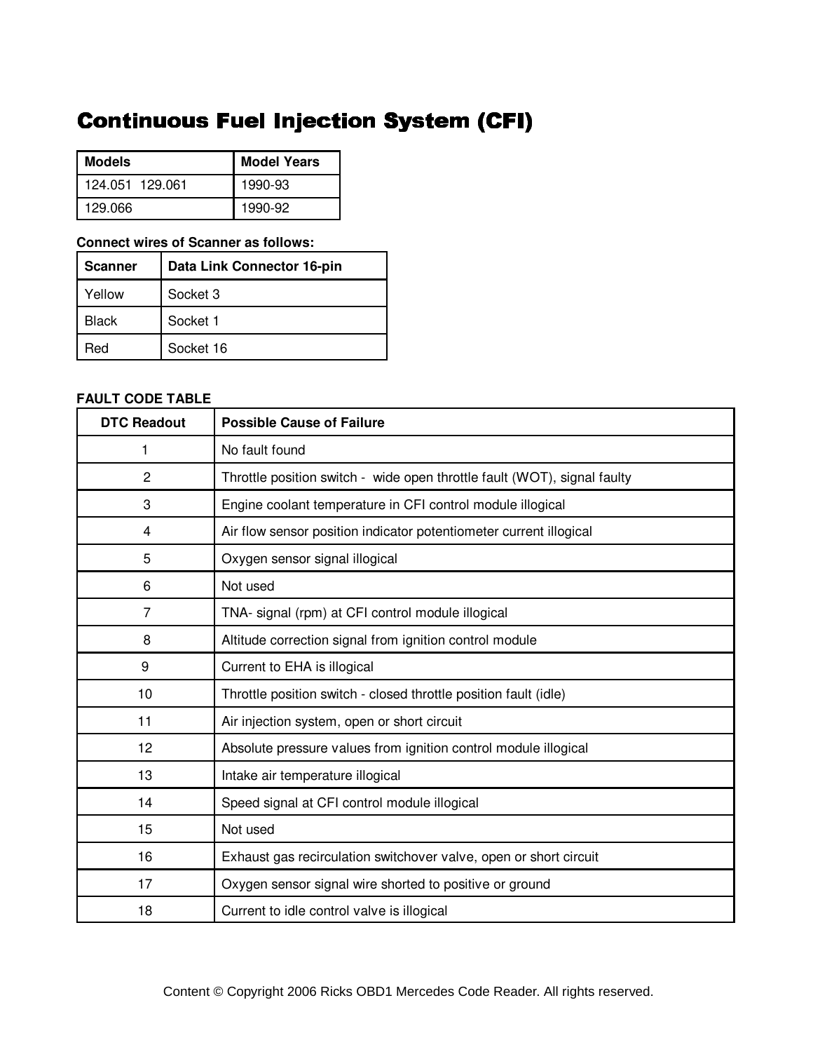# Continuous Fuel Injection System (CFI)

| Models | Model Years |
|---|---|
| 124.051  129.061 | 1990-93 |
| 129.066 | 1990-92 |

**Connect wires of Scanner as follows:**

| Scanner | Data Link Connector 16-pin |
|---|---|
| Yellow | Socket 3 |
| Black | Socket 1 |
| Red | Socket 16 |

**FAULT CODE TABLE**

| DTC Readout | Possible Cause of Failure |
|---|---|
| 1 | No fault found |
| 2 | Throttle position switch - wide open throttle fault (WOT), signal faulty |
| 3 | Engine coolant temperature in CFI control module illogical |
| 4 | Air flow sensor position indicator potentiometer current illogical |
| 5 | Oxygen sensor signal illogical |
| 6 | Not used |
| 7 | TNA- signal (rpm) at CFI control module illogical |
| 8 | Altitude correction signal from ignition control module |
| 9 | Current to EHA is illogical |
| 10 | Throttle position switch - closed throttle position fault (idle) |
| 11 | Air injection system, open or short circuit |
| 12 | Absolute pressure values from ignition control module illogical |
| 13 | Intake air temperature illogical |
| 14 | Speed signal at CFI control module illogical |
| 15 | Not used |
| 16 | Exhaust gas recirculation switchover valve, open or short circuit |
| 17 | Oxygen sensor signal wire shorted to positive or ground |
| 18 | Current to idle control valve is illogical |

Content © Copyright 2006 Ricks OBD1 Mercedes Code Reader. All rights reserved.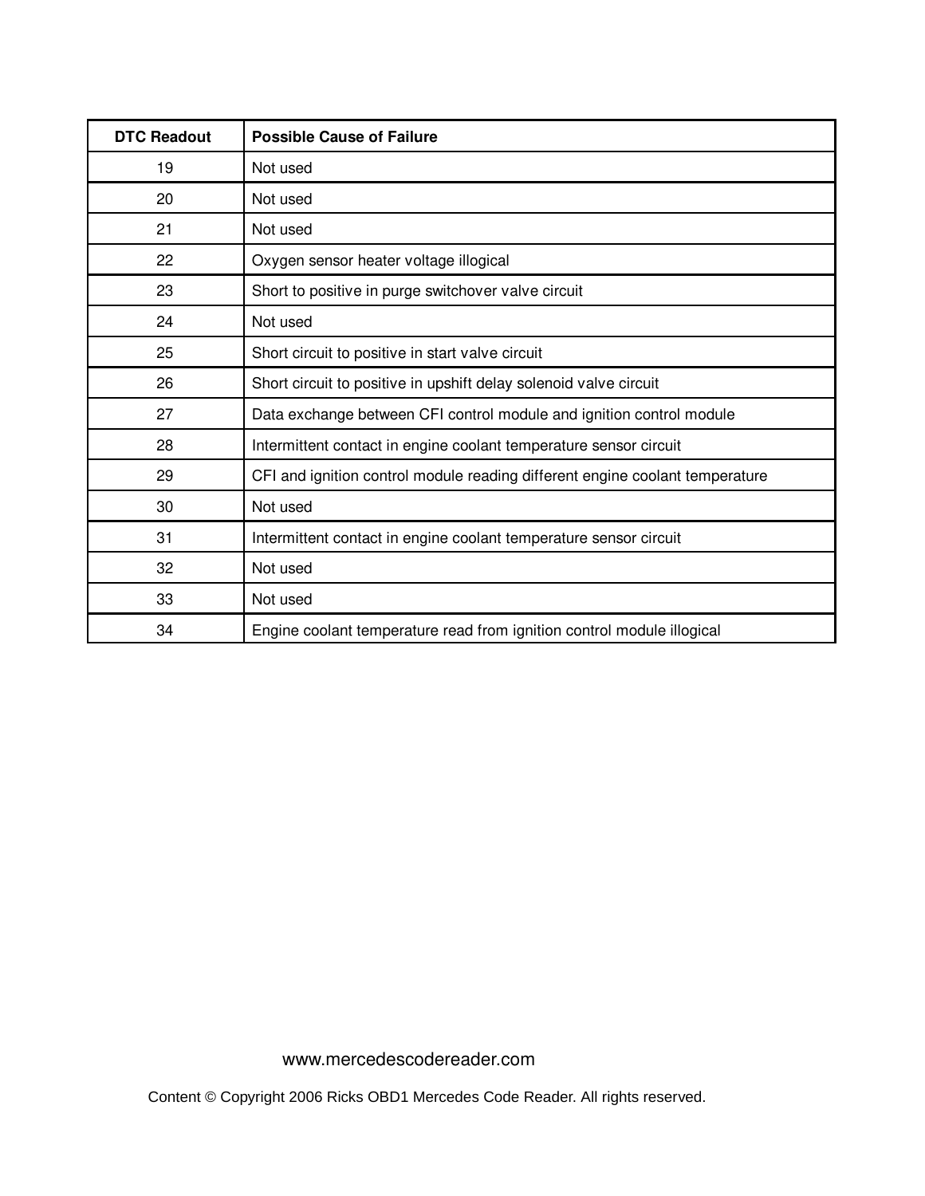| DTC Readout | Possible Cause of Failure |
| --- | --- |
| 19 | Not used |
| 20 | Not used |
| 21 | Not used |
| 22 | Oxygen sensor heater voltage illogical |
| 23 | Short to positive in purge switchover valve circuit |
| 24 | Not used |
| 25 | Short circuit to positive in start valve circuit |
| 26 | Short circuit to positive in upshift delay solenoid valve circuit |
| 27 | Data exchange between CFI control module and ignition control module |
| 28 | Intermittent contact in engine coolant temperature sensor circuit |
| 29 | CFI and ignition control module reading different engine coolant temperature |
| 30 | Not used |
| 31 | Intermittent contact in engine coolant temperature sensor circuit |
| 32 | Not used |
| 33 | Not used |
| 34 | Engine coolant temperature read from ignition control module illogical |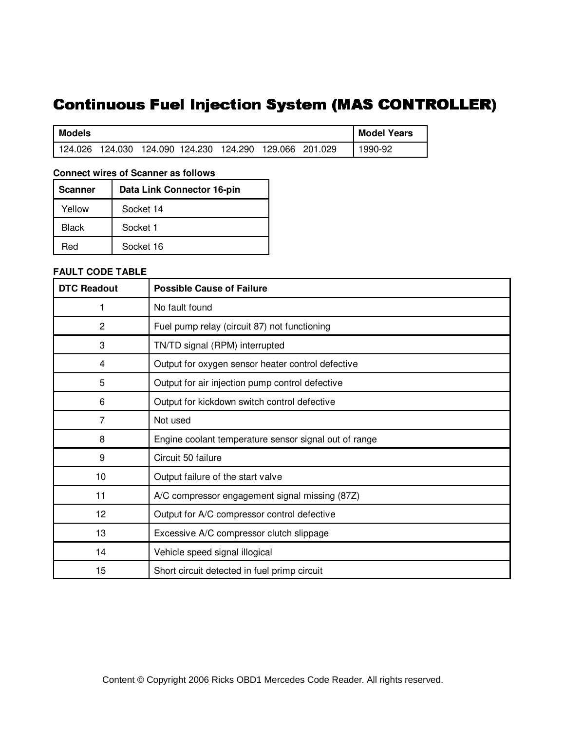# Continuous Fuel Injection System (MAS CONTROLLER)

| Models | Model Years |
|---|---|
| 124.026 124.030 124.090 124.230 124.290 129.066 201.029 | 1990-92 |

**Connect wires of Scanner as follows**

| Scanner | Data Link Connector 16-pin |
|---|---|
| Yellow | Socket 14 |
| Black | Socket 1 |
| Red | Socket 16 |

**FAULT CODE TABLE**

| DTC Readout | Possible Cause of Failure |
|---|---|
| 1 | No fault found |
| 2 | Fuel pump relay (circuit 87) not functioning |
| 3 | TN/TD signal (RPM) interrupted |
| 4 | Output for oxygen sensor heater control defective |
| 5 | Output for air injection pump control defective |
| 6 | Output for kickdown switch control defective |
| 7 | Not used |
| 8 | Engine coolant temperature sensor signal out of range |
| 9 | Circuit 50 failure |
| 10 | Output failure of the start valve |
| 11 | A/C compressor engagement signal missing (87Z) |
| 12 | Output for A/C compressor control defective |
| 13 | Excessive A/C compressor clutch slippage |
| 14 | Vehicle speed signal illogical |
| 15 | Short circuit detected in fuel primp circuit |

Content © Copyright 2006 Ricks OBD1 Mercedes Code Reader. All rights reserved.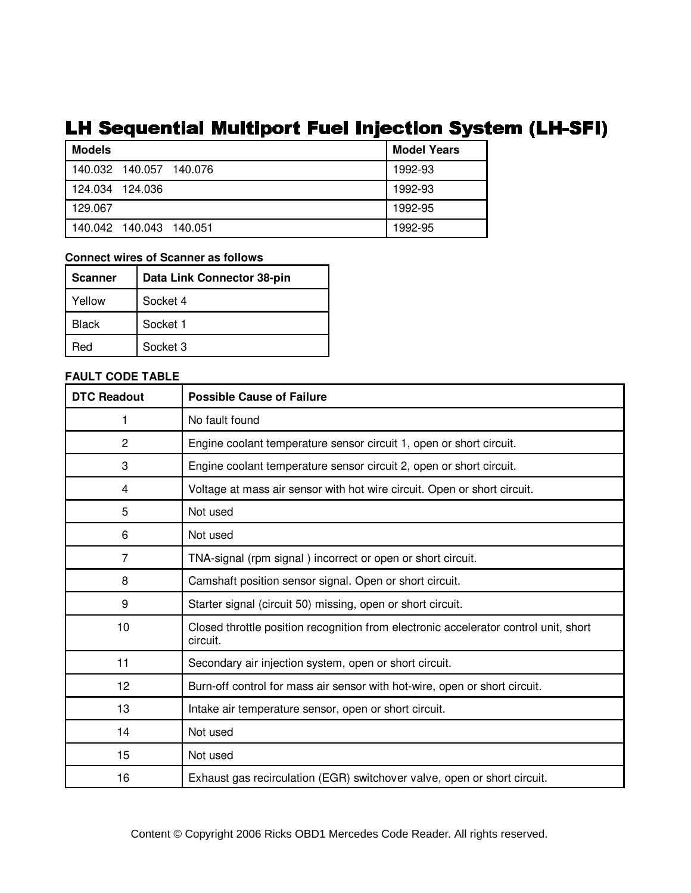# LH Sequential Multiport Fuel Injection System (LH-SFI)

| Models | Model Years |
|---|---|
| 140.032   140.057   140.076 | 1992-93 |
| 124.034   124.036 | 1992-93 |
| 129.067 | 1992-95 |
| 140.042   140.043   140.051 | 1992-95 |

**Connect wires of Scanner as follows**

| Scanner | Data Link Connector 38-pin |
|---|---|
| Yellow | Socket 4 |
| Black | Socket 1 |
| Red | Socket 3 |

**FAULT CODE TABLE**

| DTC Readout | Possible Cause of Failure |
|---|---|
| 1 | No fault found |
| 2 | Engine coolant temperature sensor circuit 1, open or short circuit. |
| 3 | Engine coolant temperature sensor circuit 2, open or short circuit. |
| 4 | Voltage at mass air sensor with hot wire circuit. Open or short circuit. |
| 5 | Not used |
| 6 | Not used |
| 7 | TNA-signal (rpm signal ) incorrect or open or short circuit. |
| 8 | Camshaft position sensor signal. Open or short circuit. |
| 9 | Starter signal (circuit 50) missing, open or short circuit. |
| 10 | Closed throttle position recognition from electronic accelerator control unit, short circuit. |
| 11 | Secondary air injection system, open or short circuit. |
| 12 | Burn-off control for mass air sensor with hot-wire, open or short circuit. |
| 13 | Intake air temperature sensor, open or short circuit. |
| 14 | Not used |
| 15 | Not used |
| 16 | Exhaust gas recirculation (EGR) switchover valve, open or short circuit. |

Content © Copyright 2006 Ricks OBD1 Mercedes Code Reader. All rights reserved.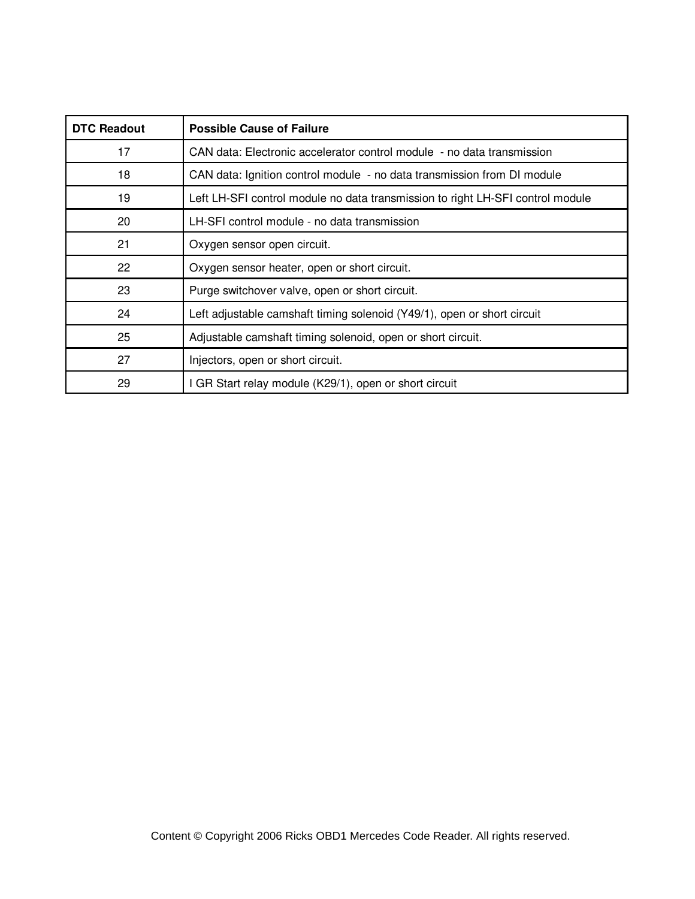| DTC Readout | Possible Cause of Failure |
|---|---|
| 17 | CAN data: Electronic accelerator control module - no data transmission |
| 18 | CAN data: Ignition control module - no data transmission from DI module |
| 19 | Left LH-SFI control module no data transmission to right LH-SFI control module |
| 20 | LH-SFI control module - no data transmission |
| 21 | Oxygen sensor open circuit. |
| 22 | Oxygen sensor heater, open or short circuit. |
| 23 | Purge switchover valve, open or short circuit. |
| 24 | Left adjustable camshaft timing solenoid (Y49/1), open or short circuit |
| 25 | Adjustable camshaft timing solenoid, open or short circuit. |
| 27 | Injectors, open or short circuit. |
| 29 | I GR Start relay module (K29/1), open or short circuit |

Content © Copyright 2006 Ricks OBD1 Mercedes Code Reader. All rights reserved.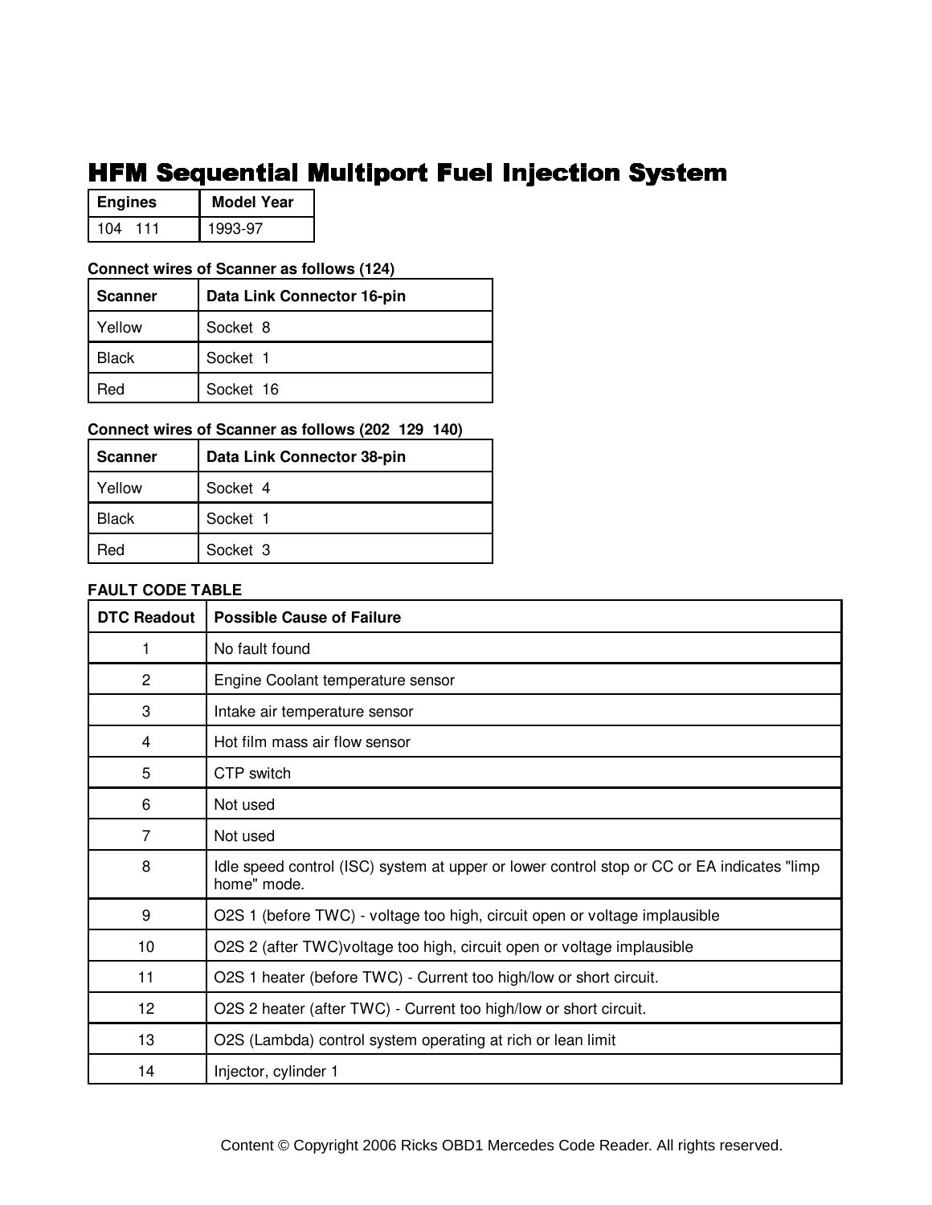# HFM Sequential Multiport Fuel Injection System

| Engines | Model Year |
|---|---|
| 104 111 | 1993-97 |

**Connect wires of Scanner as follows (124)**

| Scanner | Data Link Connector 16-pin |
|---|---|
| Yellow | Socket 8 |
| Black | Socket 1 |
| Red | Socket 16 |

**Connect wires of Scanner as follows (202 129 140)**

| Scanner | Data Link Connector 38-pin |
|---|---|
| Yellow | Socket 4 |
| Black | Socket 1 |
| Red | Socket 3 |

**FAULT CODE TABLE**

| DTC Readout | Possible Cause of Failure |
|---|---|
| 1 | No fault found |
| 2 | Engine Coolant temperature sensor |
| 3 | Intake air temperature sensor |
| 4 | Hot film mass air flow sensor |
| 5 | CTP switch |
| 6 | Not used |
| 7 | Not used |
| 8 | Idle speed control (ISC) system at upper or lower control stop or CC or EA indicates "limp home" mode. |
| 9 | O2S 1 (before TWC) - voltage too high, circuit open or voltage implausible |
| 10 | O2S 2 (after TWC)voltage too high, circuit open or voltage implausible |
| 11 | O2S 1 heater (before TWC) - Current too high/low or short circuit. |
| 12 | O2S 2 heater (after TWC) - Current too high/low or short circuit. |
| 13 | O2S (Lambda) control system operating at rich or lean limit |
| 14 | Injector, cylinder 1 |

Content © Copyright 2006 Ricks OBD1 Mercedes Code Reader. All rights reserved.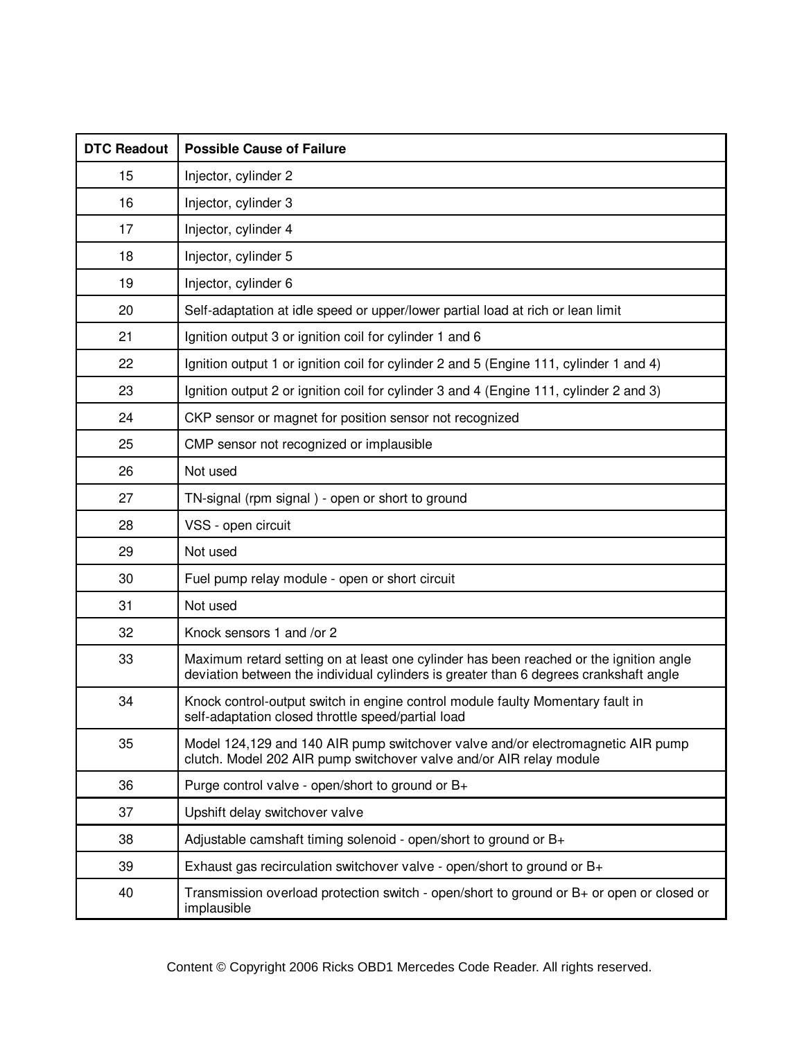| DTC Readout | Possible Cause of Failure |
| --- | --- |
| 15 | Injector, cylinder 2 |
| 16 | Injector, cylinder 3 |
| 17 | Injector, cylinder 4 |
| 18 | Injector, cylinder 5 |
| 19 | Injector, cylinder 6 |
| 20 | Self-adaptation at idle speed or upper/lower partial load at rich or lean limit |
| 21 | Ignition output 3 or ignition coil for cylinder 1 and 6 |
| 22 | Ignition output 1 or ignition coil for cylinder 2 and 5 (Engine 111, cylinder 1 and 4) |
| 23 | Ignition output 2 or ignition coil for cylinder 3 and 4 (Engine 111, cylinder 2 and 3) |
| 24 | CKP sensor or magnet for position sensor not recognized |
| 25 | CMP sensor not recognized or implausible |
| 26 | Not used |
| 27 | TN-signal (rpm signal ) - open or short to ground |
| 28 | VSS - open circuit |
| 29 | Not used |
| 30 | Fuel pump relay module - open or short circuit |
| 31 | Not used |
| 32 | Knock sensors 1 and /or 2 |
| 33 | Maximum retard setting on at least one cylinder has been reached or the ignition angle deviation between the individual cylinders is greater than 6 degrees crankshaft angle |
| 34 | Knock control-output switch in engine control module faulty Momentary fault in self-adaptation closed throttle speed/partial load |
| 35 | Model 124,129 and 140 AIR pump switchover valve and/or electromagnetic AIR pump clutch. Model 202 AIR pump switchover valve and/or AIR relay module |
| 36 | Purge control valve - open/short to ground or B+ |
| 37 | Upshift delay switchover valve |
| 38 | Adjustable camshaft timing solenoid - open/short to ground or B+ |
| 39 | Exhaust gas recirculation switchover valve - open/short to ground or B+ |
| 40 | Transmission overload protection switch - open/short to ground or B+ or open or closed or implausible |

Content © Copyright 2006 Ricks OBD1 Mercedes Code Reader. All rights reserved.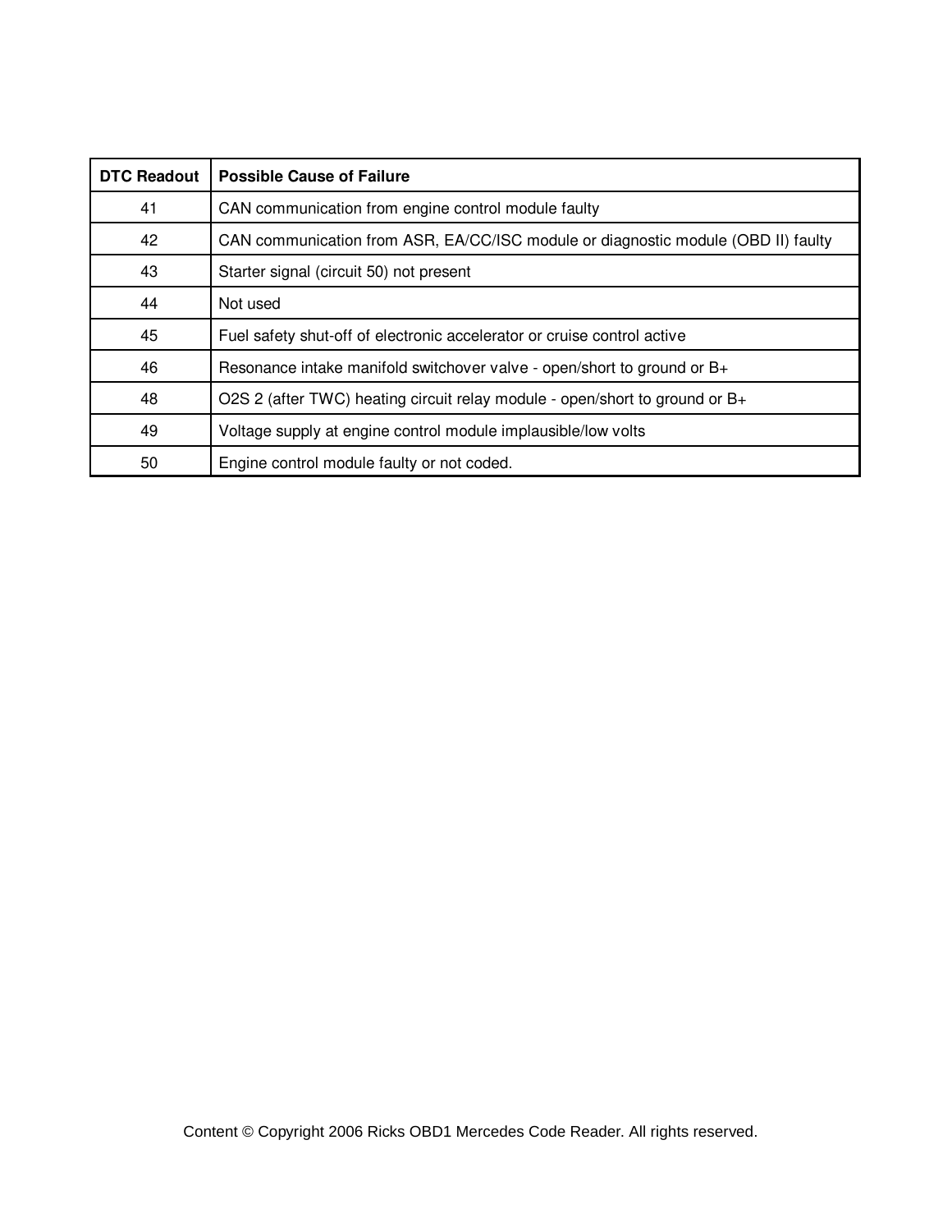| DTC Readout | Possible Cause of Failure |
| --- | --- |
| 41 | CAN communication from engine control module faulty |
| 42 | CAN communication from ASR, EA/CC/ISC module or diagnostic module (OBD II) faulty |
| 43 | Starter signal (circuit 50) not present |
| 44 | Not used |
| 45 | Fuel safety shut-off of electronic accelerator or cruise control active |
| 46 | Resonance intake manifold switchover valve - open/short to ground or B+ |
| 48 | O2S 2 (after TWC) heating circuit relay module - open/short to ground or B+ |
| 49 | Voltage supply at engine control module implausible/low volts |
| 50 | Engine control module faulty or not coded. |

Content © Copyright 2006 Ricks OBD1 Mercedes Code Reader. All rights reserved.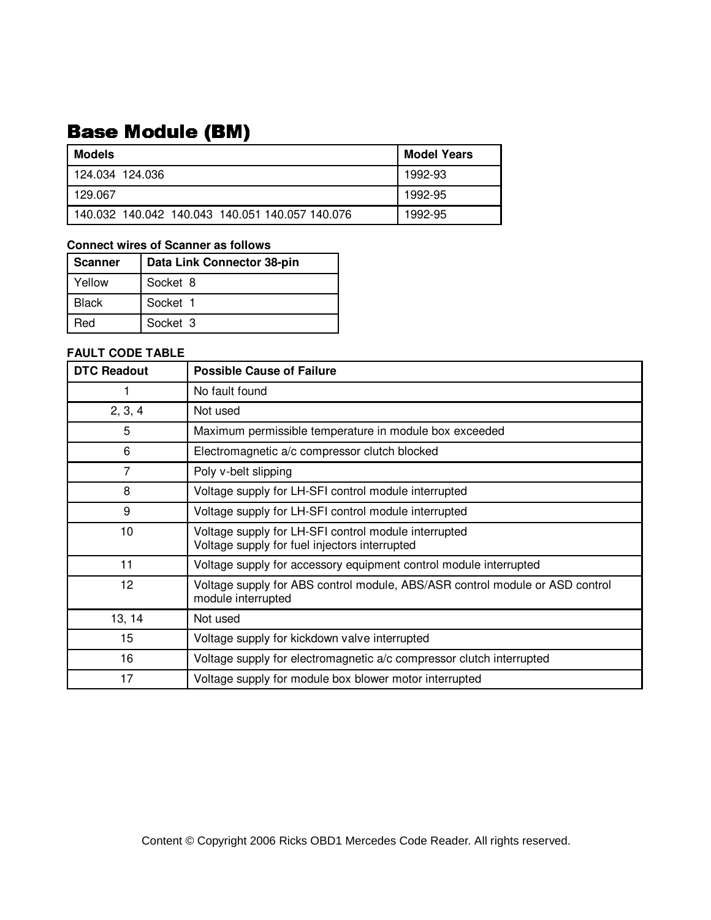# Base Module (BM)

| Models | Model Years |
| --- | --- |
| 124.034  124.036 | 1992-93 |
| 129.067 | 1992-95 |
| 140.032  140.042  140.043  140.051 140.057 140.076 | 1992-95 |

**Connect wires of Scanner as follows**

| Scanner | Data Link Connector 38-pin |
| --- | --- |
| Yellow | Socket  8 |
| Black | Socket  1 |
| Red | Socket  3 |

**FAULT CODE TABLE**

| DTC Readout | Possible Cause of Failure |
| --- | --- |
| 1 | No fault found |
| 2, 3, 4 | Not used |
| 5 | Maximum permissible temperature in module box exceeded |
| 6 | Electromagnetic a/c compressor clutch blocked |
| 7 | Poly v-belt slipping |
| 8 | Voltage supply for LH-SFI control module interrupted |
| 9 | Voltage supply for LH-SFI control module interrupted |
| 10 | Voltage supply for LH-SFI control module interrupted<br>Voltage supply for fuel injectors interrupted |
| 11 | Voltage supply for accessory equipment control module interrupted |
| 12 | Voltage supply for ABS control module, ABS/ASR control module or ASD control module interrupted |
| 13, 14 | Not used |
| 15 | Voltage supply for kickdown valve interrupted |
| 16 | Voltage supply for electromagnetic a/c compressor clutch interrupted |
| 17 | Voltage supply for module box blower motor interrupted |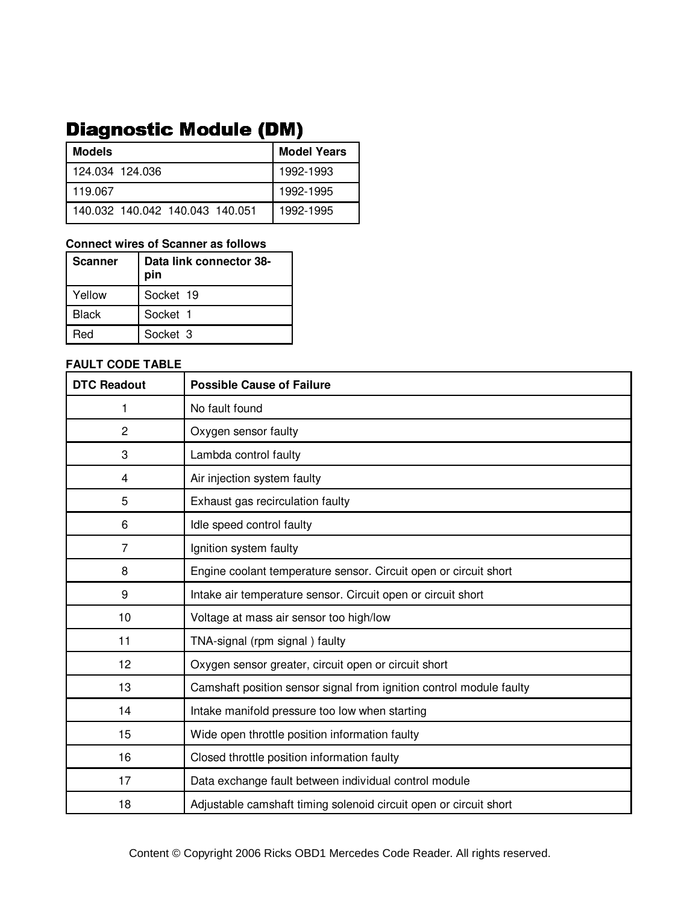# Diagnostic Module (DM)

| Models | Model Years |
|---|---|
| 124.034  124.036 | 1992-1993 |
| 119.067 | 1992-1995 |
| 140.032  140.042  140.043  140.051 | 1992-1995 |

**Connect wires of Scanner as follows**

| Scanner | Data link connector 38-pin |
|---|---|
| Yellow | Socket 19 |
| Black | Socket 1 |
| Red | Socket 3 |

**FAULT CODE TABLE**

| DTC Readout | Possible Cause of Failure |
|---|---|
| 1 | No fault found |
| 2 | Oxygen sensor faulty |
| 3 | Lambda control faulty |
| 4 | Air injection system faulty |
| 5 | Exhaust gas recirculation faulty |
| 6 | Idle speed control faulty |
| 7 | Ignition system faulty |
| 8 | Engine coolant temperature sensor. Circuit open or circuit short |
| 9 | Intake air temperature sensor. Circuit open or circuit short |
| 10 | Voltage at mass air sensor too high/low |
| 11 | TNA-signal (rpm signal ) faulty |
| 12 | Oxygen sensor greater, circuit open or circuit short |
| 13 | Camshaft position sensor signal from ignition control module faulty |
| 14 | Intake manifold pressure too low when starting |
| 15 | Wide open throttle position information faulty |
| 16 | Closed throttle position information faulty |
| 17 | Data exchange fault between individual control module |
| 18 | Adjustable camshaft timing solenoid circuit open or circuit short |

Content © Copyright 2006 Ricks OBD1 Mercedes Code Reader. All rights reserved.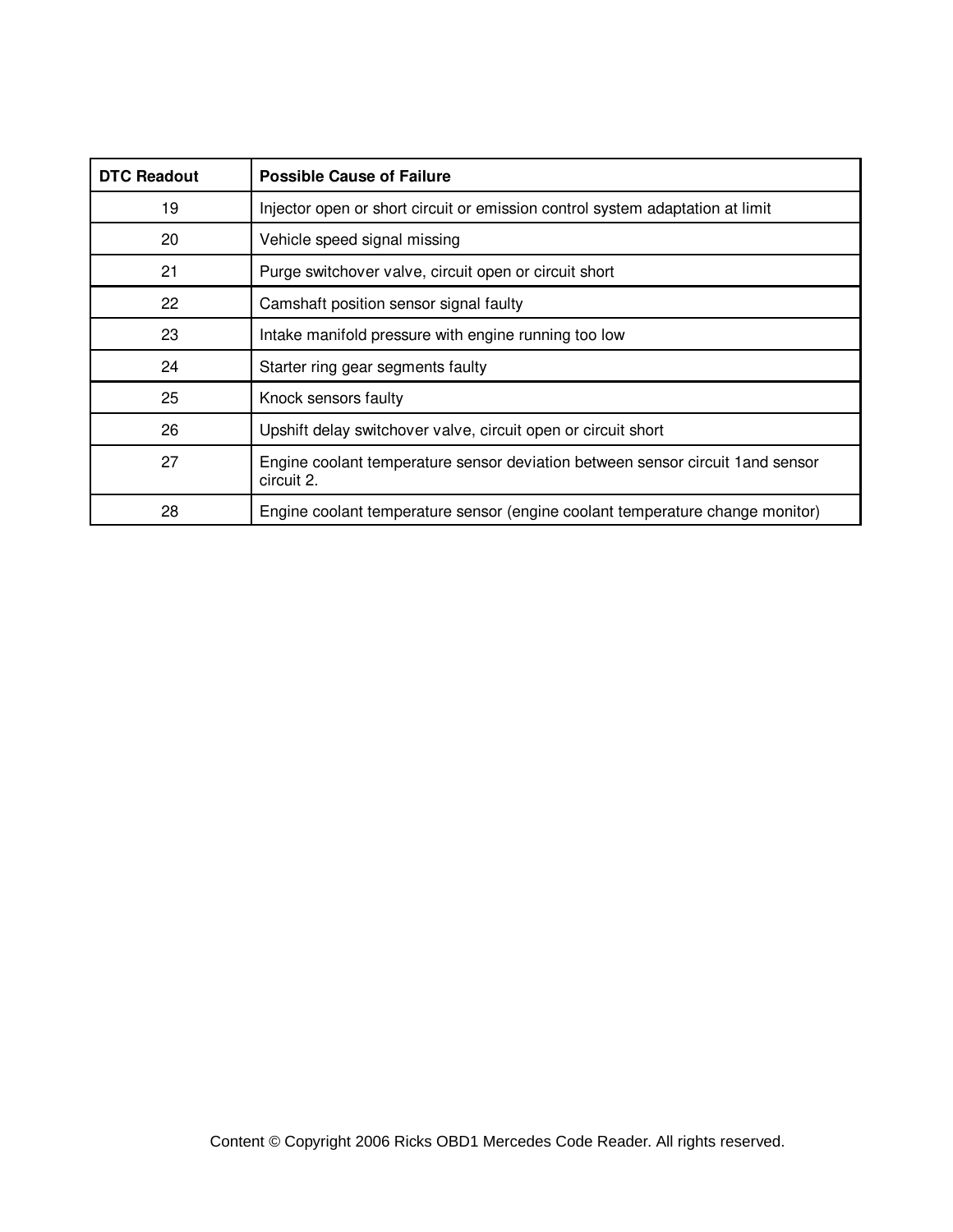| DTC Readout | Possible Cause of Failure |
| --- | --- |
| 19 | Injector open or short circuit or emission control system adaptation at limit |
| 20 | Vehicle speed signal missing |
| 21 | Purge switchover valve, circuit open or circuit short |
| 22 | Camshaft position sensor signal faulty |
| 23 | Intake manifold pressure with engine running too low |
| 24 | Starter ring gear segments faulty |
| 25 | Knock sensors faulty |
| 26 | Upshift delay switchover valve, circuit open or circuit short |
| 27 | Engine coolant temperature sensor deviation between sensor circuit 1and sensor circuit 2. |
| 28 | Engine coolant temperature sensor (engine coolant temperature change monitor) |

Content © Copyright 2006 Ricks OBD1 Mercedes Code Reader. All rights reserved.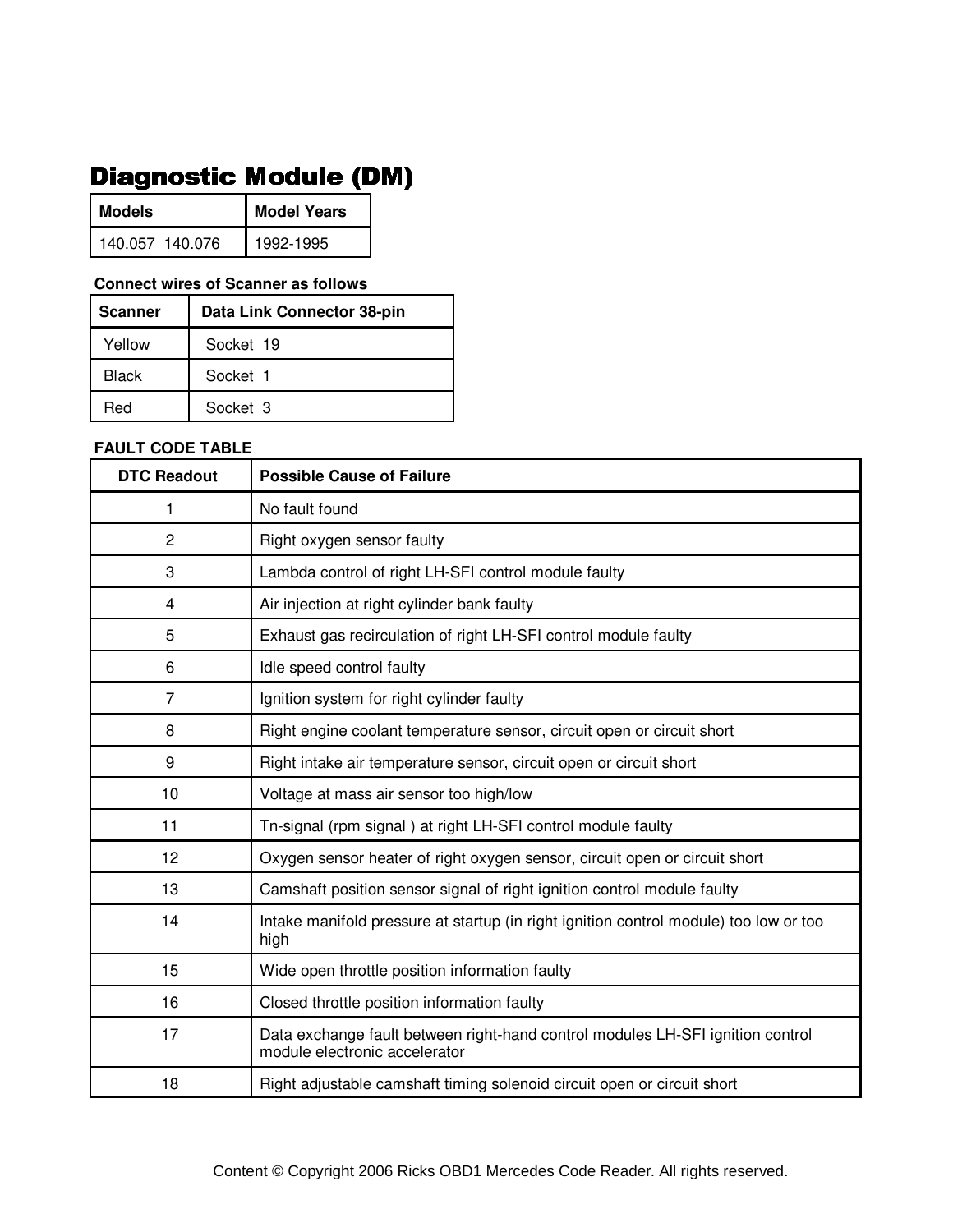# Diagnostic Module (DM)

| Models | Model Years |
|---|---|
| 140.057 140.076 | 1992-1995 |

**Connect wires of Scanner as follows**

| Scanner | Data Link Connector 38-pin |
|---|---|
| Yellow | Socket 19 |
| Black | Socket 1 |
| Red | Socket 3 |

**FAULT CODE TABLE**

| DTC Readout | Possible Cause of Failure |
|---|---|
| 1 | No fault found |
| 2 | Right oxygen sensor faulty |
| 3 | Lambda control of right LH-SFI control module faulty |
| 4 | Air injection at right cylinder bank faulty |
| 5 | Exhaust gas recirculation of right LH-SFI control module faulty |
| 6 | Idle speed control faulty |
| 7 | Ignition system for right cylinder faulty |
| 8 | Right engine coolant temperature sensor, circuit open or circuit short |
| 9 | Right intake air temperature sensor, circuit open or circuit short |
| 10 | Voltage at mass air sensor too high/low |
| 11 | Tn-signal (rpm signal ) at right LH-SFI control module faulty |
| 12 | Oxygen sensor heater of right oxygen sensor, circuit open or circuit short |
| 13 | Camshaft position sensor signal of right ignition control module faulty |
| 14 | Intake manifold pressure at startup (in right ignition control module) too low or too high |
| 15 | Wide open throttle position information faulty |
| 16 | Closed throttle position information faulty |
| 17 | Data exchange fault between right-hand control modules LH-SFI ignition control module electronic accelerator |
| 18 | Right adjustable camshaft timing solenoid circuit open or circuit short |

Content © Copyright 2006 Ricks OBD1 Mercedes Code Reader. All rights reserved.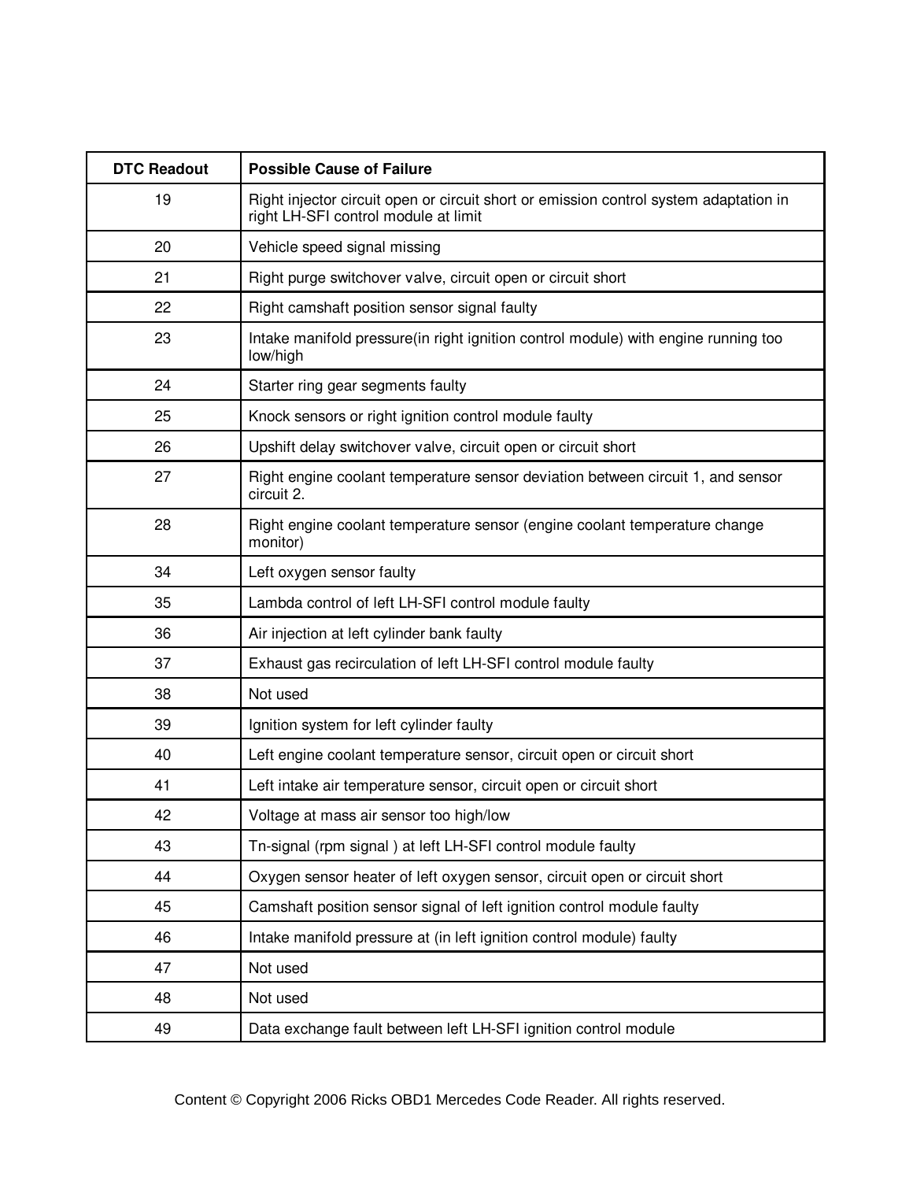| DTC Readout | Possible Cause of Failure |
| --- | --- |
| 19 | Right injector circuit open or circuit short or emission control system adaptation in right LH-SFI control module at limit |
| 20 | Vehicle speed signal missing |
| 21 | Right purge switchover valve, circuit open or circuit short |
| 22 | Right camshaft position sensor signal faulty |
| 23 | Intake manifold pressure(in right ignition control module) with engine running too low/high |
| 24 | Starter ring gear segments faulty |
| 25 | Knock sensors or right ignition control module faulty |
| 26 | Upshift delay switchover valve, circuit open or circuit short |
| 27 | Right engine coolant temperature sensor deviation between circuit 1, and sensor circuit 2. |
| 28 | Right engine coolant temperature sensor (engine coolant temperature change monitor) |
| 34 | Left oxygen sensor faulty |
| 35 | Lambda control of left LH-SFI control module faulty |
| 36 | Air injection at left cylinder bank faulty |
| 37 | Exhaust gas recirculation of left LH-SFI control module faulty |
| 38 | Not used |
| 39 | Ignition system for left cylinder faulty |
| 40 | Left engine coolant temperature sensor, circuit open or circuit short |
| 41 | Left intake air temperature sensor, circuit open or circuit short |
| 42 | Voltage at mass air sensor too high/low |
| 43 | Tn-signal (rpm signal ) at left LH-SFI control module faulty |
| 44 | Oxygen sensor heater of left oxygen sensor, circuit open or circuit short |
| 45 | Camshaft position sensor signal of left ignition control module faulty |
| 46 | Intake manifold pressure at (in left ignition control module) faulty |
| 47 | Not used |
| 48 | Not used |
| 49 | Data exchange fault between left LH-SFI ignition control module |

Content © Copyright 2006 Ricks OBD1 Mercedes Code Reader. All rights reserved.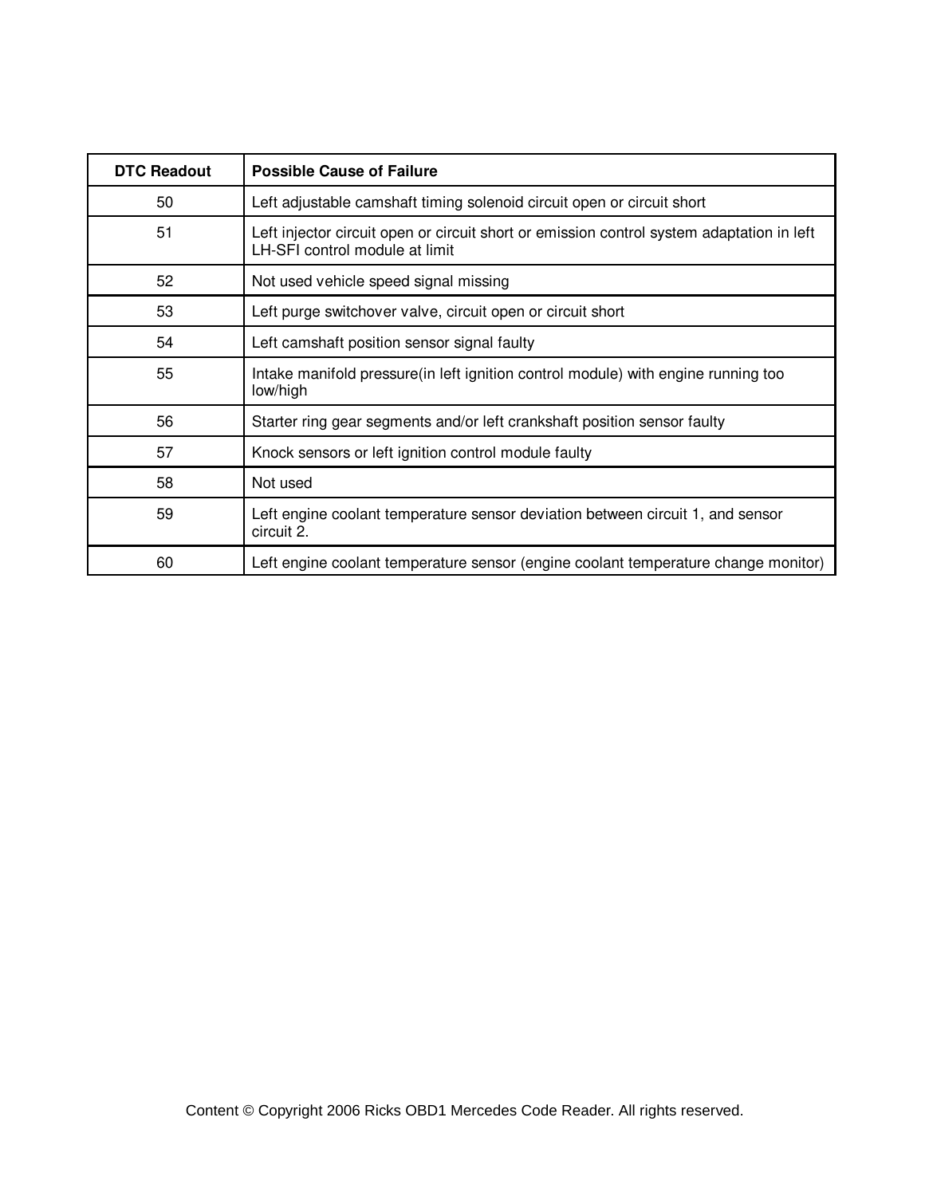| DTC Readout | Possible Cause of Failure |
|---|---|
| 50 | Left adjustable camshaft timing solenoid circuit open or circuit short |
| 51 | Left injector circuit open or circuit short or emission control system adaptation in left LH-SFI control module at limit |
| 52 | Not used vehicle speed signal missing |
| 53 | Left purge switchover valve, circuit open or circuit short |
| 54 | Left camshaft position sensor signal faulty |
| 55 | Intake manifold pressure(in left ignition control module) with engine running too low/high |
| 56 | Starter ring gear segments and/or left crankshaft position sensor faulty |
| 57 | Knock sensors or left ignition control module faulty |
| 58 | Not used |
| 59 | Left engine coolant temperature sensor deviation between circuit 1, and sensor circuit 2. |
| 60 | Left engine coolant temperature sensor (engine coolant temperature change monitor) |

Content © Copyright 2006 Ricks OBD1 Mercedes Code Reader. All rights reserved.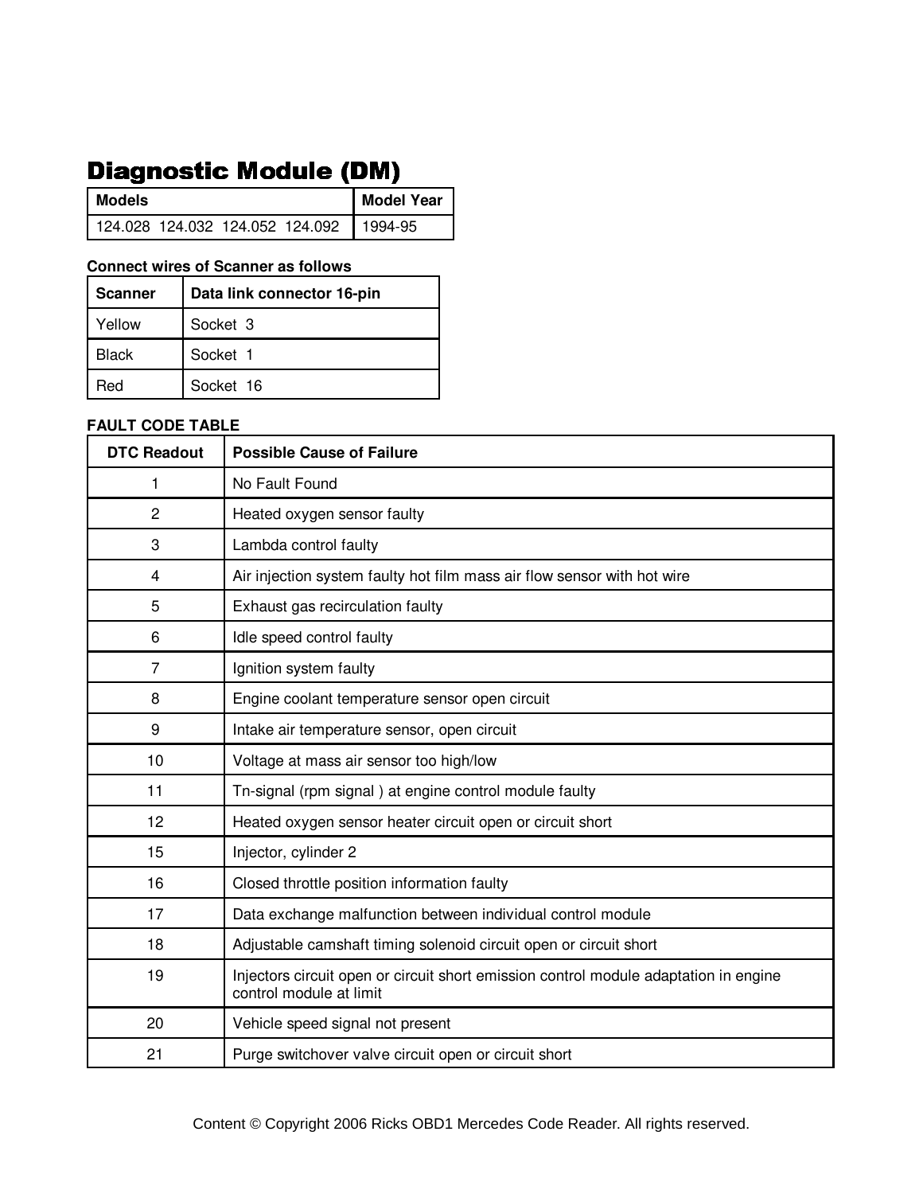## Diagnostic Module (DM)

| Models | Model Year |
|---|---|
| 124.028  124.032  124.052  124.092 | 1994-95 |

**Connect wires of Scanner as follows**

| Scanner | Data link connector 16-pin |
|---|---|
| Yellow | Socket 3 |
| Black | Socket 1 |
| Red | Socket 16 |

**FAULT CODE TABLE**

| DTC Readout | Possible Cause of Failure |
|---|---|
| 1 | No Fault Found |
| 2 | Heated oxygen sensor faulty |
| 3 | Lambda control faulty |
| 4 | Air injection system faulty hot film mass air flow sensor with hot wire |
| 5 | Exhaust gas recirculation faulty |
| 6 | Idle speed control faulty |
| 7 | Ignition system faulty |
| 8 | Engine coolant temperature sensor open circuit |
| 9 | Intake air temperature sensor, open circuit |
| 10 | Voltage at mass air sensor too high/low |
| 11 | Tn-signal (rpm signal ) at engine control module faulty |
| 12 | Heated oxygen sensor heater circuit open or circuit short |
| 15 | Injector, cylinder 2 |
| 16 | Closed throttle position information faulty |
| 17 | Data exchange malfunction between individual control module |
| 18 | Adjustable camshaft timing solenoid circuit open or circuit short |
| 19 | Injectors circuit open or circuit short emission control module adaptation in engine control module at limit |
| 20 | Vehicle speed signal not present |
| 21 | Purge switchover valve circuit open or circuit short |

Content © Copyright 2006 Ricks OBD1 Mercedes Code Reader. All rights reserved.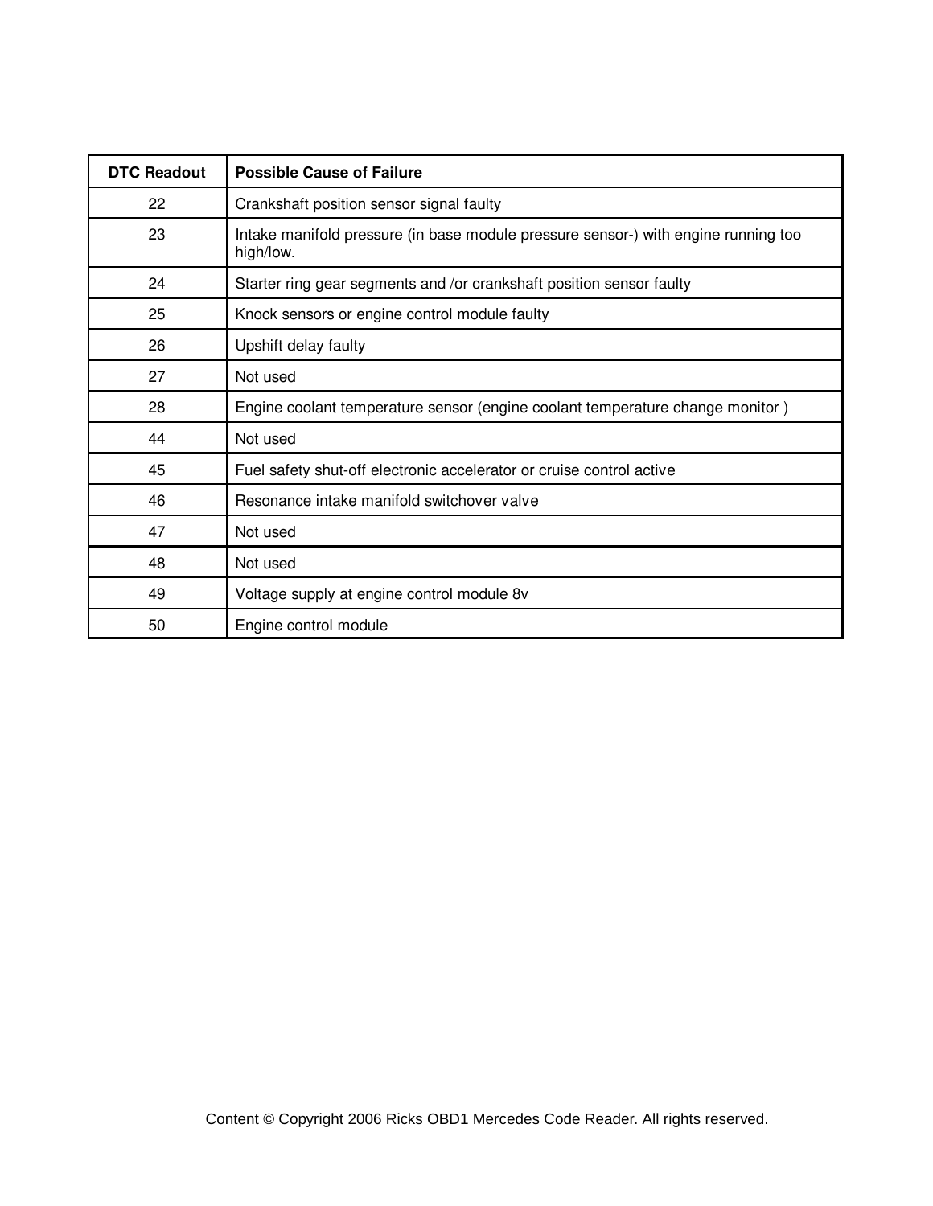| DTC Readout | Possible Cause of Failure |
| --- | --- |
| 22 | Crankshaft position sensor signal faulty |
| 23 | Intake manifold pressure (in base module pressure sensor-) with engine running too high/low. |
| 24 | Starter ring gear segments and /or crankshaft position sensor faulty |
| 25 | Knock sensors or engine control module faulty |
| 26 | Upshift delay faulty |
| 27 | Not used |
| 28 | Engine coolant temperature sensor (engine coolant temperature change monitor ) |
| 44 | Not used |
| 45 | Fuel safety shut-off electronic accelerator or cruise control active |
| 46 | Resonance intake manifold switchover valve |
| 47 | Not used |
| 48 | Not used |
| 49 | Voltage supply at engine control module 8v |
| 50 | Engine control module |

Content © Copyright 2006 Ricks OBD1 Mercedes Code Reader. All rights reserved.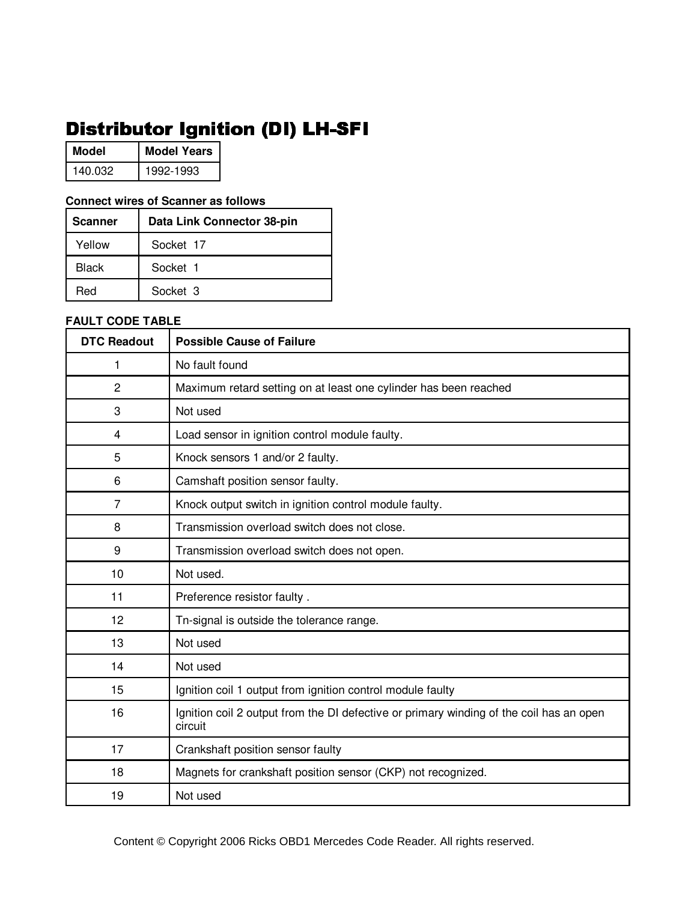# Distributor Ignition (DI) LH-SFI

| Model | Model Years |
|---|---|
| 140.032 | 1992-1993 |

**Connect wires of Scanner as follows**

| Scanner | Data Link Connector 38-pin |
|---|---|
| Yellow | Socket 17 |
| Black | Socket 1 |
| Red | Socket 3 |

**FAULT CODE TABLE**

| DTC Readout | Possible Cause of Failure |
|---|---|
| 1 | No fault found |
| 2 | Maximum retard setting on at least one cylinder has been reached |
| 3 | Not used |
| 4 | Load sensor in ignition control module faulty. |
| 5 | Knock sensors 1 and/or 2 faulty. |
| 6 | Camshaft position sensor faulty. |
| 7 | Knock output switch in ignition control module faulty. |
| 8 | Transmission overload switch does not close. |
| 9 | Transmission overload switch does not open. |
| 10 | Not used. |
| 11 | Preference resistor faulty . |
| 12 | Tn-signal is outside the tolerance range. |
| 13 | Not used |
| 14 | Not used |
| 15 | Ignition coil 1 output from ignition control module faulty |
| 16 | Ignition coil 2 output from the DI defective or primary winding of the coil has an open circuit |
| 17 | Crankshaft position sensor faulty |
| 18 | Magnets for crankshaft position sensor (CKP) not recognized. |
| 19 | Not used |

Content © Copyright 2006 Ricks OBD1 Mercedes Code Reader. All rights reserved.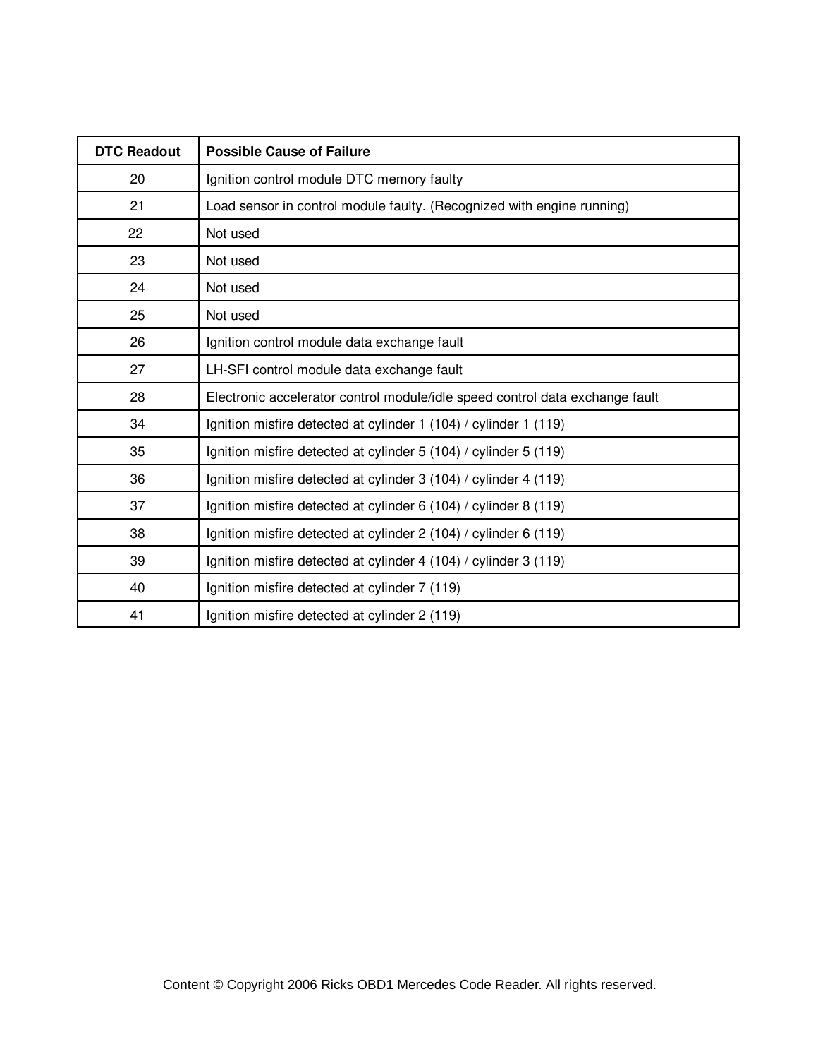| DTC Readout | Possible Cause of Failure |
| --- | --- |
| 20 | Ignition control module DTC memory faulty |
| 21 | Load sensor in control module faulty. (Recognized with engine running) |
| 22 | Not used |
| 23 | Not used |
| 24 | Not used |
| 25 | Not used |
| 26 | Ignition control module data exchange fault |
| 27 | LH-SFI control module data exchange fault |
| 28 | Electronic accelerator control module/idle speed control data exchange fault |
| 34 | Ignition misfire detected at cylinder 1 (104) / cylinder 1 (119) |
| 35 | Ignition misfire detected at cylinder 5 (104) / cylinder 5 (119) |
| 36 | Ignition misfire detected at cylinder 3 (104) / cylinder 4 (119) |
| 37 | Ignition misfire detected at cylinder 6 (104) / cylinder 8 (119) |
| 38 | Ignition misfire detected at cylinder 2 (104) / cylinder 6 (119) |
| 39 | Ignition misfire detected at cylinder 4 (104) / cylinder 3 (119) |
| 40 | Ignition misfire detected at cylinder 7 (119) |
| 41 | Ignition misfire detected at cylinder 2 (119) |

Content © Copyright 2006 Ricks OBD1 Mercedes Code Reader. All rights reserved.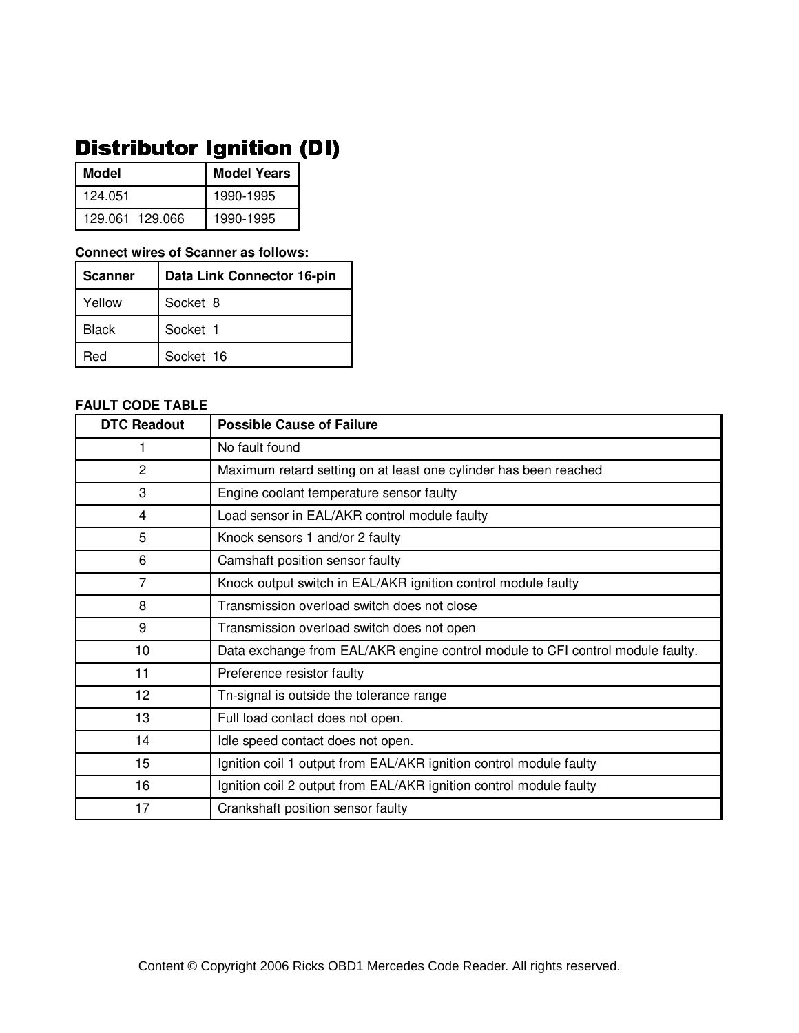# Distributor Ignition (DI)

| Model | Model Years |
|---|---|
| 124.051 | 1990-1995 |
| 129.061 129.066 | 1990-1995 |

**Connect wires of Scanner as follows:**

| Scanner | Data Link Connector 16-pin |
|---|---|
| Yellow | Socket 8 |
| Black | Socket 1 |
| Red | Socket 16 |

**FAULT CODE TABLE**

| DTC Readout | Possible Cause of Failure |
|---|---|
| 1 | No fault found |
| 2 | Maximum retard setting on at least one cylinder has been reached |
| 3 | Engine coolant temperature sensor faulty |
| 4 | Load sensor in EAL/AKR control module faulty |
| 5 | Knock sensors 1 and/or 2 faulty |
| 6 | Camshaft position sensor faulty |
| 7 | Knock output switch in EAL/AKR ignition control module faulty |
| 8 | Transmission overload switch does not close |
| 9 | Transmission overload switch does not open |
| 10 | Data exchange from EAL/AKR engine control module to CFI control module faulty. |
| 11 | Preference resistor faulty |
| 12 | Tn-signal is outside the tolerance range |
| 13 | Full load contact does not open. |
| 14 | Idle speed contact does not open. |
| 15 | Ignition coil 1 output from EAL/AKR ignition control module faulty |
| 16 | Ignition coil 2 output from EAL/AKR ignition control module faulty |
| 17 | Crankshaft position sensor faulty |

Content © Copyright 2006 Ricks OBD1 Mercedes Code Reader. All rights reserved.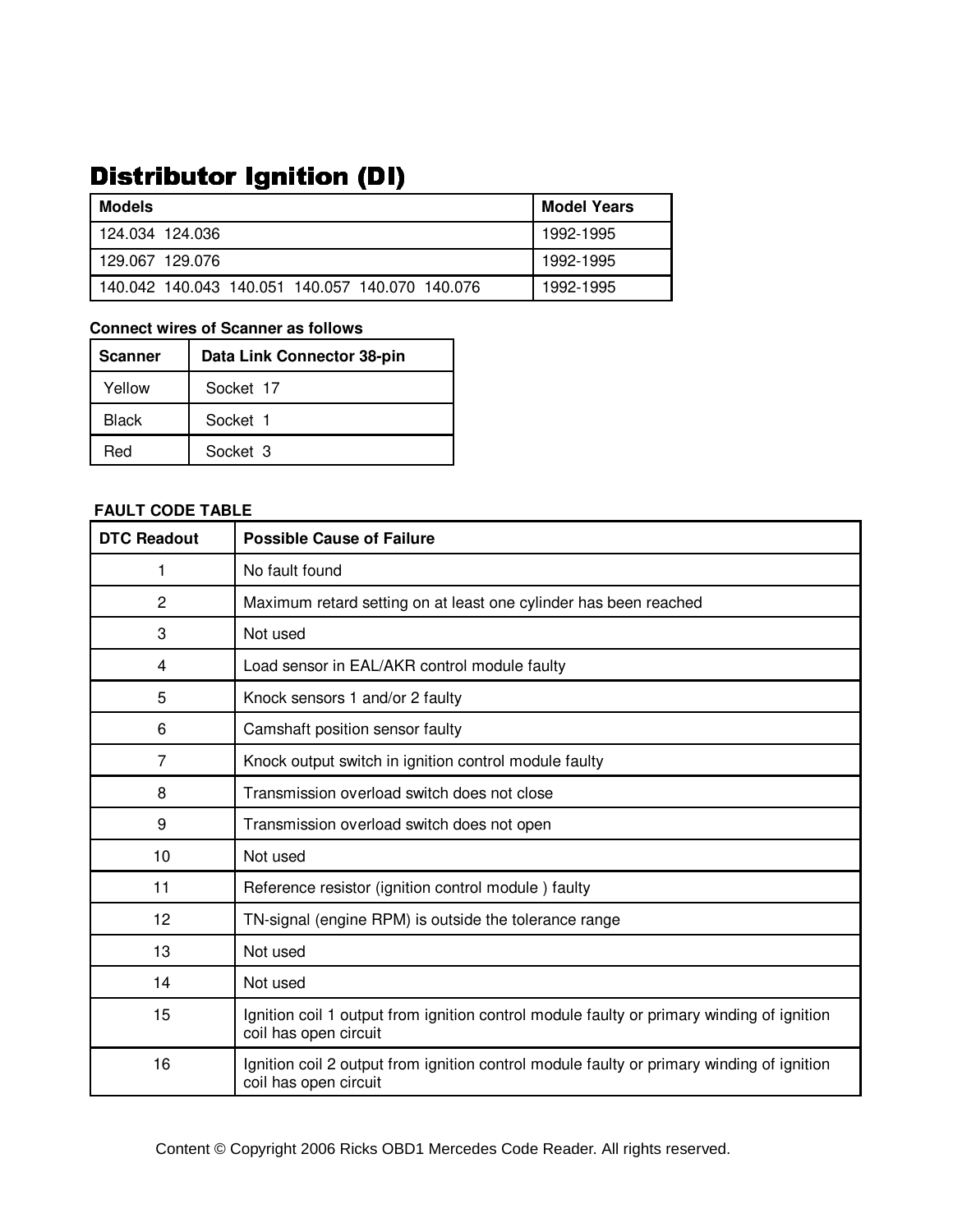# Distributor Ignition (DI)

| Models | Model Years |
|---|---|
| 124.034 124.036 | 1992-1995 |
| 129.067 129.076 | 1992-1995 |
| 140.042 140.043 140.051 140.057 140.070 140.076 | 1992-1995 |

**Connect wires of Scanner as follows**

| Scanner | Data Link Connector 38-pin |
|---|---|
| Yellow | Socket 17 |
| Black | Socket 1 |
| Red | Socket 3 |

**FAULT CODE TABLE**

| DTC Readout | Possible Cause of Failure |
|---|---|
| 1 | No fault found |
| 2 | Maximum retard setting on at least one cylinder has been reached |
| 3 | Not used |
| 4 | Load sensor in EAL/AKR control module faulty |
| 5 | Knock sensors 1 and/or 2 faulty |
| 6 | Camshaft position sensor faulty |
| 7 | Knock output switch in ignition control module faulty |
| 8 | Transmission overload switch does not close |
| 9 | Transmission overload switch does not open |
| 10 | Not used |
| 11 | Reference resistor (ignition control module ) faulty |
| 12 | TN-signal (engine RPM) is outside the tolerance range |
| 13 | Not used |
| 14 | Not used |
| 15 | Ignition coil 1 output from ignition control module faulty or primary winding of ignition coil has open circuit |
| 16 | Ignition coil 2 output from ignition control module faulty or primary winding of ignition coil has open circuit |

Content © Copyright 2006 Ricks OBD1 Mercedes Code Reader. All rights reserved.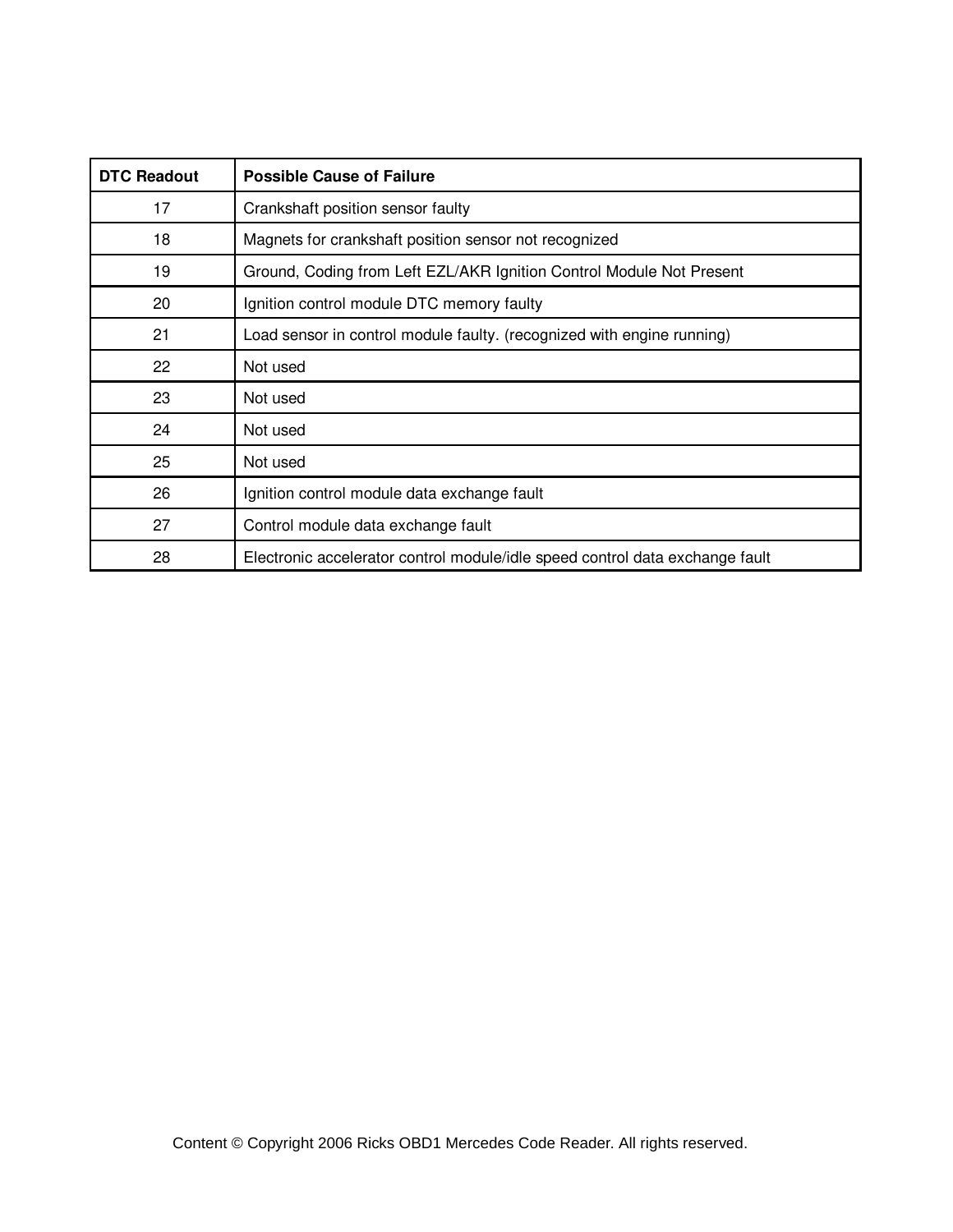| DTC Readout | Possible Cause of Failure |
|---|---|
| 17 | Crankshaft position sensor faulty |
| 18 | Magnets for crankshaft position sensor not recognized |
| 19 | Ground, Coding from Left EZL/AKR Ignition Control Module Not Present |
| 20 | Ignition control module DTC memory faulty |
| 21 | Load sensor in control module faulty. (recognized with engine running) |
| 22 | Not used |
| 23 | Not used |
| 24 | Not used |
| 25 | Not used |
| 26 | Ignition control module data exchange fault |
| 27 | Control module data exchange fault |
| 28 | Electronic accelerator control module/idle speed control data exchange fault |

Content © Copyright 2006 Ricks OBD1 Mercedes Code Reader. All rights reserved.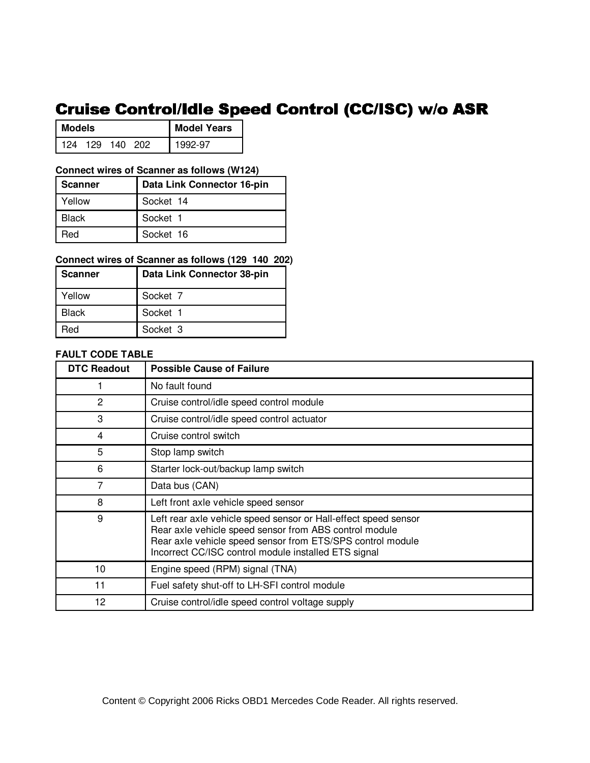# Cruise Control/Idle Speed Control (CC/ISC) w/o ASR

| Models | Model Years |
|---|---|
| 124 129 140 202 | 1992-97 |

**Connect wires of Scanner as follows (W124)**

| Scanner | Data Link Connector 16-pin |
|---|---|
| Yellow | Socket 14 |
| Black | Socket 1 |
| Red | Socket 16 |

**Connect wires of Scanner as follows (129 140 202)**

| Scanner | Data Link Connector 38-pin |
|---|---|
| Yellow | Socket 7 |
| Black | Socket 1 |
| Red | Socket 3 |

**FAULT CODE TABLE**

| DTC Readout | Possible Cause of Failure |
|---|---|
| 1 | No fault found |
| 2 | Cruise control/idle speed control module |
| 3 | Cruise control/idle speed control actuator |
| 4 | Cruise control switch |
| 5 | Stop lamp switch |
| 6 | Starter lock-out/backup lamp switch |
| 7 | Data bus (CAN) |
| 8 | Left front axle vehicle speed sensor |
| 9 | Left rear axle vehicle speed sensor or Hall-effect speed sensor<br>Rear axle vehicle speed sensor from ABS control module<br>Rear axle vehicle speed sensor from ETS/SPS control module<br>Incorrect CC/ISC control module installed ETS signal |
| 10 | Engine speed (RPM) signal (TNA) |
| 11 | Fuel safety shut-off to LH-SFI control module |
| 12 | Cruise control/idle speed control voltage supply |

Content © Copyright 2006 Ricks OBD1 Mercedes Code Reader. All rights reserved.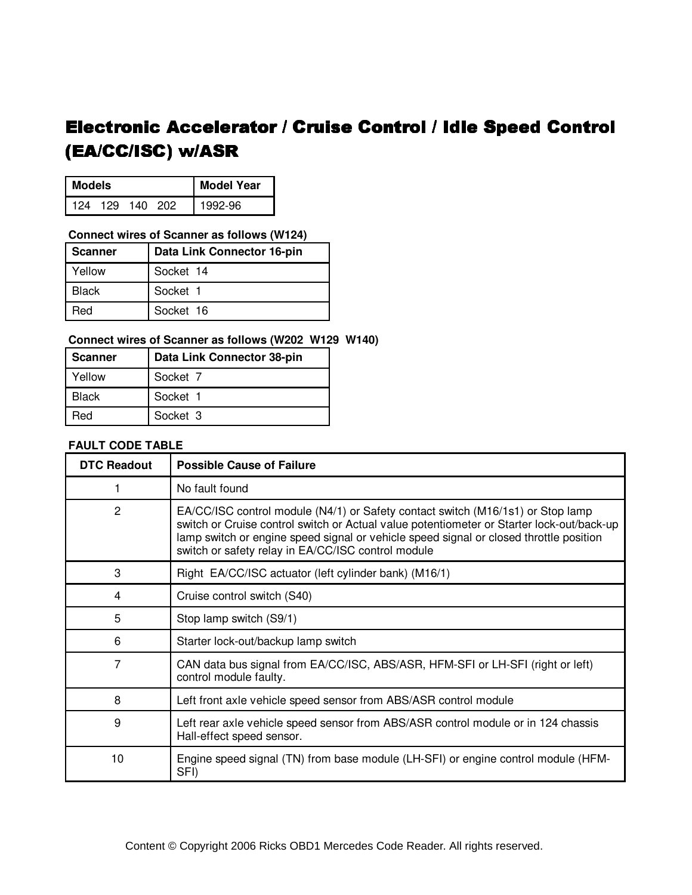# Electronic Accelerator / Cruise Control / Idle Speed Control (EA/CC/ISC) w/ASR

| Models | Model Year |
|---|---|
| 124 129 140 202 | 1992-96 |

**Connect wires of Scanner as follows (W124)**

| Scanner | Data Link Connector 16-pin |
|---|---|
| Yellow | Socket 14 |
| Black | Socket 1 |
| Red | Socket 16 |

**Connect wires of Scanner as follows (W202 W129 W140)**

| Scanner | Data Link Connector 38-pin |
|---|---|
| Yellow | Socket 7 |
| Black | Socket 1 |
| Red | Socket 3 |

**FAULT CODE TABLE**

| DTC Readout | Possible Cause of Failure |
|---|---|
| 1 | No fault found |
| 2 | EA/CC/ISC control module (N4/1) or Safety contact switch (M16/1s1) or Stop lamp switch or Cruise control switch or Actual value potentiometer or Starter lock-out/back-up lamp switch or engine speed signal or vehicle speed signal or closed throttle position switch or safety relay in EA/CC/ISC control module |
| 3 | Right EA/CC/ISC actuator (left cylinder bank) (M16/1) |
| 4 | Cruise control switch (S40) |
| 5 | Stop lamp switch (S9/1) |
| 6 | Starter lock-out/backup lamp switch |
| 7 | CAN data bus signal from EA/CC/ISC, ABS/ASR, HFM-SFI or LH-SFI (right or left) control module faulty. |
| 8 | Left front axle vehicle speed sensor from ABS/ASR control module |
| 9 | Left rear axle vehicle speed sensor from ABS/ASR control module or in 124 chassis Hall-effect speed sensor. |
| 10 | Engine speed signal (TN) from base module (LH-SFI) or engine control module (HFM-SFI) |

Content © Copyright 2006 Ricks OBD1 Mercedes Code Reader. All rights reserved.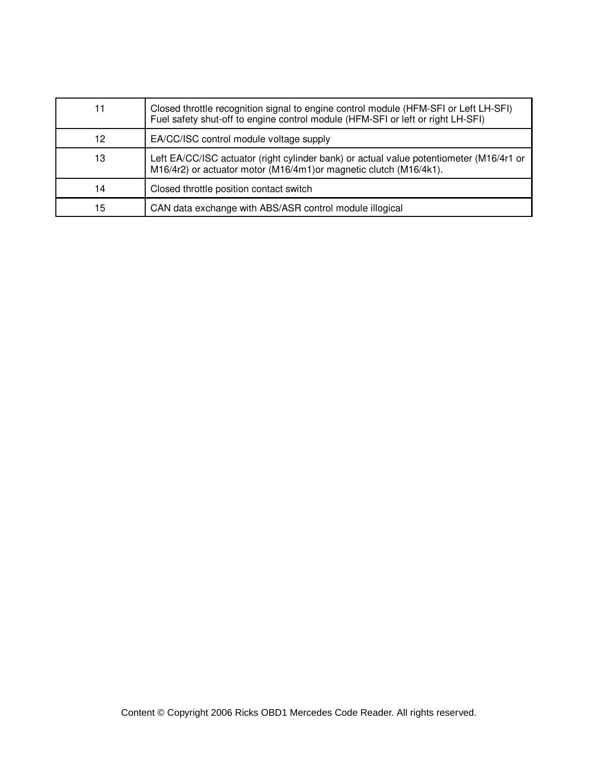| | |
|---|---|
| 11 | Closed throttle recognition signal to engine control module (HFM-SFI or Left LH-SFI) Fuel safety shut-off to engine control module (HFM-SFI or left or right LH-SFI) |
| 12 | EA/CC/ISC control module voltage supply |
| 13 | Left EA/CC/ISC actuator (right cylinder bank) or actual value potentiometer (M16/4r1 or M16/4r2) or actuator motor (M16/4m1)or magnetic clutch (M16/4k1). |
| 14 | Closed throttle position contact switch |
| 15 | CAN data exchange with ABS/ASR control module illogical |

Content © Copyright 2006 Ricks OBD1 Mercedes Code Reader. All rights reserved.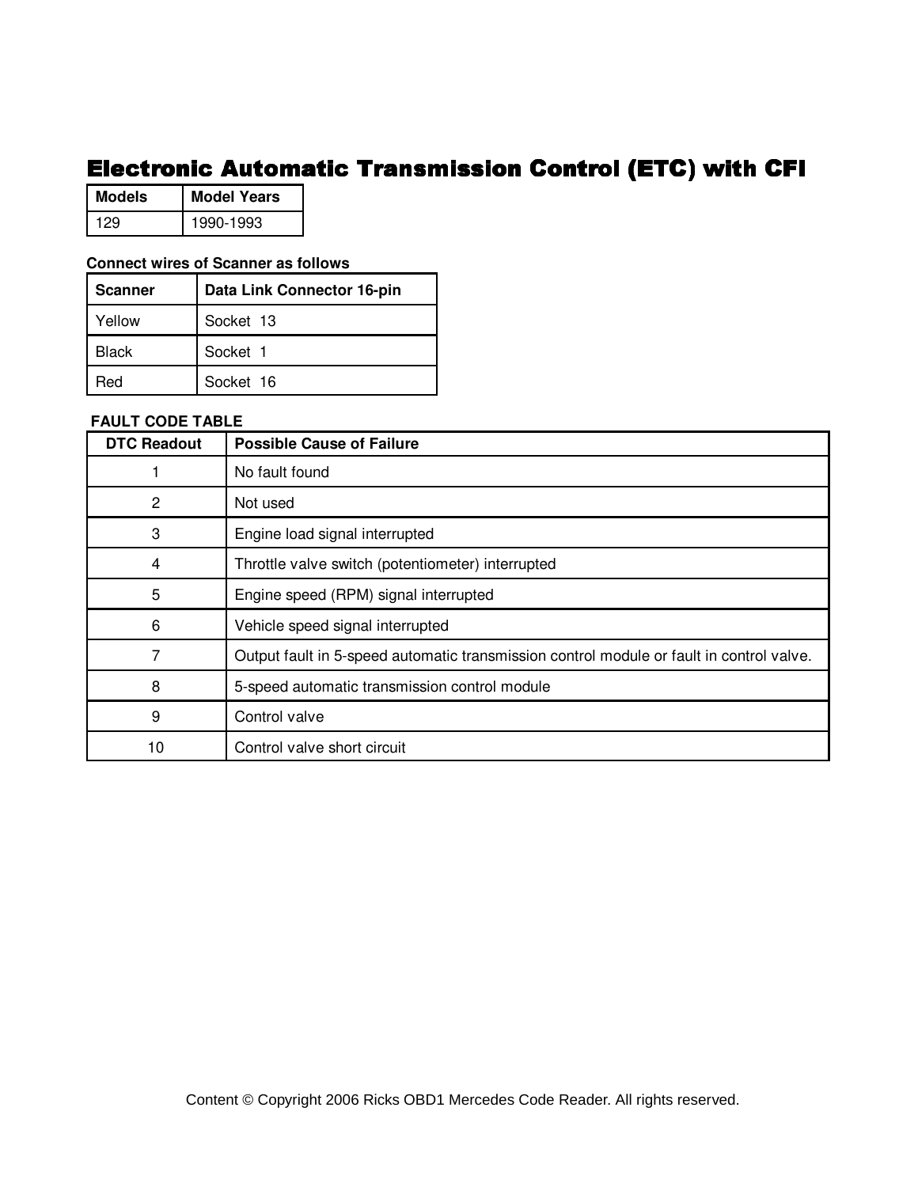# Electronic Automatic Transmission Control (ETC) with CFI

| Models | Model Years |
| --- | --- |
| 129 | 1990-1993 |

**Connect wires of Scanner as follows**

| Scanner | Data Link Connector 16-pin |
| --- | --- |
| Yellow | Socket 13 |
| Black | Socket 1 |
| Red | Socket 16 |

**FAULT CODE TABLE**

| DTC Readout | Possible Cause of Failure |
| --- | --- |
| 1 | No fault found |
| 2 | Not used |
| 3 | Engine load signal interrupted |
| 4 | Throttle valve switch (potentiometer) interrupted |
| 5 | Engine speed (RPM) signal interrupted |
| 6 | Vehicle speed signal interrupted |
| 7 | Output fault in 5-speed automatic transmission control module or fault in control valve. |
| 8 | 5-speed automatic transmission control module |
| 9 | Control valve |
| 10 | Control valve short circuit |

Content © Copyright 2006 Ricks OBD1 Mercedes Code Reader. All rights reserved.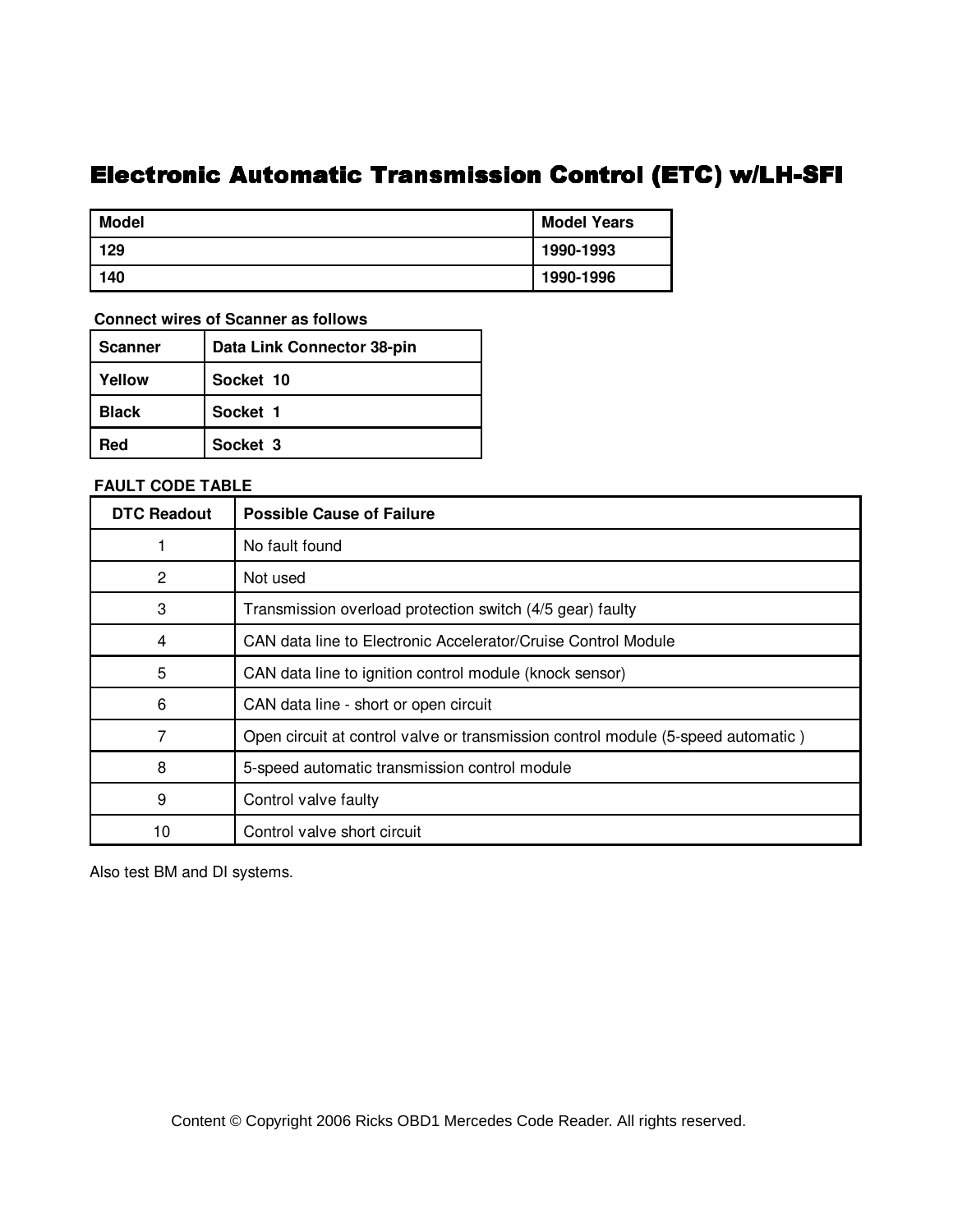# Electronic Automatic Transmission Control (ETC) w/LH-SFI

| Model | Model Years |
| --- | --- |
| 129 | 1990-1993 |
| 140 | 1990-1996 |

**Connect wires of Scanner as follows**

| Scanner | Data Link Connector 38-pin |
| --- | --- |
| Yellow | Socket 10 |
| Black | Socket 1 |
| Red | Socket 3 |

**FAULT CODE TABLE**

| DTC Readout | Possible Cause of Failure |
| --- | --- |
| 1 | No fault found |
| 2 | Not used |
| 3 | Transmission overload protection switch (4/5 gear) faulty |
| 4 | CAN data line to Electronic Accelerator/Cruise Control Module |
| 5 | CAN data line to ignition control module (knock sensor) |
| 6 | CAN data line - short or open circuit |
| 7 | Open circuit at control valve or transmission control module (5-speed automatic ) |
| 8 | 5-speed automatic transmission control module |
| 9 | Control valve faulty |
| 10 | Control valve short circuit |

Also test BM and DI systems.

Content © Copyright 2006 Ricks OBD1 Mercedes Code Reader. All rights reserved.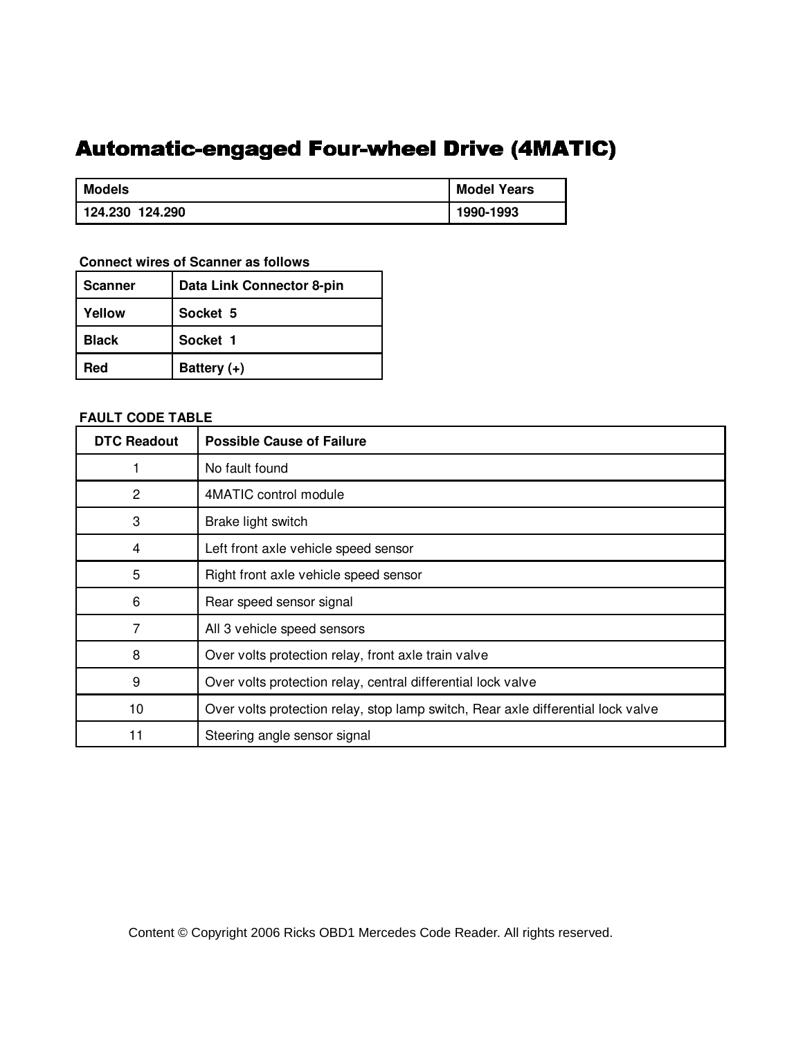# Automatic-engaged Four-wheel Drive (4MATIC)

| Models | Model Years |
|---|---|
| 124.230 124.290 | 1990-1993 |

**Connect wires of Scanner as follows**

| Scanner | Data Link Connector 8-pin |
|---|---|
| Yellow | Socket 5 |
| Black | Socket 1 |
| Red | Battery (+) |

**FAULT CODE TABLE**

| DTC Readout | Possible Cause of Failure |
|---|---|
| 1 | No fault found |
| 2 | 4MATIC control module |
| 3 | Brake light switch |
| 4 | Left front axle vehicle speed sensor |
| 5 | Right front axle vehicle speed sensor |
| 6 | Rear speed sensor signal |
| 7 | All 3 vehicle speed sensors |
| 8 | Over volts protection relay, front axle train valve |
| 9 | Over volts protection relay, central differential lock valve |
| 10 | Over volts protection relay, stop lamp switch, Rear axle differential lock valve |
| 11 | Steering angle sensor signal |

Content © Copyright 2006 Ricks OBD1 Mercedes Code Reader. All rights reserved.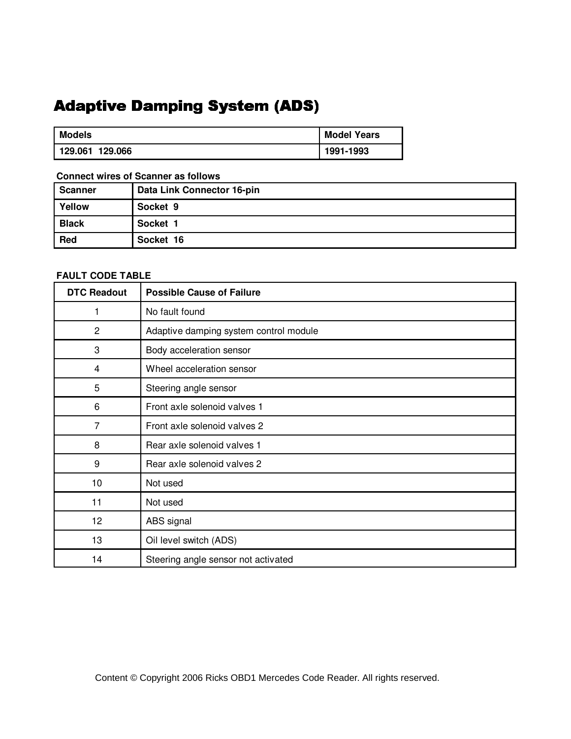# Adaptive Damping System (ADS)

| Models | Model Years |
|---|---|
| 129.061 129.066 | 1991-1993 |

**Connect wires of Scanner as follows**

| Scanner | Data Link Connector 16-pin |
|---|---|
| Yellow | Socket 9 |
| Black | Socket 1 |
| Red | Socket 16 |

**FAULT CODE TABLE**

| DTC Readout | Possible Cause of Failure |
|---|---|
| 1 | No fault found |
| 2 | Adaptive damping system control module |
| 3 | Body acceleration sensor |
| 4 | Wheel acceleration sensor |
| 5 | Steering angle sensor |
| 6 | Front axle solenoid valves 1 |
| 7 | Front axle solenoid valves 2 |
| 8 | Rear axle solenoid valves 1 |
| 9 | Rear axle solenoid valves 2 |
| 10 | Not used |
| 11 | Not used |
| 12 | ABS signal |
| 13 | Oil level switch (ADS) |
| 14 | Steering angle sensor not activated |

Content © Copyright 2006 Ricks OBD1 Mercedes Code Reader. All rights reserved.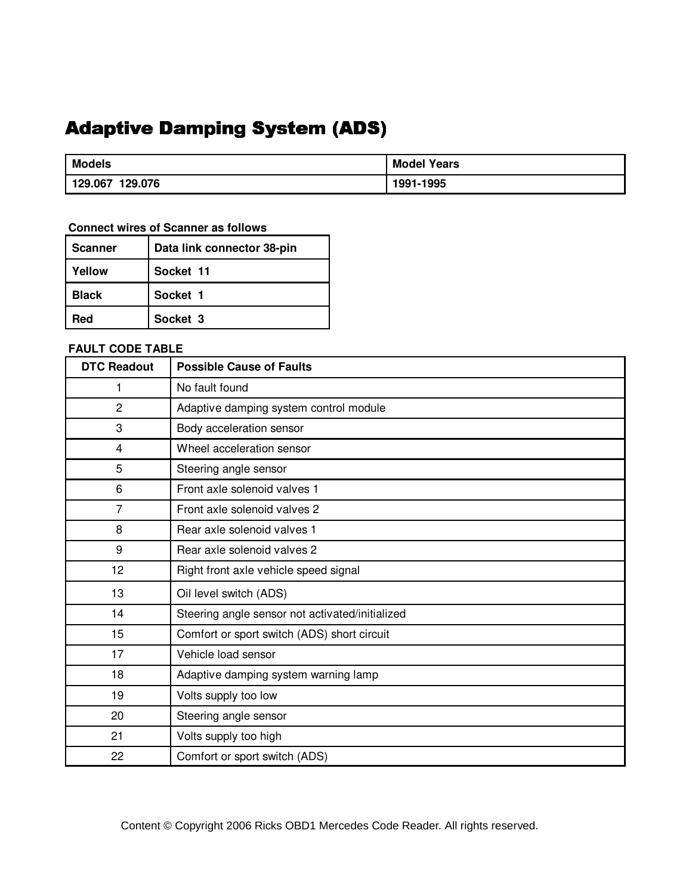# Adaptive Damping System (ADS)

| Models | Model Years |
| --- | --- |
| 129.067  129.076 | 1991-1995 |

**Connect wires of Scanner as follows**

| Scanner | Data link connector 38-pin |
| --- | --- |
| Yellow | Socket  11 |
| Black | Socket  1 |
| Red | Socket  3 |

**FAULT CODE TABLE**

| DTC Readout | Possible Cause of Faults |
| --- | --- |
| 1 | No fault found |
| 2 | Adaptive damping system control module |
| 3 | Body acceleration sensor |
| 4 | Wheel acceleration sensor |
| 5 | Steering angle sensor |
| 6 | Front axle solenoid valves 1 |
| 7 | Front axle solenoid valves 2 |
| 8 | Rear axle solenoid valves 1 |
| 9 | Rear axle solenoid valves 2 |
| 12 | Right front axle vehicle speed signal |
| 13 | Oil level switch (ADS) |
| 14 | Steering angle sensor not activated/initialized |
| 15 | Comfort or sport switch (ADS) short circuit |
| 17 | Vehicle load sensor |
| 18 | Adaptive damping system warning lamp |
| 19 | Volts supply too low |
| 20 | Steering angle sensor |
| 21 | Volts supply too high |
| 22 | Comfort or sport switch (ADS) |

Content © Copyright 2006 Ricks OBD1 Mercedes Code Reader. All rights reserved.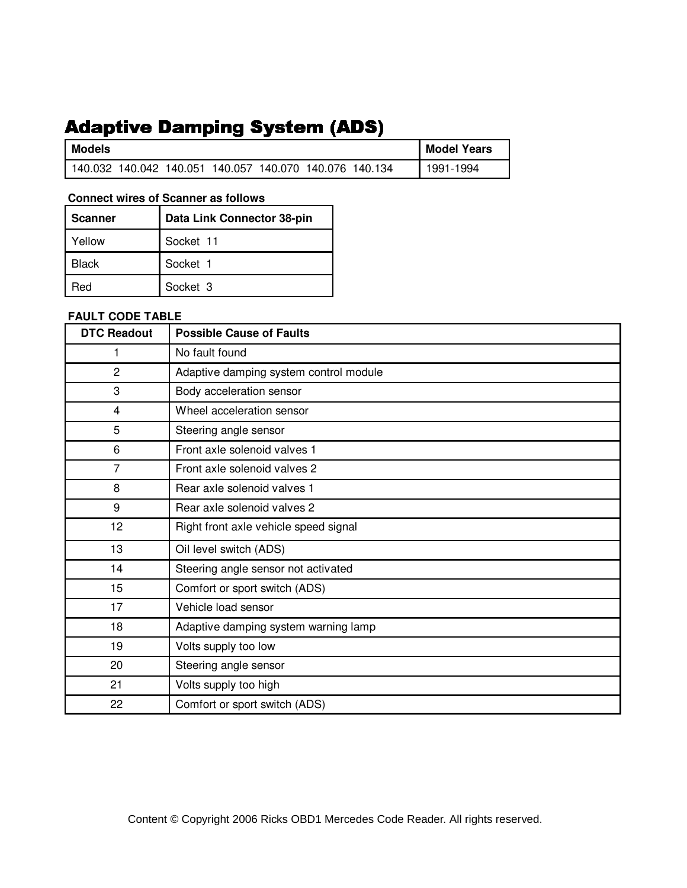# Adaptive Damping System (ADS)

| Models | Model Years |
|---|---|
| 140.032 140.042 140.051 140.057 140.070 140.076 140.134 | 1991-1994 |

**Connect wires of Scanner as follows**

| Scanner | Data Link Connector 38-pin |
|---|---|
| Yellow | Socket 11 |
| Black | Socket 1 |
| Red | Socket 3 |

**FAULT CODE TABLE**

| DTC Readout | Possible Cause of Faults |
|---|---|
| 1 | No fault found |
| 2 | Adaptive damping system control module |
| 3 | Body acceleration sensor |
| 4 | Wheel acceleration sensor |
| 5 | Steering angle sensor |
| 6 | Front axle solenoid valves 1 |
| 7 | Front axle solenoid valves 2 |
| 8 | Rear axle solenoid valves 1 |
| 9 | Rear axle solenoid valves 2 |
| 12 | Right front axle vehicle speed signal |
| 13 | Oil level switch (ADS) |
| 14 | Steering angle sensor not activated |
| 15 | Comfort or sport switch (ADS) |
| 17 | Vehicle load sensor |
| 18 | Adaptive damping system warning lamp |
| 19 | Volts supply too low |
| 20 | Steering angle sensor |
| 21 | Volts supply too high |
| 22 | Comfort or sport switch (ADS) |

Content © Copyright 2006 Ricks OBD1 Mercedes Code Reader. All rights reserved.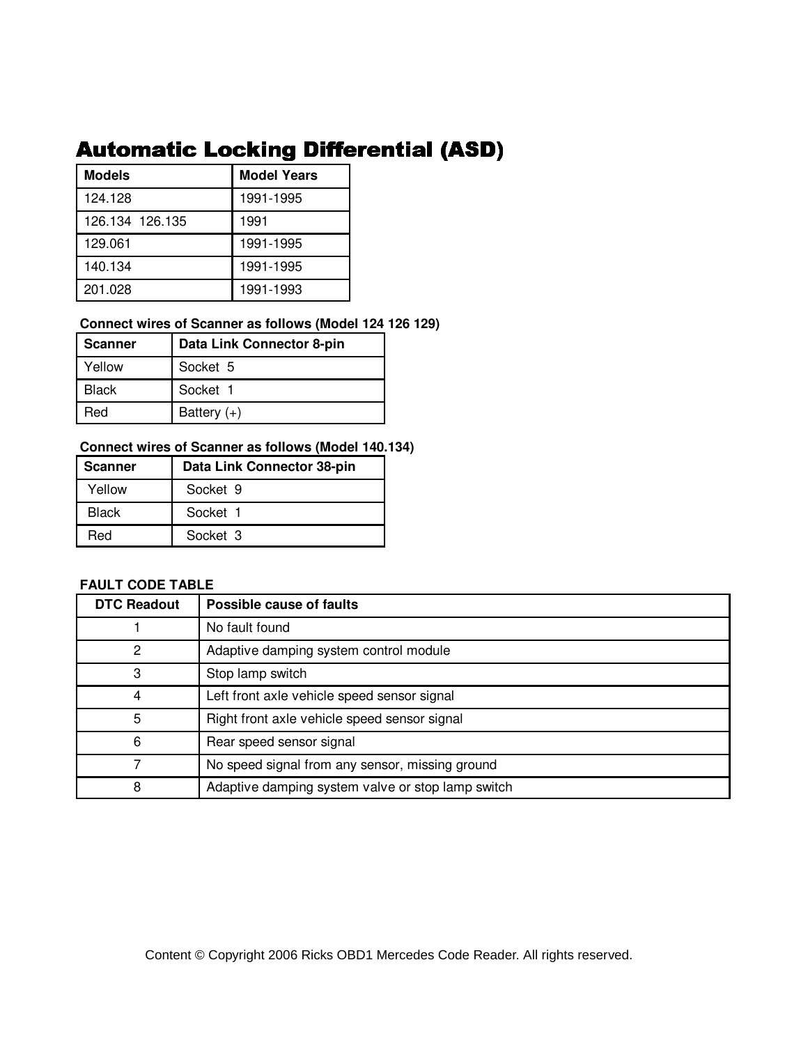# Automatic Locking Differential (ASD)

| Models | Model Years |
|---|---|
| 124.128 | 1991-1995 |
| 126.134  126.135 | 1991 |
| 129.061 | 1991-1995 |
| 140.134 | 1991-1995 |
| 201.028 | 1991-1993 |

**Connect wires of Scanner as follows (Model 124 126 129)**

| Scanner | Data Link Connector 8-pin |
|---|---|
| Yellow | Socket 5 |
| Black | Socket 1 |
| Red | Battery (+) |

**Connect wires of Scanner as follows (Model 140.134)**

| Scanner | Data Link Connector 38-pin |
|---|---|
| Yellow | Socket 9 |
| Black | Socket 1 |
| Red | Socket 3 |

**FAULT CODE TABLE**

| DTC Readout | Possible cause of faults |
|---|---|
| 1 | No fault found |
| 2 | Adaptive damping system control module |
| 3 | Stop lamp switch |
| 4 | Left front axle vehicle speed sensor signal |
| 5 | Right front axle vehicle speed sensor signal |
| 6 | Rear speed sensor signal |
| 7 | No speed signal from any sensor, missing ground |
| 8 | Adaptive damping system valve or stop lamp switch |

Content © Copyright 2006 Ricks OBD1 Mercedes Code Reader. All rights reserved.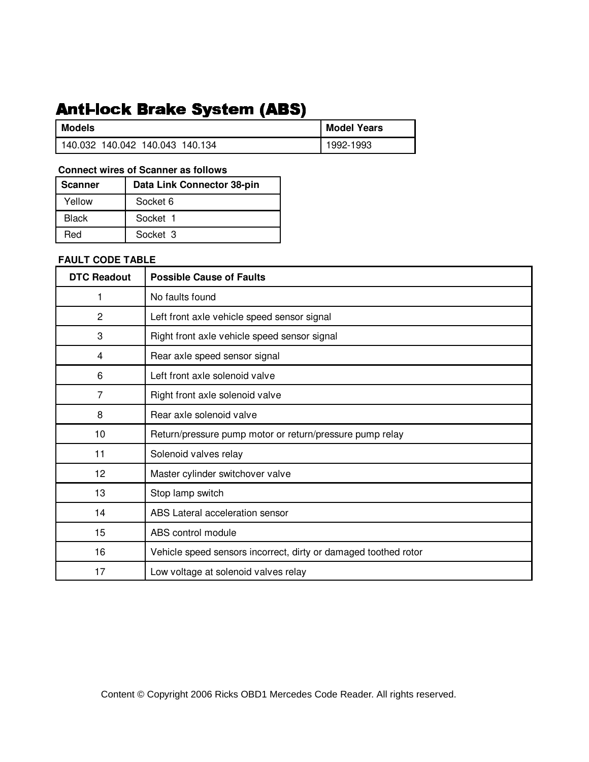# Anti-lock Brake System (ABS)

| Models | Model Years |
| --- | --- |
| 140.032 140.042 140.043 140.134 | 1992-1993 |

**Connect wires of Scanner as follows**

| Scanner | Data Link Connector 38-pin |
| --- | --- |
| Yellow | Socket 6 |
| Black | Socket 1 |
| Red | Socket 3 |

**FAULT CODE TABLE**

| DTC Readout | Possible Cause of Faults |
| --- | --- |
| 1 | No faults found |
| 2 | Left front axle vehicle speed sensor signal |
| 3 | Right front axle vehicle speed sensor signal |
| 4 | Rear axle speed sensor signal |
| 6 | Left front axle solenoid valve |
| 7 | Right front axle solenoid valve |
| 8 | Rear axle solenoid valve |
| 10 | Return/pressure pump motor or return/pressure pump relay |
| 11 | Solenoid valves relay |
| 12 | Master cylinder switchover valve |
| 13 | Stop lamp switch |
| 14 | ABS Lateral acceleration sensor |
| 15 | ABS control module |
| 16 | Vehicle speed sensors incorrect, dirty or damaged toothed rotor |
| 17 | Low voltage at solenoid valves relay |

Content © Copyright 2006 Ricks OBD1 Mercedes Code Reader. All rights reserved.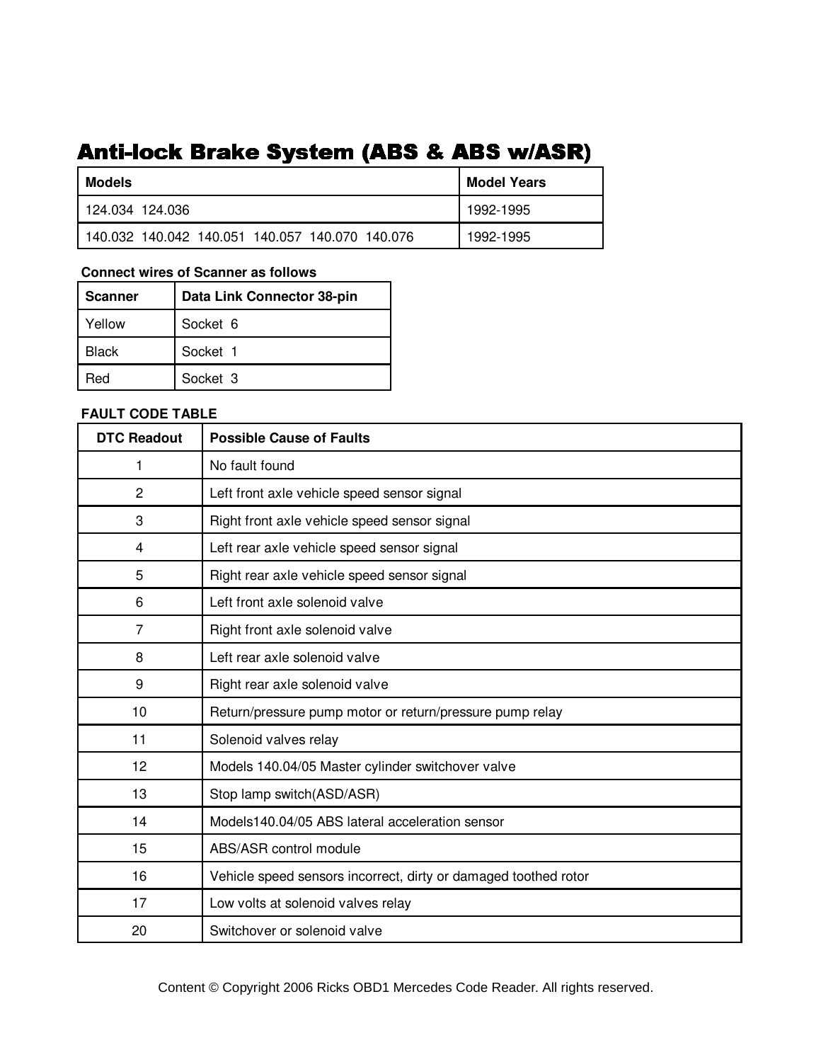# Anti-lock Brake System (ABS & ABS w/ASR)

| Models | Model Years |
|---|---|
| 124.034  124.036 | 1992-1995 |
| 140.032  140.042  140.051  140.057  140.070  140.076 | 1992-1995 |

**Connect wires of Scanner as follows**

| Scanner | Data Link Connector 38-pin |
|---|---|
| Yellow | Socket  6 |
| Black | Socket  1 |
| Red | Socket  3 |

**FAULT CODE TABLE**

| DTC Readout | Possible Cause of Faults |
|---|---|
| 1 | No fault found |
| 2 | Left front axle vehicle speed sensor signal |
| 3 | Right front axle vehicle speed sensor signal |
| 4 | Left rear axle vehicle speed sensor signal |
| 5 | Right rear axle vehicle speed sensor signal |
| 6 | Left front axle solenoid valve |
| 7 | Right front axle solenoid valve |
| 8 | Left rear axle solenoid valve |
| 9 | Right rear axle solenoid valve |
| 10 | Return/pressure pump motor or return/pressure pump relay |
| 11 | Solenoid valves relay |
| 12 | Models 140.04/05 Master cylinder switchover valve |
| 13 | Stop lamp switch(ASD/ASR) |
| 14 | Models140.04/05 ABS lateral acceleration sensor |
| 15 | ABS/ASR control module |
| 16 | Vehicle speed sensors incorrect, dirty or damaged toothed rotor |
| 17 | Low volts at solenoid valves relay |
| 20 | Switchover or solenoid valve |

Content © Copyright 2006 Ricks OBD1 Mercedes Code Reader. All rights reserved.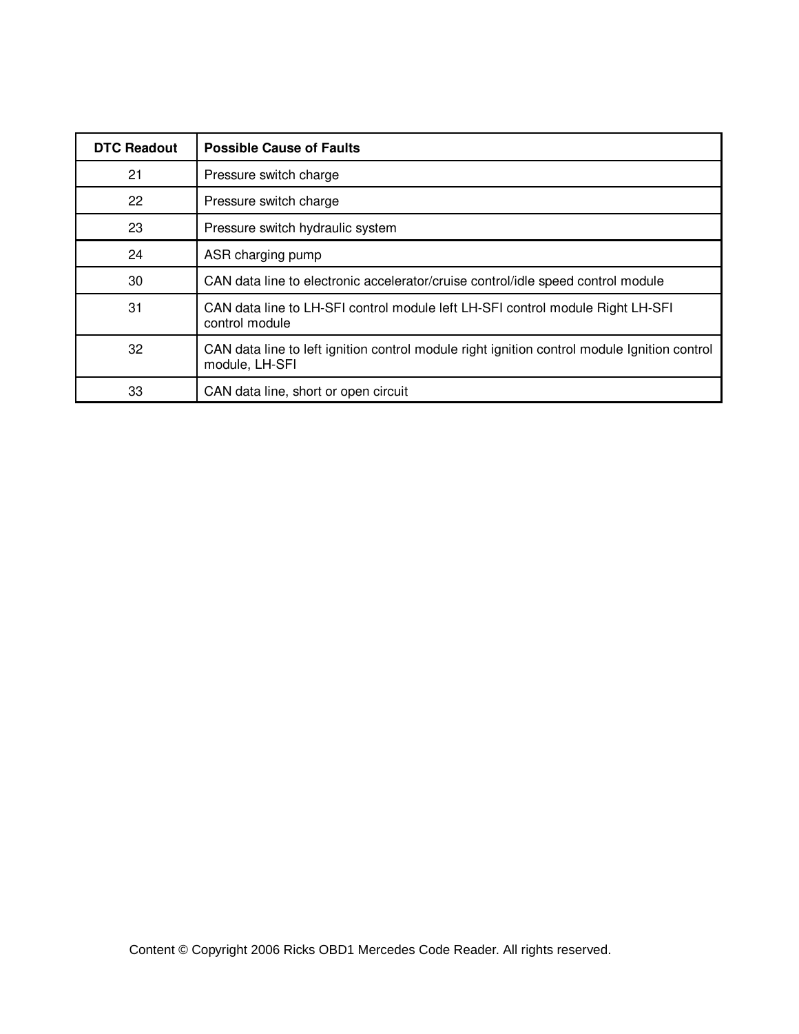| DTC Readout | Possible Cause of Faults |
| --- | --- |
| 21 | Pressure switch charge |
| 22 | Pressure switch charge |
| 23 | Pressure switch hydraulic system |
| 24 | ASR charging pump |
| 30 | CAN data line to electronic accelerator/cruise control/idle speed control module |
| 31 | CAN data line to LH-SFI control module left LH-SFI control module Right LH-SFI control module |
| 32 | CAN data line to left ignition control module right ignition control module Ignition control module, LH-SFI |
| 33 | CAN data line, short or open circuit |

Content © Copyright 2006 Ricks OBD1 Mercedes Code Reader. All rights reserved.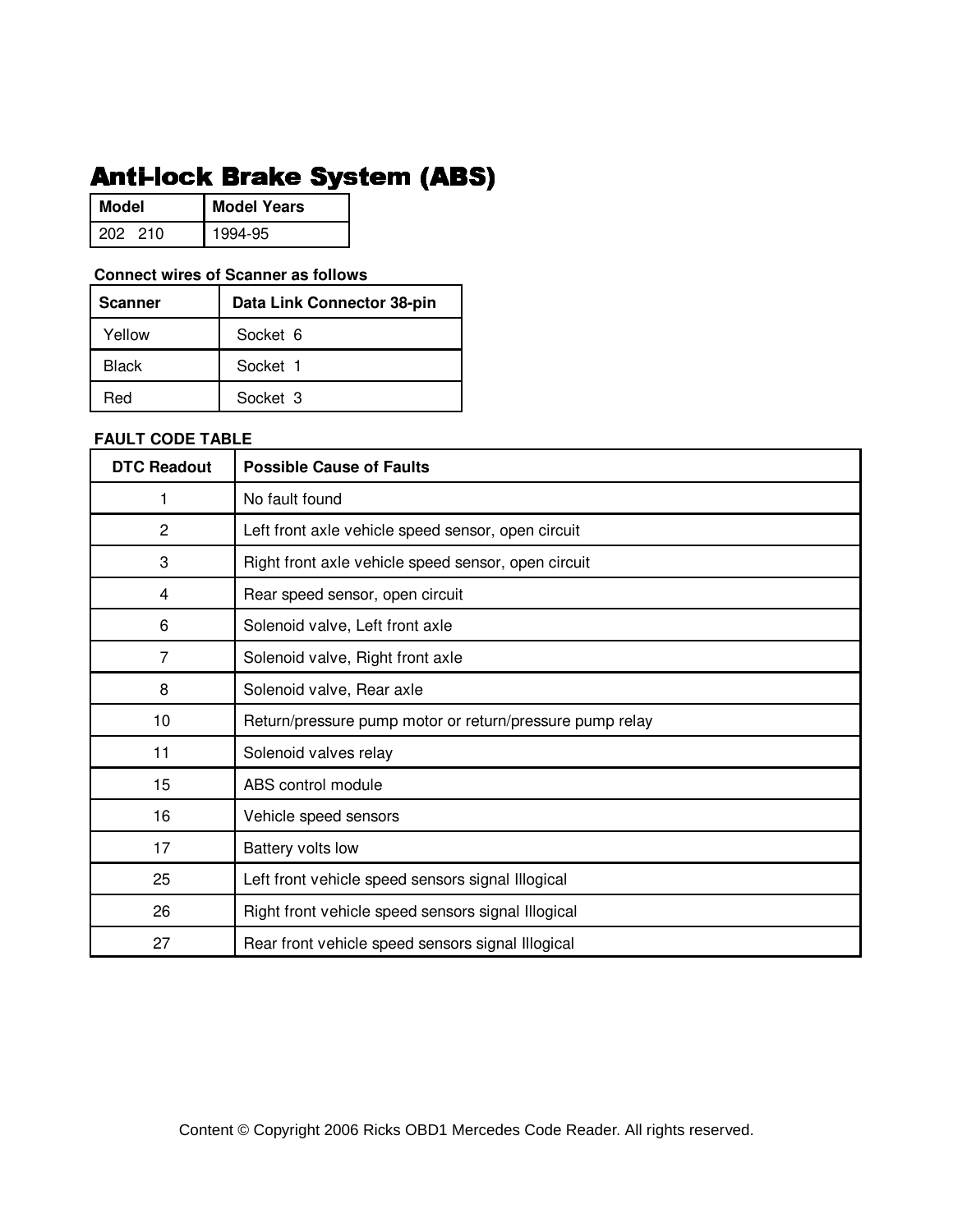# Anti-lock Brake System (ABS)

| Model | Model Years |
|---|---|
| 202 210 | 1994-95 |

**Connect wires of Scanner as follows**

| Scanner | Data Link Connector 38-pin |
|---|---|
| Yellow | Socket 6 |
| Black | Socket 1 |
| Red | Socket 3 |

**FAULT CODE TABLE**

| DTC Readout | Possible Cause of Faults |
|---|---|
| 1 | No fault found |
| 2 | Left front axle vehicle speed sensor, open circuit |
| 3 | Right front axle vehicle speed sensor, open circuit |
| 4 | Rear speed sensor, open circuit |
| 6 | Solenoid valve, Left front axle |
| 7 | Solenoid valve, Right front axle |
| 8 | Solenoid valve, Rear axle |
| 10 | Return/pressure pump motor or return/pressure pump relay |
| 11 | Solenoid valves relay |
| 15 | ABS control module |
| 16 | Vehicle speed sensors |
| 17 | Battery volts low |
| 25 | Left front vehicle speed sensors signal Illogical |
| 26 | Right front vehicle speed sensors signal Illogical |
| 27 | Rear front vehicle speed sensors signal Illogical |

Content © Copyright 2006 Ricks OBD1 Mercedes Code Reader. All rights reserved.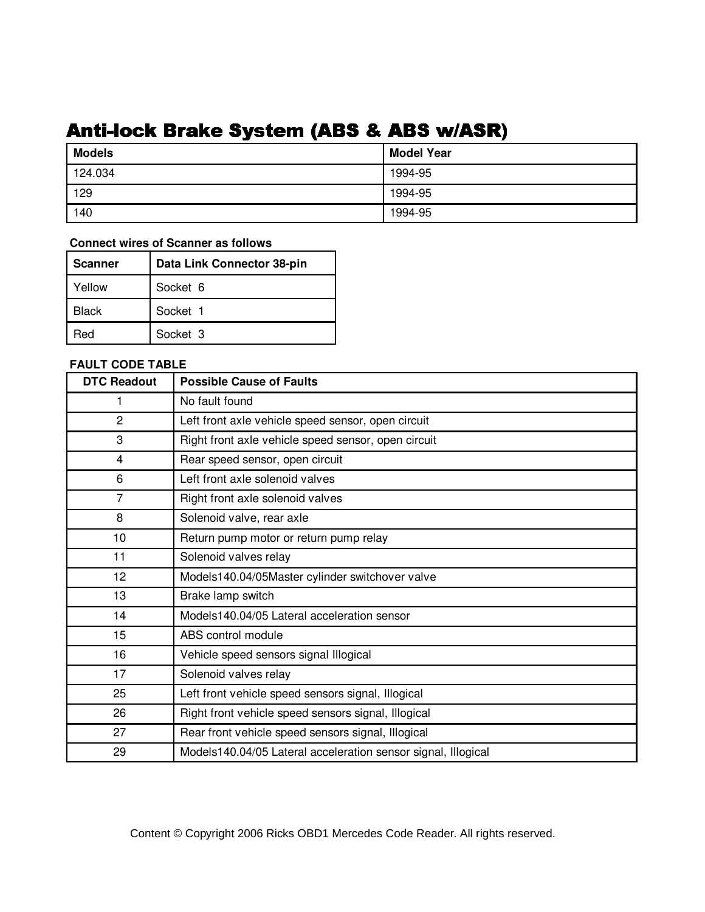## Anti-lock Brake System (ABS & ABS w/ASR)

| Models | Model Year |
|---|---|
| 124.034 | 1994-95 |
| 129 | 1994-95 |
| 140 | 1994-95 |

**Connect wires of Scanner as follows**

| Scanner | Data Link Connector 38-pin |
|---|---|
| Yellow | Socket 6 |
| Black | Socket 1 |
| Red | Socket 3 |

**FAULT CODE TABLE**

| DTC Readout | Possible Cause of Faults |
|---|---|
| 1 | No fault found |
| 2 | Left front axle vehicle speed sensor, open circuit |
| 3 | Right front axle vehicle speed sensor, open circuit |
| 4 | Rear speed sensor, open circuit |
| 6 | Left front axle solenoid valves |
| 7 | Right front axle solenoid valves |
| 8 | Solenoid valve, rear axle |
| 10 | Return pump motor or return pump relay |
| 11 | Solenoid valves relay |
| 12 | Models140.04/05Master cylinder switchover valve |
| 13 | Brake lamp switch |
| 14 | Models140.04/05 Lateral acceleration sensor |
| 15 | ABS control module |
| 16 | Vehicle speed sensors signal Illogical |
| 17 | Solenoid valves relay |
| 25 | Left front vehicle speed sensors signal, Illogical |
| 26 | Right front vehicle speed sensors signal, Illogical |
| 27 | Rear front vehicle speed sensors signal, Illogical |
| 29 | Models140.04/05 Lateral acceleration sensor signal, Illogical |

Content © Copyright 2006 Ricks OBD1 Mercedes Code Reader. All rights reserved.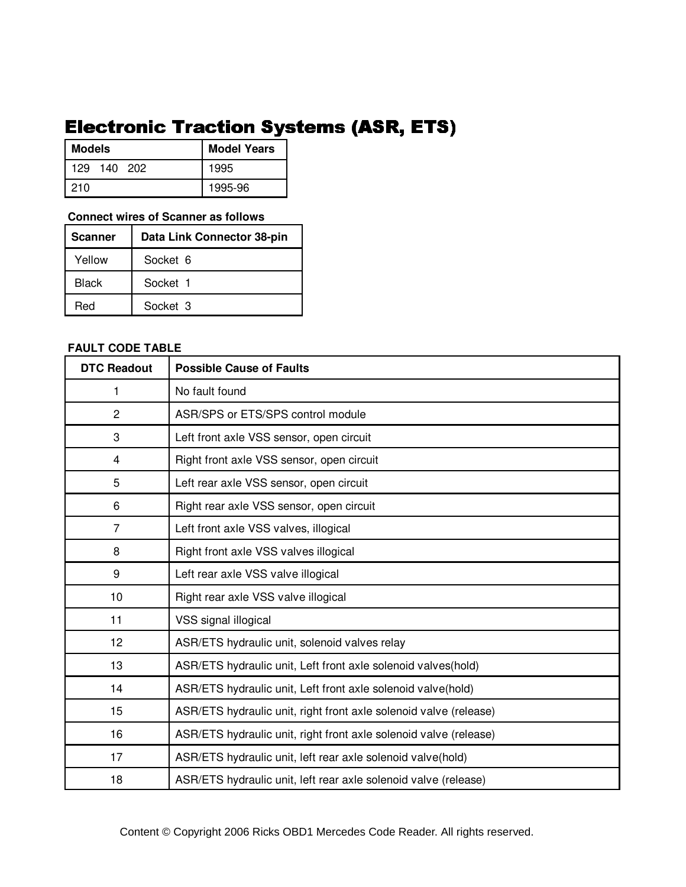# Electronic Traction Systems (ASR, ETS)

| Models | Model Years |
| --- | --- |
| 129 140 202 | 1995 |
| 210 | 1995-96 |

**Connect wires of Scanner as follows**

| Scanner | Data Link Connector 38-pin |
| --- | --- |
| Yellow | Socket 6 |
| Black | Socket 1 |
| Red | Socket 3 |

**FAULT CODE TABLE**

| DTC Readout | Possible Cause of Faults |
| --- | --- |
| 1 | No fault found |
| 2 | ASR/SPS or ETS/SPS control module |
| 3 | Left front axle VSS sensor, open circuit |
| 4 | Right front axle VSS sensor, open circuit |
| 5 | Left rear axle VSS sensor, open circuit |
| 6 | Right rear axle VSS sensor, open circuit |
| 7 | Left front axle VSS valves, illogical |
| 8 | Right front axle VSS valves illogical |
| 9 | Left rear axle VSS valve illogical |
| 10 | Right rear axle VSS valve illogical |
| 11 | VSS signal illogical |
| 12 | ASR/ETS hydraulic unit, solenoid valves relay |
| 13 | ASR/ETS hydraulic unit, Left front axle solenoid valves(hold) |
| 14 | ASR/ETS hydraulic unit, Left front axle solenoid valve(hold) |
| 15 | ASR/ETS hydraulic unit, right front axle solenoid valve (release) |
| 16 | ASR/ETS hydraulic unit, right front axle solenoid valve (release) |
| 17 | ASR/ETS hydraulic unit, left rear axle solenoid valve(hold) |
| 18 | ASR/ETS hydraulic unit, left rear axle solenoid valve (release) |

Content © Copyright 2006 Ricks OBD1 Mercedes Code Reader. All rights reserved.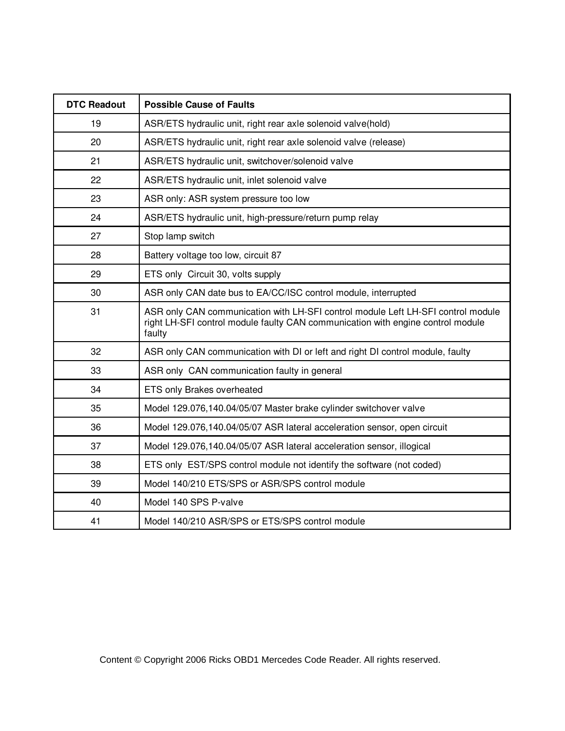| DTC Readout | Possible Cause of Faults |
|---|---|
| 19 | ASR/ETS hydraulic unit, right rear axle solenoid valve(hold) |
| 20 | ASR/ETS hydraulic unit, right rear axle solenoid valve (release) |
| 21 | ASR/ETS hydraulic unit, switchover/solenoid valve |
| 22 | ASR/ETS hydraulic unit, inlet solenoid valve |
| 23 | ASR only: ASR system pressure too low |
| 24 | ASR/ETS hydraulic unit, high-pressure/return pump relay |
| 27 | Stop lamp switch |
| 28 | Battery voltage too low, circuit 87 |
| 29 | ETS only  Circuit 30, volts supply |
| 30 | ASR only CAN date bus to EA/CC/ISC control module, interrupted |
| 31 | ASR only CAN communication with LH-SFI control module Left LH-SFI control module right LH-SFI control module faulty CAN communication with engine control module faulty |
| 32 | ASR only CAN communication with DI or left and right DI control module, faulty |
| 33 | ASR only  CAN communication faulty in general |
| 34 | ETS only Brakes overheated |
| 35 | Model 129.076,140.04/05/07 Master brake cylinder switchover valve |
| 36 | Model 129.076,140.04/05/07 ASR lateral acceleration sensor, open circuit |
| 37 | Model 129.076,140.04/05/07 ASR lateral acceleration sensor, illogical |
| 38 | ETS only  EST/SPS control module not identify the software (not coded) |
| 39 | Model 140/210 ETS/SPS or ASR/SPS control module |
| 40 | Model 140 SPS P-valve |
| 41 | Model 140/210 ASR/SPS or ETS/SPS control module |

Content © Copyright 2006 Ricks OBD1 Mercedes Code Reader. All rights reserved.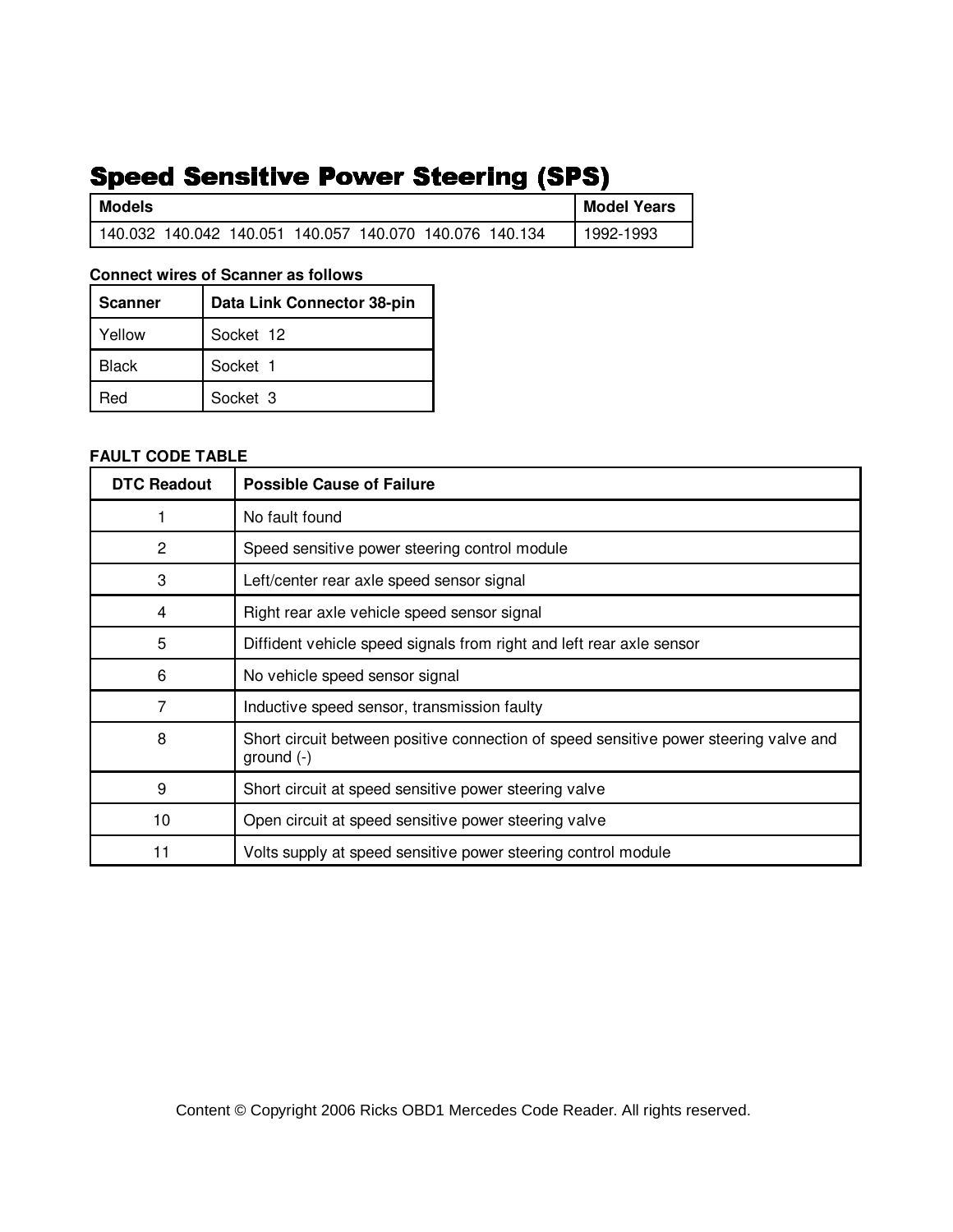# Speed Sensitive Power Steering (SPS)

| Models | Model Years |
| --- | --- |
| 140.032 140.042 140.051 140.057 140.070 140.076 140.134 | 1992-1993 |

**Connect wires of Scanner as follows**

| Scanner | Data Link Connector 38-pin |
| --- | --- |
| Yellow | Socket 12 |
| Black | Socket 1 |
| Red | Socket 3 |

**FAULT CODE TABLE**

| DTC Readout | Possible Cause of Failure |
| --- | --- |
| 1 | No fault found |
| 2 | Speed sensitive power steering control module |
| 3 | Left/center rear axle speed sensor signal |
| 4 | Right rear axle vehicle speed sensor signal |
| 5 | Diffident vehicle speed signals from right and left rear axle sensor |
| 6 | No vehicle speed sensor signal |
| 7 | Inductive speed sensor, transmission faulty |
| 8 | Short circuit between positive connection of speed sensitive power steering valve and ground (-) |
| 9 | Short circuit at speed sensitive power steering valve |
| 10 | Open circuit at speed sensitive power steering valve |
| 11 | Volts supply at speed sensitive power steering control module |

Content © Copyright 2006 Ricks OBD1 Mercedes Code Reader. All rights reserved.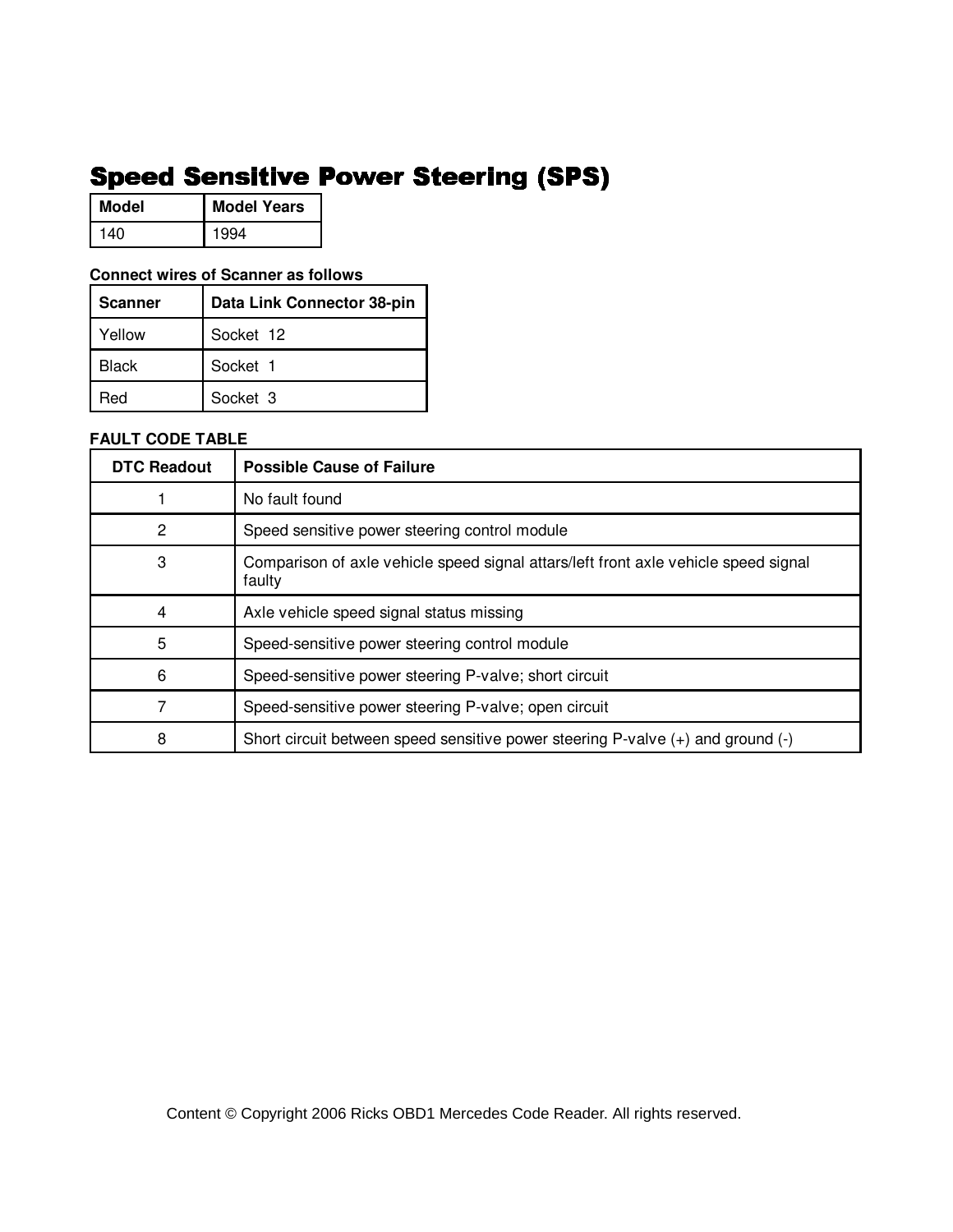# Speed Sensitive Power Steering (SPS)

| Model | Model Years |
| --- | --- |
| 140 | 1994 |

**Connect wires of Scanner as follows**

| Scanner | Data Link Connector 38-pin |
| --- | --- |
| Yellow | Socket 12 |
| Black | Socket 1 |
| Red | Socket 3 |

**FAULT CODE TABLE**

| DTC Readout | Possible Cause of Failure |
| --- | --- |
| 1 | No fault found |
| 2 | Speed sensitive power steering control module |
| 3 | Comparison of axle vehicle speed signal attars/left front axle vehicle speed signal faulty |
| 4 | Axle vehicle speed signal status missing |
| 5 | Speed-sensitive power steering control module |
| 6 | Speed-sensitive power steering P-valve; short circuit |
| 7 | Speed-sensitive power steering P-valve; open circuit |
| 8 | Short circuit between speed sensitive power steering P-valve (+) and ground (-) |

Content © Copyright 2006 Ricks OBD1 Mercedes Code Reader. All rights reserved.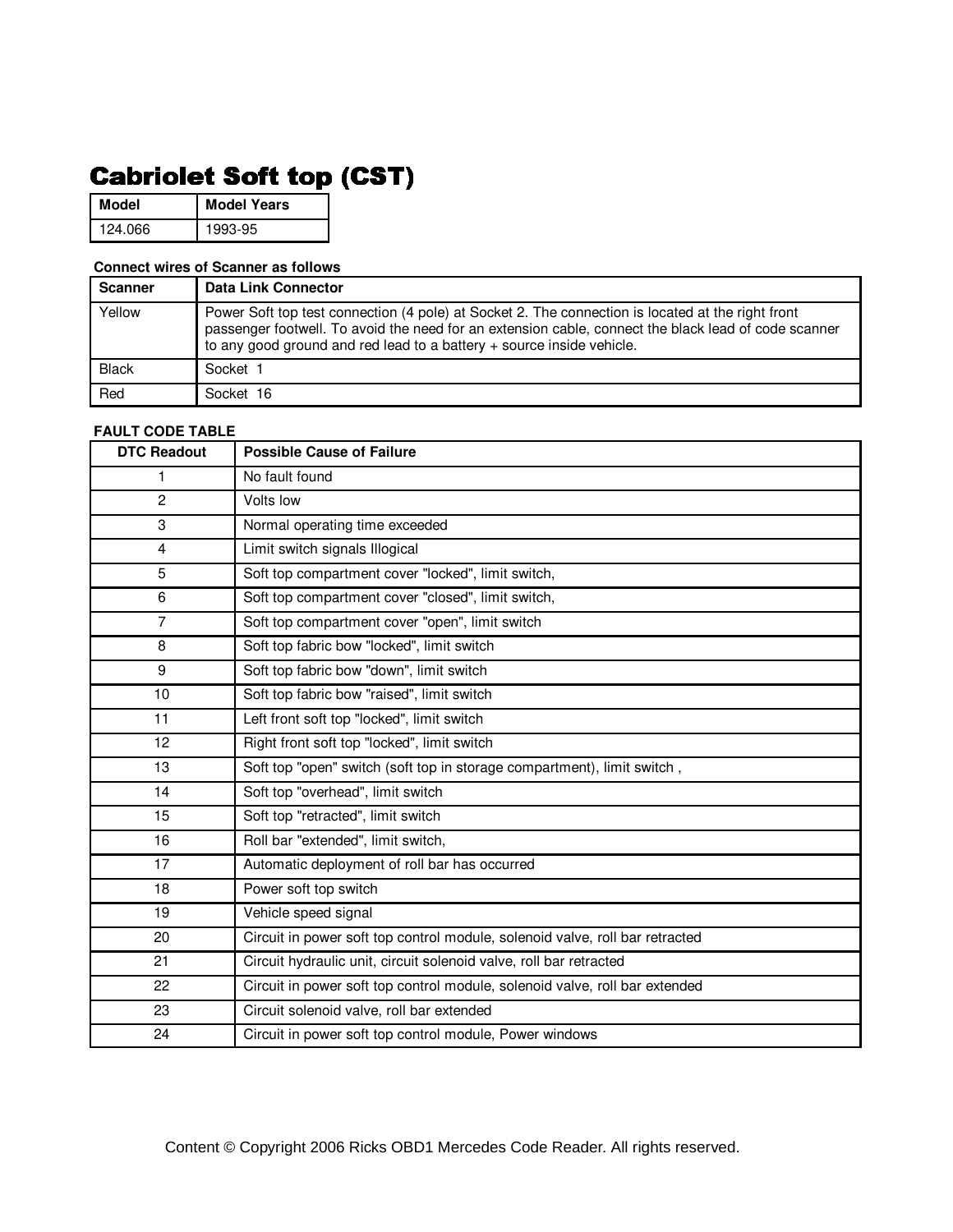# Cabriolet Soft top (CST)

| Model | Model Years |
|---|---|
| 124.066 | 1993-95 |

**Connect wires of Scanner as follows**

| Scanner | Data Link Connector |
|---|---|
| Yellow | Power Soft top test connection (4 pole) at Socket 2. The connection is located at the right front passenger footwell. To avoid the need for an extension cable, connect the black lead of code scanner to any good ground and red lead to a battery + source inside vehicle. |
| Black | Socket 1 |
| Red | Socket 16 |

**FAULT CODE TABLE**

| DTC Readout | Possible Cause of Failure |
|---|---|
| 1 | No fault found |
| 2 | Volts low |
| 3 | Normal operating time exceeded |
| 4 | Limit switch signals Illogical |
| 5 | Soft top compartment cover "locked", limit switch, |
| 6 | Soft top compartment cover "closed", limit switch, |
| 7 | Soft top compartment cover "open", limit switch |
| 8 | Soft top fabric bow "locked", limit switch |
| 9 | Soft top fabric bow "down", limit switch |
| 10 | Soft top fabric bow "raised", limit switch |
| 11 | Left front soft top "locked", limit switch |
| 12 | Right front soft top "locked", limit switch |
| 13 | Soft top "open" switch (soft top in storage compartment), limit switch , |
| 14 | Soft top "overhead", limit switch |
| 15 | Soft top "retracted", limit switch |
| 16 | Roll bar "extended", limit switch, |
| 17 | Automatic deployment of roll bar has occurred |
| 18 | Power soft top switch |
| 19 | Vehicle speed signal |
| 20 | Circuit in power soft top control module, solenoid valve, roll bar retracted |
| 21 | Circuit hydraulic unit, circuit solenoid valve, roll bar retracted |
| 22 | Circuit in power soft top control module, solenoid valve, roll bar extended |
| 23 | Circuit solenoid valve, roll bar extended |
| 24 | Circuit in power soft top control module, Power windows |

Content © Copyright 2006 Ricks OBD1 Mercedes Code Reader. All rights reserved.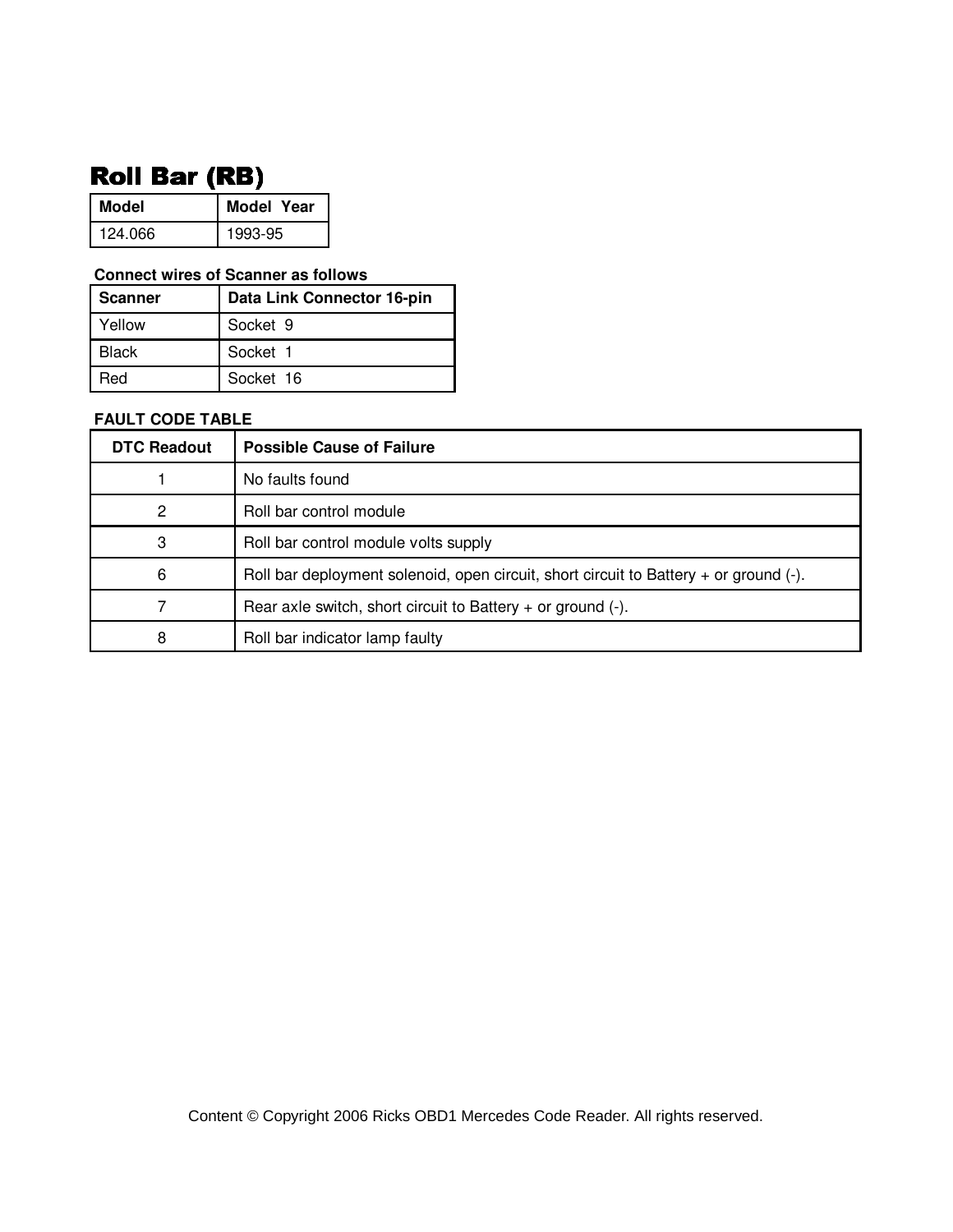# Roll Bar (RB)

| Model | Model Year |
|---|---|
| 124.066 | 1993-95 |

**Connect wires of Scanner as follows**

| Scanner | Data Link Connector 16-pin |
|---|---|
| Yellow | Socket 9 |
| Black | Socket 1 |
| Red | Socket 16 |

**FAULT CODE TABLE**

| DTC Readout | Possible Cause of Failure |
|---|---|
| 1 | No faults found |
| 2 | Roll bar control module |
| 3 | Roll bar control module volts supply |
| 6 | Roll bar deployment solenoid, open circuit, short circuit to Battery + or ground (-). |
| 7 | Rear axle switch, short circuit to Battery + or ground (-). |
| 8 | Roll bar indicator lamp faulty |

Content © Copyright 2006 Ricks OBD1 Mercedes Code Reader. All rights reserved.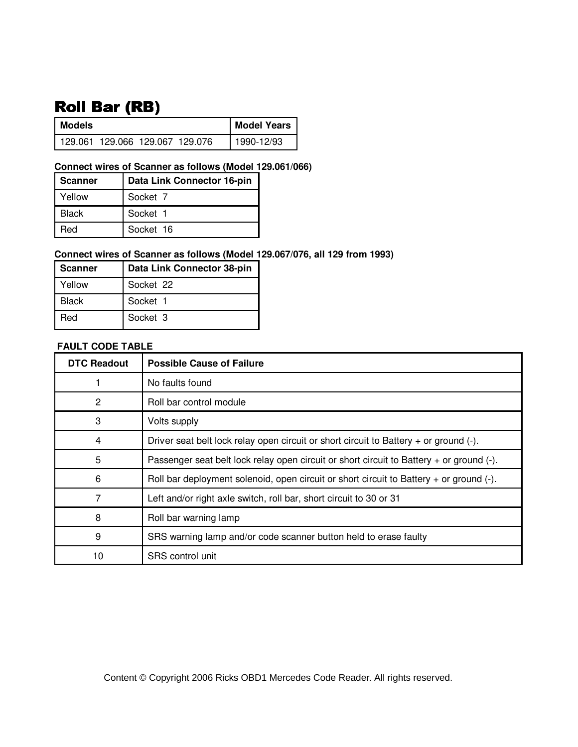# Roll Bar (RB)

| Models | Model Years |
|---|---|
| 129.061  129.066  129.067  129.076 | 1990-12/93 |

**Connect wires of Scanner as follows (Model 129.061/066)**

| Scanner | Data Link Connector 16-pin |
|---|---|
| Yellow | Socket 7 |
| Black | Socket 1 |
| Red | Socket 16 |

**Connect wires of Scanner as follows (Model 129.067/076, all 129 from 1993)**

| Scanner | Data Link Connector 38-pin |
|---|---|
| Yellow | Socket 22 |
| Black | Socket 1 |
| Red | Socket 3 |

**FAULT CODE TABLE**

| DTC Readout | Possible Cause of Failure |
|---|---|
| 1 | No faults found |
| 2 | Roll bar control module |
| 3 | Volts supply |
| 4 | Driver seat belt lock relay open circuit or short circuit to Battery + or ground (-). |
| 5 | Passenger seat belt lock relay open circuit or short circuit to Battery + or ground (-). |
| 6 | Roll bar deployment solenoid, open circuit or short circuit to Battery + or ground (-). |
| 7 | Left and/or right axle switch, roll bar, short circuit to 30 or 31 |
| 8 | Roll bar warning lamp |
| 9 | SRS warning lamp and/or code scanner button held to erase faulty |
| 10 | SRS control unit |

Content © Copyright 2006 Ricks OBD1 Mercedes Code Reader. All rights reserved.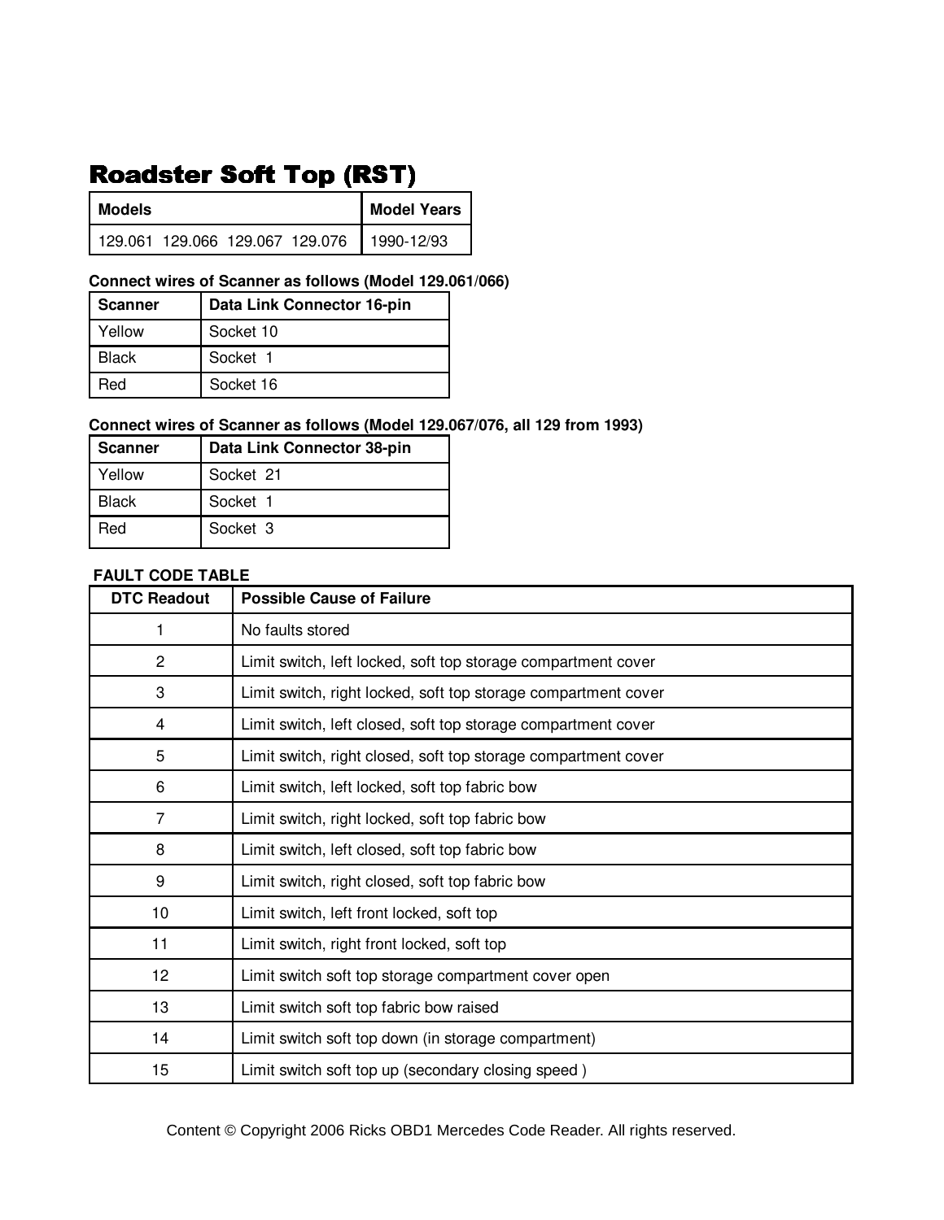# Roadster Soft Top (RST)

| Models | Model Years |
|---|---|
| 129.061  129.066  129.067  129.076 | 1990-12/93 |

**Connect wires of Scanner as follows (Model 129.061/066)**

| Scanner | Data Link Connector 16-pin |
|---|---|
| Yellow | Socket 10 |
| Black | Socket 1 |
| Red | Socket 16 |

**Connect wires of Scanner as follows (Model 129.067/076, all 129 from 1993)**

| Scanner | Data Link Connector 38-pin |
|---|---|
| Yellow | Socket 21 |
| Black | Socket 1 |
| Red | Socket 3 |

**FAULT CODE TABLE**

| DTC Readout | Possible Cause of Failure |
|---|---|
| 1 | No faults stored |
| 2 | Limit switch, left locked, soft top storage compartment cover |
| 3 | Limit switch, right locked, soft top storage compartment cover |
| 4 | Limit switch, left closed, soft top storage compartment cover |
| 5 | Limit switch, right closed, soft top storage compartment cover |
| 6 | Limit switch, left locked, soft top fabric bow |
| 7 | Limit switch, right locked, soft top fabric bow |
| 8 | Limit switch, left closed, soft top fabric bow |
| 9 | Limit switch, right closed, soft top fabric bow |
| 10 | Limit switch, left front locked, soft top |
| 11 | Limit switch, right front locked, soft top |
| 12 | Limit switch soft top storage compartment cover open |
| 13 | Limit switch soft top fabric bow raised |
| 14 | Limit switch soft top down (in storage compartment) |
| 15 | Limit switch soft top up (secondary closing speed ) |

Content © Copyright 2006 Ricks OBD1 Mercedes Code Reader. All rights reserved.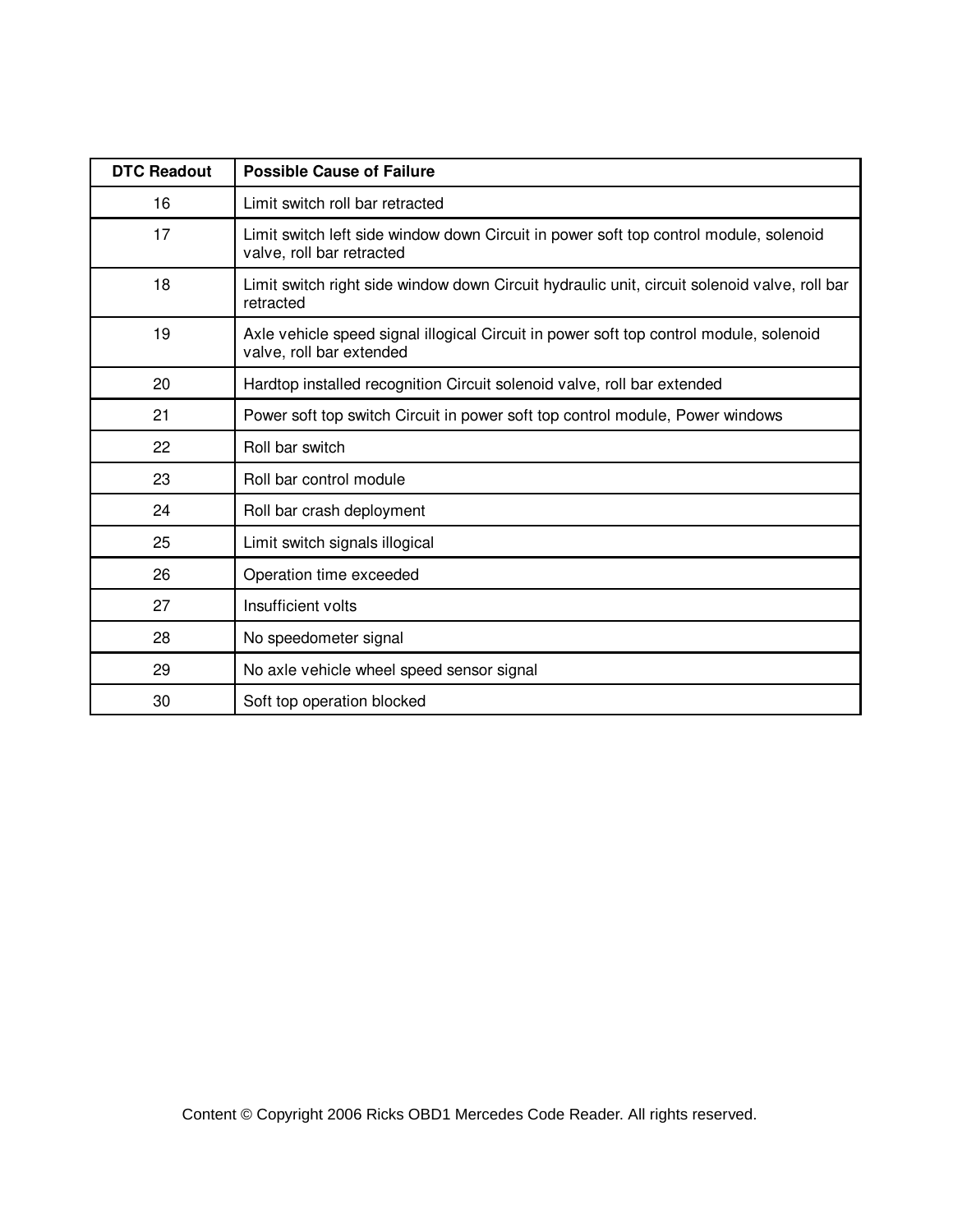| DTC Readout | Possible Cause of Failure |
|---|---|
| 16 | Limit switch roll bar retracted |
| 17 | Limit switch left side window down Circuit in power soft top control module, solenoid valve, roll bar retracted |
| 18 | Limit switch right side window down Circuit hydraulic unit, circuit solenoid valve, roll bar retracted |
| 19 | Axle vehicle speed signal illogical Circuit in power soft top control module, solenoid valve, roll bar extended |
| 20 | Hardtop installed recognition Circuit solenoid valve, roll bar extended |
| 21 | Power soft top switch Circuit in power soft top control module, Power windows |
| 22 | Roll bar switch |
| 23 | Roll bar control module |
| 24 | Roll bar crash deployment |
| 25 | Limit switch signals illogical |
| 26 | Operation time exceeded |
| 27 | Insufficient volts |
| 28 | No speedometer signal |
| 29 | No axle vehicle wheel speed sensor signal |
| 30 | Soft top operation blocked |

Content © Copyright 2006 Ricks OBD1 Mercedes Code Reader. All rights reserved.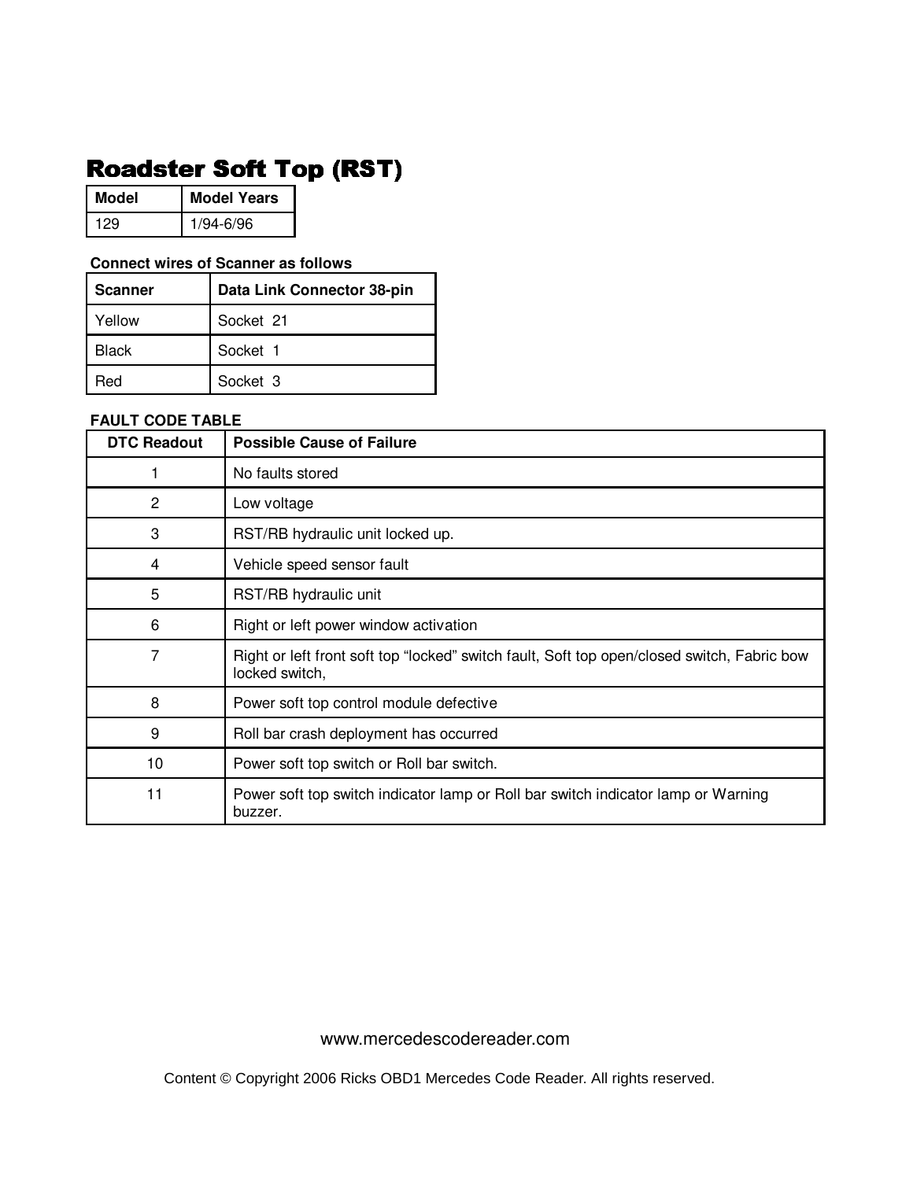# Roadster Soft Top (RST)

| Model | Model Years |
|---|---|
| 129 | 1/94-6/96 |

**Connect wires of Scanner as follows**

| Scanner | Data Link Connector 38-pin |
|---|---|
| Yellow | Socket 21 |
| Black | Socket 1 |
| Red | Socket 3 |

**FAULT CODE TABLE**

| DTC Readout | Possible Cause of Failure |
|---|---|
| 1 | No faults stored |
| 2 | Low voltage |
| 3 | RST/RB hydraulic unit locked up. |
| 4 | Vehicle speed sensor fault |
| 5 | RST/RB hydraulic unit |
| 6 | Right or left power window activation |
| 7 | Right or left front soft top "locked" switch fault, Soft top open/closed switch, Fabric bow locked switch, |
| 8 | Power soft top control module defective |
| 9 | Roll bar crash deployment has occurred |
| 10 | Power soft top switch or Roll bar switch. |
| 11 | Power soft top switch indicator lamp or Roll bar switch indicator lamp or Warning buzzer. |

www.mercedescodereader.com

Content © Copyright 2006 Ricks OBD1 Mercedes Code Reader. All rights reserved.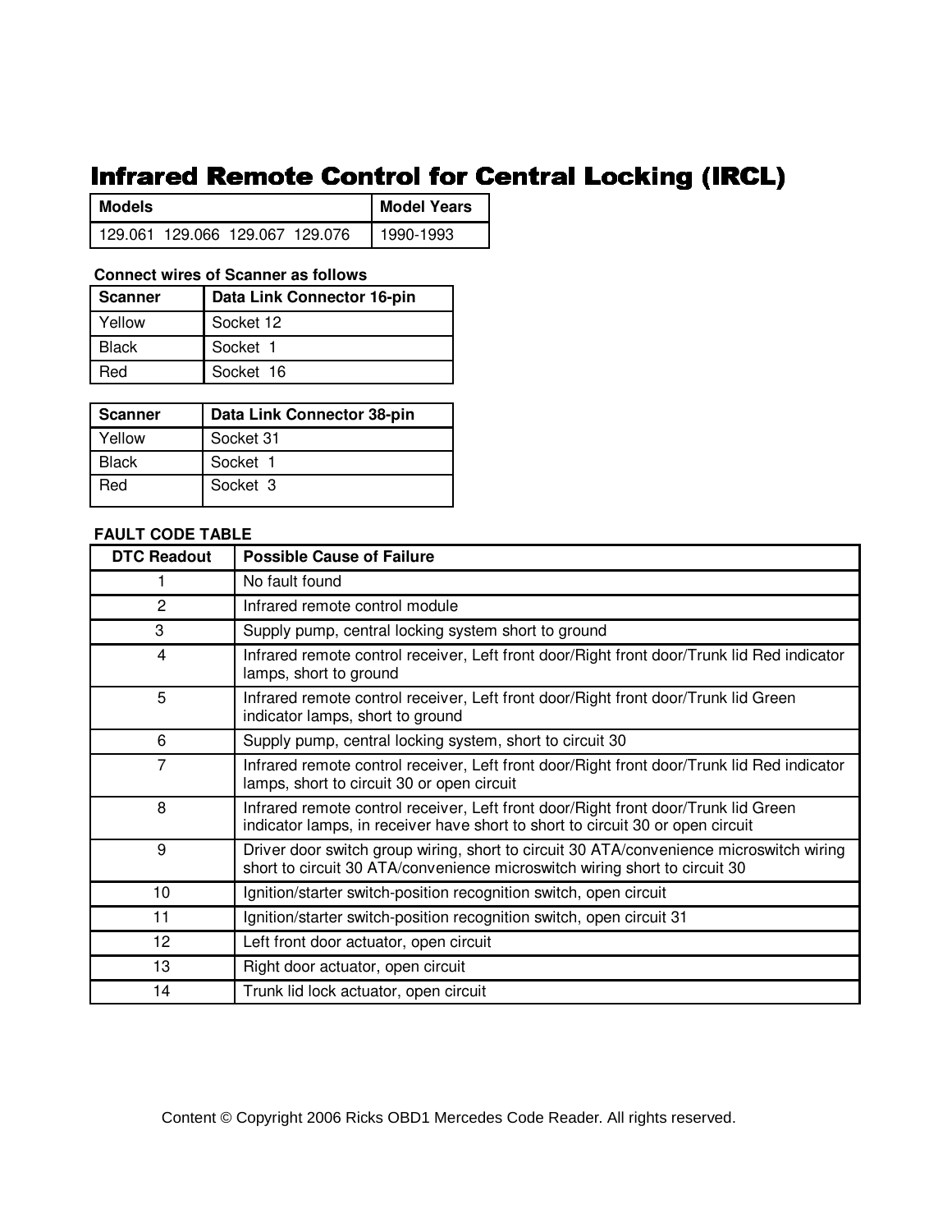# Infrared Remote Control for Central Locking (IRCL)

| Models | Model Years |
|---|---|
| 129.061 129.066 129.067 129.076 | 1990-1993 |

**Connect wires of Scanner as follows**

| Scanner | Data Link Connector 16-pin |
|---|---|
| Yellow | Socket 12 |
| Black | Socket 1 |
| Red | Socket 16 |

| Scanner | Data Link Connector 38-pin |
|---|---|
| Yellow | Socket 31 |
| Black | Socket 1 |
| Red | Socket 3 |

**FAULT CODE TABLE**

| DTC Readout | Possible Cause of Failure |
|---|---|
| 1 | No fault found |
| 2 | Infrared remote control module |
| 3 | Supply pump, central locking system short to ground |
| 4 | Infrared remote control receiver, Left front door/Right front door/Trunk lid Red indicator lamps, short to ground |
| 5 | Infrared remote control receiver, Left front door/Right front door/Trunk lid Green indicator lamps, short to ground |
| 6 | Supply pump, central locking system, short to circuit 30 |
| 7 | Infrared remote control receiver, Left front door/Right front door/Trunk lid Red indicator lamps, short to circuit 30 or open circuit |
| 8 | Infrared remote control receiver, Left front door/Right front door/Trunk lid Green indicator lamps, in receiver have short to short to circuit 30 or open circuit |
| 9 | Driver door switch group wiring, short to circuit 30 ATA/convenience microswitch wiring short to circuit 30 ATA/convenience microswitch wiring short to circuit 30 |
| 10 | Ignition/starter switch-position recognition switch, open circuit |
| 11 | Ignition/starter switch-position recognition switch, open circuit 31 |
| 12 | Left front door actuator, open circuit |
| 13 | Right door actuator, open circuit |
| 14 | Trunk lid lock actuator, open circuit |

Content © Copyright 2006 Ricks OBD1 Mercedes Code Reader. All rights reserved.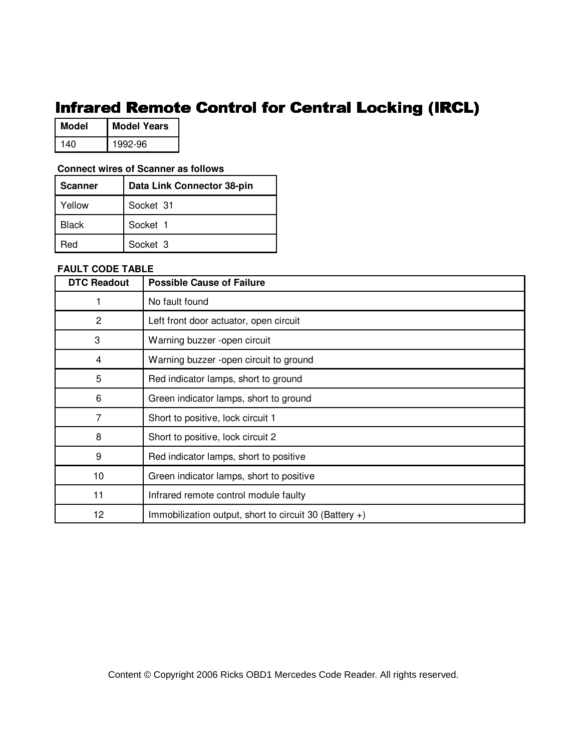# Infrared Remote Control for Central Locking (IRCL)

| Model | Model Years |
| --- | --- |
| 140 | 1992-96 |

**Connect wires of Scanner as follows**

| Scanner | Data Link Connector 38-pin |
| --- | --- |
| Yellow | Socket 31 |
| Black | Socket 1 |
| Red | Socket 3 |

**FAULT CODE TABLE**

| DTC Readout | Possible Cause of Failure |
| --- | --- |
| 1 | No fault found |
| 2 | Left front door actuator, open circuit |
| 3 | Warning buzzer -open circuit |
| 4 | Warning buzzer -open circuit to ground |
| 5 | Red indicator lamps, short to ground |
| 6 | Green indicator lamps, short to ground |
| 7 | Short to positive, lock circuit 1 |
| 8 | Short to positive, lock circuit 2 |
| 9 | Red indicator lamps, short to positive |
| 10 | Green indicator lamps, short to positive |
| 11 | Infrared remote control module faulty |
| 12 | Immobilization output, short to circuit 30 (Battery +) |

Content © Copyright 2006 Ricks OBD1 Mercedes Code Reader. All rights reserved.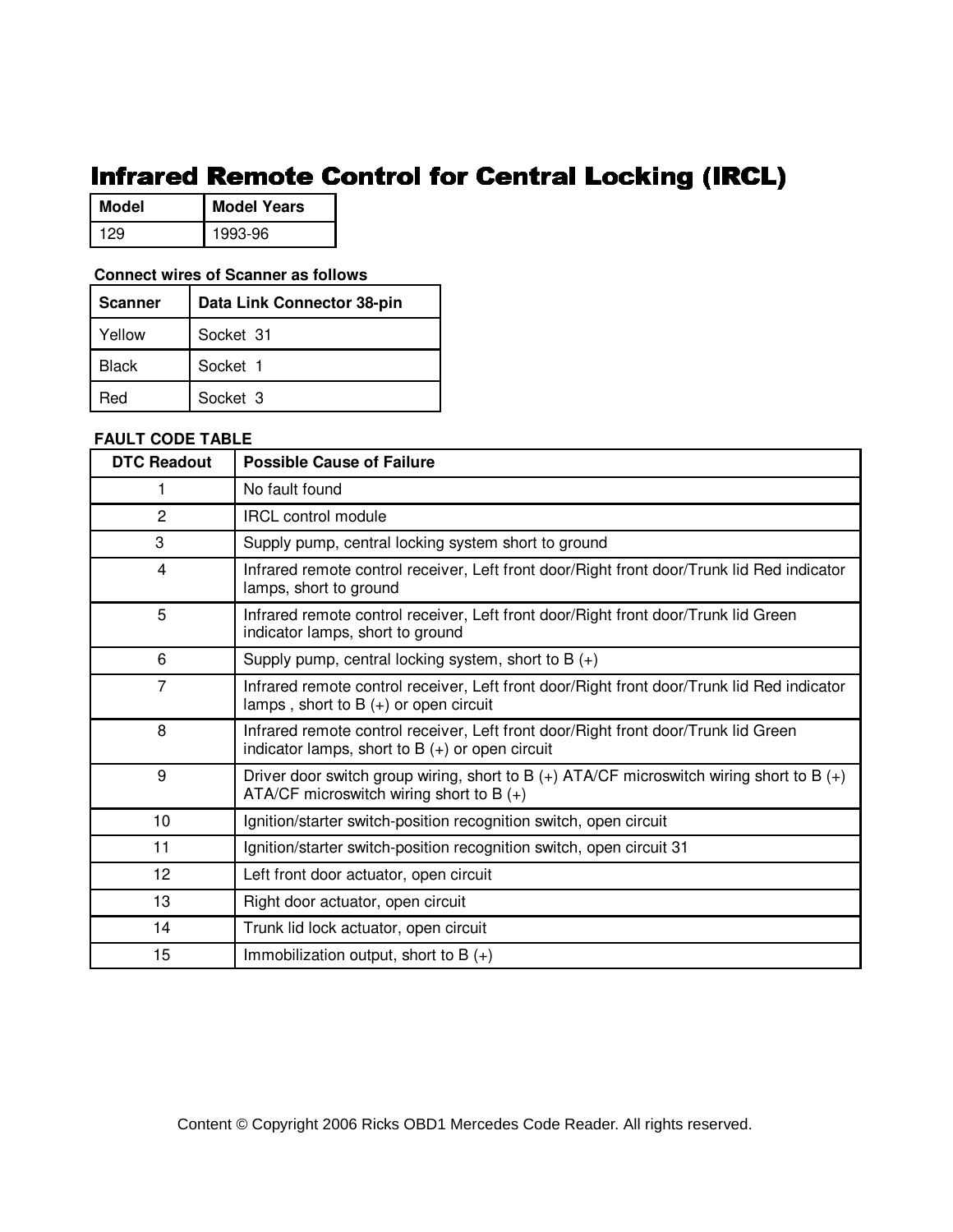# Infrared Remote Control for Central Locking (IRCL)

| Model | Model Years |
|---|---|
| 129 | 1993-96 |

**Connect wires of Scanner as follows**

| Scanner | Data Link Connector 38-pin |
|---|---|
| Yellow | Socket 31 |
| Black | Socket 1 |
| Red | Socket 3 |

**FAULT CODE TABLE**

| DTC Readout | Possible Cause of Failure |
|---|---|
| 1 | No fault found |
| 2 | IRCL control module |
| 3 | Supply pump, central locking system short to ground |
| 4 | Infrared remote control receiver, Left front door/Right front door/Trunk lid Red indicator lamps, short to ground |
| 5 | Infrared remote control receiver, Left front door/Right front door/Trunk lid Green indicator lamps, short to ground |
| 6 | Supply pump, central locking system, short to B (+) |
| 7 | Infrared remote control receiver, Left front door/Right front door/Trunk lid Red indicator lamps , short to B (+) or open circuit |
| 8 | Infrared remote control receiver, Left front door/Right front door/Trunk lid Green indicator lamps, short to B (+) or open circuit |
| 9 | Driver door switch group wiring, short to B (+) ATA/CF microswitch wiring short to B (+) ATA/CF microswitch wiring short to B (+) |
| 10 | Ignition/starter switch-position recognition switch, open circuit |
| 11 | Ignition/starter switch-position recognition switch, open circuit 31 |
| 12 | Left front door actuator, open circuit |
| 13 | Right door actuator, open circuit |
| 14 | Trunk lid lock actuator, open circuit |
| 15 | Immobilization output, short to B (+) |

Content © Copyright 2006 Ricks OBD1 Mercedes Code Reader. All rights reserved.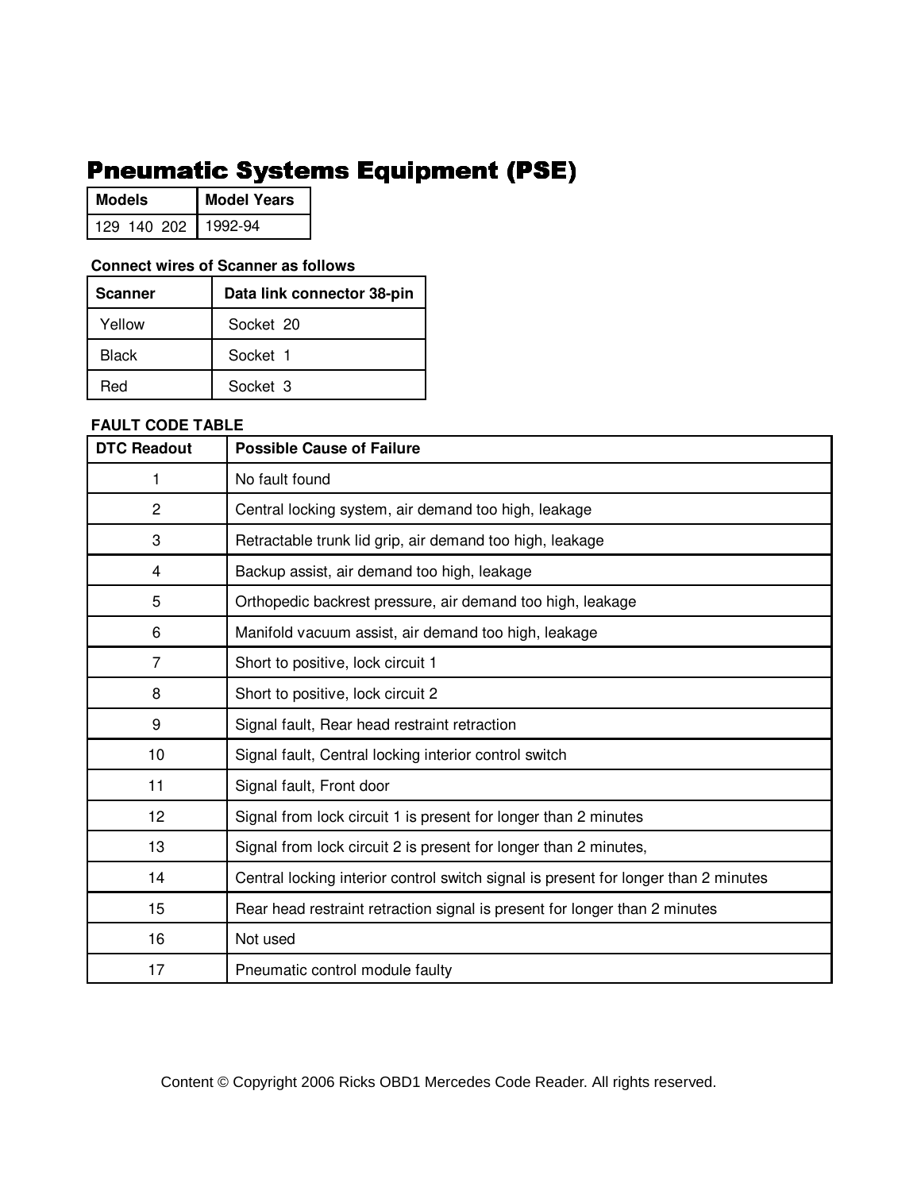# Pneumatic Systems Equipment (PSE)

| Models | Model Years |
|---|---|
| 129 140 202 | 1992-94 |

**Connect wires of Scanner as follows**

| Scanner | Data link connector 38-pin |
|---|---|
| Yellow | Socket 20 |
| Black | Socket 1 |
| Red | Socket 3 |

**FAULT CODE TABLE**

| DTC Readout | Possible Cause of Failure |
|---|---|
| 1 | No fault found |
| 2 | Central locking system, air demand too high, leakage |
| 3 | Retractable trunk lid grip, air demand too high, leakage |
| 4 | Backup assist, air demand too high, leakage |
| 5 | Orthopedic backrest pressure, air demand too high, leakage |
| 6 | Manifold vacuum assist, air demand too high, leakage |
| 7 | Short to positive, lock circuit 1 |
| 8 | Short to positive, lock circuit 2 |
| 9 | Signal fault, Rear head restraint retraction |
| 10 | Signal fault, Central locking interior control switch |
| 11 | Signal fault, Front door |
| 12 | Signal from lock circuit 1 is present for longer than 2 minutes |
| 13 | Signal from lock circuit 2 is present for longer than 2 minutes, |
| 14 | Central locking interior control switch signal is present for longer than 2 minutes |
| 15 | Rear head restraint retraction signal is present for longer than 2 minutes |
| 16 | Not used |
| 17 | Pneumatic control module faulty |

Content © Copyright 2006 Ricks OBD1 Mercedes Code Reader. All rights reserved.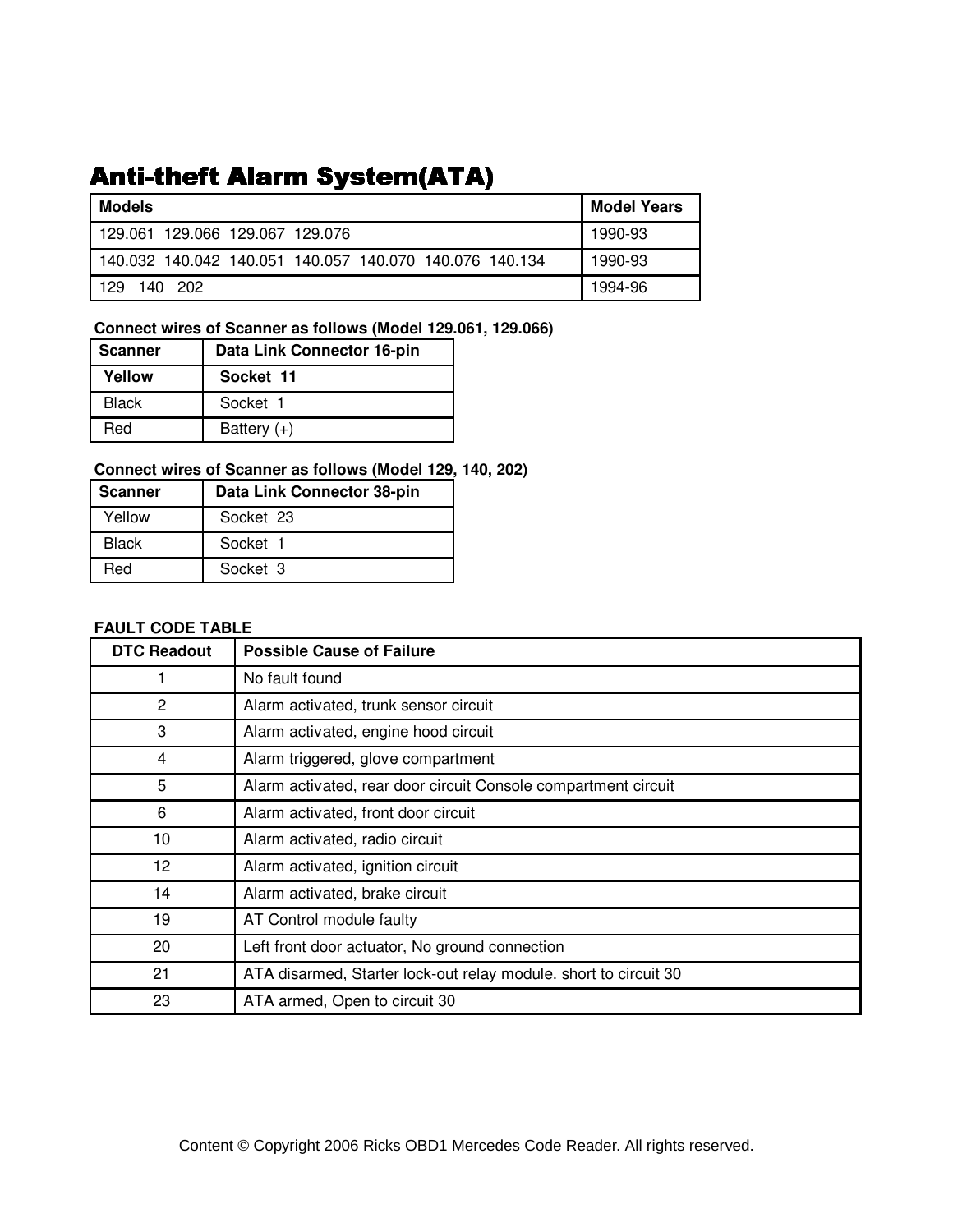# Anti-theft Alarm System(ATA)

| Models | Model Years |
|---|---|
| 129.061 129.066 129.067 129.076 | 1990-93 |
| 140.032 140.042 140.051 140.057 140.070 140.076 140.134 | 1990-93 |
| 129 140 202 | 1994-96 |

**Connect wires of Scanner as follows (Model 129.061, 129.066)**

| Scanner | Data Link Connector 16-pin |
|---|---|
| **Yellow** | **Socket 11** |
| Black | Socket 1 |
| Red | Battery (+) |

**Connect wires of Scanner as follows (Model 129, 140, 202)**

| Scanner | Data Link Connector 38-pin |
|---|---|
| Yellow | Socket 23 |
| Black | Socket 1 |
| Red | Socket 3 |

**FAULT CODE TABLE**

| DTC Readout | Possible Cause of Failure |
|---|---|
| 1 | No fault found |
| 2 | Alarm activated, trunk sensor circuit |
| 3 | Alarm activated, engine hood circuit |
| 4 | Alarm triggered, glove compartment |
| 5 | Alarm activated, rear door circuit Console compartment circuit |
| 6 | Alarm activated, front door circuit |
| 10 | Alarm activated, radio circuit |
| 12 | Alarm activated, ignition circuit |
| 14 | Alarm activated, brake circuit |
| 19 | AT Control module faulty |
| 20 | Left front door actuator, No ground connection |
| 21 | ATA disarmed, Starter lock-out relay module. short to circuit 30 |
| 23 | ATA armed, Open to circuit 30 |

Content © Copyright 2006 Ricks OBD1 Mercedes Code Reader. All rights reserved.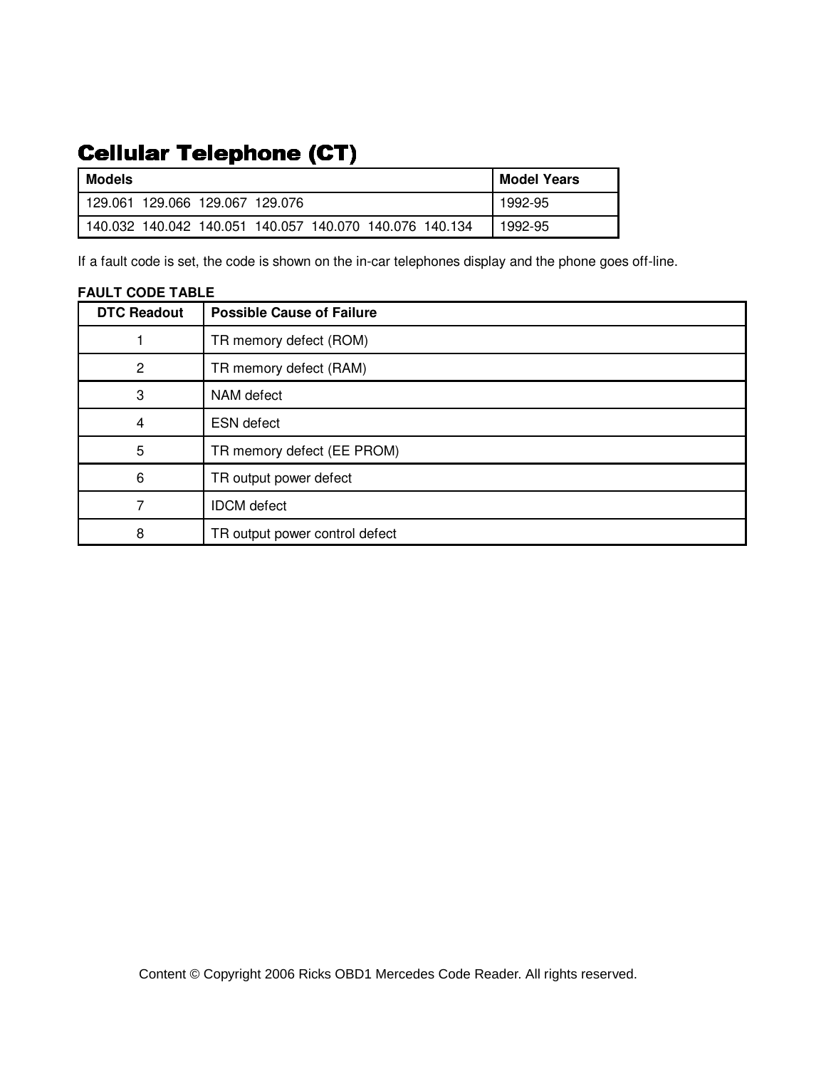# Cellular Telephone (CT)

| Models | Model Years |
|---|---|
| 129.061 129.066 129.067 129.076 | 1992-95 |
| 140.032 140.042 140.051 140.057 140.070 140.076 140.134 | 1992-95 |

If a fault code is set, the code is shown on the in-car telephones display and the phone goes off-line.

**FAULT CODE TABLE**

| DTC Readout | Possible Cause of Failure |
|---|---|
| 1 | TR memory defect (ROM) |
| 2 | TR memory defect (RAM) |
| 3 | NAM defect |
| 4 | ESN defect |
| 5 | TR memory defect (EE PROM) |
| 6 | TR output power defect |
| 7 | IDCM defect |
| 8 | TR output power control defect |

Content © Copyright 2006 Ricks OBD1 Mercedes Code Reader. All rights reserved.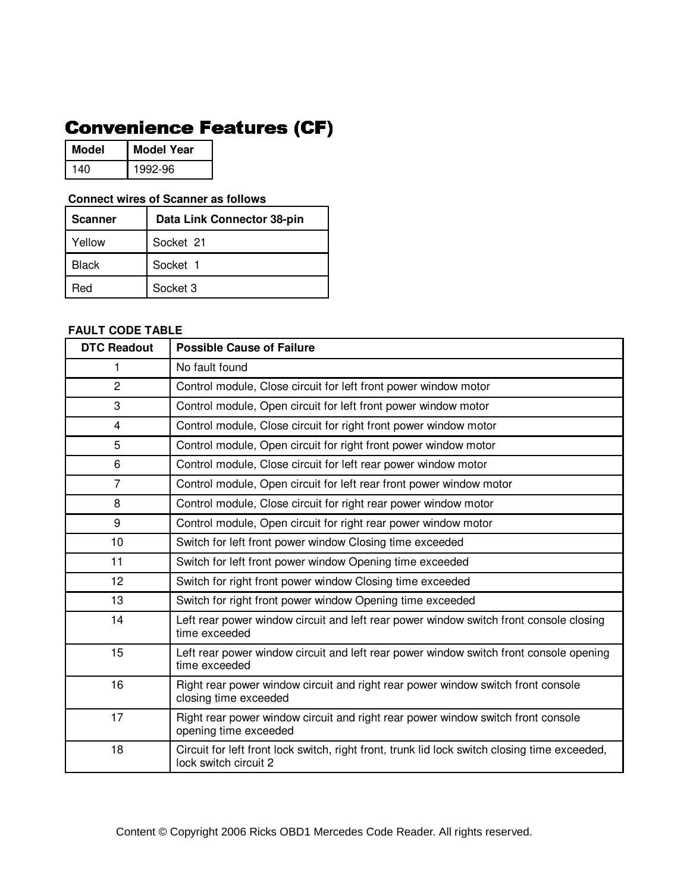# Convenience Features (CF)

| Model | Model Year |
| --- | --- |
| 140 | 1992-96 |

**Connect wires of Scanner as follows**

| Scanner | Data Link Connector 38-pin |
| --- | --- |
| Yellow | Socket 21 |
| Black | Socket 1 |
| Red | Socket 3 |

**FAULT CODE TABLE**

| DTC Readout | Possible Cause of Failure |
| --- | --- |
| 1 | No fault found |
| 2 | Control module, Close circuit for left front power window motor |
| 3 | Control module, Open circuit for left front power window motor |
| 4 | Control module, Close circuit for right front power window motor |
| 5 | Control module, Open circuit for right front power window motor |
| 6 | Control module, Close circuit for left rear power window motor |
| 7 | Control module, Open circuit for left rear front power window motor |
| 8 | Control module, Close circuit for right rear power window motor |
| 9 | Control module, Open circuit for right rear power window motor |
| 10 | Switch for left front power window Closing time exceeded |
| 11 | Switch for left front power window Opening time exceeded |
| 12 | Switch for right front power window Closing time exceeded |
| 13 | Switch for right front power window Opening time exceeded |
| 14 | Left rear power window circuit and left rear power window switch front console closing time exceeded |
| 15 | Left rear power window circuit and left rear power window switch front console opening time exceeded |
| 16 | Right rear power window circuit and right rear power window switch front console closing time exceeded |
| 17 | Right rear power window circuit and right rear power window switch front console opening time exceeded |
| 18 | Circuit for left front lock switch, right front, trunk lid lock switch closing time exceeded, lock switch circuit 2 |

Content © Copyright 2006 Ricks OBD1 Mercedes Code Reader. All rights reserved.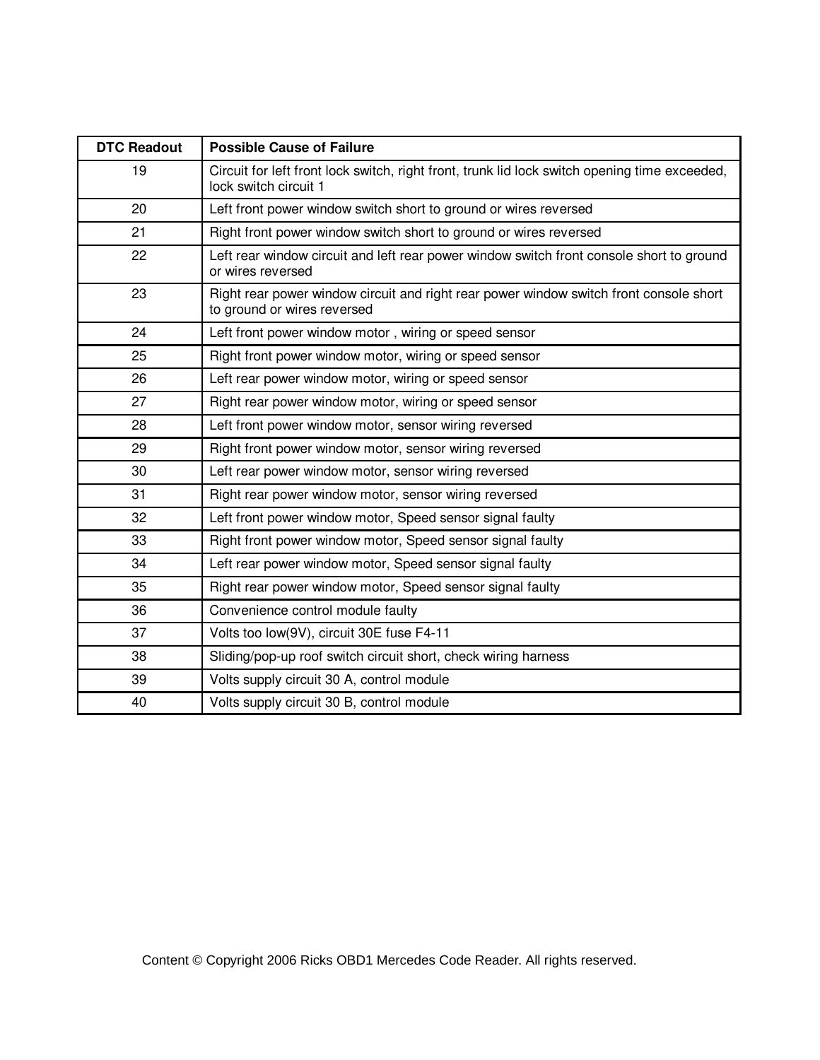| DTC Readout | Possible Cause of Failure |
|---|---|
| 19 | Circuit for left front lock switch, right front, trunk lid lock switch opening time exceeded, lock switch circuit 1 |
| 20 | Left front power window switch short to ground or wires reversed |
| 21 | Right front power window switch short to ground or wires reversed |
| 22 | Left rear window circuit and left rear power window switch front console short to ground or wires reversed |
| 23 | Right rear power window circuit and right rear power window switch front console short to ground or wires reversed |
| 24 | Left front power window motor , wiring or speed sensor |
| 25 | Right front power window motor, wiring or speed sensor |
| 26 | Left rear power window motor, wiring or speed sensor |
| 27 | Right rear power window motor, wiring or speed sensor |
| 28 | Left front power window motor, sensor wiring reversed |
| 29 | Right front power window motor, sensor wiring reversed |
| 30 | Left rear power window motor, sensor wiring reversed |
| 31 | Right rear power window motor, sensor wiring reversed |
| 32 | Left front power window motor, Speed sensor signal faulty |
| 33 | Right front power window motor, Speed sensor signal faulty |
| 34 | Left rear power window motor, Speed sensor signal faulty |
| 35 | Right rear power window motor, Speed sensor signal faulty |
| 36 | Convenience control module faulty |
| 37 | Volts too low(9V), circuit 30E fuse F4-11 |
| 38 | Sliding/pop-up roof switch circuit short, check wiring harness |
| 39 | Volts supply circuit 30 A, control module |
| 40 | Volts supply circuit 30 B, control module |

Content © Copyright 2006 Ricks OBD1 Mercedes Code Reader. All rights reserved.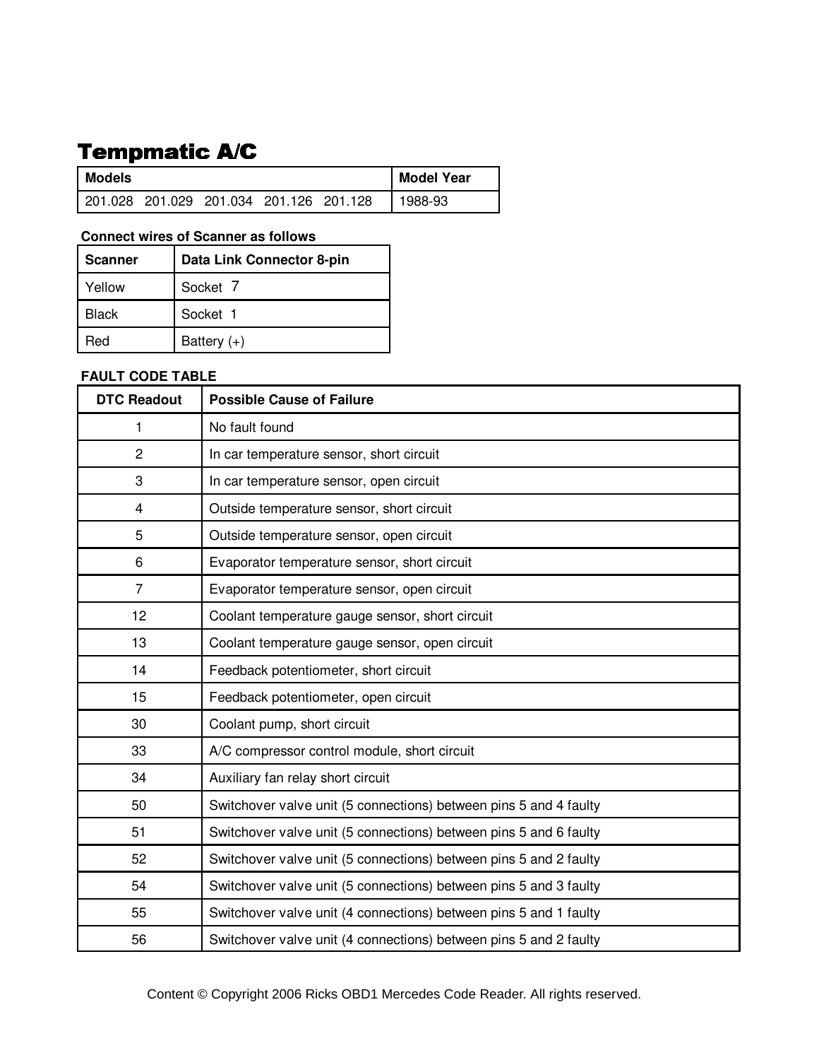# Tempmatic A/C

| Models | Model Year |
| --- | --- |
| 201.028 201.029 201.034 201.126 201.128 | 1988-93 |

**Connect wires of Scanner as follows**

| Scanner | Data Link Connector 8-pin |
| --- | --- |
| Yellow | Socket 7 |
| Black | Socket 1 |
| Red | Battery (+) |

**FAULT CODE TABLE**

| DTC Readout | Possible Cause of Failure |
| --- | --- |
| 1 | No fault found |
| 2 | In car temperature sensor, short circuit |
| 3 | In car temperature sensor, open circuit |
| 4 | Outside temperature sensor, short circuit |
| 5 | Outside temperature sensor, open circuit |
| 6 | Evaporator temperature sensor, short circuit |
| 7 | Evaporator temperature sensor, open circuit |
| 12 | Coolant temperature gauge sensor, short circuit |
| 13 | Coolant temperature gauge sensor, open circuit |
| 14 | Feedback potentiometer, short circuit |
| 15 | Feedback potentiometer, open circuit |
| 30 | Coolant pump, short circuit |
| 33 | A/C compressor control module, short circuit |
| 34 | Auxiliary fan relay short circuit |
| 50 | Switchover valve unit (5 connections) between pins 5 and 4 faulty |
| 51 | Switchover valve unit (5 connections) between pins 5 and 6 faulty |
| 52 | Switchover valve unit (5 connections) between pins 5 and 2 faulty |
| 54 | Switchover valve unit (5 connections) between pins 5 and 3 faulty |
| 55 | Switchover valve unit (4 connections) between pins 5 and 1 faulty |
| 56 | Switchover valve unit (4 connections) between pins 5 and 2 faulty |

Content © Copyright 2006 Ricks OBD1 Mercedes Code Reader. All rights reserved.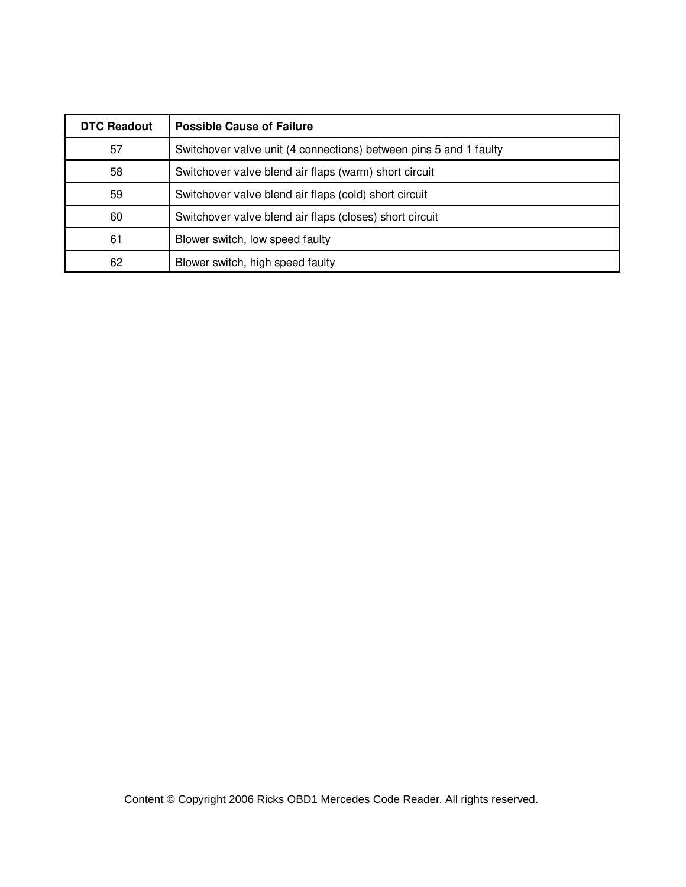| DTC Readout | Possible Cause of Failure |
| --- | --- |
| 57 | Switchover valve unit (4 connections) between pins 5 and 1 faulty |
| 58 | Switchover valve blend air flaps (warm) short circuit |
| 59 | Switchover valve blend air flaps (cold) short circuit |
| 60 | Switchover valve blend air flaps (closes) short circuit |
| 61 | Blower switch, low speed faulty |
| 62 | Blower switch, high speed faulty |

Content © Copyright 2006 Ricks OBD1 Mercedes Code Reader. All rights reserved.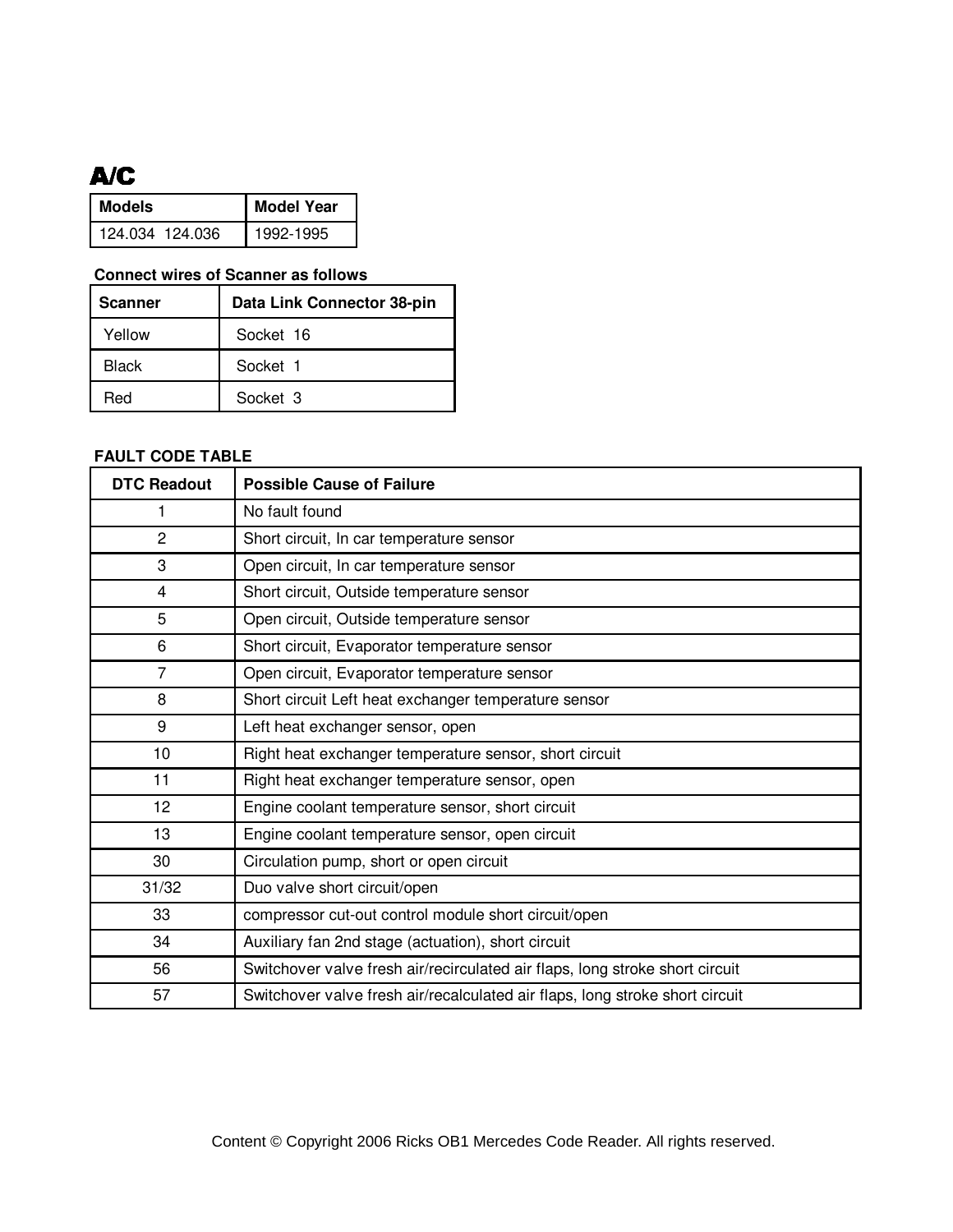# A/C

| Models | Model Year |
|---|---|
| 124.034 124.036 | 1992-1995 |

**Connect wires of Scanner as follows**

| Scanner | Data Link Connector 38-pin |
|---|---|
| Yellow | Socket 16 |
| Black | Socket 1 |
| Red | Socket 3 |

**FAULT CODE TABLE**

| DTC Readout | Possible Cause of Failure |
|---|---|
| 1 | No fault found |
| 2 | Short circuit, In car temperature sensor |
| 3 | Open circuit, In car temperature sensor |
| 4 | Short circuit, Outside temperature sensor |
| 5 | Open circuit, Outside temperature sensor |
| 6 | Short circuit, Evaporator temperature sensor |
| 7 | Open circuit, Evaporator temperature sensor |
| 8 | Short circuit Left heat exchanger temperature sensor |
| 9 | Left heat exchanger sensor, open |
| 10 | Right heat exchanger temperature sensor, short circuit |
| 11 | Right heat exchanger temperature sensor, open |
| 12 | Engine coolant temperature sensor, short circuit |
| 13 | Engine coolant temperature sensor, open circuit |
| 30 | Circulation pump, short or open circuit |
| 31/32 | Duo valve short circuit/open |
| 33 | compressor cut-out control module short circuit/open |
| 34 | Auxiliary fan 2nd stage (actuation), short circuit |
| 56 | Switchover valve fresh air/recirculated air flaps, long stroke short circuit |
| 57 | Switchover valve fresh air/recalculated air flaps, long stroke short circuit |

Content © Copyright 2006 Ricks OB1 Mercedes Code Reader. All rights reserved.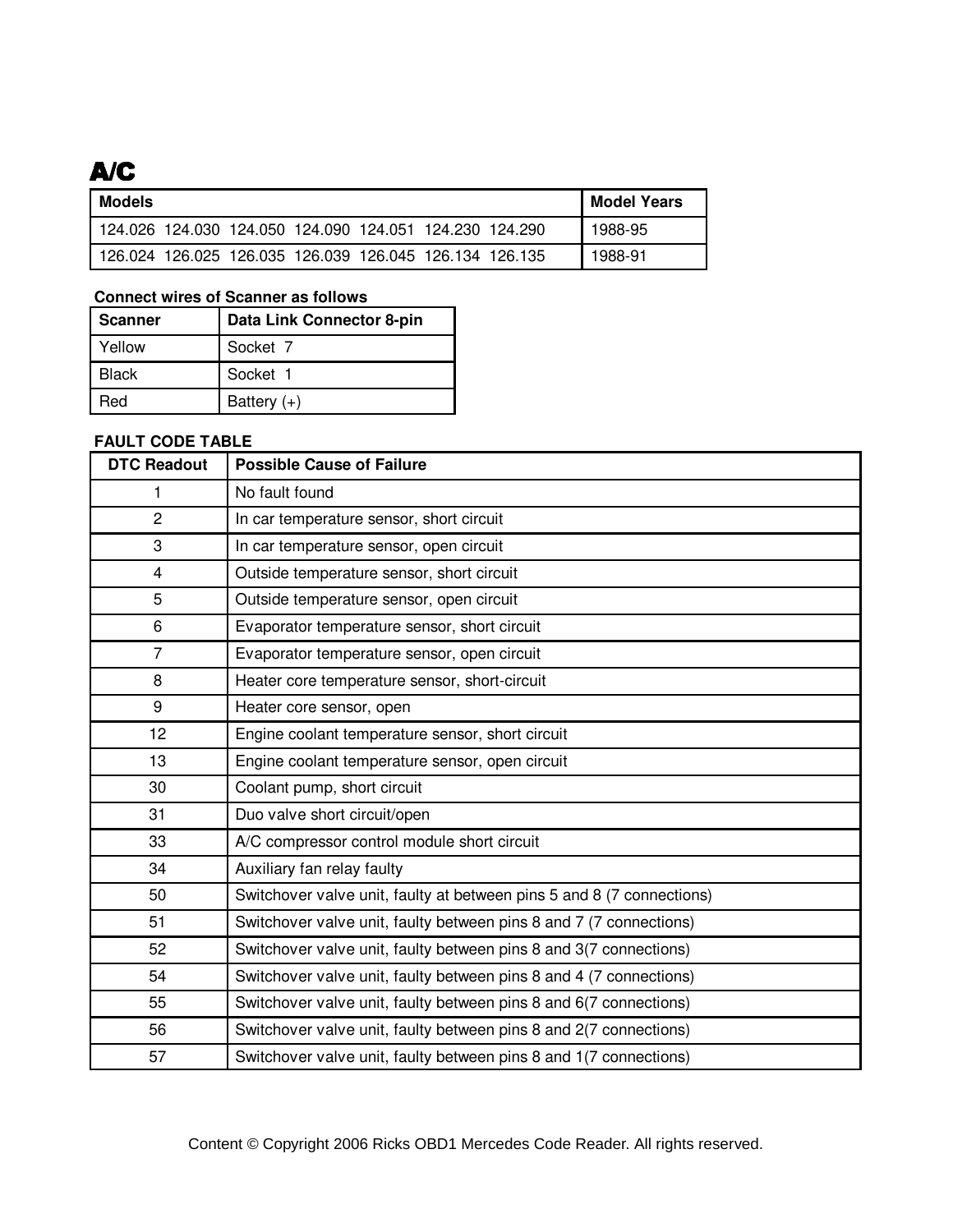# A/C

| Models | Model Years |
|---|---|
| 124.026 124.030 124.050 124.090 124.051 124.230 124.290 | 1988-95 |
| 126.024 126.025 126.035 126.039 126.045 126.134 126.135 | 1988-91 |

**Connect wires of Scanner as follows**

| Scanner | Data Link Connector 8-pin |
|---|---|
| Yellow | Socket 7 |
| Black | Socket 1 |
| Red | Battery (+) |

**FAULT CODE TABLE**

| DTC Readout | Possible Cause of Failure |
|---|---|
| 1 | No fault found |
| 2 | In car temperature sensor, short circuit |
| 3 | In car temperature sensor, open circuit |
| 4 | Outside temperature sensor, short circuit |
| 5 | Outside temperature sensor, open circuit |
| 6 | Evaporator temperature sensor, short circuit |
| 7 | Evaporator temperature sensor, open circuit |
| 8 | Heater core temperature sensor, short-circuit |
| 9 | Heater core sensor, open |
| 12 | Engine coolant temperature sensor, short circuit |
| 13 | Engine coolant temperature sensor, open circuit |
| 30 | Coolant pump, short circuit |
| 31 | Duo valve short circuit/open |
| 33 | A/C compressor control module short circuit |
| 34 | Auxiliary fan relay faulty |
| 50 | Switchover valve unit, faulty at between pins 5 and 8 (7 connections) |
| 51 | Switchover valve unit, faulty between pins 8 and 7 (7 connections) |
| 52 | Switchover valve unit, faulty between pins 8 and 3(7 connections) |
| 54 | Switchover valve unit, faulty between pins 8 and 4 (7 connections) |
| 55 | Switchover valve unit, faulty between pins 8 and 6(7 connections) |
| 56 | Switchover valve unit, faulty between pins 8 and 2(7 connections) |
| 57 | Switchover valve unit, faulty between pins 8 and 1(7 connections) |

Content © Copyright 2006 Ricks OBD1 Mercedes Code Reader. All rights reserved.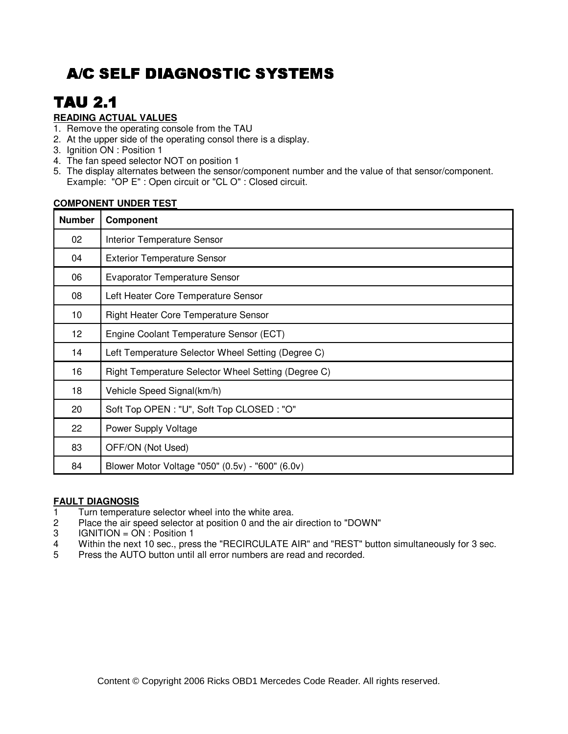# A/C SELF DIAGNOSTIC SYSTEMS

## TAU 2.1

**READING ACTUAL VALUES**

1. Remove the operating console from the TAU
2. At the upper side of the operating consol there is a display.
3. Ignition ON : Position 1
4. The fan speed selector NOT on position 1
5. The display alternates between the sensor/component number and the value of that sensor/component. Example: "OP E" : Open circuit or "CL O" : Closed circuit.

**COMPONENT UNDER TEST**

| Number | Component |
|---|---|
| 02 | Interior Temperature Sensor |
| 04 | Exterior Temperature Sensor |
| 06 | Evaporator Temperature Sensor |
| 08 | Left Heater Core Temperature Sensor |
| 10 | Right Heater Core Temperature Sensor |
| 12 | Engine Coolant Temperature Sensor (ECT) |
| 14 | Left Temperature Selector Wheel Setting (Degree C) |
| 16 | Right Temperature Selector Wheel Setting (Degree C) |
| 18 | Vehicle Speed Signal(km/h) |
| 20 | Soft Top OPEN : "U", Soft Top CLOSED : "O" |
| 22 | Power Supply Voltage |
| 83 | OFF/ON (Not Used) |
| 84 | Blower Motor Voltage "050" (0.5v) - "600" (6.0v) |

**FAULT DIAGNOSIS**

1. Turn temperature selector wheel into the white area.
2. Place the air speed selector at position 0 and the air direction to "DOWN"
3. IGNITION = ON : Position 1
4. Within the next 10 sec., press the "RECIRCULATE AIR" and "REST" button simultaneously for 3 sec.
5. Press the AUTO button until all error numbers are read and recorded.

Content © Copyright 2006 Ricks OBD1 Mercedes Code Reader. All rights reserved.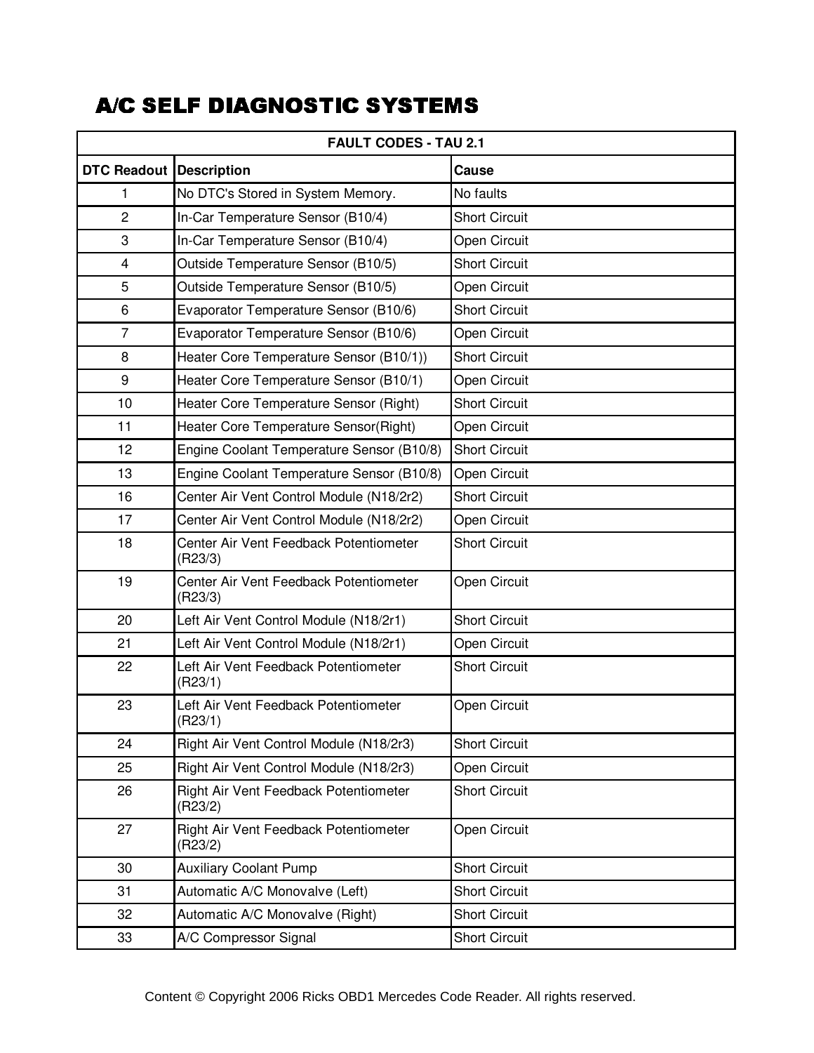# A/C SELF DIAGNOSTIC SYSTEMS

| FAULT CODES - TAU 2.1 | | |
|---|---|---|
| **DTC Readout** | **Description** | **Cause** |
| 1 | No DTC's Stored in System Memory. | No faults |
| 2 | In-Car Temperature Sensor (B10/4) | Short Circuit |
| 3 | In-Car Temperature Sensor (B10/4) | Open Circuit |
| 4 | Outside Temperature Sensor (B10/5) | Short Circuit |
| 5 | Outside Temperature Sensor (B10/5) | Open Circuit |
| 6 | Evaporator Temperature Sensor (B10/6) | Short Circuit |
| 7 | Evaporator Temperature Sensor (B10/6) | Open Circuit |
| 8 | Heater Core Temperature Sensor (B10/1)) | Short Circuit |
| 9 | Heater Core Temperature Sensor (B10/1) | Open Circuit |
| 10 | Heater Core Temperature Sensor (Right) | Short Circuit |
| 11 | Heater Core Temperature Sensor(Right) | Open Circuit |
| 12 | Engine Coolant Temperature Sensor (B10/8) | Short Circuit |
| 13 | Engine Coolant Temperature Sensor (B10/8) | Open Circuit |
| 16 | Center Air Vent Control Module (N18/2r2) | Short Circuit |
| 17 | Center Air Vent Control Module (N18/2r2) | Open Circuit |
| 18 | Center Air Vent Feedback Potentiometer (R23/3) | Short Circuit |
| 19 | Center Air Vent Feedback Potentiometer (R23/3) | Open Circuit |
| 20 | Left Air Vent Control Module (N18/2r1) | Short Circuit |
| 21 | Left Air Vent Control Module (N18/2r1) | Open Circuit |
| 22 | Left Air Vent Feedback Potentiometer (R23/1) | Short Circuit |
| 23 | Left Air Vent Feedback Potentiometer (R23/1) | Open Circuit |
| 24 | Right Air Vent Control Module (N18/2r3) | Short Circuit |
| 25 | Right Air Vent Control Module (N18/2r3) | Open Circuit |
| 26 | Right Air Vent Feedback Potentiometer (R23/2) | Short Circuit |
| 27 | Right Air Vent Feedback Potentiometer (R23/2) | Open Circuit |
| 30 | Auxiliary Coolant Pump | Short Circuit |
| 31 | Automatic A/C Monovalve (Left) | Short Circuit |
| 32 | Automatic A/C Monovalve (Right) | Short Circuit |
| 33 | A/C Compressor Signal | Short Circuit |

Content © Copyright 2006 Ricks OBD1 Mercedes Code Reader. All rights reserved.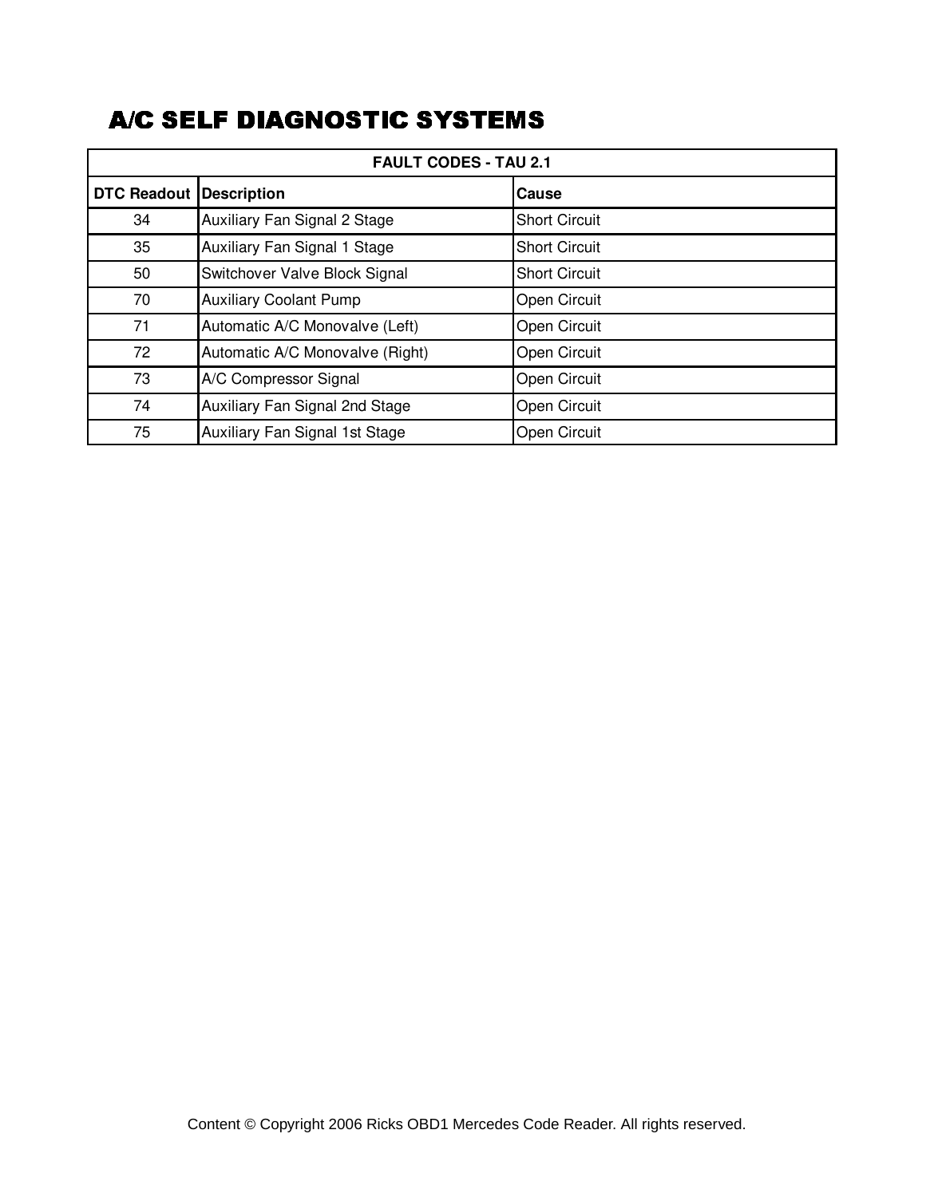# A/C SELF DIAGNOSTIC SYSTEMS

| FAULT CODES - TAU 2.1 | | |
|---|---|---|
| **DTC Readout** | **Description** | **Cause** |
| 34 | Auxiliary Fan Signal 2 Stage | Short Circuit |
| 35 | Auxiliary Fan Signal 1 Stage | Short Circuit |
| 50 | Switchover Valve Block Signal | Short Circuit |
| 70 | Auxiliary Coolant Pump | Open Circuit |
| 71 | Automatic A/C Monovalve (Left) | Open Circuit |
| 72 | Automatic A/C Monovalve (Right) | Open Circuit |
| 73 | A/C Compressor Signal | Open Circuit |
| 74 | Auxiliary Fan Signal 2nd Stage | Open Circuit |
| 75 | Auxiliary Fan Signal 1st Stage | Open Circuit |

Content © Copyright 2006 Ricks OBD1 Mercedes Code Reader. All rights reserved.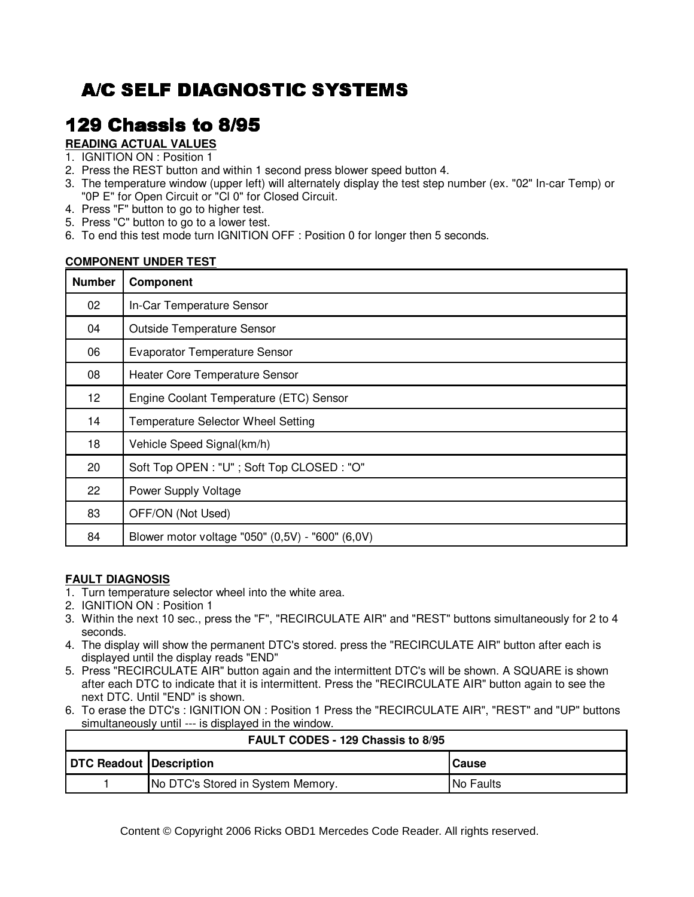# A/C SELF DIAGNOSTIC SYSTEMS

## 129 Chassis to 8/95

**READING ACTUAL VALUES**

1. IGNITION ON : Position 1
2. Press the REST button and within 1 second press blower speed button 4.
3. The temperature window (upper left) will alternately display the test step number (ex. "02" In-car Temp) or "0P E" for Open Circuit or "Cl 0" for Closed Circuit.
4. Press "F" button to go to higher test.
5. Press "C" button to go to a lower test.
6. To end this test mode turn IGNITION OFF : Position 0 for longer then 5 seconds.

**COMPONENT UNDER TEST**

| Number | Component |
|---|---|
| 02 | In-Car Temperature Sensor |
| 04 | Outside Temperature Sensor |
| 06 | Evaporator Temperature Sensor |
| 08 | Heater Core Temperature Sensor |
| 12 | Engine Coolant Temperature (ETC) Sensor |
| 14 | Temperature Selector Wheel Setting |
| 18 | Vehicle Speed Signal(km/h) |
| 20 | Soft Top OPEN : "U" ; Soft Top CLOSED : "O" |
| 22 | Power Supply Voltage |
| 83 | OFF/ON (Not Used) |
| 84 | Blower motor voltage "050" (0,5V) - "600" (6,0V) |

**FAULT DIAGNOSIS**

1. Turn temperature selector wheel into the white area.
2. IGNITION ON : Position 1
3. Within the next 10 sec., press the "F", "RECIRCULATE AIR" and "REST" buttons simultaneously for 2 to 4 seconds.
4. The display will show the permanent DTC's stored. press the "RECIRCULATE AIR" button after each is displayed until the display reads "END"
5. Press "RECIRCULATE AIR" button again and the intermittent DTC's will be shown. A SQUARE is shown after each DTC to indicate that it is intermittent. Press the "RECIRCULATE AIR" button again to see the next DTC. Until "END" is shown.
6. To erase the DTC's : IGNITION ON : Position 1 Press the "RECIRCULATE AIR", "REST" and "UP" buttons simultaneously until --- is displayed in the window.

| FAULT CODES - 129 Chassis to 8/95 | | |
|---|---|---|
| **DTC Readout** | **Description** | **Cause** |
| 1 | No DTC's Stored in System Memory. | No Faults |

Content © Copyright 2006 Ricks OBD1 Mercedes Code Reader. All rights reserved.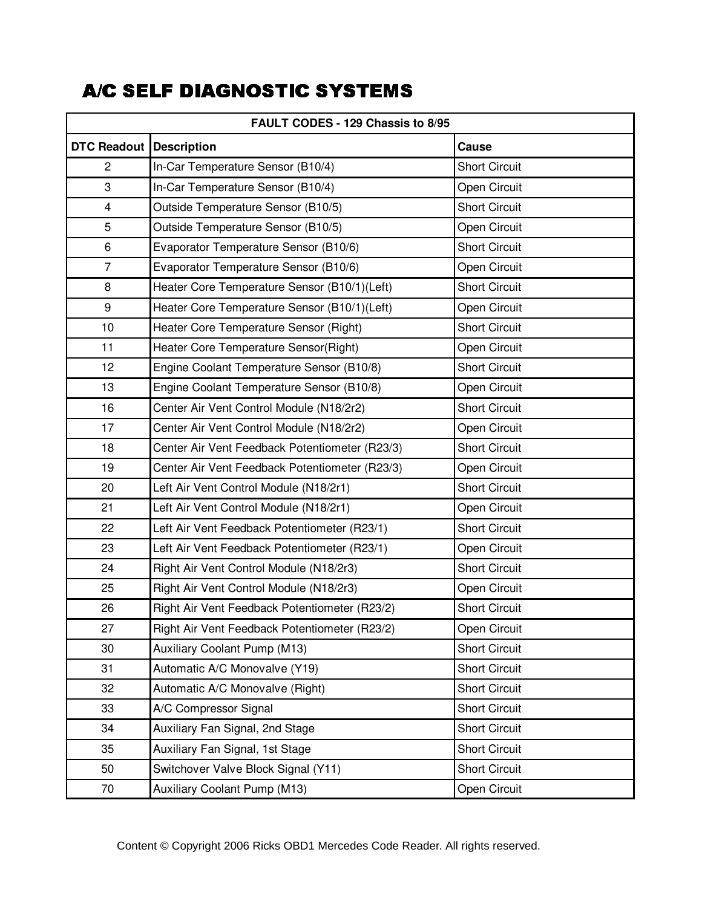# A/C SELF DIAGNOSTIC SYSTEMS

| FAULT CODES - 129 Chassis to 8/95 | | |
|---|---|---|
| **DTC Readout** | **Description** | **Cause** |
| 2 | In-Car Temperature Sensor (B10/4) | Short Circuit |
| 3 | In-Car Temperature Sensor (B10/4) | Open Circuit |
| 4 | Outside Temperature Sensor (B10/5) | Short Circuit |
| 5 | Outside Temperature Sensor (B10/5) | Open Circuit |
| 6 | Evaporator Temperature Sensor (B10/6) | Short Circuit |
| 7 | Evaporator Temperature Sensor (B10/6) | Open Circuit |
| 8 | Heater Core Temperature Sensor (B10/1)(Left) | Short Circuit |
| 9 | Heater Core Temperature Sensor (B10/1)(Left) | Open Circuit |
| 10 | Heater Core Temperature Sensor (Right) | Short Circuit |
| 11 | Heater Core Temperature Sensor(Right) | Open Circuit |
| 12 | Engine Coolant Temperature Sensor (B10/8) | Short Circuit |
| 13 | Engine Coolant Temperature Sensor (B10/8) | Open Circuit |
| 16 | Center Air Vent Control Module (N18/2r2) | Short Circuit |
| 17 | Center Air Vent Control Module (N18/2r2) | Open Circuit |
| 18 | Center Air Vent Feedback Potentiometer (R23/3) | Short Circuit |
| 19 | Center Air Vent Feedback Potentiometer (R23/3) | Open Circuit |
| 20 | Left Air Vent Control Module (N18/2r1) | Short Circuit |
| 21 | Left Air Vent Control Module (N18/2r1) | Open Circuit |
| 22 | Left Air Vent Feedback Potentiometer (R23/1) | Short Circuit |
| 23 | Left Air Vent Feedback Potentiometer (R23/1) | Open Circuit |
| 24 | Right Air Vent Control Module (N18/2r3) | Short Circuit |
| 25 | Right Air Vent Control Module (N18/2r3) | Open Circuit |
| 26 | Right Air Vent Feedback Potentiometer (R23/2) | Short Circuit |
| 27 | Right Air Vent Feedback Potentiometer (R23/2) | Open Circuit |
| 30 | Auxiliary Coolant Pump (M13) | Short Circuit |
| 31 | Automatic A/C Monovalve (Y19) | Short Circuit |
| 32 | Automatic A/C Monovalve (Right) | Short Circuit |
| 33 | A/C Compressor Signal | Short Circuit |
| 34 | Auxiliary Fan Signal, 2nd Stage | Short Circuit |
| 35 | Auxiliary Fan Signal, 1st Stage | Short Circuit |
| 50 | Switchover Valve Block Signal (Y11) | Short Circuit |
| 70 | Auxiliary Coolant Pump (M13) | Open Circuit |

Content © Copyright 2006 Ricks OBD1 Mercedes Code Reader. All rights reserved.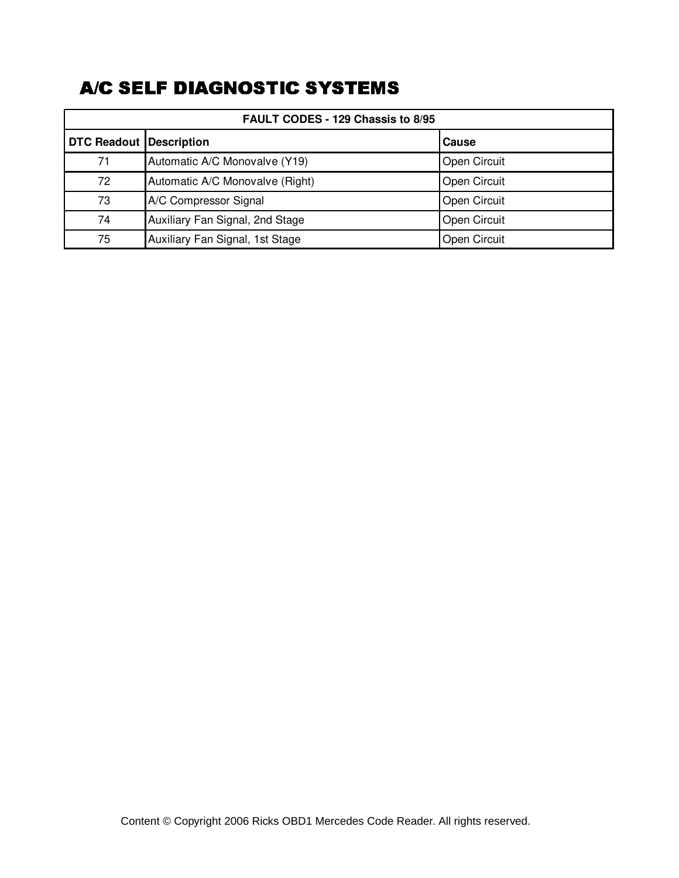# A/C SELF DIAGNOSTIC SYSTEMS

| FAULT CODES - 129 Chassis to 8/95 | | |
|---|---|---|
| **DTC Readout** | **Description** | **Cause** |
| 71 | Automatic A/C Monovalve (Y19) | Open Circuit |
| 72 | Automatic A/C Monovalve (Right) | Open Circuit |
| 73 | A/C Compressor Signal | Open Circuit |
| 74 | Auxiliary Fan Signal, 2nd Stage | Open Circuit |
| 75 | Auxiliary Fan Signal, 1st Stage | Open Circuit |

Content © Copyright 2006 Ricks OBD1 Mercedes Code Reader. All rights reserved.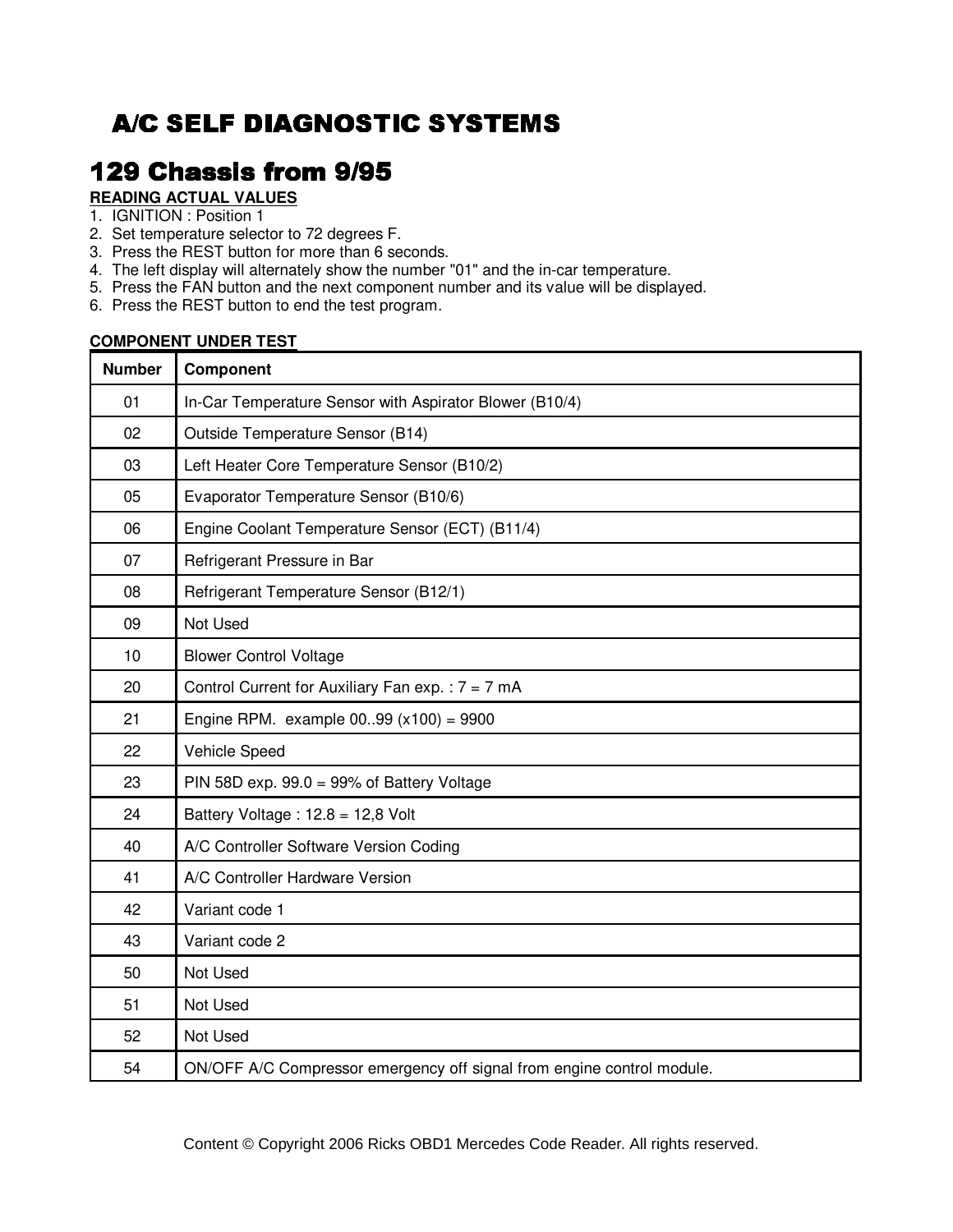# A/C SELF DIAGNOSTIC SYSTEMS

## 129 Chassis from 9/95

**READING ACTUAL VALUES**

1. IGNITION : Position 1
2. Set temperature selector to 72 degrees F.
3. Press the REST button for more than 6 seconds.
4. The left display will alternately show the number "01" and the in-car temperature.
5. Press the FAN button and the next component number and its value will be displayed.
6. Press the REST button to end the test program.

**COMPONENT UNDER TEST**

| Number | Component |
|---|---|
| 01 | In-Car Temperature Sensor with Aspirator Blower (B10/4) |
| 02 | Outside Temperature Sensor (B14) |
| 03 | Left Heater Core Temperature Sensor (B10/2) |
| 05 | Evaporator Temperature Sensor (B10/6) |
| 06 | Engine Coolant Temperature Sensor (ECT) (B11/4) |
| 07 | Refrigerant Pressure in Bar |
| 08 | Refrigerant Temperature Sensor (B12/1) |
| 09 | Not Used |
| 10 | Blower Control Voltage |
| 20 | Control Current for Auxiliary Fan exp. : 7 = 7 mA |
| 21 | Engine RPM. example 00..99 (x100) = 9900 |
| 22 | Vehicle Speed |
| 23 | PIN 58D exp. 99.0 = 99% of Battery Voltage |
| 24 | Battery Voltage : 12.8 = 12,8 Volt |
| 40 | A/C Controller Software Version Coding |
| 41 | A/C Controller Hardware Version |
| 42 | Variant code 1 |
| 43 | Variant code 2 |
| 50 | Not Used |
| 51 | Not Used |
| 52 | Not Used |
| 54 | ON/OFF A/C Compressor emergency off signal from engine control module. |

Content © Copyright 2006 Ricks OBD1 Mercedes Code Reader. All rights reserved.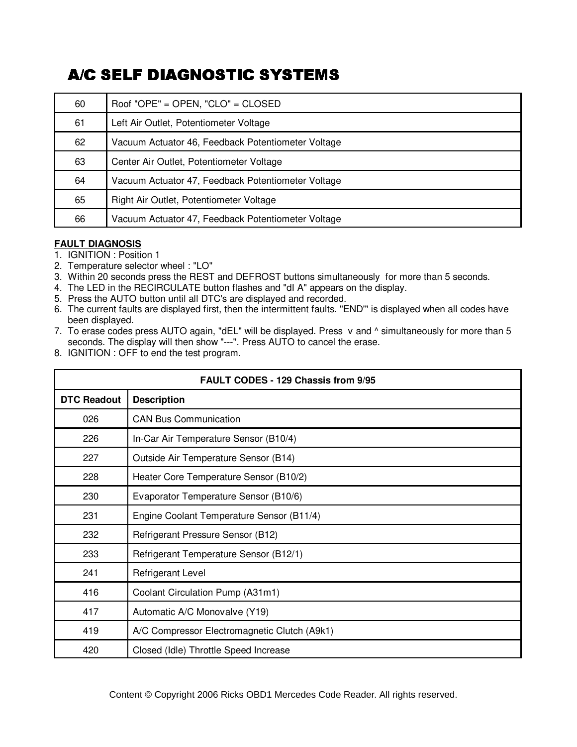# A/C SELF DIAGNOSTIC SYSTEMS

| | |
|---|---|
| 60 | Roof "OPE" = OPEN, "CLO" = CLOSED |
| 61 | Left Air Outlet, Potentiometer Voltage |
| 62 | Vacuum Actuator 46, Feedback Potentiometer Voltage |
| 63 | Center Air Outlet, Potentiometer Voltage |
| 64 | Vacuum Actuator 47, Feedback Potentiometer Voltage |
| 65 | Right Air Outlet, Potentiometer Voltage |
| 66 | Vacuum Actuator 47, Feedback Potentiometer Voltage |

**FAULT DIAGNOSIS**

1. IGNITION : Position 1
2. Temperature selector wheel : "LO"
3. Within 20 seconds press the REST and DEFROST buttons simultaneously for more than 5 seconds.
4. The LED in the RECIRCULATE button flashes and "dI A" appears on the display.
5. Press the AUTO button until all DTC's are displayed and recorded.
6. The current faults are displayed first, then the intermittent faults. "END'" is displayed when all codes have been displayed.
7. To erase codes press AUTO again, "dEL" will be displayed. Press v and ^ simultaneously for more than 5 seconds. The display will then show "---". Press AUTO to cancel the erase.
8. IGNITION : OFF to end the test program.

| FAULT CODES - 129 Chassis from 9/95 | |
|---|---|
| **DTC Readout** | **Description** |
| 026 | CAN Bus Communication |
| 226 | In-Car Air Temperature Sensor (B10/4) |
| 227 | Outside Air Temperature Sensor (B14) |
| 228 | Heater Core Temperature Sensor (B10/2) |
| 230 | Evaporator Temperature Sensor (B10/6) |
| 231 | Engine Coolant Temperature Sensor (B11/4) |
| 232 | Refrigerant Pressure Sensor (B12) |
| 233 | Refrigerant Temperature Sensor (B12/1) |
| 241 | Refrigerant Level |
| 416 | Coolant Circulation Pump (A31m1) |
| 417 | Automatic A/C Monovalve (Y19) |
| 419 | A/C Compressor Electromagnetic Clutch (A9k1) |
| 420 | Closed (Idle) Throttle Speed Increase |

Content © Copyright 2006 Ricks OBD1 Mercedes Code Reader. All rights reserved.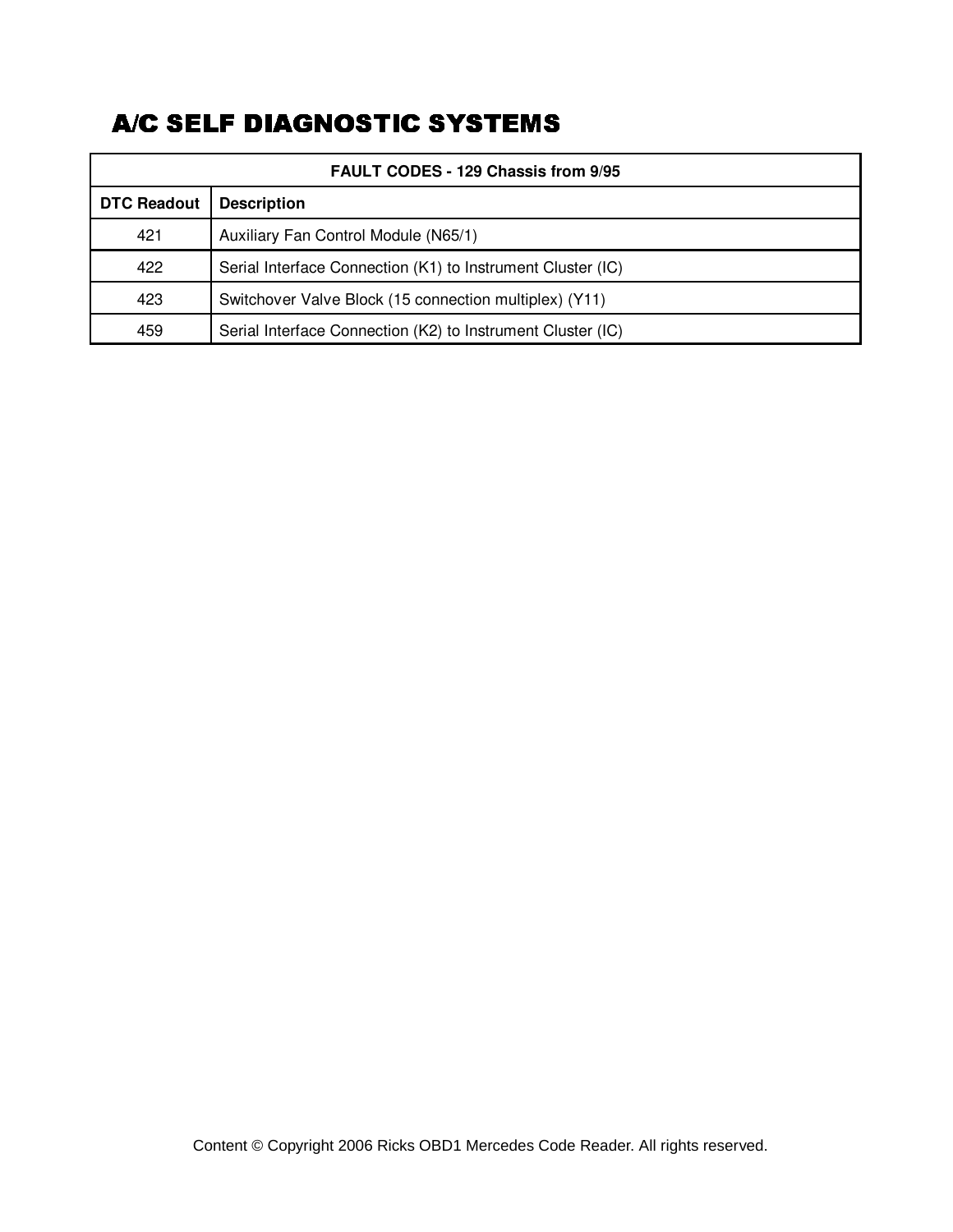# A/C SELF DIAGNOSTIC SYSTEMS

| FAULT CODES - 129 Chassis from 9/95 | |
|---|---|
| **DTC Readout** | **Description** |
| 421 | Auxiliary Fan Control Module (N65/1) |
| 422 | Serial Interface Connection (K1) to Instrument Cluster (IC) |
| 423 | Switchover Valve Block (15 connection multiplex) (Y11) |
| 459 | Serial Interface Connection (K2) to Instrument Cluster (IC) |

Content © Copyright 2006 Ricks OBD1 Mercedes Code Reader. All rights reserved.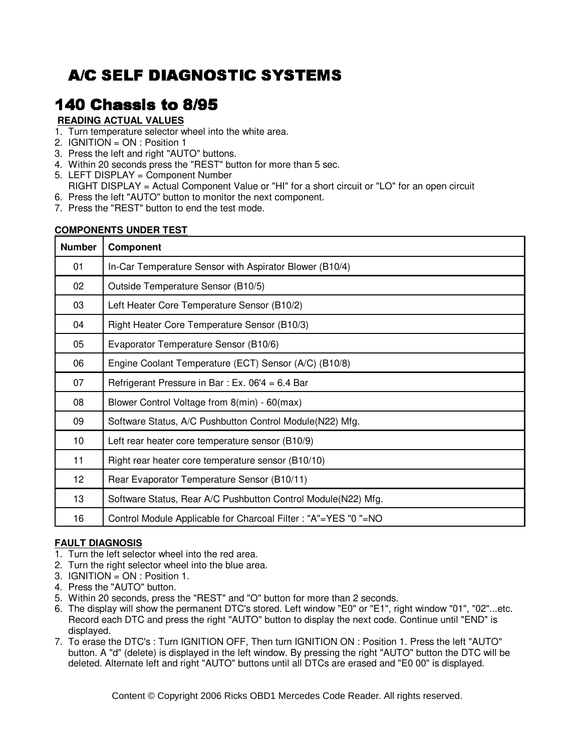# A/C SELF DIAGNOSTIC SYSTEMS

## 140 Chassis to 8/95

**READING ACTUAL VALUES**

1. Turn temperature selector wheel into the white area.
2. IGNITION = ON : Position 1
3. Press the left and right "AUTO" buttons.
4. Within 20 seconds press the "REST" button for more than 5 sec.
5. LEFT DISPLAY = Component Number
   RIGHT DISPLAY = Actual Component Value or "HI" for a short circuit or "LO" for an open circuit
6. Press the left "AUTO" button to monitor the next component.
7. Press the "REST" button to end the test mode.

**COMPONENTS UNDER TEST**

| Number | Component |
|---|---|
| 01 | In-Car Temperature Sensor with Aspirator Blower (B10/4) |
| 02 | Outside Temperature Sensor (B10/5) |
| 03 | Left Heater Core Temperature Sensor (B10/2) |
| 04 | Right Heater Core Temperature Sensor (B10/3) |
| 05 | Evaporator Temperature Sensor (B10/6) |
| 06 | Engine Coolant Temperature (ECT) Sensor (A/C) (B10/8) |
| 07 | Refrigerant Pressure in Bar : Ex. 06'4 = 6.4 Bar |
| 08 | Blower Control Voltage from 8(min) - 60(max) |
| 09 | Software Status, A/C Pushbutton Control Module(N22) Mfg. |
| 10 | Left rear heater core temperature sensor (B10/9) |
| 11 | Right rear heater core temperature sensor (B10/10) |
| 12 | Rear Evaporator Temperature Sensor (B10/11) |
| 13 | Software Status, Rear A/C Pushbutton Control Module(N22) Mfg. |
| 16 | Control Module Applicable for Charcoal Filter : "A"=YES "0 "=NO |

**FAULT DIAGNOSIS**

1. Turn the left selector wheel into the red area.
2. Turn the right selector wheel into the blue area.
3. IGNITION = ON : Position 1.
4. Press the "AUTO" button.
5. Within 20 seconds, press the "REST" and "O" button for more than 2 seconds.
6. The display will show the permanent DTC's stored. Left window "E0" or "E1", right window "01", "02"...etc. Record each DTC and press the right "AUTO" button to display the next code. Continue until "END" is displayed.
7. To erase the DTC's : Turn IGNITION OFF, Then turn IGNITION ON : Position 1. Press the left "AUTO" button. A "d" (delete) is displayed in the left window. By pressing the right "AUTO" button the DTC will be deleted. Alternate left and right "AUTO" buttons until all DTCs are erased and "E0 00" is displayed.

Content © Copyright 2006 Ricks OBD1 Mercedes Code Reader. All rights reserved.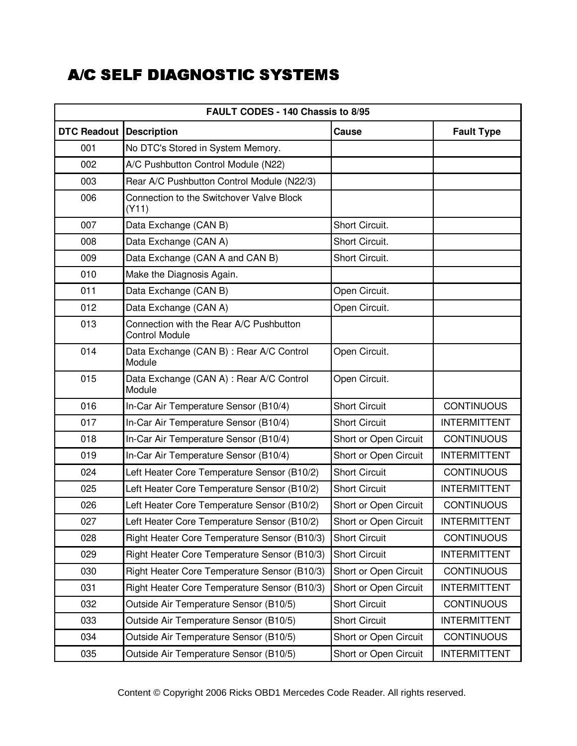# A/C SELF DIAGNOSTIC SYSTEMS

| FAULT CODES - 140 Chassis to 8/95 | | | |
|---|---|---|---|
| **DTC Readout** | **Description** | **Cause** | **Fault Type** |
| 001 | No DTC's Stored in System Memory. | | |
| 002 | A/C Pushbutton Control Module (N22) | | |
| 003 | Rear A/C Pushbutton Control Module (N22/3) | | |
| 006 | Connection to the Switchover Valve Block (Y11) | | |
| 007 | Data Exchange (CAN B) | Short Circuit. | |
| 008 | Data Exchange (CAN A) | Short Circuit. | |
| 009 | Data Exchange (CAN A and CAN B) | Short Circuit. | |
| 010 | Make the Diagnosis Again. | | |
| 011 | Data Exchange (CAN B) | Open Circuit. | |
| 012 | Data Exchange (CAN A) | Open Circuit. | |
| 013 | Connection with the Rear A/C Pushbutton Control Module | | |
| 014 | Data Exchange (CAN B) : Rear A/C Control Module | Open Circuit. | |
| 015 | Data Exchange (CAN A) : Rear A/C Control Module | Open Circuit. | |
| 016 | In-Car Air Temperature Sensor (B10/4) | Short Circuit | CONTINUOUS |
| 017 | In-Car Air Temperature Sensor (B10/4) | Short Circuit | INTERMITTENT |
| 018 | In-Car Air Temperature Sensor (B10/4) | Short or Open Circuit | CONTINUOUS |
| 019 | In-Car Air Temperature Sensor (B10/4) | Short or Open Circuit | INTERMITTENT |
| 024 | Left Heater Core Temperature Sensor (B10/2) | Short Circuit | CONTINUOUS |
| 025 | Left Heater Core Temperature Sensor (B10/2) | Short Circuit | INTERMITTENT |
| 026 | Left Heater Core Temperature Sensor (B10/2) | Short or Open Circuit | CONTINUOUS |
| 027 | Left Heater Core Temperature Sensor (B10/2) | Short or Open Circuit | INTERMITTENT |
| 028 | Right Heater Core Temperature Sensor (B10/3) | Short Circuit | CONTINUOUS |
| 029 | Right Heater Core Temperature Sensor (B10/3) | Short Circuit | INTERMITTENT |
| 030 | Right Heater Core Temperature Sensor (B10/3) | Short or Open Circuit | CONTINUOUS |
| 031 | Right Heater Core Temperature Sensor (B10/3) | Short or Open Circuit | INTERMITTENT |
| 032 | Outside Air Temperature Sensor (B10/5) | Short Circuit | CONTINUOUS |
| 033 | Outside Air Temperature Sensor (B10/5) | Short Circuit | INTERMITTENT |
| 034 | Outside Air Temperature Sensor (B10/5) | Short or Open Circuit | CONTINUOUS |
| 035 | Outside Air Temperature Sensor (B10/5) | Short or Open Circuit | INTERMITTENT |

Content © Copyright 2006 Ricks OBD1 Mercedes Code Reader. All rights reserved.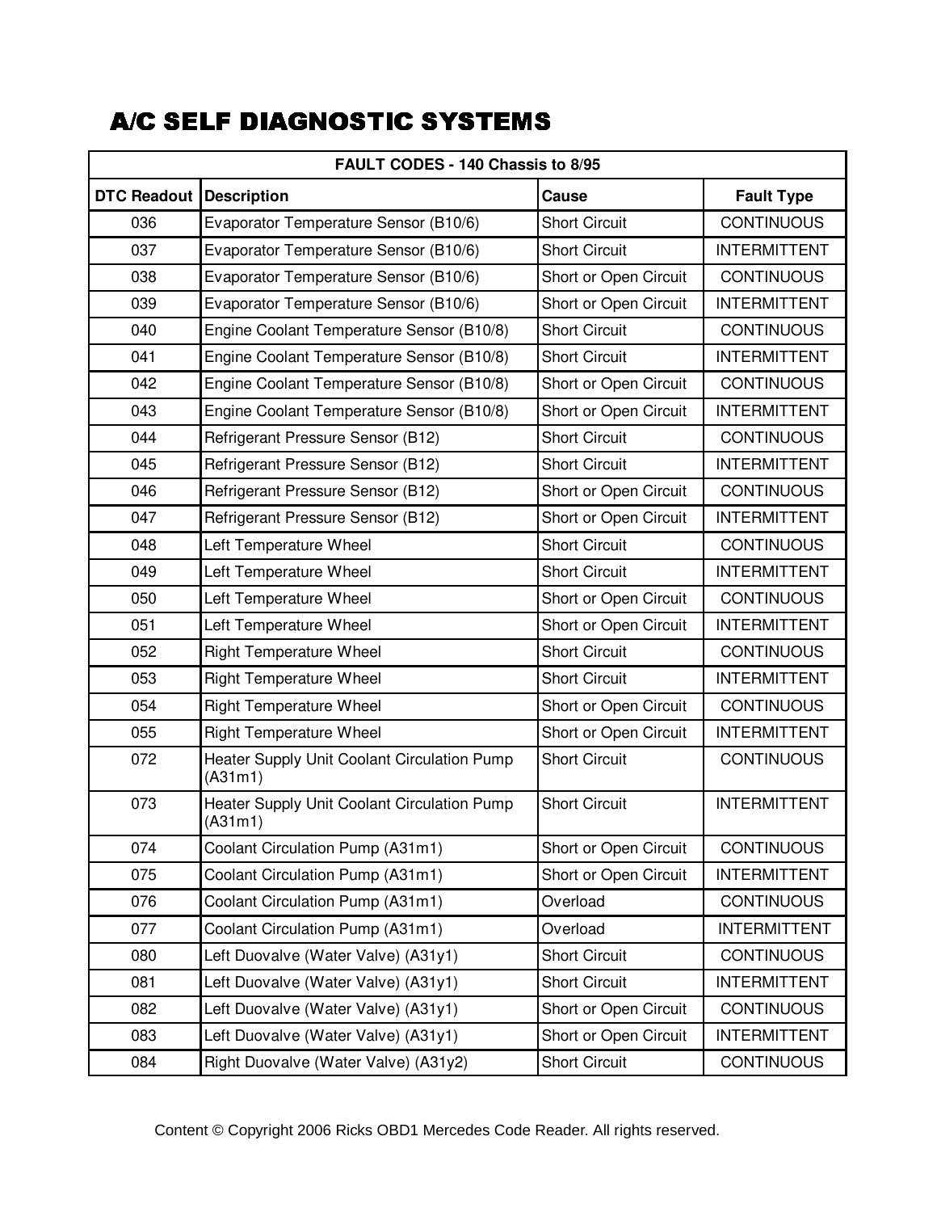# A/C SELF DIAGNOSTIC SYSTEMS

| FAULT CODES - 140 Chassis to 8/95 | | | |
|---|---|---|---|
| **DTC Readout** | **Description** | **Cause** | **Fault Type** |
| 036 | Evaporator Temperature Sensor (B10/6) | Short Circuit | CONTINUOUS |
| 037 | Evaporator Temperature Sensor (B10/6) | Short Circuit | INTERMITTENT |
| 038 | Evaporator Temperature Sensor (B10/6) | Short or Open Circuit | CONTINUOUS |
| 039 | Evaporator Temperature Sensor (B10/6) | Short or Open Circuit | INTERMITTENT |
| 040 | Engine Coolant Temperature Sensor (B10/8) | Short Circuit | CONTINUOUS |
| 041 | Engine Coolant Temperature Sensor (B10/8) | Short Circuit | INTERMITTENT |
| 042 | Engine Coolant Temperature Sensor (B10/8) | Short or Open Circuit | CONTINUOUS |
| 043 | Engine Coolant Temperature Sensor (B10/8) | Short or Open Circuit | INTERMITTENT |
| 044 | Refrigerant Pressure Sensor (B12) | Short Circuit | CONTINUOUS |
| 045 | Refrigerant Pressure Sensor (B12) | Short Circuit | INTERMITTENT |
| 046 | Refrigerant Pressure Sensor (B12) | Short or Open Circuit | CONTINUOUS |
| 047 | Refrigerant Pressure Sensor (B12) | Short or Open Circuit | INTERMITTENT |
| 048 | Left Temperature Wheel | Short Circuit | CONTINUOUS |
| 049 | Left Temperature Wheel | Short Circuit | INTERMITTENT |
| 050 | Left Temperature Wheel | Short or Open Circuit | CONTINUOUS |
| 051 | Left Temperature Wheel | Short or Open Circuit | INTERMITTENT |
| 052 | Right Temperature Wheel | Short Circuit | CONTINUOUS |
| 053 | Right Temperature Wheel | Short Circuit | INTERMITTENT |
| 054 | Right Temperature Wheel | Short or Open Circuit | CONTINUOUS |
| 055 | Right Temperature Wheel | Short or Open Circuit | INTERMITTENT |
| 072 | Heater Supply Unit Coolant Circulation Pump (A31m1) | Short Circuit | CONTINUOUS |
| 073 | Heater Supply Unit Coolant Circulation Pump (A31m1) | Short Circuit | INTERMITTENT |
| 074 | Coolant Circulation Pump (A31m1) | Short or Open Circuit | CONTINUOUS |
| 075 | Coolant Circulation Pump (A31m1) | Short or Open Circuit | INTERMITTENT |
| 076 | Coolant Circulation Pump (A31m1) | Overload | CONTINUOUS |
| 077 | Coolant Circulation Pump (A31m1) | Overload | INTERMITTENT |
| 080 | Left Duovalve (Water Valve) (A31y1) | Short Circuit | CONTINUOUS |
| 081 | Left Duovalve (Water Valve) (A31y1) | Short Circuit | INTERMITTENT |
| 082 | Left Duovalve (Water Valve) (A31y1) | Short or Open Circuit | CONTINUOUS |
| 083 | Left Duovalve (Water Valve) (A31y1) | Short or Open Circuit | INTERMITTENT |
| 084 | Right Duovalve (Water Valve) (A31y2) | Short Circuit | CONTINUOUS |

Content © Copyright 2006 Ricks OBD1 Mercedes Code Reader. All rights reserved.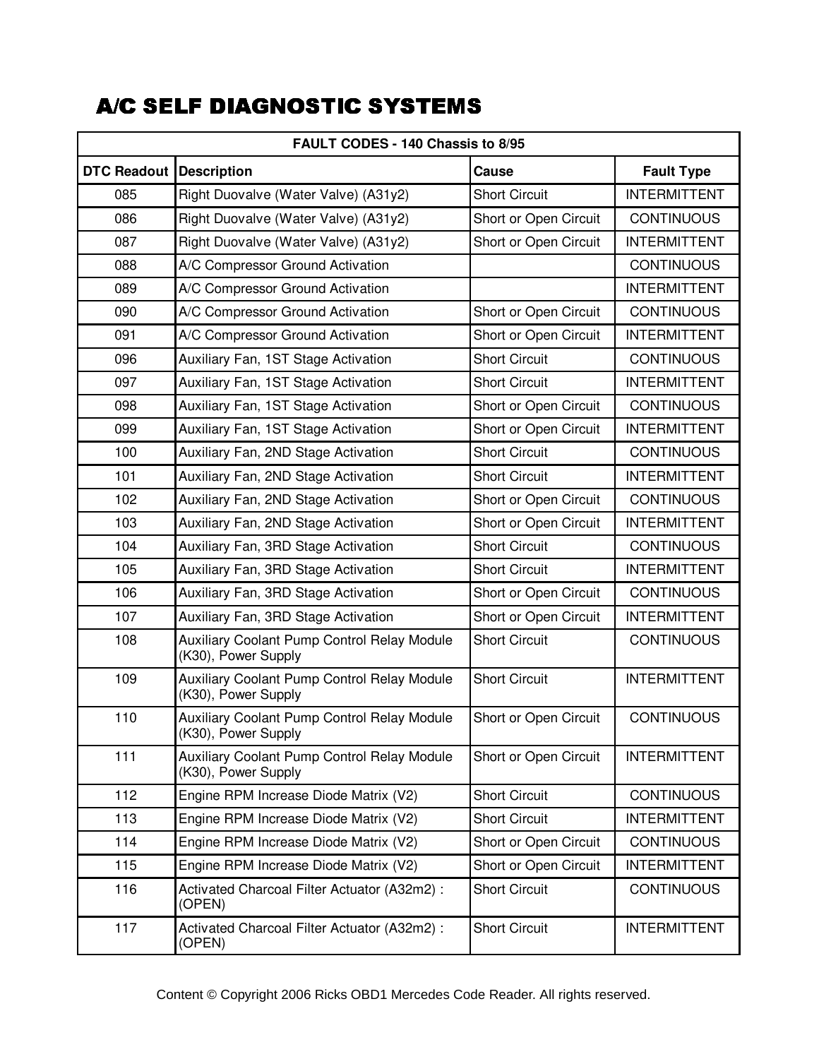# A/C SELF DIAGNOSTIC SYSTEMS

| FAULT CODES - 140 Chassis to 8/95 | | | |
|---|---|---|---|
| **DTC Readout** | **Description** | **Cause** | **Fault Type** |
| 085 | Right Duovalve (Water Valve) (A31y2) | Short Circuit | INTERMITTENT |
| 086 | Right Duovalve (Water Valve) (A31y2) | Short or Open Circuit | CONTINUOUS |
| 087 | Right Duovalve (Water Valve) (A31y2) | Short or Open Circuit | INTERMITTENT |
| 088 | A/C Compressor Ground Activation | | CONTINUOUS |
| 089 | A/C Compressor Ground Activation | | INTERMITTENT |
| 090 | A/C Compressor Ground Activation | Short or Open Circuit | CONTINUOUS |
| 091 | A/C Compressor Ground Activation | Short or Open Circuit | INTERMITTENT |
| 096 | Auxiliary Fan, 1ST Stage Activation | Short Circuit | CONTINUOUS |
| 097 | Auxiliary Fan, 1ST Stage Activation | Short Circuit | INTERMITTENT |
| 098 | Auxiliary Fan, 1ST Stage Activation | Short or Open Circuit | CONTINUOUS |
| 099 | Auxiliary Fan, 1ST Stage Activation | Short or Open Circuit | INTERMITTENT |
| 100 | Auxiliary Fan, 2ND Stage Activation | Short Circuit | CONTINUOUS |
| 101 | Auxiliary Fan, 2ND Stage Activation | Short Circuit | INTERMITTENT |
| 102 | Auxiliary Fan, 2ND Stage Activation | Short or Open Circuit | CONTINUOUS |
| 103 | Auxiliary Fan, 2ND Stage Activation | Short or Open Circuit | INTERMITTENT |
| 104 | Auxiliary Fan, 3RD Stage Activation | Short Circuit | CONTINUOUS |
| 105 | Auxiliary Fan, 3RD Stage Activation | Short Circuit | INTERMITTENT |
| 106 | Auxiliary Fan, 3RD Stage Activation | Short or Open Circuit | CONTINUOUS |
| 107 | Auxiliary Fan, 3RD Stage Activation | Short or Open Circuit | INTERMITTENT |
| 108 | Auxiliary Coolant Pump Control Relay Module (K30), Power Supply | Short Circuit | CONTINUOUS |
| 109 | Auxiliary Coolant Pump Control Relay Module (K30), Power Supply | Short Circuit | INTERMITTENT |
| 110 | Auxiliary Coolant Pump Control Relay Module (K30), Power Supply | Short or Open Circuit | CONTINUOUS |
| 111 | Auxiliary Coolant Pump Control Relay Module (K30), Power Supply | Short or Open Circuit | INTERMITTENT |
| 112 | Engine RPM Increase Diode Matrix (V2) | Short Circuit | CONTINUOUS |
| 113 | Engine RPM Increase Diode Matrix (V2) | Short Circuit | INTERMITTENT |
| 114 | Engine RPM Increase Diode Matrix (V2) | Short or Open Circuit | CONTINUOUS |
| 115 | Engine RPM Increase Diode Matrix (V2) | Short or Open Circuit | INTERMITTENT |
| 116 | Activated Charcoal Filter Actuator (A32m2) : (OPEN) | Short Circuit | CONTINUOUS |
| 117 | Activated Charcoal Filter Actuator (A32m2) : (OPEN) | Short Circuit | INTERMITTENT |

Content © Copyright 2006 Ricks OBD1 Mercedes Code Reader. All rights reserved.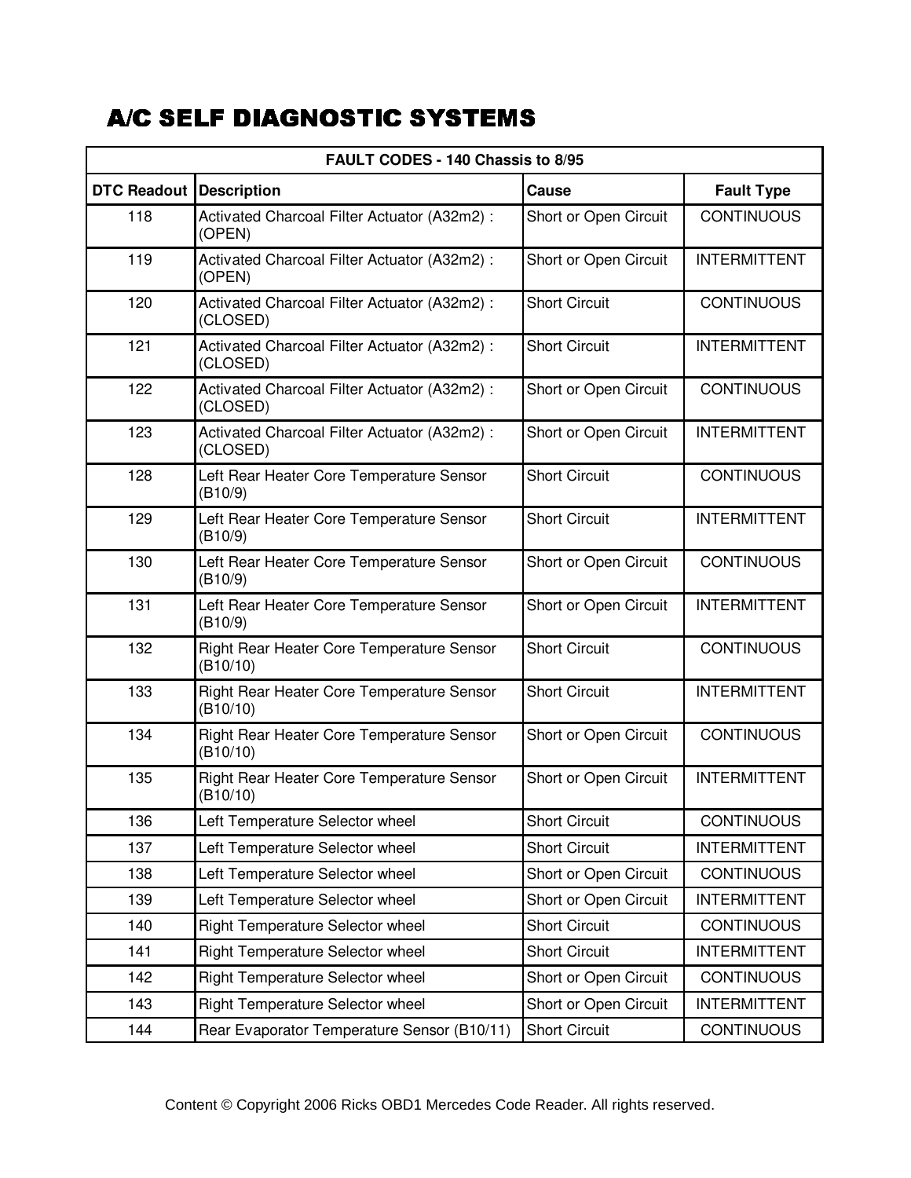# A/C SELF DIAGNOSTIC SYSTEMS

| FAULT CODES - 140 Chassis to 8/95 | | | |
|---|---|---|---|
| **DTC Readout** | **Description** | **Cause** | **Fault Type** |
| 118 | Activated Charcoal Filter Actuator (A32m2) : (OPEN) | Short or Open Circuit | CONTINUOUS |
| 119 | Activated Charcoal Filter Actuator (A32m2) : (OPEN) | Short or Open Circuit | INTERMITTENT |
| 120 | Activated Charcoal Filter Actuator (A32m2) : (CLOSED) | Short Circuit | CONTINUOUS |
| 121 | Activated Charcoal Filter Actuator (A32m2) : (CLOSED) | Short Circuit | INTERMITTENT |
| 122 | Activated Charcoal Filter Actuator (A32m2) : (CLOSED) | Short or Open Circuit | CONTINUOUS |
| 123 | Activated Charcoal Filter Actuator (A32m2) : (CLOSED) | Short or Open Circuit | INTERMITTENT |
| 128 | Left Rear Heater Core Temperature Sensor (B10/9) | Short Circuit | CONTINUOUS |
| 129 | Left Rear Heater Core Temperature Sensor (B10/9) | Short Circuit | INTERMITTENT |
| 130 | Left Rear Heater Core Temperature Sensor (B10/9) | Short or Open Circuit | CONTINUOUS |
| 131 | Left Rear Heater Core Temperature Sensor (B10/9) | Short or Open Circuit | INTERMITTENT |
| 132 | Right Rear Heater Core Temperature Sensor (B10/10) | Short Circuit | CONTINUOUS |
| 133 | Right Rear Heater Core Temperature Sensor (B10/10) | Short Circuit | INTERMITTENT |
| 134 | Right Rear Heater Core Temperature Sensor (B10/10) | Short or Open Circuit | CONTINUOUS |
| 135 | Right Rear Heater Core Temperature Sensor (B10/10) | Short or Open Circuit | INTERMITTENT |
| 136 | Left Temperature Selector wheel | Short Circuit | CONTINUOUS |
| 137 | Left Temperature Selector wheel | Short Circuit | INTERMITTENT |
| 138 | Left Temperature Selector wheel | Short or Open Circuit | CONTINUOUS |
| 139 | Left Temperature Selector wheel | Short or Open Circuit | INTERMITTENT |
| 140 | Right Temperature Selector wheel | Short Circuit | CONTINUOUS |
| 141 | Right Temperature Selector wheel | Short Circuit | INTERMITTENT |
| 142 | Right Temperature Selector wheel | Short or Open Circuit | CONTINUOUS |
| 143 | Right Temperature Selector wheel | Short or Open Circuit | INTERMITTENT |
| 144 | Rear Evaporator Temperature Sensor (B10/11) | Short Circuit | CONTINUOUS |

Content © Copyright 2006 Ricks OBD1 Mercedes Code Reader. All rights reserved.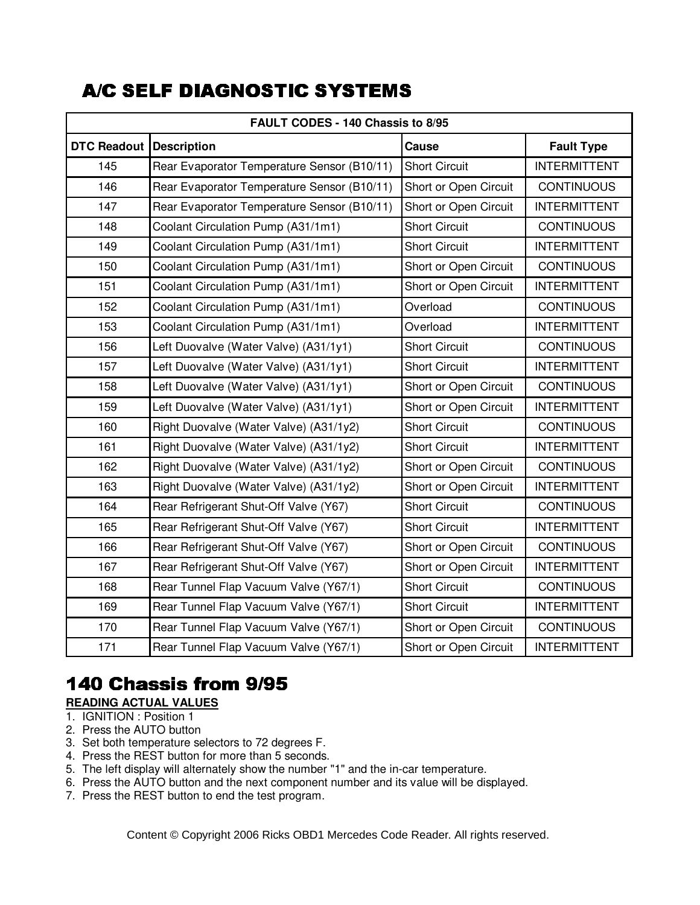# A/C SELF DIAGNOSTIC SYSTEMS

| FAULT CODES - 140 Chassis to 8/95 | | | |
|---|---|---|---|
| **DTC Readout** | **Description** | **Cause** | **Fault Type** |
| 145 | Rear Evaporator Temperature Sensor (B10/11) | Short Circuit | INTERMITTENT |
| 146 | Rear Evaporator Temperature Sensor (B10/11) | Short or Open Circuit | CONTINUOUS |
| 147 | Rear Evaporator Temperature Sensor (B10/11) | Short or Open Circuit | INTERMITTENT |
| 148 | Coolant Circulation Pump (A31/1m1) | Short Circuit | CONTINUOUS |
| 149 | Coolant Circulation Pump (A31/1m1) | Short Circuit | INTERMITTENT |
| 150 | Coolant Circulation Pump (A31/1m1) | Short or Open Circuit | CONTINUOUS |
| 151 | Coolant Circulation Pump (A31/1m1) | Short or Open Circuit | INTERMITTENT |
| 152 | Coolant Circulation Pump (A31/1m1) | Overload | CONTINUOUS |
| 153 | Coolant Circulation Pump (A31/1m1) | Overload | INTERMITTENT |
| 156 | Left Duovalve (Water Valve) (A31/1y1) | Short Circuit | CONTINUOUS |
| 157 | Left Duovalve (Water Valve) (A31/1y1) | Short Circuit | INTERMITTENT |
| 158 | Left Duovalve (Water Valve) (A31/1y1) | Short or Open Circuit | CONTINUOUS |
| 159 | Left Duovalve (Water Valve) (A31/1y1) | Short or Open Circuit | INTERMITTENT |
| 160 | Right Duovalve (Water Valve) (A31/1y2) | Short Circuit | CONTINUOUS |
| 161 | Right Duovalve (Water Valve) (A31/1y2) | Short Circuit | INTERMITTENT |
| 162 | Right Duovalve (Water Valve) (A31/1y2) | Short or Open Circuit | CONTINUOUS |
| 163 | Right Duovalve (Water Valve) (A31/1y2) | Short or Open Circuit | INTERMITTENT |
| 164 | Rear Refrigerant Shut-Off Valve (Y67) | Short Circuit | CONTINUOUS |
| 165 | Rear Refrigerant Shut-Off Valve (Y67) | Short Circuit | INTERMITTENT |
| 166 | Rear Refrigerant Shut-Off Valve (Y67) | Short or Open Circuit | CONTINUOUS |
| 167 | Rear Refrigerant Shut-Off Valve (Y67) | Short or Open Circuit | INTERMITTENT |
| 168 | Rear Tunnel Flap Vacuum Valve (Y67/1) | Short Circuit | CONTINUOUS |
| 169 | Rear Tunnel Flap Vacuum Valve (Y67/1) | Short Circuit | INTERMITTENT |
| 170 | Rear Tunnel Flap Vacuum Valve (Y67/1) | Short or Open Circuit | CONTINUOUS |
| 171 | Rear Tunnel Flap Vacuum Valve (Y67/1) | Short or Open Circuit | INTERMITTENT |

## 140 Chassis from 9/95

**READING ACTUAL VALUES**

1. IGNITION : Position 1
2. Press the AUTO button
3. Set both temperature selectors to 72 degrees F.
4. Press the REST button for more than 5 seconds.
5. The left display will alternately show the number "1" and the in-car temperature.
6. Press the AUTO button and the next component number and its value will be displayed.
7. Press the REST button to end the test program.

Content © Copyright 2006 Ricks OBD1 Mercedes Code Reader. All rights reserved.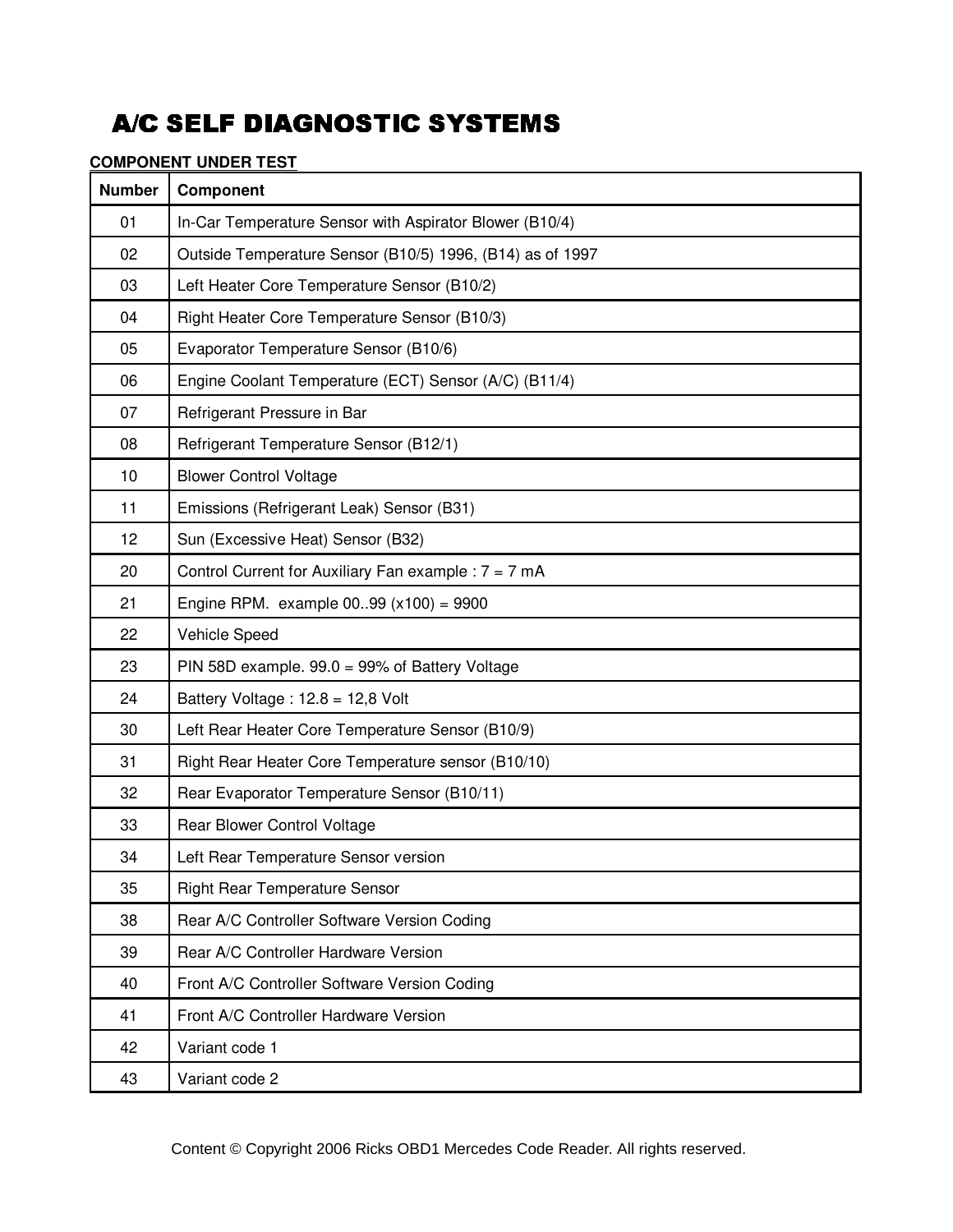# A/C SELF DIAGNOSTIC SYSTEMS

**COMPONENT UNDER TEST**

| Number | Component |
|---|---|
| 01 | In-Car Temperature Sensor with Aspirator Blower (B10/4) |
| 02 | Outside Temperature Sensor (B10/5) 1996, (B14) as of 1997 |
| 03 | Left Heater Core Temperature Sensor (B10/2) |
| 04 | Right Heater Core Temperature Sensor (B10/3) |
| 05 | Evaporator Temperature Sensor (B10/6) |
| 06 | Engine Coolant Temperature (ECT) Sensor (A/C) (B11/4) |
| 07 | Refrigerant Pressure in Bar |
| 08 | Refrigerant Temperature Sensor (B12/1) |
| 10 | Blower Control Voltage |
| 11 | Emissions (Refrigerant Leak) Sensor (B31) |
| 12 | Sun (Excessive Heat) Sensor (B32) |
| 20 | Control Current for Auxiliary Fan example : 7 = 7 mA |
| 21 | Engine RPM. example 00..99 (x100) = 9900 |
| 22 | Vehicle Speed |
| 23 | PIN 58D example. 99.0 = 99% of Battery Voltage |
| 24 | Battery Voltage : 12.8 = 12,8 Volt |
| 30 | Left Rear Heater Core Temperature Sensor (B10/9) |
| 31 | Right Rear Heater Core Temperature sensor (B10/10) |
| 32 | Rear Evaporator Temperature Sensor (B10/11) |
| 33 | Rear Blower Control Voltage |
| 34 | Left Rear Temperature Sensor version |
| 35 | Right Rear Temperature Sensor |
| 38 | Rear A/C Controller Software Version Coding |
| 39 | Rear A/C Controller Hardware Version |
| 40 | Front A/C Controller Software Version Coding |
| 41 | Front A/C Controller Hardware Version |
| 42 | Variant code 1 |
| 43 | Variant code 2 |

Content © Copyright 2006 Ricks OBD1 Mercedes Code Reader. All rights reserved.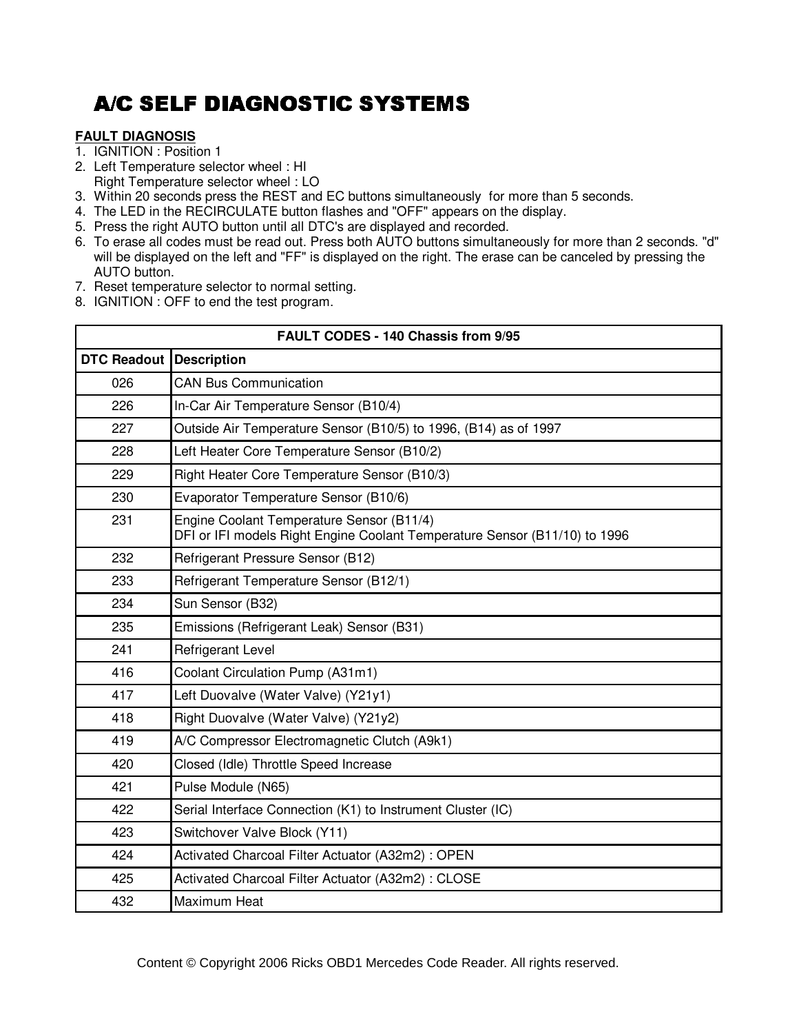# A/C SELF DIAGNOSTIC SYSTEMS

**FAULT DIAGNOSIS**

1. IGNITION : Position 1
2. Left Temperature selector wheel : HI
   Right Temperature selector wheel : LO
3. Within 20 seconds press the REST and EC buttons simultaneously for more than 5 seconds.
4. The LED in the RECIRCULATE button flashes and "OFF" appears on the display.
5. Press the right AUTO button until all DTC's are displayed and recorded.
6. To erase all codes must be read out. Press both AUTO buttons simultaneously for more than 2 seconds. "d" will be displayed on the left and "FF" is displayed on the right. The erase can be canceled by pressing the AUTO button.
7. Reset temperature selector to normal setting.
8. IGNITION : OFF to end the test program.

| FAULT CODES - 140 Chassis from 9/95 | |
|---|---|
| **DTC Readout** | **Description** |
| 026 | CAN Bus Communication |
| 226 | In-Car Air Temperature Sensor (B10/4) |
| 227 | Outside Air Temperature Sensor (B10/5) to 1996, (B14) as of 1997 |
| 228 | Left Heater Core Temperature Sensor (B10/2) |
| 229 | Right Heater Core Temperature Sensor (B10/3) |
| 230 | Evaporator Temperature Sensor (B10/6) |
| 231 | Engine Coolant Temperature Sensor (B11/4)<br>DFI or IFI models Right Engine Coolant Temperature Sensor (B11/10) to 1996 |
| 232 | Refrigerant Pressure Sensor (B12) |
| 233 | Refrigerant Temperature Sensor (B12/1) |
| 234 | Sun Sensor (B32) |
| 235 | Emissions (Refrigerant Leak) Sensor (B31) |
| 241 | Refrigerant Level |
| 416 | Coolant Circulation Pump (A31m1) |
| 417 | Left Duovalve (Water Valve) (Y21y1) |
| 418 | Right Duovalve (Water Valve) (Y21y2) |
| 419 | A/C Compressor Electromagnetic Clutch (A9k1) |
| 420 | Closed (Idle) Throttle Speed Increase |
| 421 | Pulse Module (N65) |
| 422 | Serial Interface Connection (K1) to Instrument Cluster (IC) |
| 423 | Switchover Valve Block (Y11) |
| 424 | Activated Charcoal Filter Actuator (A32m2) : OPEN |
| 425 | Activated Charcoal Filter Actuator (A32m2) : CLOSE |
| 432 | Maximum Heat |

Content © Copyright 2006 Ricks OBD1 Mercedes Code Reader. All rights reserved.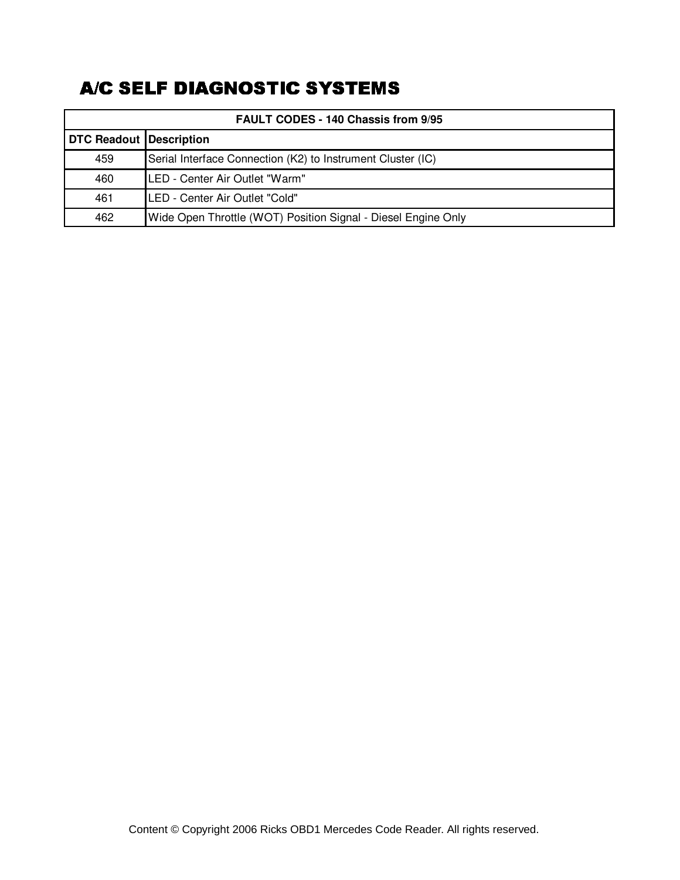# A/C SELF DIAGNOSTIC SYSTEMS

| FAULT CODES - 140 Chassis from 9/95 | |
|---|---|
| **DTC Readout** | **Description** |
| 459 | Serial Interface Connection (K2) to Instrument Cluster (IC) |
| 460 | LED - Center Air Outlet "Warm" |
| 461 | LED - Center Air Outlet "Cold" |
| 462 | Wide Open Throttle (WOT) Position Signal - Diesel Engine Only |

Content © Copyright 2006 Ricks OBD1 Mercedes Code Reader. All rights reserved.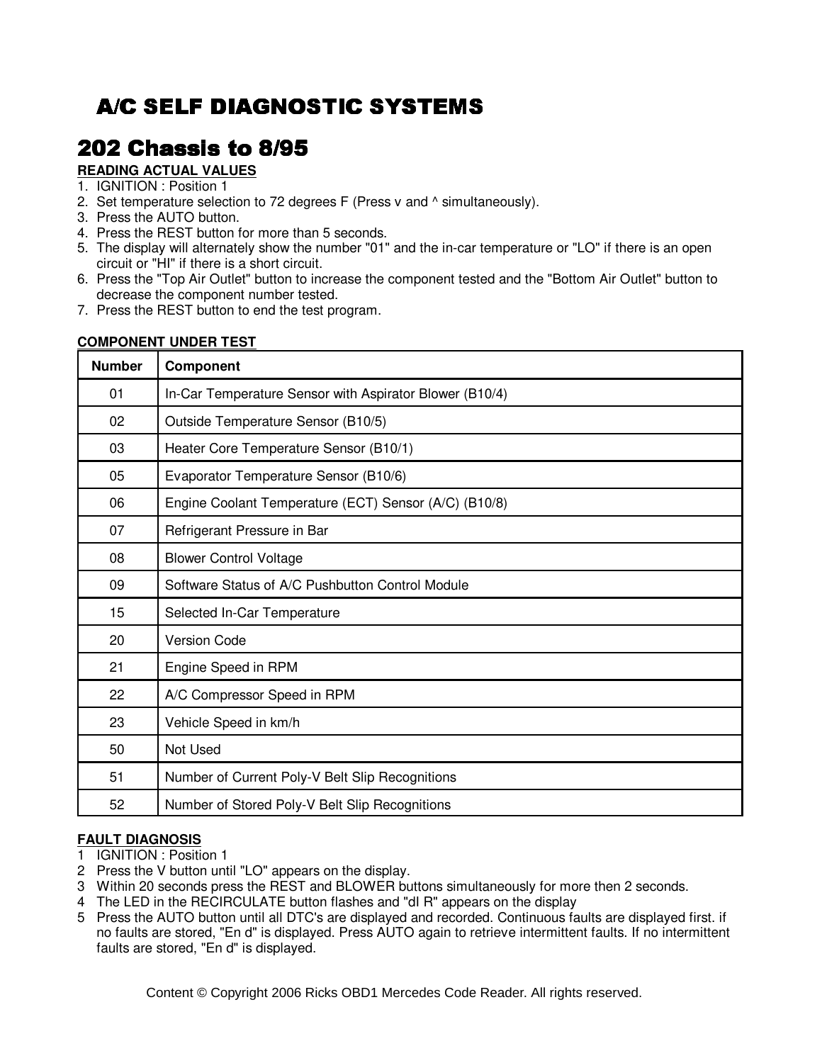# A/C SELF DIAGNOSTIC SYSTEMS

## 202 Chassis to 8/95

**READING ACTUAL VALUES**

1. IGNITION : Position 1
2. Set temperature selection to 72 degrees F (Press v and ^ simultaneously).
3. Press the AUTO button.
4. Press the REST button for more than 5 seconds.
5. The display will alternately show the number "01" and the in-car temperature or "LO" if there is an open circuit or "HI" if there is a short circuit.
6. Press the "Top Air Outlet" button to increase the component tested and the "Bottom Air Outlet" button to decrease the component number tested.
7. Press the REST button to end the test program.

**COMPONENT UNDER TEST**

| Number | Component |
|---|---|
| 01 | In-Car Temperature Sensor with Aspirator Blower (B10/4) |
| 02 | Outside Temperature Sensor (B10/5) |
| 03 | Heater Core Temperature Sensor (B10/1) |
| 05 | Evaporator Temperature Sensor (B10/6) |
| 06 | Engine Coolant Temperature (ECT) Sensor (A/C) (B10/8) |
| 07 | Refrigerant Pressure in Bar |
| 08 | Blower Control Voltage |
| 09 | Software Status of A/C Pushbutton Control Module |
| 15 | Selected In-Car Temperature |
| 20 | Version Code |
| 21 | Engine Speed in RPM |
| 22 | A/C Compressor Speed in RPM |
| 23 | Vehicle Speed in km/h |
| 50 | Not Used |
| 51 | Number of Current Poly-V Belt Slip Recognitions |
| 52 | Number of Stored Poly-V Belt Slip Recognitions |

**FAULT DIAGNOSIS**

1 IGNITION : Position 1
2 Press the V button until "LO" appears on the display.
3 Within 20 seconds press the REST and BLOWER buttons simultaneously for more then 2 seconds.
4 The LED in the RECIRCULATE button flashes and "dI R" appears on the display
5 Press the AUTO button until all DTC's are displayed and recorded. Continuous faults are displayed first. if no faults are stored, "En d" is displayed. Press AUTO again to retrieve intermittent faults. If no intermittent faults are stored, "En d" is displayed.

Content © Copyright 2006 Ricks OBD1 Mercedes Code Reader. All rights reserved.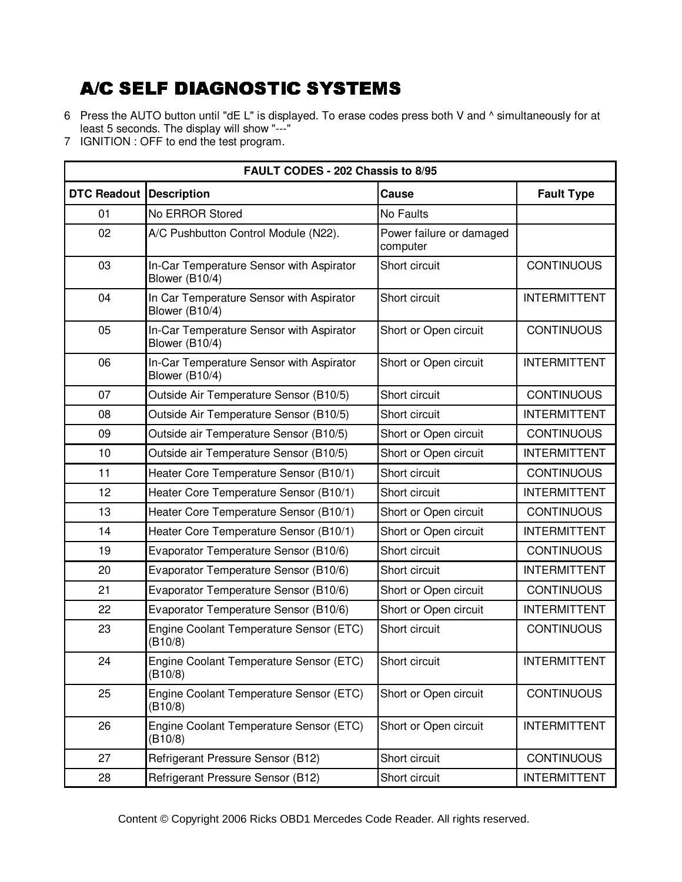## A/C SELF DIAGNOSTIC SYSTEMS

6 Press the AUTO button until "dE L" is displayed. To erase codes press both V and ^ simultaneously for at least 5 seconds. The display will show "---"
7 IGNITION : OFF to end the test program.

| FAULT CODES - 202 Chassis to 8/95 | | | |
|---|---|---|---|
| **DTC Readout** | **Description** | **Cause** | **Fault Type** |
| 01 | No ERROR Stored | No Faults | |
| 02 | A/C Pushbutton Control Module (N22). | Power failure or damaged computer | |
| 03 | In-Car Temperature Sensor with Aspirator Blower (B10/4) | Short circuit | CONTINUOUS |
| 04 | In Car Temperature Sensor with Aspirator Blower (B10/4) | Short circuit | INTERMITTENT |
| 05 | In-Car Temperature Sensor with Aspirator Blower (B10/4) | Short or Open circuit | CONTINUOUS |
| 06 | In-Car Temperature Sensor with Aspirator Blower (B10/4) | Short or Open circuit | INTERMITTENT |
| 07 | Outside Air Temperature Sensor (B10/5) | Short circuit | CONTINUOUS |
| 08 | Outside Air Temperature Sensor (B10/5) | Short circuit | INTERMITTENT |
| 09 | Outside air Temperature Sensor (B10/5) | Short or Open circuit | CONTINUOUS |
| 10 | Outside air Temperature Sensor (B10/5) | Short or Open circuit | INTERMITTENT |
| 11 | Heater Core Temperature Sensor (B10/1) | Short circuit | CONTINUOUS |
| 12 | Heater Core Temperature Sensor (B10/1) | Short circuit | INTERMITTENT |
| 13 | Heater Core Temperature Sensor (B10/1) | Short or Open circuit | CONTINUOUS |
| 14 | Heater Core Temperature Sensor (B10/1) | Short or Open circuit | INTERMITTENT |
| 19 | Evaporator Temperature Sensor (B10/6) | Short circuit | CONTINUOUS |
| 20 | Evaporator Temperature Sensor (B10/6) | Short circuit | INTERMITTENT |
| 21 | Evaporator Temperature Sensor (B10/6) | Short or Open circuit | CONTINUOUS |
| 22 | Evaporator Temperature Sensor (B10/6) | Short or Open circuit | INTERMITTENT |
| 23 | Engine Coolant Temperature Sensor (ETC) (B10/8) | Short circuit | CONTINUOUS |
| 24 | Engine Coolant Temperature Sensor (ETC) (B10/8) | Short circuit | INTERMITTENT |
| 25 | Engine Coolant Temperature Sensor (ETC) (B10/8) | Short or Open circuit | CONTINUOUS |
| 26 | Engine Coolant Temperature Sensor (ETC) (B10/8) | Short or Open circuit | INTERMITTENT |
| 27 | Refrigerant Pressure Sensor (B12) | Short circuit | CONTINUOUS |
| 28 | Refrigerant Pressure Sensor (B12) | Short circuit | INTERMITTENT |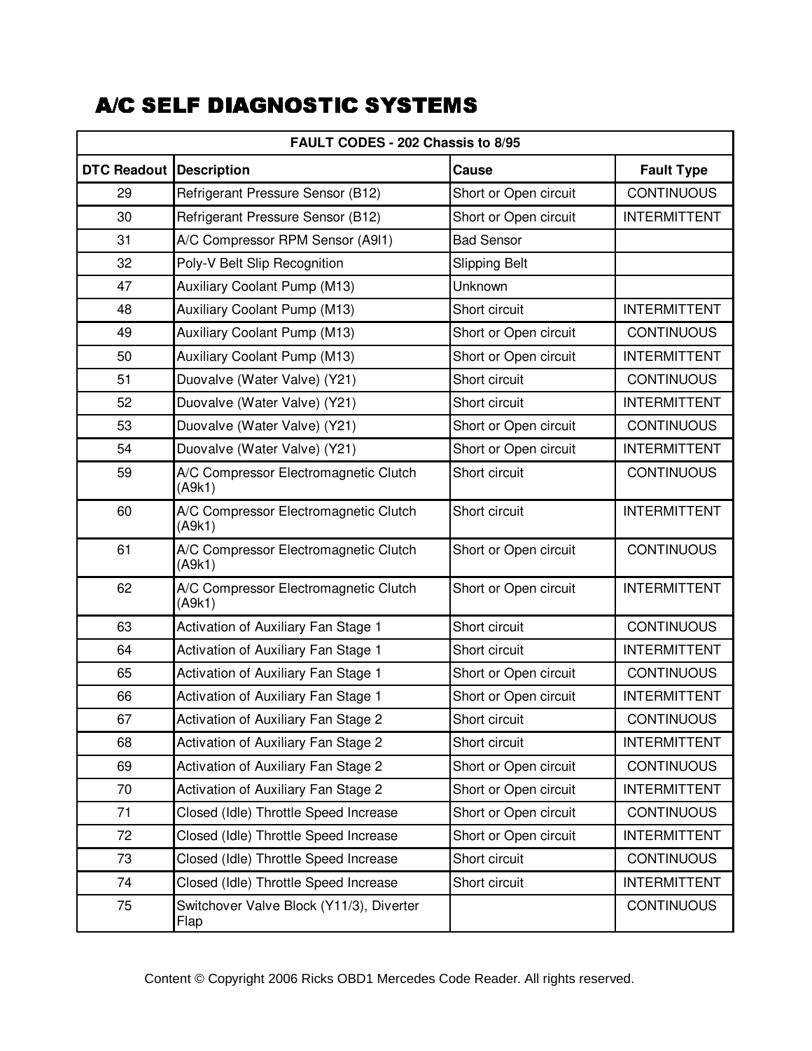# A/C SELF DIAGNOSTIC SYSTEMS

| FAULT CODES - 202 Chassis to 8/95 | | | |
|---|---|---|---|
| **DTC Readout** | **Description** | **Cause** | **Fault Type** |
| 29 | Refrigerant Pressure Sensor (B12) | Short or Open circuit | CONTINUOUS |
| 30 | Refrigerant Pressure Sensor (B12) | Short or Open circuit | INTERMITTENT |
| 31 | A/C Compressor RPM Sensor (A9l1) | Bad Sensor | |
| 32 | Poly-V Belt Slip Recognition | Slipping Belt | |
| 47 | Auxiliary Coolant Pump (M13) | Unknown | |
| 48 | Auxiliary Coolant Pump (M13) | Short circuit | INTERMITTENT |
| 49 | Auxiliary Coolant Pump (M13) | Short or Open circuit | CONTINUOUS |
| 50 | Auxiliary Coolant Pump (M13) | Short or Open circuit | INTERMITTENT |
| 51 | Duovalve (Water Valve) (Y21) | Short circuit | CONTINUOUS |
| 52 | Duovalve (Water Valve) (Y21) | Short circuit | INTERMITTENT |
| 53 | Duovalve (Water Valve) (Y21) | Short or Open circuit | CONTINUOUS |
| 54 | Duovalve (Water Valve) (Y21) | Short or Open circuit | INTERMITTENT |
| 59 | A/C Compressor Electromagnetic Clutch (A9k1) | Short circuit | CONTINUOUS |
| 60 | A/C Compressor Electromagnetic Clutch (A9k1) | Short circuit | INTERMITTENT |
| 61 | A/C Compressor Electromagnetic Clutch (A9k1) | Short or Open circuit | CONTINUOUS |
| 62 | A/C Compressor Electromagnetic Clutch (A9k1) | Short or Open circuit | INTERMITTENT |
| 63 | Activation of Auxiliary Fan Stage 1 | Short circuit | CONTINUOUS |
| 64 | Activation of Auxiliary Fan Stage 1 | Short circuit | INTERMITTENT |
| 65 | Activation of Auxiliary Fan Stage 1 | Short or Open circuit | CONTINUOUS |
| 66 | Activation of Auxiliary Fan Stage 1 | Short or Open circuit | INTERMITTENT |
| 67 | Activation of Auxiliary Fan Stage 2 | Short circuit | CONTINUOUS |
| 68 | Activation of Auxiliary Fan Stage 2 | Short circuit | INTERMITTENT |
| 69 | Activation of Auxiliary Fan Stage 2 | Short or Open circuit | CONTINUOUS |
| 70 | Activation of Auxiliary Fan Stage 2 | Short or Open circuit | INTERMITTENT |
| 71 | Closed (Idle) Throttle Speed Increase | Short or Open circuit | CONTINUOUS |
| 72 | Closed (Idle) Throttle Speed Increase | Short or Open circuit | INTERMITTENT |
| 73 | Closed (Idle) Throttle Speed Increase | Short circuit | CONTINUOUS |
| 74 | Closed (Idle) Throttle Speed Increase | Short circuit | INTERMITTENT |
| 75 | Switchover Valve Block (Y11/3), Diverter Flap | | CONTINUOUS |

Content © Copyright 2006 Ricks OBD1 Mercedes Code Reader. All rights reserved.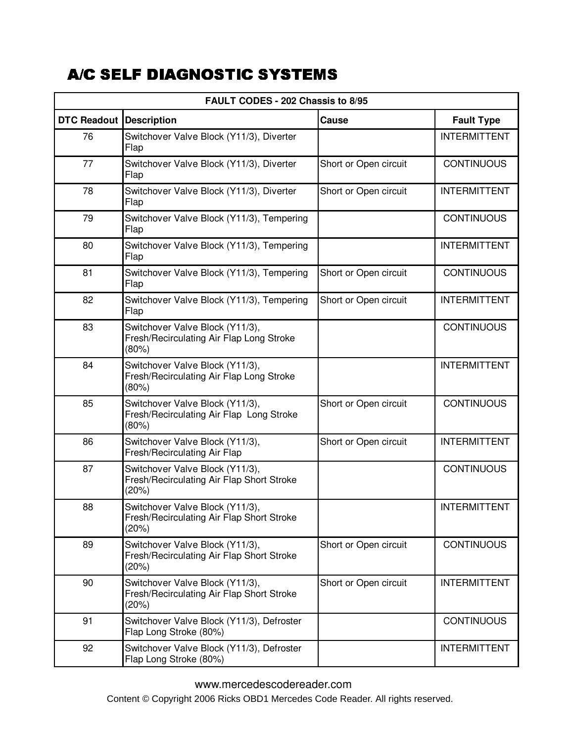# A/C SELF DIAGNOSTIC SYSTEMS

| FAULT CODES - 202 Chassis to 8/95 | | | |
|---|---|---|---|
| **DTC Readout** | **Description** | **Cause** | **Fault Type** |
| 76 | Switchover Valve Block (Y11/3), Diverter Flap | | INTERMITTENT |
| 77 | Switchover Valve Block (Y11/3), Diverter Flap | Short or Open circuit | CONTINUOUS |
| 78 | Switchover Valve Block (Y11/3), Diverter Flap | Short or Open circuit | INTERMITTENT |
| 79 | Switchover Valve Block (Y11/3), Tempering Flap | | CONTINUOUS |
| 80 | Switchover Valve Block (Y11/3), Tempering Flap | | INTERMITTENT |
| 81 | Switchover Valve Block (Y11/3), Tempering Flap | Short or Open circuit | CONTINUOUS |
| 82 | Switchover Valve Block (Y11/3), Tempering Flap | Short or Open circuit | INTERMITTENT |
| 83 | Switchover Valve Block (Y11/3), Fresh/Recirculating Air Flap Long Stroke (80%) | | CONTINUOUS |
| 84 | Switchover Valve Block (Y11/3), Fresh/Recirculating Air Flap Long Stroke (80%) | | INTERMITTENT |
| 85 | Switchover Valve Block (Y11/3), Fresh/Recirculating Air Flap Long Stroke (80%) | Short or Open circuit | CONTINUOUS |
| 86 | Switchover Valve Block (Y11/3), Fresh/Recirculating Air Flap | Short or Open circuit | INTERMITTENT |
| 87 | Switchover Valve Block (Y11/3), Fresh/Recirculating Air Flap Short Stroke (20%) | | CONTINUOUS |
| 88 | Switchover Valve Block (Y11/3), Fresh/Recirculating Air Flap Short Stroke (20%) | | INTERMITTENT |
| 89 | Switchover Valve Block (Y11/3), Fresh/Recirculating Air Flap Short Stroke (20%) | Short or Open circuit | CONTINUOUS |
| 90 | Switchover Valve Block (Y11/3), Fresh/Recirculating Air Flap Short Stroke (20%) | Short or Open circuit | INTERMITTENT |
| 91 | Switchover Valve Block (Y11/3), Defroster Flap Long Stroke (80%) | | CONTINUOUS |
| 92 | Switchover Valve Block (Y11/3), Defroster Flap Long Stroke (80%) | | INTERMITTENT |

www.mercedescodereader.com

Content © Copyright 2006 Ricks OBD1 Mercedes Code Reader. All rights reserved.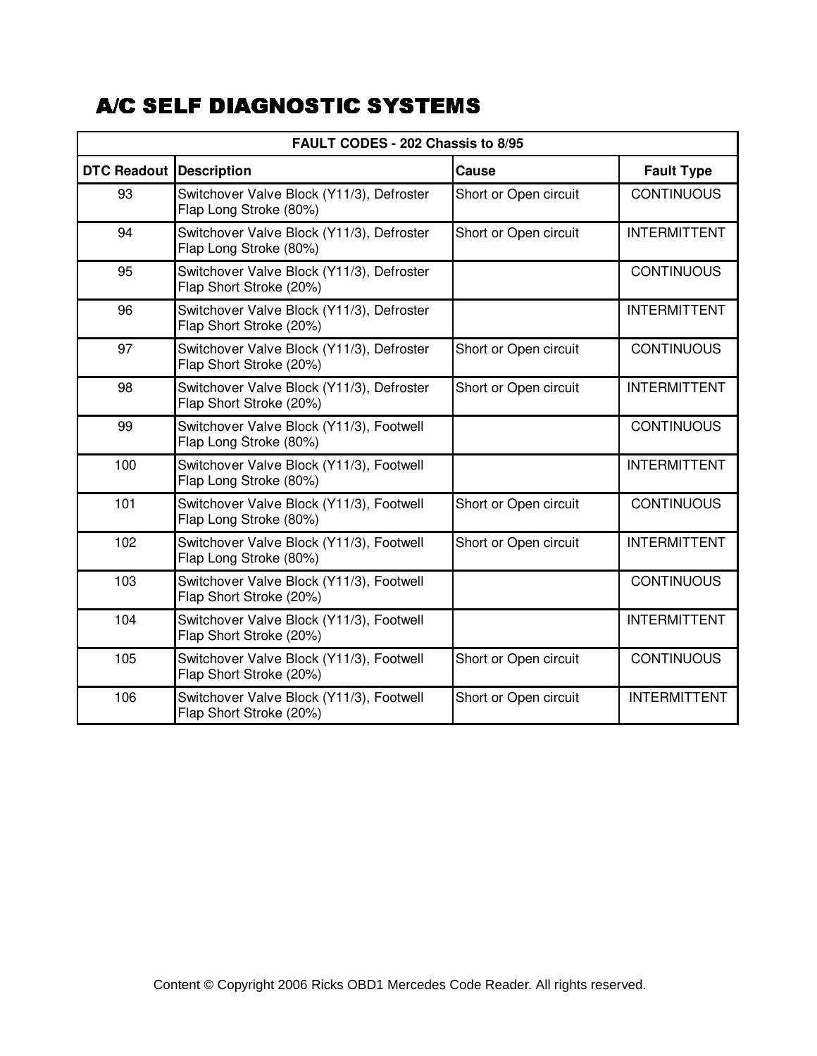# A/C SELF DIAGNOSTIC SYSTEMS

| FAULT CODES - 202 Chassis to 8/95 | | | |
|---|---|---|---|
| **DTC Readout** | **Description** | **Cause** | **Fault Type** |
| 93 | Switchover Valve Block (Y11/3), Defroster Flap Long Stroke (80%) | Short or Open circuit | CONTINUOUS |
| 94 | Switchover Valve Block (Y11/3), Defroster Flap Long Stroke (80%) | Short or Open circuit | INTERMITTENT |
| 95 | Switchover Valve Block (Y11/3), Defroster Flap Short Stroke (20%) | | CONTINUOUS |
| 96 | Switchover Valve Block (Y11/3), Defroster Flap Short Stroke (20%) | | INTERMITTENT |
| 97 | Switchover Valve Block (Y11/3), Defroster Flap Short Stroke (20%) | Short or Open circuit | CONTINUOUS |
| 98 | Switchover Valve Block (Y11/3), Defroster Flap Short Stroke (20%) | Short or Open circuit | INTERMITTENT |
| 99 | Switchover Valve Block (Y11/3), Footwell Flap Long Stroke (80%) | | CONTINUOUS |
| 100 | Switchover Valve Block (Y11/3), Footwell Flap Long Stroke (80%) | | INTERMITTENT |
| 101 | Switchover Valve Block (Y11/3), Footwell Flap Long Stroke (80%) | Short or Open circuit | CONTINUOUS |
| 102 | Switchover Valve Block (Y11/3), Footwell Flap Long Stroke (80%) | Short or Open circuit | INTERMITTENT |
| 103 | Switchover Valve Block (Y11/3), Footwell Flap Short Stroke (20%) | | CONTINUOUS |
| 104 | Switchover Valve Block (Y11/3), Footwell Flap Short Stroke (20%) | | INTERMITTENT |
| 105 | Switchover Valve Block (Y11/3), Footwell Flap Short Stroke (20%) | Short or Open circuit | CONTINUOUS |
| 106 | Switchover Valve Block (Y11/3), Footwell Flap Short Stroke (20%) | Short or Open circuit | INTERMITTENT |

Content © Copyright 2006 Ricks OBD1 Mercedes Code Reader. All rights reserved.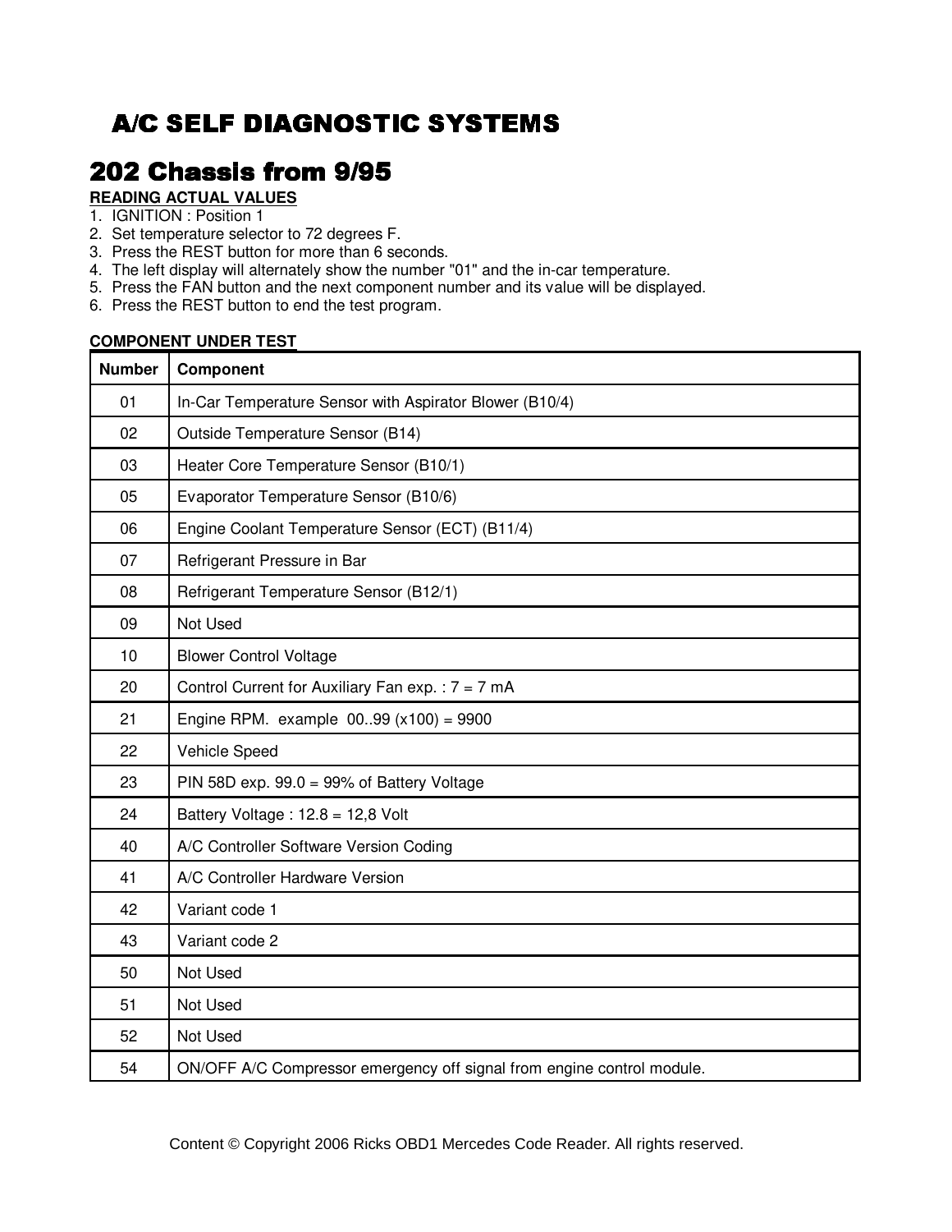# A/C SELF DIAGNOSTIC SYSTEMS

## 202 Chassis from 9/95

**READING ACTUAL VALUES**

1. IGNITION : Position 1
2. Set temperature selector to 72 degrees F.
3. Press the REST button for more than 6 seconds.
4. The left display will alternately show the number "01" and the in-car temperature.
5. Press the FAN button and the next component number and its value will be displayed.
6. Press the REST button to end the test program.

**COMPONENT UNDER TEST**

| Number | Component |
|---|---|
| 01 | In-Car Temperature Sensor with Aspirator Blower (B10/4) |
| 02 | Outside Temperature Sensor (B14) |
| 03 | Heater Core Temperature Sensor (B10/1) |
| 05 | Evaporator Temperature Sensor (B10/6) |
| 06 | Engine Coolant Temperature Sensor (ECT) (B11/4) |
| 07 | Refrigerant Pressure in Bar |
| 08 | Refrigerant Temperature Sensor (B12/1) |
| 09 | Not Used |
| 10 | Blower Control Voltage |
| 20 | Control Current for Auxiliary Fan exp. : 7 = 7 mA |
| 21 | Engine RPM. example 00..99 (x100) = 9900 |
| 22 | Vehicle Speed |
| 23 | PIN 58D exp. 99.0 = 99% of Battery Voltage |
| 24 | Battery Voltage : 12.8 = 12,8 Volt |
| 40 | A/C Controller Software Version Coding |
| 41 | A/C Controller Hardware Version |
| 42 | Variant code 1 |
| 43 | Variant code 2 |
| 50 | Not Used |
| 51 | Not Used |
| 52 | Not Used |
| 54 | ON/OFF A/C Compressor emergency off signal from engine control module. |

Content © Copyright 2006 Ricks OBD1 Mercedes Code Reader. All rights reserved.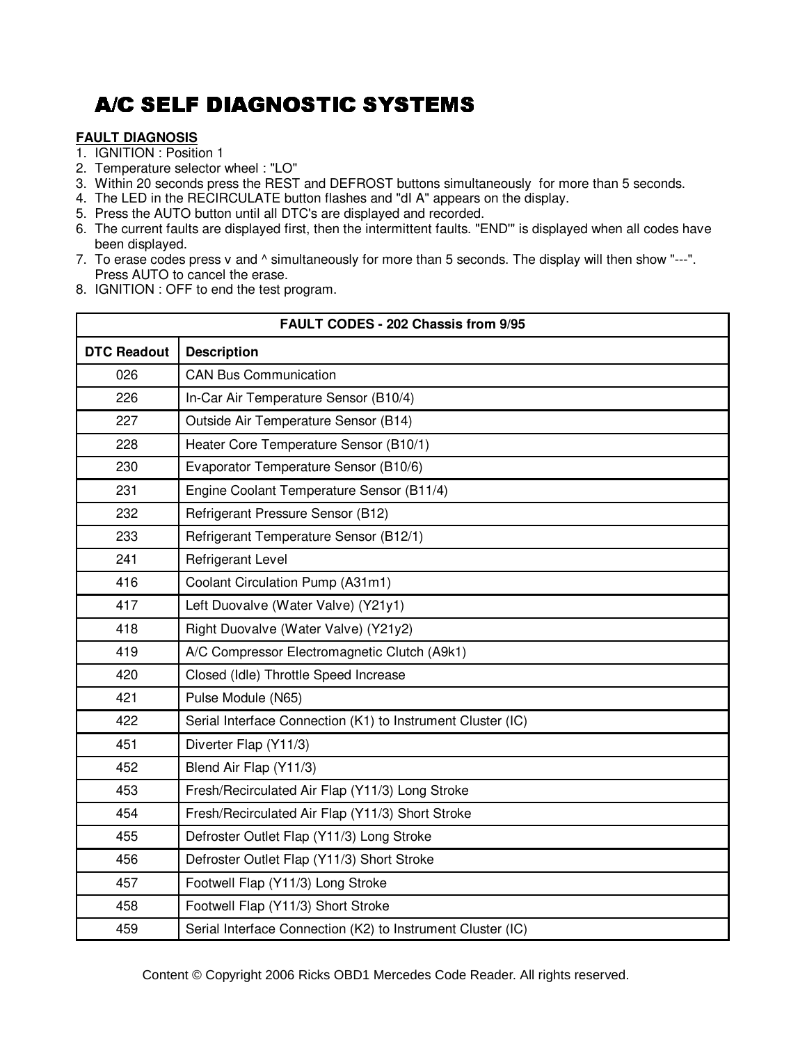# A/C SELF DIAGNOSTIC SYSTEMS

**FAULT DIAGNOSIS**

1. IGNITION : Position 1
2. Temperature selector wheel : "LO"
3. Within 20 seconds press the REST and DEFROST buttons simultaneously for more than 5 seconds.
4. The LED in the RECIRCULATE button flashes and "dI A" appears on the display.
5. Press the AUTO button until all DTC's are displayed and recorded.
6. The current faults are displayed first, then the intermittent faults. "END'" is displayed when all codes have been displayed.
7. To erase codes press v and ^ simultaneously for more than 5 seconds. The display will then show "---". Press AUTO to cancel the erase.
8. IGNITION : OFF to end the test program.

| FAULT CODES - 202 Chassis from 9/95 | |
|---|---|
| **DTC Readout** | **Description** |
| 026 | CAN Bus Communication |
| 226 | In-Car Air Temperature Sensor (B10/4) |
| 227 | Outside Air Temperature Sensor (B14) |
| 228 | Heater Core Temperature Sensor (B10/1) |
| 230 | Evaporator Temperature Sensor (B10/6) |
| 231 | Engine Coolant Temperature Sensor (B11/4) |
| 232 | Refrigerant Pressure Sensor (B12) |
| 233 | Refrigerant Temperature Sensor (B12/1) |
| 241 | Refrigerant Level |
| 416 | Coolant Circulation Pump (A31m1) |
| 417 | Left Duovalve (Water Valve) (Y21y1) |
| 418 | Right Duovalve (Water Valve) (Y21y2) |
| 419 | A/C Compressor Electromagnetic Clutch (A9k1) |
| 420 | Closed (Idle) Throttle Speed Increase |
| 421 | Pulse Module (N65) |
| 422 | Serial Interface Connection (K1) to Instrument Cluster (IC) |
| 451 | Diverter Flap (Y11/3) |
| 452 | Blend Air Flap (Y11/3) |
| 453 | Fresh/Recirculated Air Flap (Y11/3) Long Stroke |
| 454 | Fresh/Recirculated Air Flap (Y11/3) Short Stroke |
| 455 | Defroster Outlet Flap (Y11/3) Long Stroke |
| 456 | Defroster Outlet Flap (Y11/3) Short Stroke |
| 457 | Footwell Flap (Y11/3) Long Stroke |
| 458 | Footwell Flap (Y11/3) Short Stroke |
| 459 | Serial Interface Connection (K2) to Instrument Cluster (IC) |

Content © Copyright 2006 Ricks OBD1 Mercedes Code Reader. All rights reserved.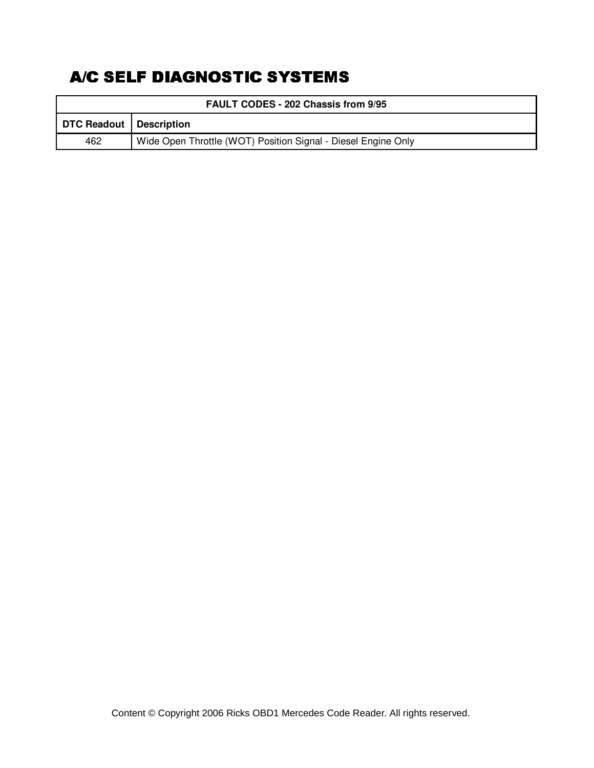# A/C SELF DIAGNOSTIC SYSTEMS

| FAULT CODES - 202 Chassis from 9/95 | |
|---|---|
| **DTC Readout** | **Description** |
| 462 | Wide Open Throttle (WOT) Position Signal - Diesel Engine Only |

Content © Copyright 2006 Ricks OBD1 Mercedes Code Reader. All rights reserved.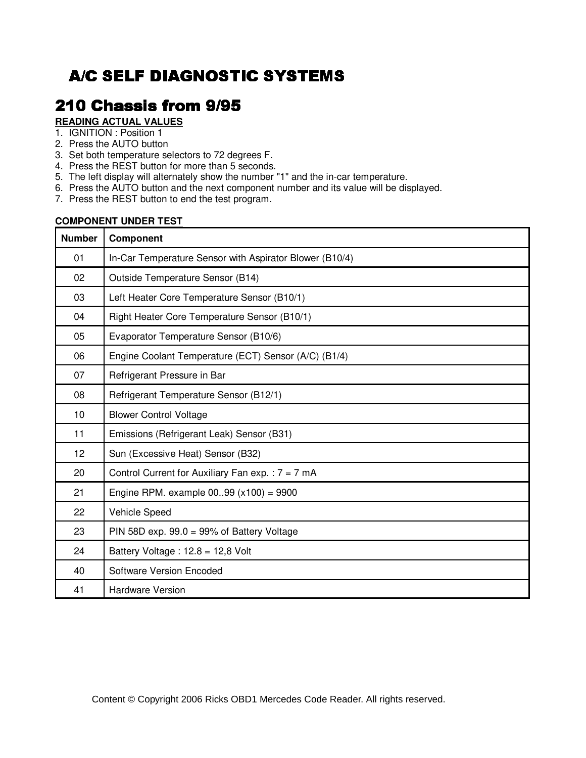# A/C SELF DIAGNOSTIC SYSTEMS

## 210 Chassis from 9/95

**READING ACTUAL VALUES**

1. IGNITION : Position 1
2. Press the AUTO button
3. Set both temperature selectors to 72 degrees F.
4. Press the REST button for more than 5 seconds.
5. The left display will alternately show the number "1" and the in-car temperature.
6. Press the AUTO button and the next component number and its value will be displayed.
7. Press the REST button to end the test program.

**COMPONENT UNDER TEST**

| Number | Component |
|---|---|
| 01 | In-Car Temperature Sensor with Aspirator Blower (B10/4) |
| 02 | Outside Temperature Sensor (B14) |
| 03 | Left Heater Core Temperature Sensor (B10/1) |
| 04 | Right Heater Core Temperature Sensor (B10/1) |
| 05 | Evaporator Temperature Sensor (B10/6) |
| 06 | Engine Coolant Temperature (ECT) Sensor (A/C) (B1/4) |
| 07 | Refrigerant Pressure in Bar |
| 08 | Refrigerant Temperature Sensor (B12/1) |
| 10 | Blower Control Voltage |
| 11 | Emissions (Refrigerant Leak) Sensor (B31) |
| 12 | Sun (Excessive Heat) Sensor (B32) |
| 20 | Control Current for Auxiliary Fan exp. : 7 = 7 mA |
| 21 | Engine RPM. example 00..99 (x100) = 9900 |
| 22 | Vehicle Speed |
| 23 | PIN 58D exp. 99.0 = 99% of Battery Voltage |
| 24 | Battery Voltage : 12.8 = 12,8 Volt |
| 40 | Software Version Encoded |
| 41 | Hardware Version |

Content © Copyright 2006 Ricks OBD1 Mercedes Code Reader. All rights reserved.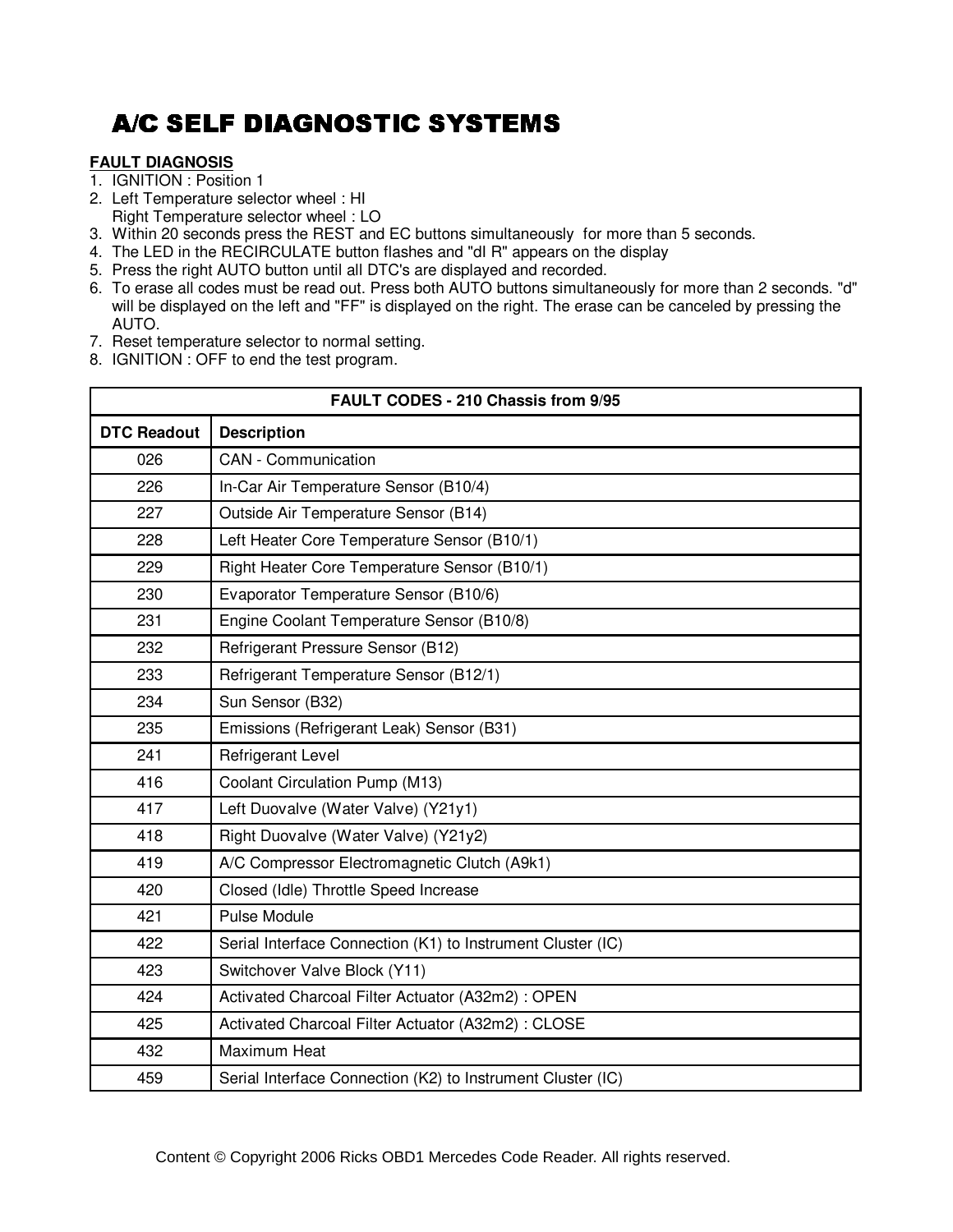# A/C SELF DIAGNOSTIC SYSTEMS

**FAULT DIAGNOSIS**

1. IGNITION : Position 1
2. Left Temperature selector wheel : HI
   Right Temperature selector wheel : LO
3. Within 20 seconds press the REST and EC buttons simultaneously for more than 5 seconds.
4. The LED in the RECIRCULATE button flashes and "dI R" appears on the display
5. Press the right AUTO button until all DTC's are displayed and recorded.
6. To erase all codes must be read out. Press both AUTO buttons simultaneously for more than 2 seconds. "d" will be displayed on the left and "FF" is displayed on the right. The erase can be canceled by pressing the AUTO.
7. Reset temperature selector to normal setting.
8. IGNITION : OFF to end the test program.

| FAULT CODES - 210 Chassis from 9/95 | |
|---|---|
| **DTC Readout** | **Description** |
| 026 | CAN - Communication |
| 226 | In-Car Air Temperature Sensor (B10/4) |
| 227 | Outside Air Temperature Sensor (B14) |
| 228 | Left Heater Core Temperature Sensor (B10/1) |
| 229 | Right Heater Core Temperature Sensor (B10/1) |
| 230 | Evaporator Temperature Sensor (B10/6) |
| 231 | Engine Coolant Temperature Sensor (B10/8) |
| 232 | Refrigerant Pressure Sensor (B12) |
| 233 | Refrigerant Temperature Sensor (B12/1) |
| 234 | Sun Sensor (B32) |
| 235 | Emissions (Refrigerant Leak) Sensor (B31) |
| 241 | Refrigerant Level |
| 416 | Coolant Circulation Pump (M13) |
| 417 | Left Duovalve (Water Valve) (Y21y1) |
| 418 | Right Duovalve (Water Valve) (Y21y2) |
| 419 | A/C Compressor Electromagnetic Clutch (A9k1) |
| 420 | Closed (Idle) Throttle Speed Increase |
| 421 | Pulse Module |
| 422 | Serial Interface Connection (K1) to Instrument Cluster (IC) |
| 423 | Switchover Valve Block (Y11) |
| 424 | Activated Charcoal Filter Actuator (A32m2) : OPEN |
| 425 | Activated Charcoal Filter Actuator (A32m2) : CLOSE |
| 432 | Maximum Heat |
| 459 | Serial Interface Connection (K2) to Instrument Cluster (IC) |

Content © Copyright 2006 Ricks OBD1 Mercedes Code Reader. All rights reserved.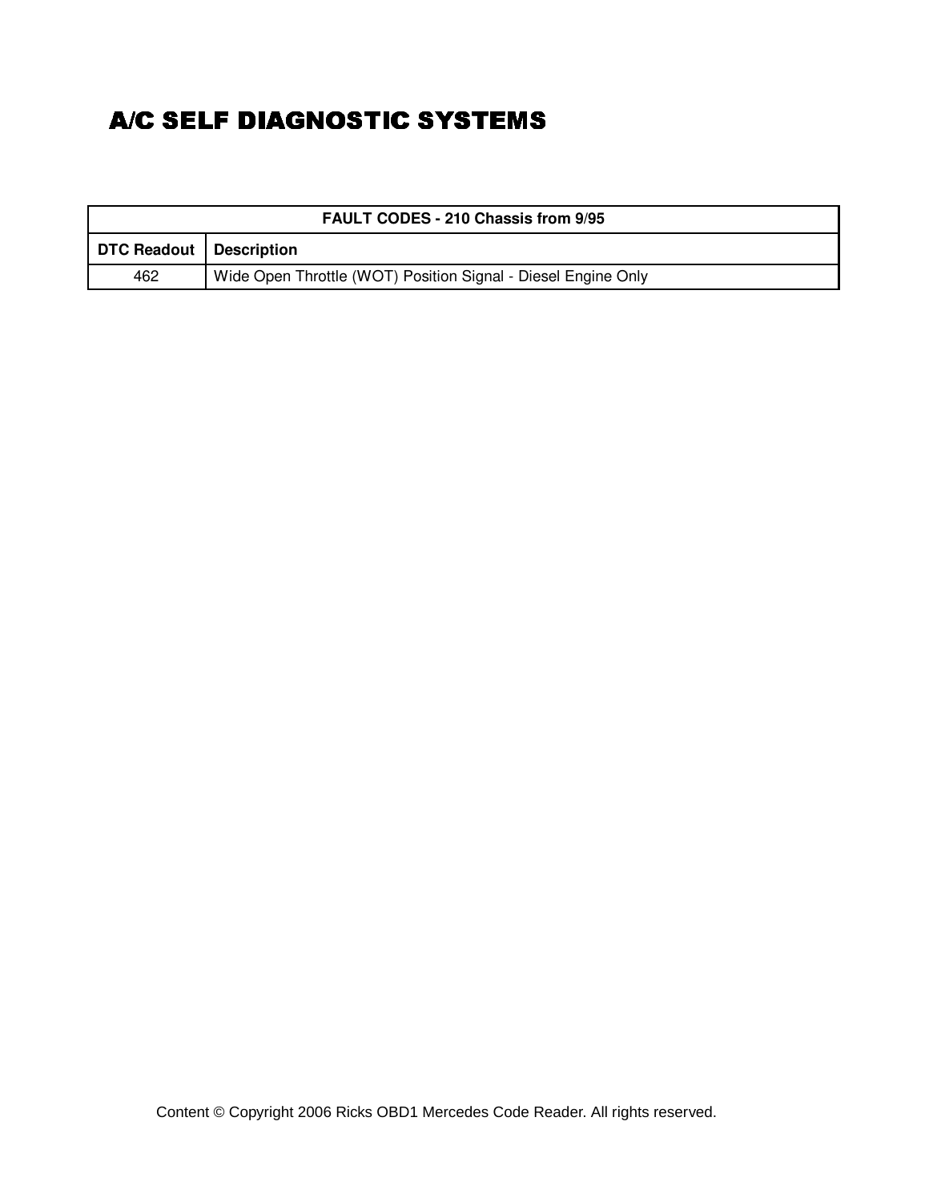# A/C SELF DIAGNOSTIC SYSTEMS

| FAULT CODES - 210 Chassis from 9/95 | |
|---|---|
| **DTC Readout** | **Description** |
| 462 | Wide Open Throttle (WOT) Position Signal - Diesel Engine Only |

Content © Copyright 2006 Ricks OBD1 Mercedes Code Reader. All rights reserved.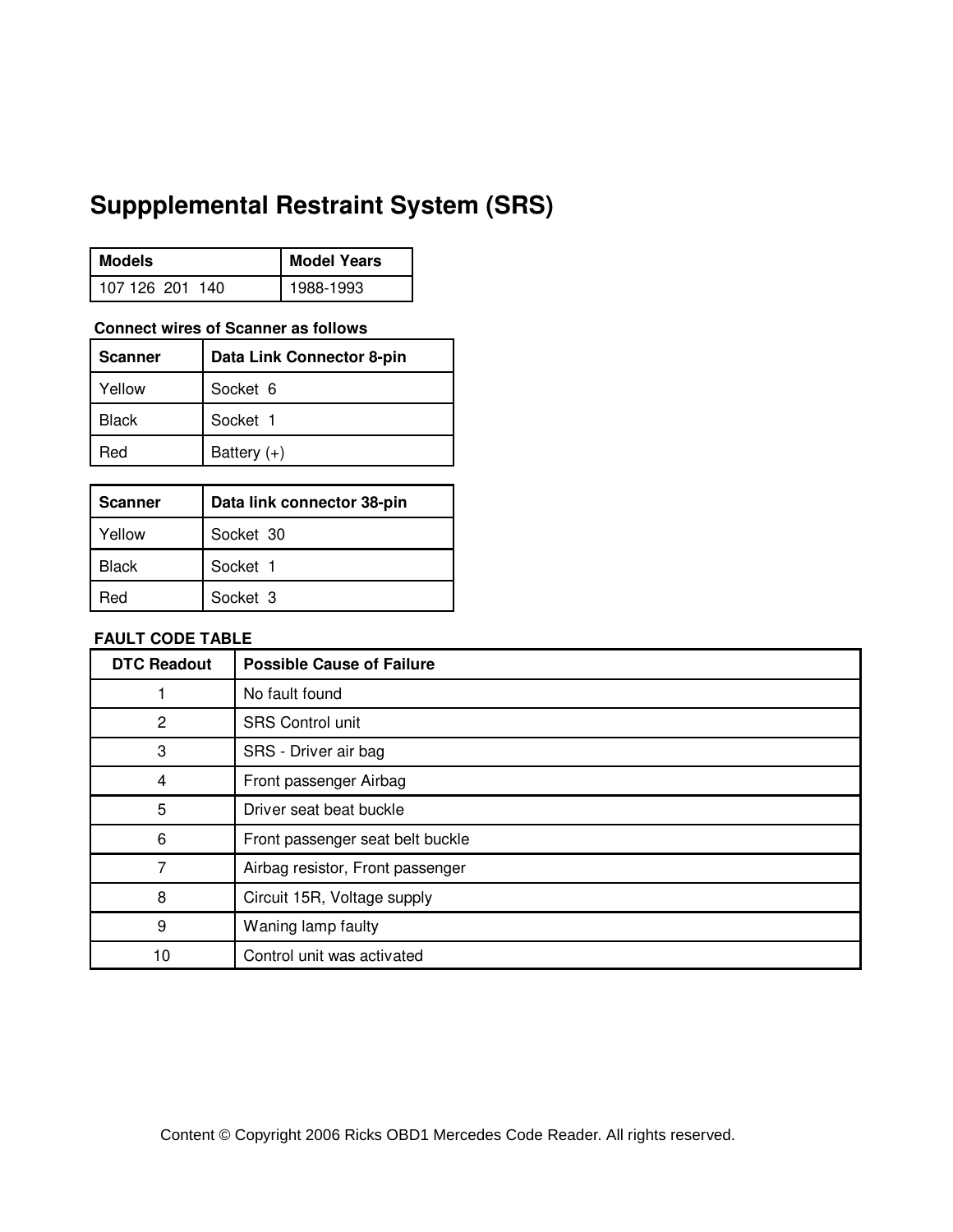# Suppplemental Restraint System (SRS)

| Models | Model Years |
|---|---|
| 107 126 201 140 | 1988-1993 |

**Connect wires of Scanner as follows**

| Scanner | Data Link Connector 8-pin |
|---|---|
| Yellow | Socket 6 |
| Black | Socket 1 |
| Red | Battery (+) |

| Scanner | Data link connector 38-pin |
|---|---|
| Yellow | Socket 30 |
| Black | Socket 1 |
| Red | Socket 3 |

**FAULT CODE TABLE**

| DTC Readout | Possible Cause of Failure |
|---|---|
| 1 | No fault found |
| 2 | SRS Control unit |
| 3 | SRS - Driver air bag |
| 4 | Front passenger Airbag |
| 5 | Driver seat beat buckle |
| 6 | Front passenger seat belt buckle |
| 7 | Airbag resistor, Front passenger |
| 8 | Circuit 15R, Voltage supply |
| 9 | Waning lamp faulty |
| 10 | Control unit was activated |

Content © Copyright 2006 Ricks OBD1 Mercedes Code Reader. All rights reserved.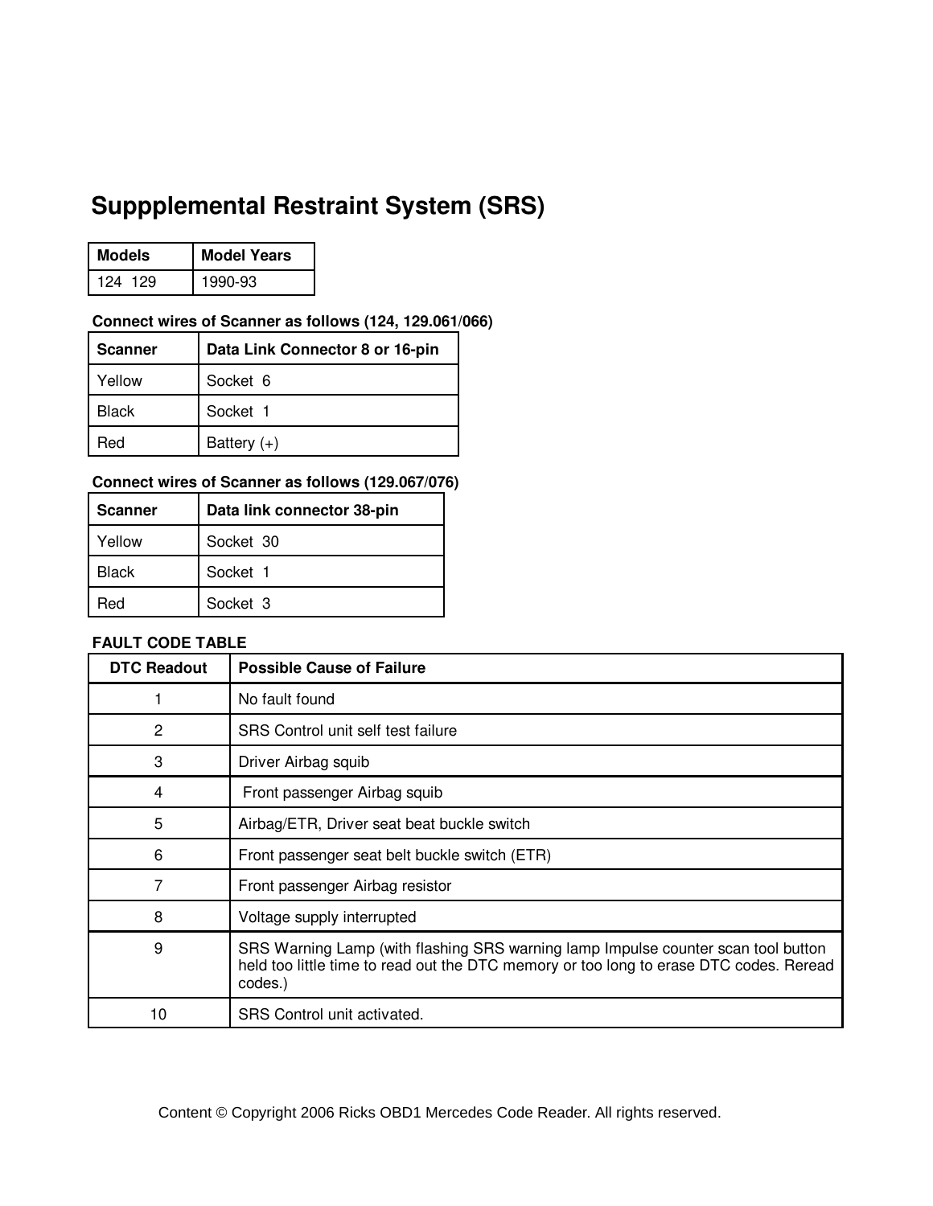# Suppplemental Restraint System (SRS)

| Models | Model Years |
|---|---|
| 124  129 | 1990-93 |

**Connect wires of Scanner as follows (124, 129.061/066)**

| Scanner | Data Link Connector 8 or 16-pin |
|---|---|
| Yellow | Socket  6 |
| Black | Socket  1 |
| Red | Battery (+) |

**Connect wires of Scanner as follows (129.067/076)**

| Scanner | Data link connector 38-pin |
|---|---|
| Yellow | Socket  30 |
| Black | Socket  1 |
| Red | Socket  3 |

**FAULT CODE TABLE**

| DTC Readout | Possible Cause of Failure |
|---|---|
| 1 | No fault found |
| 2 | SRS Control unit self test failure |
| 3 | Driver Airbag squib |
| 4 | Front passenger Airbag squib |
| 5 | Airbag/ETR, Driver seat beat buckle switch |
| 6 | Front passenger seat belt buckle switch (ETR) |
| 7 | Front passenger Airbag resistor |
| 8 | Voltage supply interrupted |
| 9 | SRS Warning Lamp (with flashing SRS warning lamp Impulse counter scan tool button held too little time to read out the DTC memory or too long to erase DTC codes. Reread codes.) |
| 10 | SRS Control unit activated. |

Content © Copyright 2006 Ricks OBD1 Mercedes Code Reader. All rights reserved.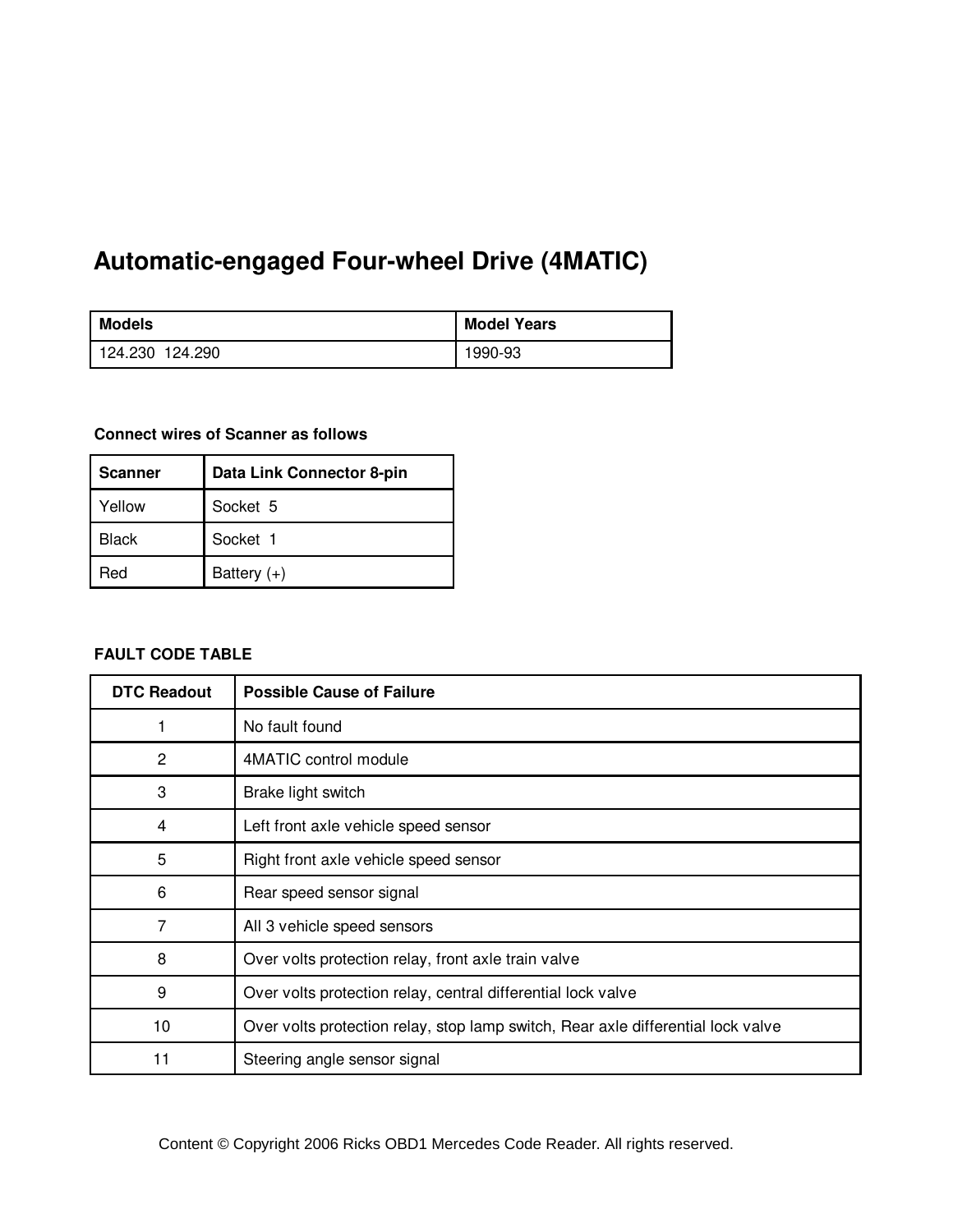# Automatic-engaged Four-wheel Drive (4MATIC)

| Models | Model Years |
| --- | --- |
| 124.230  124.290 | 1990-93 |

**Connect wires of Scanner as follows**

| Scanner | Data Link Connector 8-pin |
| --- | --- |
| Yellow | Socket  5 |
| Black | Socket  1 |
| Red | Battery (+) |

**FAULT CODE TABLE**

| DTC Readout | Possible Cause of Failure |
| --- | --- |
| 1 | No fault found |
| 2 | 4MATIC control module |
| 3 | Brake light switch |
| 4 | Left front axle vehicle speed sensor |
| 5 | Right front axle vehicle speed sensor |
| 6 | Rear speed sensor signal |
| 7 | All 3 vehicle speed sensors |
| 8 | Over volts protection relay, front axle train valve |
| 9 | Over volts protection relay, central differential lock valve |
| 10 | Over volts protection relay, stop lamp switch, Rear axle differential lock valve |
| 11 | Steering angle sensor signal |

Content © Copyright 2006 Ricks OBD1 Mercedes Code Reader. All rights reserved.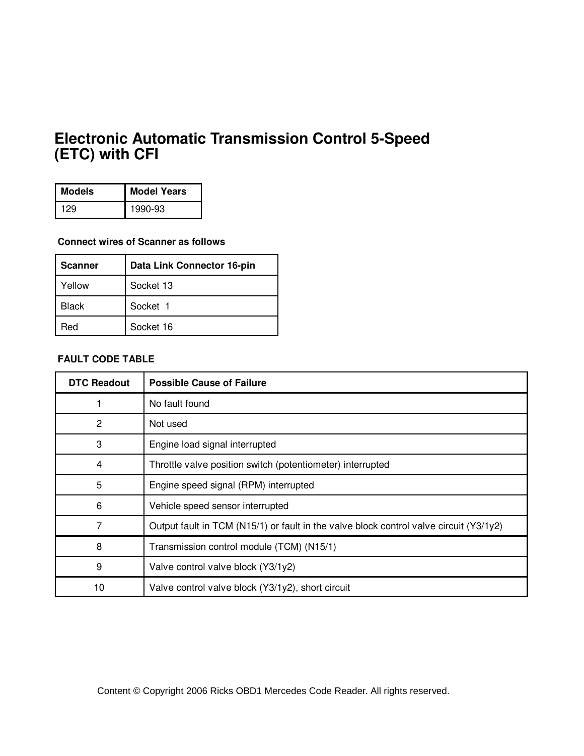# Electronic Automatic Transmission Control 5-Speed (ETC) with CFI

| Models | Model Years |
| --- | --- |
| 129 | 1990-93 |

**Connect wires of Scanner as follows**

| Scanner | Data Link Connector 16-pin |
| --- | --- |
| Yellow | Socket 13 |
| Black | Socket 1 |
| Red | Socket 16 |

**FAULT CODE TABLE**

| DTC Readout | Possible Cause of Failure |
| --- | --- |
| 1 | No fault found |
| 2 | Not used |
| 3 | Engine load signal interrupted |
| 4 | Throttle valve position switch (potentiometer) interrupted |
| 5 | Engine speed signal (RPM) interrupted |
| 6 | Vehicle speed sensor interrupted |
| 7 | Output fault in TCM (N15/1) or fault in the valve block control valve circuit (Y3/1y2) |
| 8 | Transmission control module (TCM) (N15/1) |
| 9 | Valve control valve block (Y3/1y2) |
| 10 | Valve control valve block (Y3/1y2), short circuit |

Content © Copyright 2006 Ricks OBD1 Mercedes Code Reader. All rights reserved.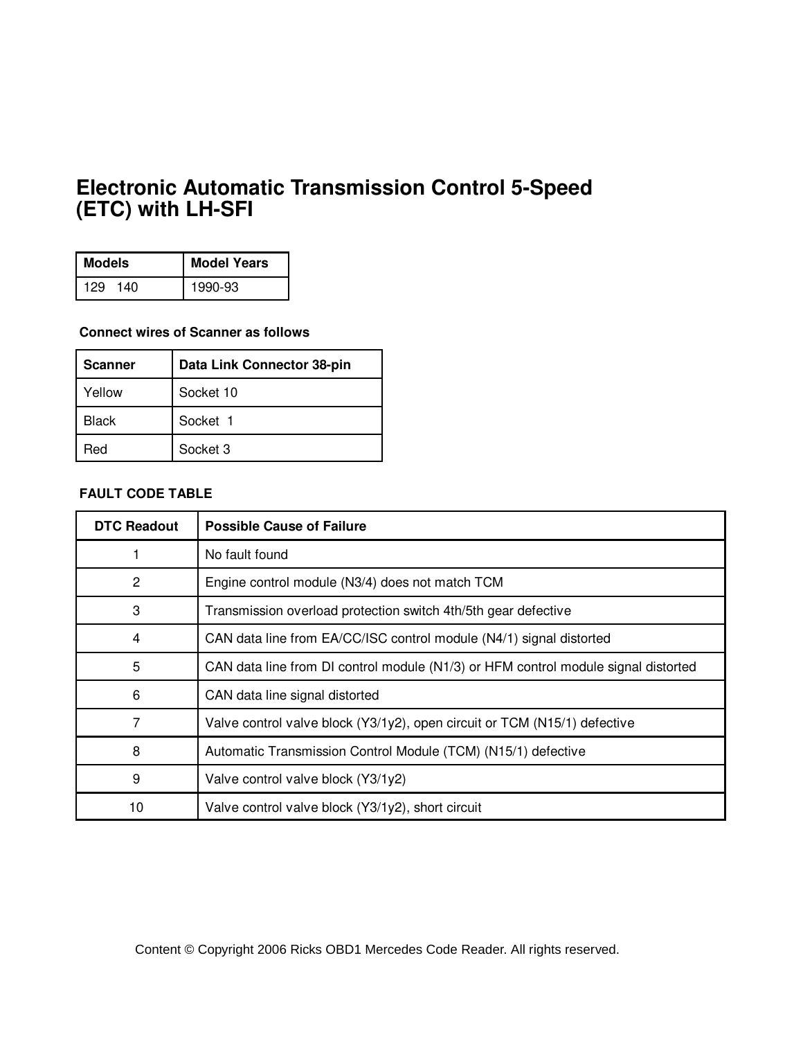# Electronic Automatic Transmission Control 5-Speed (ETC) with LH-SFI

| Models | Model Years |
|---|---|
| 129 140 | 1990-93 |

**Connect wires of Scanner as follows**

| Scanner | Data Link Connector 38-pin |
|---|---|
| Yellow | Socket 10 |
| Black | Socket 1 |
| Red | Socket 3 |

**FAULT CODE TABLE**

| DTC Readout | Possible Cause of Failure |
|---|---|
| 1 | No fault found |
| 2 | Engine control module (N3/4) does not match TCM |
| 3 | Transmission overload protection switch 4th/5th gear defective |
| 4 | CAN data line from EA/CC/ISC control module (N4/1) signal distorted |
| 5 | CAN data line from DI control module (N1/3) or HFM control module signal distorted |
| 6 | CAN data line signal distorted |
| 7 | Valve control valve block (Y3/1y2), open circuit or TCM (N15/1) defective |
| 8 | Automatic Transmission Control Module (TCM) (N15/1) defective |
| 9 | Valve control valve block (Y3/1y2) |
| 10 | Valve control valve block (Y3/1y2), short circuit |

Content © Copyright 2006 Ricks OBD1 Mercedes Code Reader. All rights reserved.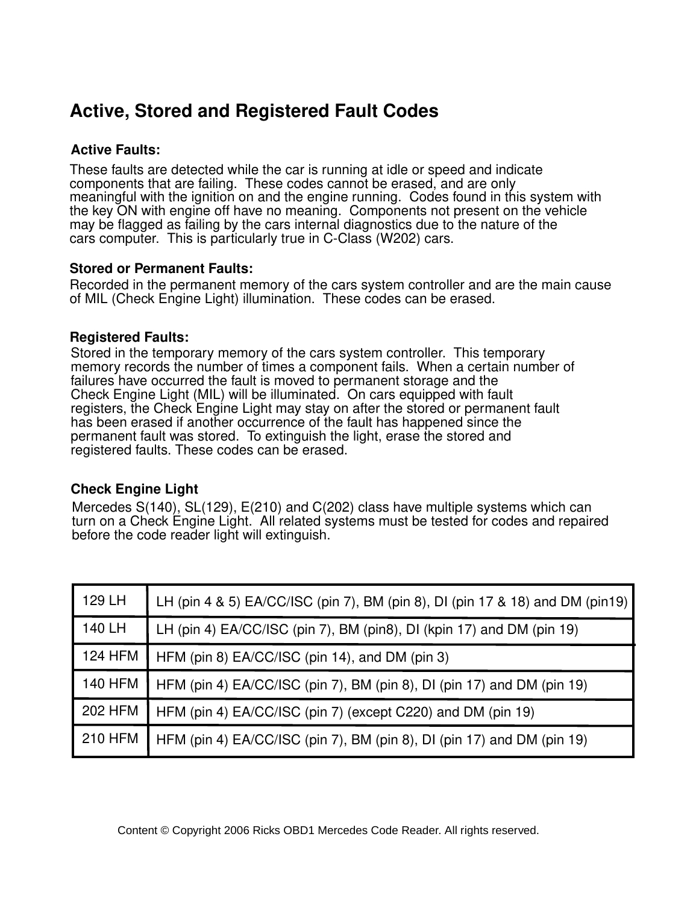## Active, Stored and Registered Fault Codes

**Active Faults:**

These faults are detected while the car is running at idle or speed and indicate components that are failing. These codes cannot be erased, and are only meaningful with the ignition on and the engine running. Codes found in this system with the key ON with engine off have no meaning. Components not present on the vehicle may be flagged as failing by the cars internal diagnostics due to the nature of the cars computer. This is particularly true in C-Class (W202) cars.

**Stored or Permanent Faults:**

Recorded in the permanent memory of the cars system controller and are the main cause of MIL (Check Engine Light) illumination. These codes can be erased.

**Registered Faults:**

Stored in the temporary memory of the cars system controller. This temporary memory records the number of times a component fails. When a certain number of failures have occurred the fault is moved to permanent storage and the Check Engine Light (MIL) will be illuminated. On cars equipped with fault registers, the Check Engine Light may stay on after the stored or permanent fault has been erased if another occurrence of the fault has happened since the permanent fault was stored. To extinguish the light, erase the stored and registered faults. These codes can be erased.

**Check Engine Light**

Mercedes S(140), SL(129), E(210) and C(202) class have multiple systems which can turn on a Check Engine Light. All related systems must be tested for codes and repaired before the code reader light will extinguish.

| | |
|---|---|
| 129 LH | LH (pin 4 & 5) EA/CC/ISC (pin 7), BM (pin 8), DI (pin 17 & 18) and DM (pin19) |
| 140 LH | LH (pin 4) EA/CC/ISC (pin 7), BM (pin8), DI (kpin 17) and DM (pin 19) |
| 124 HFM | HFM (pin 8) EA/CC/ISC (pin 14), and DM (pin 3) |
| 140 HFM | HFM (pin 4) EA/CC/ISC (pin 7), BM (pin 8), DI (pin 17) and DM (pin 19) |
| 202 HFM | HFM (pin 4) EA/CC/ISC (pin 7) (except C220) and DM (pin 19) |
| 210 HFM | HFM (pin 4) EA/CC/ISC (pin 7), BM (pin 8), DI (pin 17) and DM (pin 19) |

Content © Copyright 2006 Ricks OBD1 Mercedes Code Reader. All rights reserved.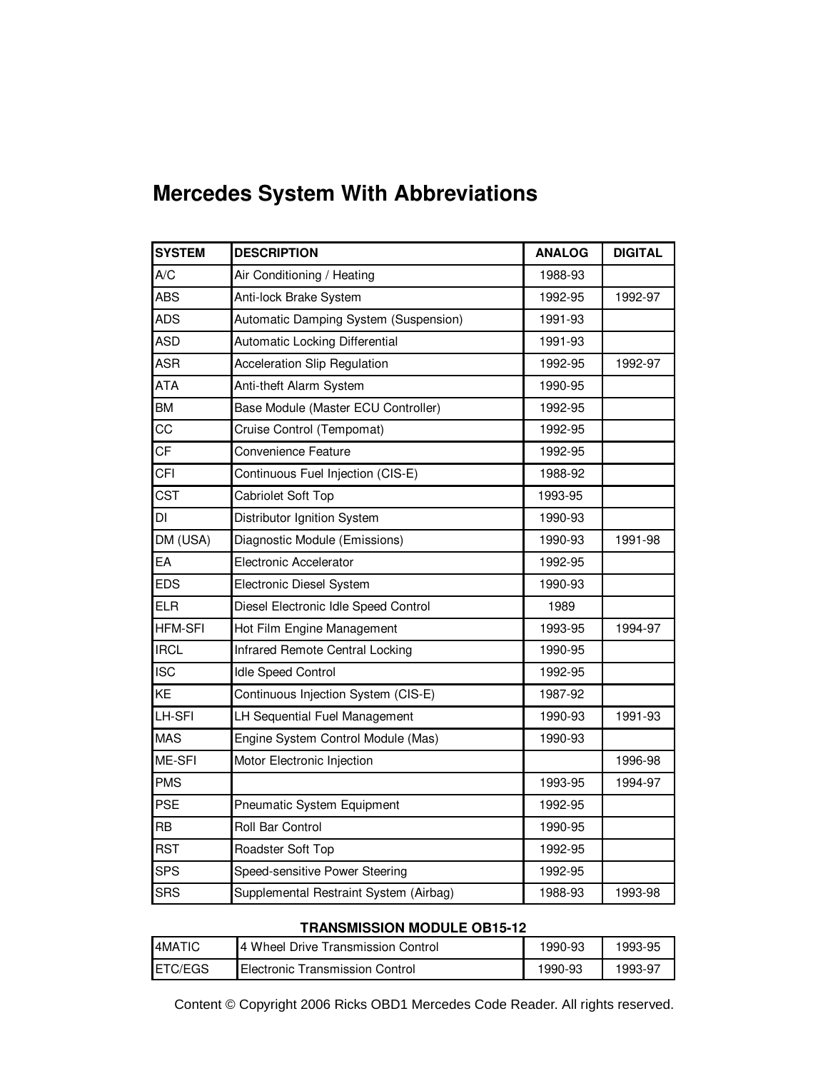# Mercedes System With Abbreviations

| SYSTEM | DESCRIPTION | ANALOG | DIGITAL |
|---|---|---|---|
| A/C | Air Conditioning / Heating | 1988-93 | |
| ABS | Anti-lock Brake System | 1992-95 | 1992-97 |
| ADS | Automatic Damping System (Suspension) | 1991-93 | |
| ASD | Automatic Locking Differential | 1991-93 | |
| ASR | Acceleration Slip Regulation | 1992-95 | 1992-97 |
| ATA | Anti-theft Alarm System | 1990-95 | |
| BM | Base Module (Master ECU Controller) | 1992-95 | |
| CC | Cruise Control (Tempomat) | 1992-95 | |
| CF | Convenience Feature | 1992-95 | |
| CFI | Continuous Fuel Injection (CIS-E) | 1988-92 | |
| CST | Cabriolet Soft Top | 1993-95 | |
| DI | Distributor Ignition System | 1990-93 | |
| DM (USA) | Diagnostic Module (Emissions) | 1990-93 | 1991-98 |
| EA | Electronic Accelerator | 1992-95 | |
| EDS | Electronic Diesel System | 1990-93 | |
| ELR | Diesel Electronic Idle Speed Control | 1989 | |
| HFM-SFI | Hot Film Engine Management | 1993-95 | 1994-97 |
| IRCL | Infrared Remote Central Locking | 1990-95 | |
| ISC | Idle Speed Control | 1992-95 | |
| KE | Continuous Injection System (CIS-E) | 1987-92 | |
| LH-SFI | LH Sequential Fuel Management | 1990-93 | 1991-93 |
| MAS | Engine System Control Module (Mas) | 1990-93 | |
| ME-SFI | Motor Electronic Injection | | 1996-98 |
| PMS | | 1993-95 | 1994-97 |
| PSE | Pneumatic System Equipment | 1992-95 | |
| RB | Roll Bar Control | 1990-95 | |
| RST | Roadster Soft Top | 1992-95 | |
| SPS | Speed-sensitive Power Steering | 1992-95 | |
| SRS | Supplemental Restraint System (Airbag) | 1988-93 | 1993-98 |

**TRANSMISSION MODULE OB15-12**

| | | | |
|---|---|---|---|
| 4MATIC | 4 Wheel Drive Transmission Control | 1990-93 | 1993-95 |
| ETC/EGS | Electronic Transmission Control | 1990-93 | 1993-97 |

Content © Copyright 2006 Ricks OBD1 Mercedes Code Reader. All rights reserved.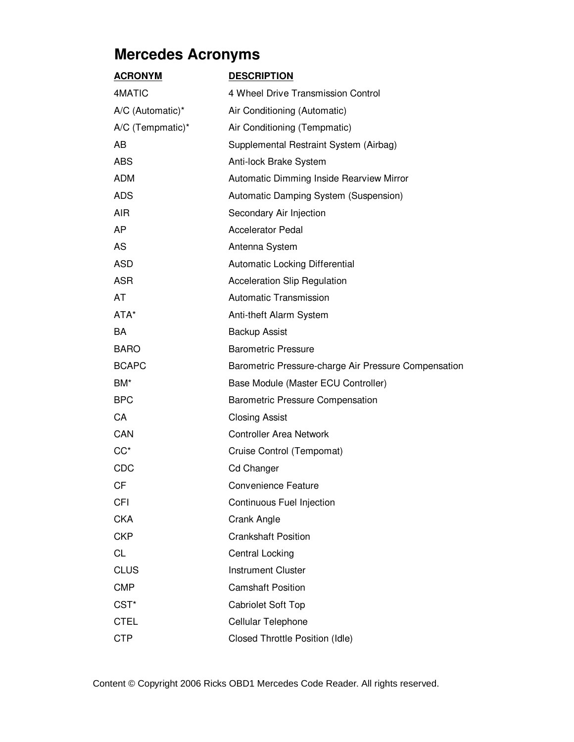# Mercedes Acronyms

| ACRONYM | DESCRIPTION |
|---|---|
| 4MATIC | 4 Wheel Drive Transmission Control |
| A/C (Automatic)* | Air Conditioning (Automatic) |
| A/C (Tempmatic)* | Air Conditioning (Tempmatic) |
| AB | Supplemental Restraint System (Airbag) |
| ABS | Anti-lock Brake System |
| ADM | Automatic Dimming Inside Rearview Mirror |
| ADS | Automatic Damping System (Suspension) |
| AIR | Secondary Air Injection |
| AP | Accelerator Pedal |
| AS | Antenna System |
| ASD | Automatic Locking Differential |
| ASR | Acceleration Slip Regulation |
| AT | Automatic Transmission |
| ATA* | Anti-theft Alarm System |
| BA | Backup Assist |
| BARO | Barometric Pressure |
| BCAPC | Barometric Pressure-charge Air Pressure Compensation |
| BM* | Base Module (Master ECU Controller) |
| BPC | Barometric Pressure Compensation |
| CA | Closing Assist |
| CAN | Controller Area Network |
| CC* | Cruise Control (Tempomat) |
| CDC | Cd Changer |
| CF | Convenience Feature |
| CFI | Continuous Fuel Injection |
| CKA | Crank Angle |
| CKP | Crankshaft Position |
| CL | Central Locking |
| CLUS | Instrument Cluster |
| CMP | Camshaft Position |
| CST* | Cabriolet Soft Top |
| CTEL | Cellular Telephone |
| CTP | Closed Throttle Position (Idle) |

Content © Copyright 2006 Ricks OBD1 Mercedes Code Reader. All rights reserved.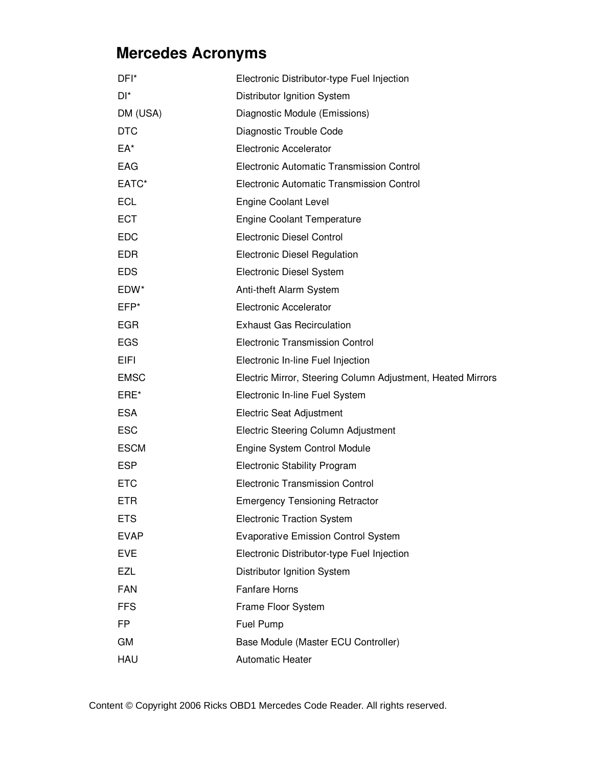## Mercedes Acronyms

| | |
|---|---|
| DFI* | Electronic Distributor-type Fuel Injection |
| DI* | Distributor Ignition System |
| DM (USA) | Diagnostic Module (Emissions) |
| DTC | Diagnostic Trouble Code |
| EA* | Electronic Accelerator |
| EAG | Electronic Automatic Transmission Control |
| EATC* | Electronic Automatic Transmission Control |
| ECL | Engine Coolant Level |
| ECT | Engine Coolant Temperature |
| EDC | Electronic Diesel Control |
| EDR | Electronic Diesel Regulation |
| EDS | Electronic Diesel System |
| EDW* | Anti-theft Alarm System |
| EFP* | Electronic Accelerator |
| EGR | Exhaust Gas Recirculation |
| EGS | Electronic Transmission Control |
| EIFI | Electronic In-line Fuel Injection |
| EMSC | Electric Mirror, Steering Column Adjustment, Heated Mirrors |
| ERE* | Electronic In-line Fuel System |
| ESA | Electric Seat Adjustment |
| ESC | Electric Steering Column Adjustment |
| ESCM | Engine System Control Module |
| ESP | Electronic Stability Program |
| ETC | Electronic Transmission Control |
| ETR | Emergency Tensioning Retractor |
| ETS | Electronic Traction System |
| EVAP | Evaporative Emission Control System |
| EVE | Electronic Distributor-type Fuel Injection |
| EZL | Distributor Ignition System |
| FAN | Fanfare Horns |
| FFS | Frame Floor System |
| FP | Fuel Pump |
| GM | Base Module (Master ECU Controller) |
| HAU | Automatic Heater |

Content © Copyright 2006 Ricks OBD1 Mercedes Code Reader. All rights reserved.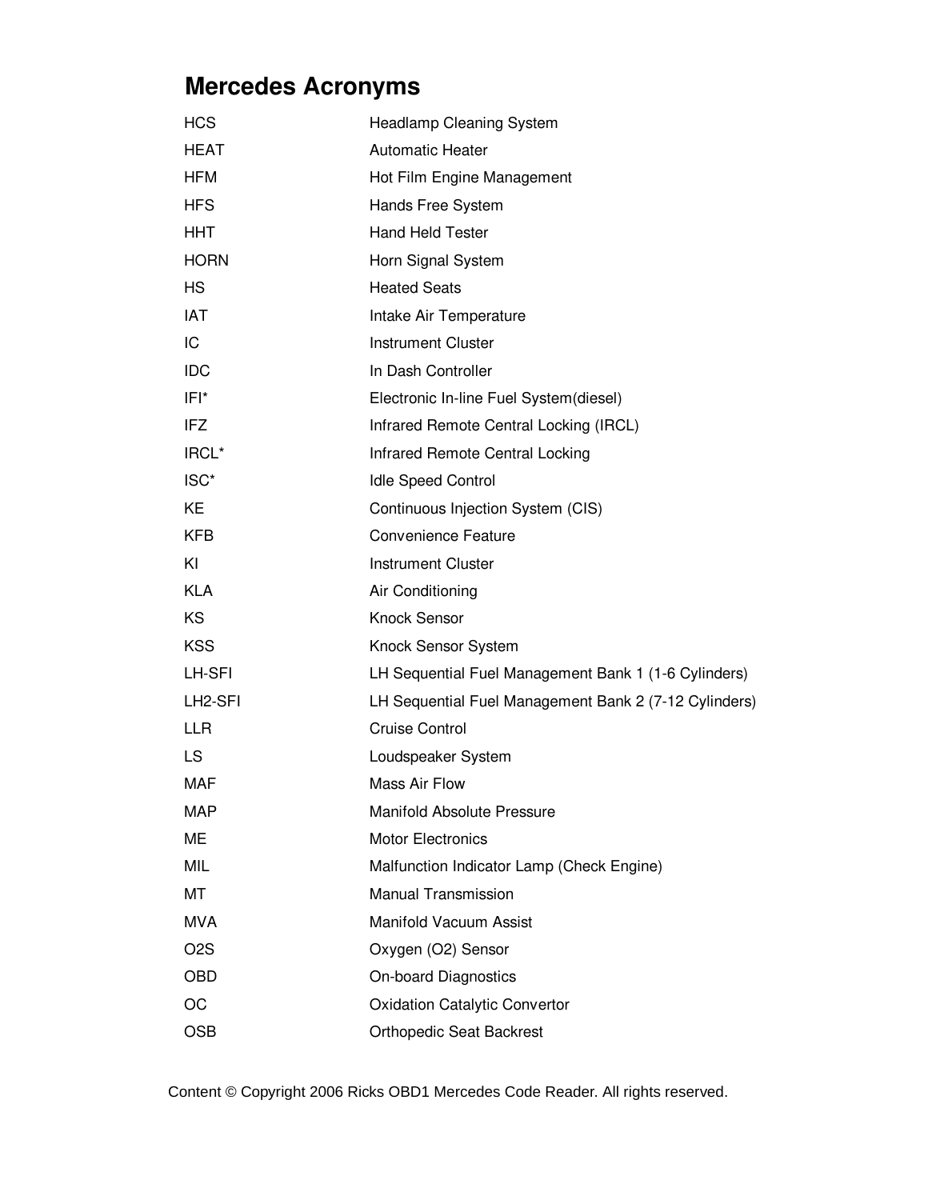## Mercedes Acronyms

| | |
|---|---|
| HCS | Headlamp Cleaning System |
| HEAT | Automatic Heater |
| HFM | Hot Film Engine Management |
| HFS | Hands Free System |
| HHT | Hand Held Tester |
| HORN | Horn Signal System |
| HS | Heated Seats |
| IAT | Intake Air Temperature |
| IC | Instrument Cluster |
| IDC | In Dash Controller |
| IFI* | Electronic In-line Fuel System(diesel) |
| IFZ | Infrared Remote Central Locking (IRCL) |
| IRCL* | Infrared Remote Central Locking |
| ISC* | Idle Speed Control |
| KE | Continuous Injection System (CIS) |
| KFB | Convenience Feature |
| KI | Instrument Cluster |
| KLA | Air Conditioning |
| KS | Knock Sensor |
| KSS | Knock Sensor System |
| LH-SFI | LH Sequential Fuel Management Bank 1 (1-6 Cylinders) |
| LH2-SFI | LH Sequential Fuel Management Bank 2 (7-12 Cylinders) |
| LLR | Cruise Control |
| LS | Loudspeaker System |
| MAF | Mass Air Flow |
| MAP | Manifold Absolute Pressure |
| ME | Motor Electronics |
| MIL | Malfunction Indicator Lamp (Check Engine) |
| MT | Manual Transmission |
| MVA | Manifold Vacuum Assist |
| O2S | Oxygen (O2) Sensor |
| OBD | On-board Diagnostics |
| OC | Oxidation Catalytic Convertor |
| OSB | Orthopedic Seat Backrest |

Content © Copyright 2006 Ricks OBD1 Mercedes Code Reader. All rights reserved.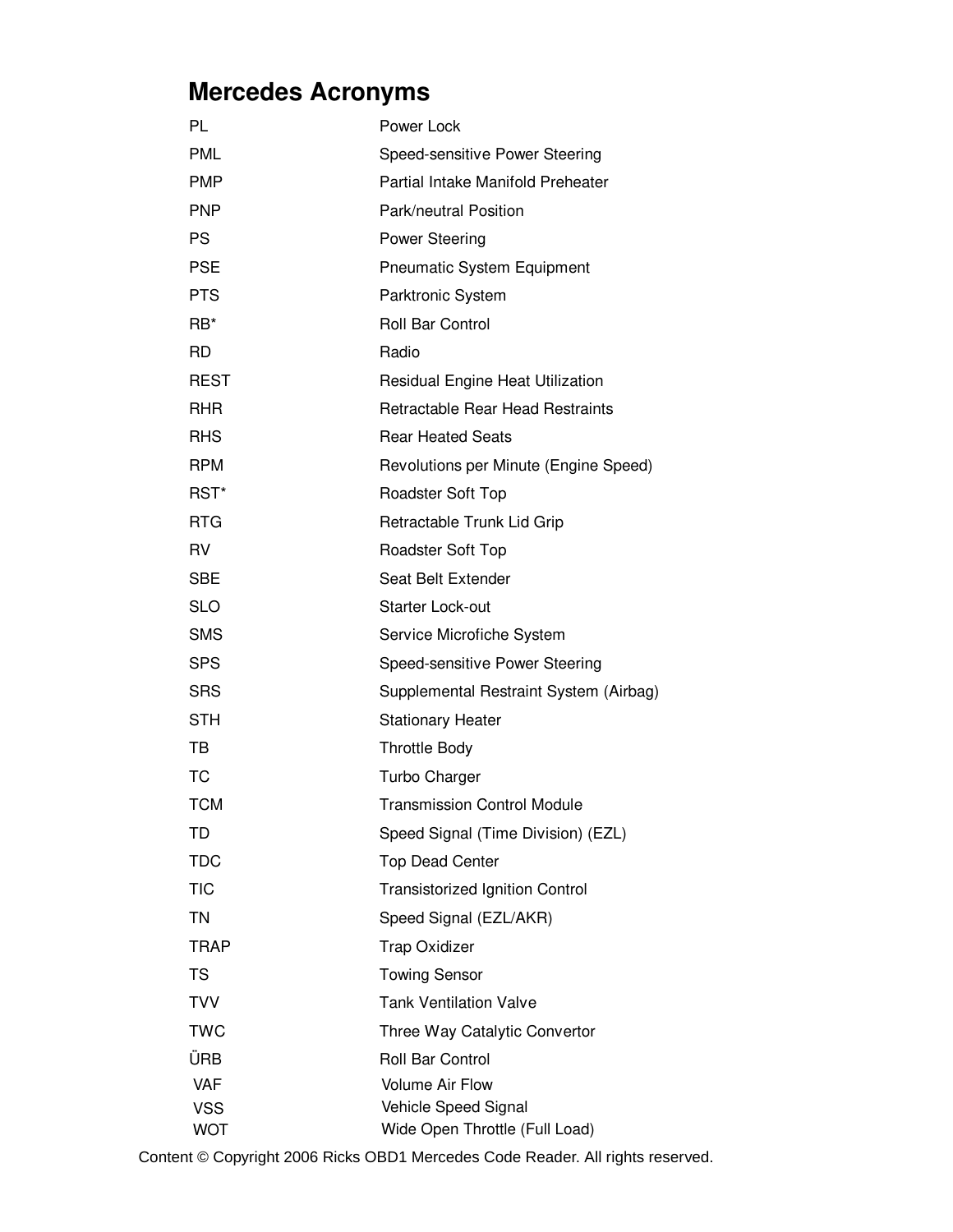## Mercedes Acronyms

| | |
|---|---|
| PL | Power Lock |
| PML | Speed-sensitive Power Steering |
| PMP | Partial Intake Manifold Preheater |
| PNP | Park/neutral Position |
| PS | Power Steering |
| PSE | Pneumatic System Equipment |
| PTS | Parktronic System |
| RB* | Roll Bar Control |
| RD | Radio |
| REST | Residual Engine Heat Utilization |
| RHR | Retractable Rear Head Restraints |
| RHS | Rear Heated Seats |
| RPM | Revolutions per Minute (Engine Speed) |
| RST* | Roadster Soft Top |
| RTG | Retractable Trunk Lid Grip |
| RV | Roadster Soft Top |
| SBE | Seat Belt Extender |
| SLO | Starter Lock-out |
| SMS | Service Microfiche System |
| SPS | Speed-sensitive Power Steering |
| SRS | Supplemental Restraint System (Airbag) |
| STH | Stationary Heater |
| TB | Throttle Body |
| TC | Turbo Charger |
| TCM | Transmission Control Module |
| TD | Speed Signal (Time Division) (EZL) |
| TDC | Top Dead Center |
| TIC | Transistorized Ignition Control |
| TN | Speed Signal (EZL/AKR) |
| TRAP | Trap Oxidizer |
| TS | Towing Sensor |
| TVV | Tank Ventilation Valve |
| TWC | Three Way Catalytic Convertor |
| ÜRB | Roll Bar Control |
| VAF | Volume Air Flow |
| VSS | Vehicle Speed Signal |
| WOT | Wide Open Throttle (Full Load) |

Content © Copyright 2006 Ricks OBD1 Mercedes Code Reader. All rights reserved.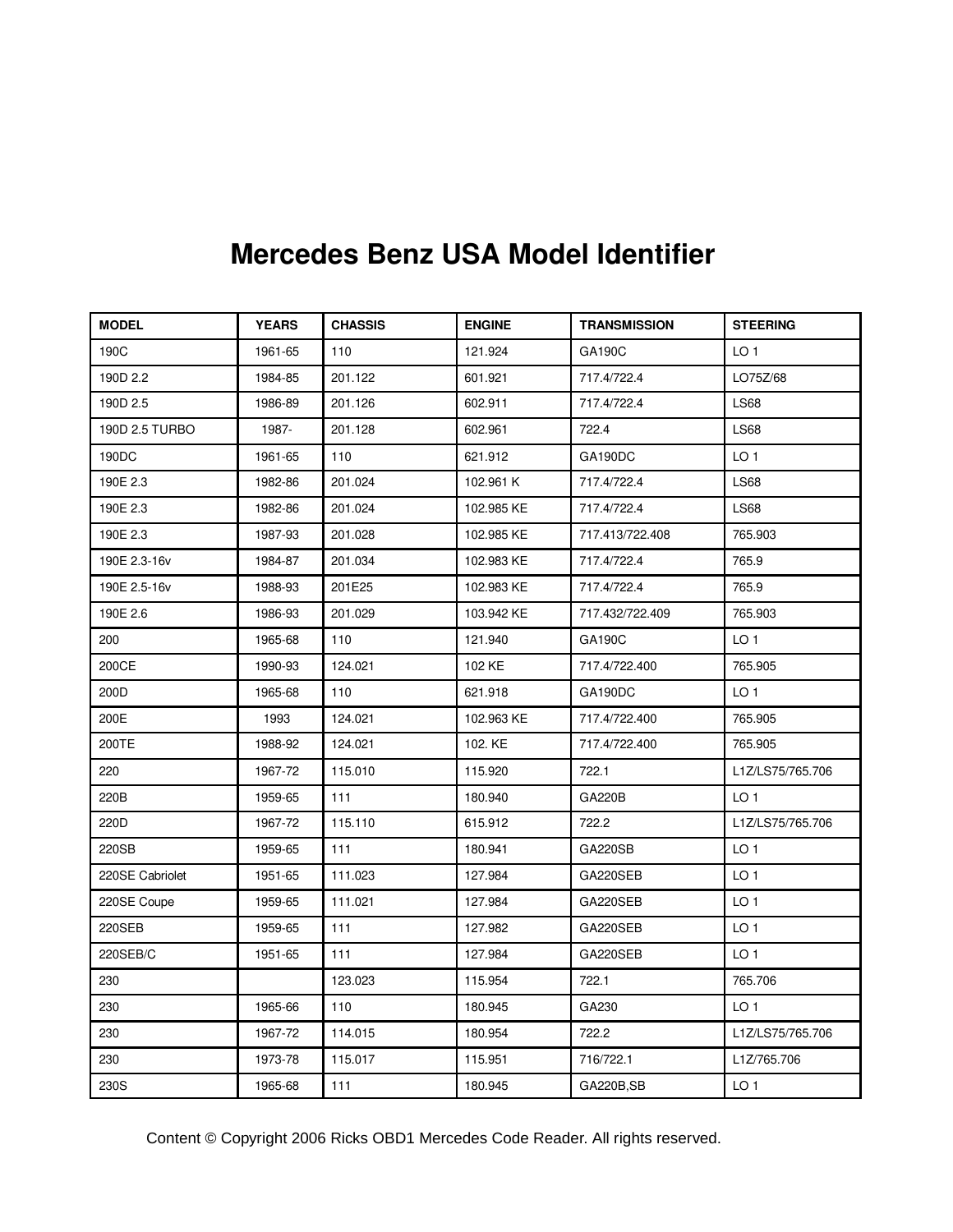# Mercedes Benz USA Model Identifier

| MODEL | YEARS | CHASSIS | ENGINE | TRANSMISSION | STEERING |
|---|---|---|---|---|---|
| 190C | 1961-65 | 110 | 121.924 | GA190C | LO 1 |
| 190D 2.2 | 1984-85 | 201.122 | 601.921 | 717.4/722.4 | LO75Z/68 |
| 190D 2.5 | 1986-89 | 201.126 | 602.911 | 717.4/722.4 | LS68 |
| 190D 2.5 TURBO | 1987- | 201.128 | 602.961 | 722.4 | LS68 |
| 190DC | 1961-65 | 110 | 621.912 | GA190DC | LO 1 |
| 190E 2.3 | 1982-86 | 201.024 | 102.961 K | 717.4/722.4 | LS68 |
| 190E 2.3 | 1982-86 | 201.024 | 102.985 KE | 717.4/722.4 | LS68 |
| 190E 2.3 | 1987-93 | 201.028 | 102.985 KE | 717.413/722.408 | 765.903 |
| 190E 2.3-16v | 1984-87 | 201.034 | 102.983 KE | 717.4/722.4 | 765.9 |
| 190E 2.5-16v | 1988-93 | 201E25 | 102.983 KE | 717.4/722.4 | 765.9 |
| 190E 2.6 | 1986-93 | 201.029 | 103.942 KE | 717.432/722.409 | 765.903 |
| 200 | 1965-68 | 110 | 121.940 | GA190C | LO 1 |
| 200CE | 1990-93 | 124.021 | 102 KE | 717.4/722.400 | 765.905 |
| 200D | 1965-68 | 110 | 621.918 | GA190DC | LO 1 |
| 200E | 1993 | 124.021 | 102.963 KE | 717.4/722.400 | 765.905 |
| 200TE | 1988-92 | 124.021 | 102. KE | 717.4/722.400 | 765.905 |
| 220 | 1967-72 | 115.010 | 115.920 | 722.1 | L1Z/LS75/765.706 |
| 220B | 1959-65 | 111 | 180.940 | GA220B | LO 1 |
| 220D | 1967-72 | 115.110 | 615.912 | 722.2 | L1Z/LS75/765.706 |
| 220SB | 1959-65 | 111 | 180.941 | GA220SB | LO 1 |
| 220SE Cabriolet | 1951-65 | 111.023 | 127.984 | GA220SEB | LO 1 |
| 220SE Coupe | 1959-65 | 111.021 | 127.984 | GA220SEB | LO 1 |
| 220SEB | 1959-65 | 111 | 127.982 | GA220SEB | LO 1 |
| 220SEB/C | 1951-65 | 111 | 127.984 | GA220SEB | LO 1 |
| 230 | | 123.023 | 115.954 | 722.1 | 765.706 |
| 230 | 1965-66 | 110 | 180.945 | GA230 | LO 1 |
| 230 | 1967-72 | 114.015 | 180.954 | 722.2 | L1Z/LS75/765.706 |
| 230 | 1973-78 | 115.017 | 115.951 | 716/722.1 | L1Z/765.706 |
| 230S | 1965-68 | 111 | 180.945 | GA220B,SB | LO 1 |

Content © Copyright 2006 Ricks OBD1 Mercedes Code Reader. All rights reserved.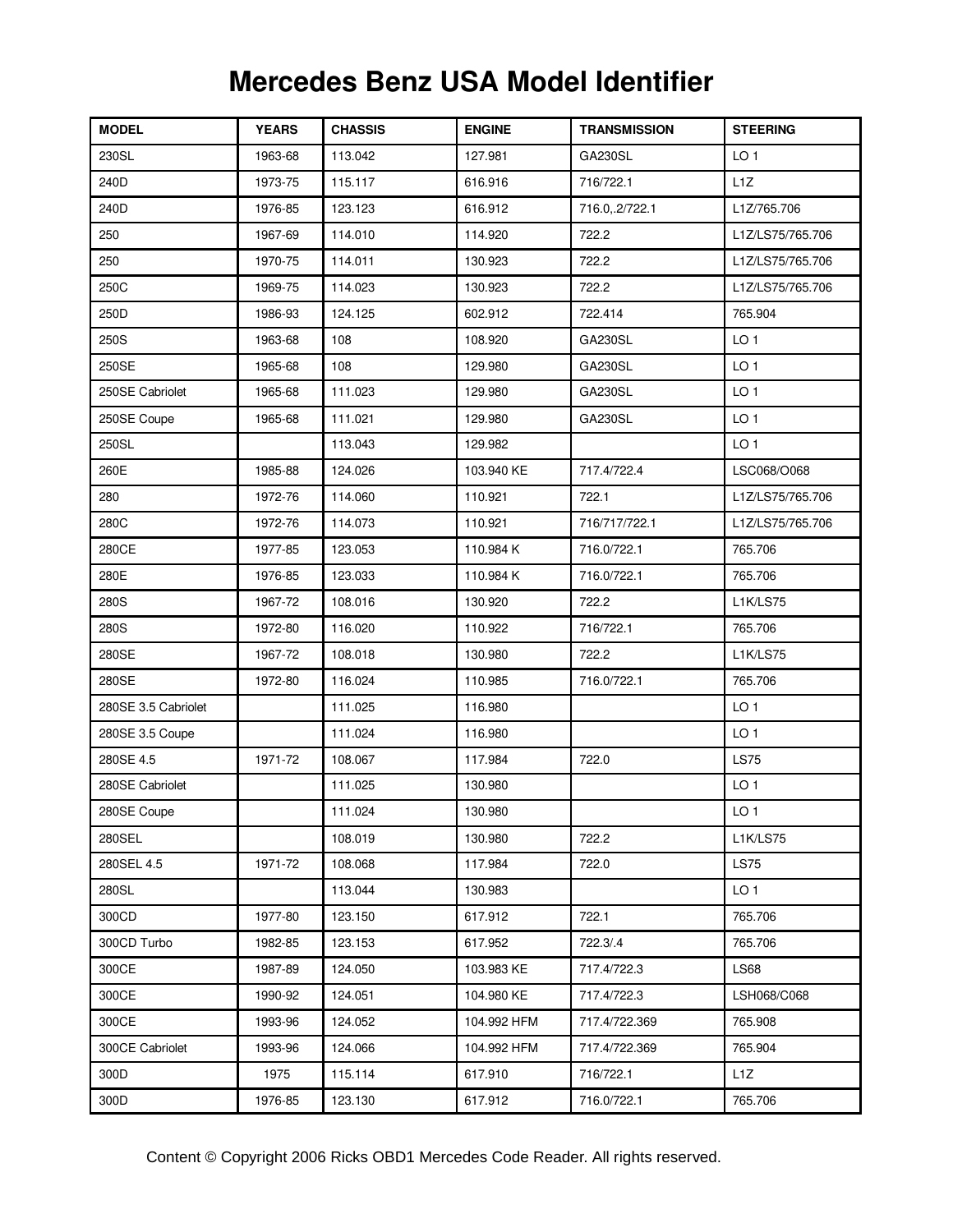# Mercedes Benz USA Model Identifier

| MODEL | YEARS | CHASSIS | ENGINE | TRANSMISSION | STEERING |
|---|---|---|---|---|---|
| 230SL | 1963-68 | 113.042 | 127.981 | GA230SL | LO 1 |
| 240D | 1973-75 | 115.117 | 616.916 | 716/722.1 | L1Z |
| 240D | 1976-85 | 123.123 | 616.912 | 716.0,.2/722.1 | L1Z/765.706 |
| 250 | 1967-69 | 114.010 | 114.920 | 722.2 | L1Z/LS75/765.706 |
| 250 | 1970-75 | 114.011 | 130.923 | 722.2 | L1Z/LS75/765.706 |
| 250C | 1969-75 | 114.023 | 130.923 | 722.2 | L1Z/LS75/765.706 |
| 250D | 1986-93 | 124.125 | 602.912 | 722.414 | 765.904 |
| 250S | 1963-68 | 108 | 108.920 | GA230SL | LO 1 |
| 250SE | 1965-68 | 108 | 129.980 | GA230SL | LO 1 |
| 250SE Cabriolet | 1965-68 | 111.023 | 129.980 | GA230SL | LO 1 |
| 250SE Coupe | 1965-68 | 111.021 | 129.980 | GA230SL | LO 1 |
| 250SL | | 113.043 | 129.982 | | LO 1 |
| 260E | 1985-88 | 124.026 | 103.940 KE | 717.4/722.4 | LSC068/O068 |
| 280 | 1972-76 | 114.060 | 110.921 | 722.1 | L1Z/LS75/765.706 |
| 280C | 1972-76 | 114.073 | 110.921 | 716/717/722.1 | L1Z/LS75/765.706 |
| 280CE | 1977-85 | 123.053 | 110.984 K | 716.0/722.1 | 765.706 |
| 280E | 1976-85 | 123.033 | 110.984 K | 716.0/722.1 | 765.706 |
| 280S | 1967-72 | 108.016 | 130.920 | 722.2 | L1K/LS75 |
| 280S | 1972-80 | 116.020 | 110.922 | 716/722.1 | 765.706 |
| 280SE | 1967-72 | 108.018 | 130.980 | 722.2 | L1K/LS75 |
| 280SE | 1972-80 | 116.024 | 110.985 | 716.0/722.1 | 765.706 |
| 280SE 3.5 Cabriolet | | 111.025 | 116.980 | | LO 1 |
| 280SE 3.5 Coupe | | 111.024 | 116.980 | | LO 1 |
| 280SE 4.5 | 1971-72 | 108.067 | 117.984 | 722.0 | LS75 |
| 280SE Cabriolet | | 111.025 | 130.980 | | LO 1 |
| 280SE Coupe | | 111.024 | 130.980 | | LO 1 |
| 280SEL | | 108.019 | 130.980 | 722.2 | L1K/LS75 |
| 280SEL 4.5 | 1971-72 | 108.068 | 117.984 | 722.0 | LS75 |
| 280SL | | 113.044 | 130.983 | | LO 1 |
| 300CD | 1977-80 | 123.150 | 617.912 | 722.1 | 765.706 |
| 300CD Turbo | 1982-85 | 123.153 | 617.952 | 722.3/.4 | 765.706 |
| 300CE | 1987-89 | 124.050 | 103.983 KE | 717.4/722.3 | LS68 |
| 300CE | 1990-92 | 124.051 | 104.980 KE | 717.4/722.3 | LSH068/C068 |
| 300CE | 1993-96 | 124.052 | 104.992 HFM | 717.4/722.369 | 765.908 |
| 300CE Cabriolet | 1993-96 | 124.066 | 104.992 HFM | 717.4/722.369 | 765.904 |
| 300D | 1975 | 115.114 | 617.910 | 716/722.1 | L1Z |
| 300D | 1976-85 | 123.130 | 617.912 | 716.0/722.1 | 765.706 |

Content © Copyright 2006 Ricks OBD1 Mercedes Code Reader. All rights reserved.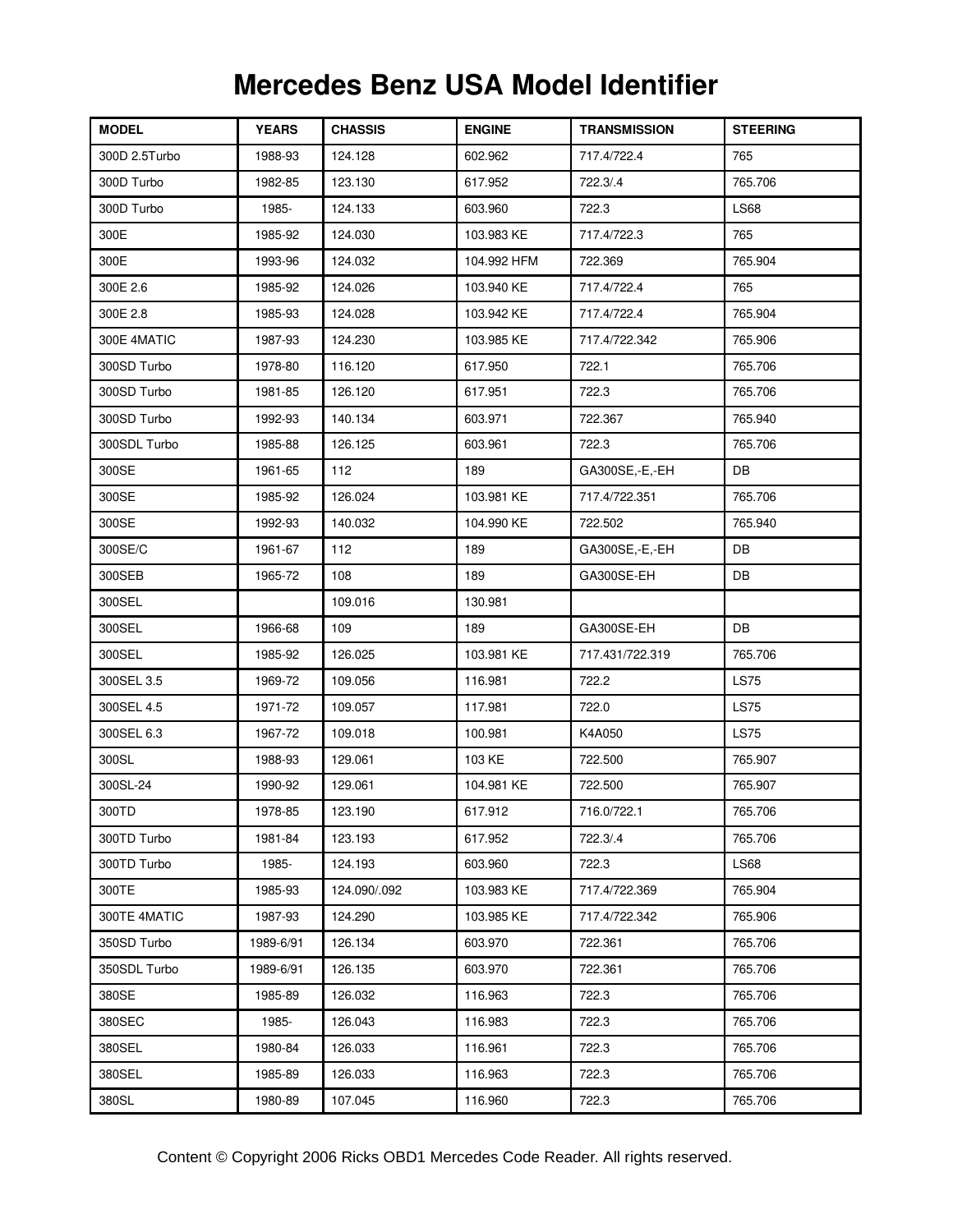# Mercedes Benz USA Model Identifier

| MODEL | YEARS | CHASSIS | ENGINE | TRANSMISSION | STEERING |
|---|---|---|---|---|---|
| 300D 2.5Turbo | 1988-93 | 124.128 | 602.962 | 717.4/722.4 | 765 |
| 300D Turbo | 1982-85 | 123.130 | 617.952 | 722.3/.4 | 765.706 |
| 300D Turbo | 1985- | 124.133 | 603.960 | 722.3 | LS68 |
| 300E | 1985-92 | 124.030 | 103.983 KE | 717.4/722.3 | 765 |
| 300E | 1993-96 | 124.032 | 104.992 HFM | 722.369 | 765.904 |
| 300E 2.6 | 1985-92 | 124.026 | 103.940 KE | 717.4/722.4 | 765 |
| 300E 2.8 | 1985-93 | 124.028 | 103.942 KE | 717.4/722.4 | 765.904 |
| 300E 4MATIC | 1987-93 | 124.230 | 103.985 KE | 717.4/722.342 | 765.906 |
| 300SD Turbo | 1978-80 | 116.120 | 617.950 | 722.1 | 765.706 |
| 300SD Turbo | 1981-85 | 126.120 | 617.951 | 722.3 | 765.706 |
| 300SD Turbo | 1992-93 | 140.134 | 603.971 | 722.367 | 765.940 |
| 300SDL Turbo | 1985-88 | 126.125 | 603.961 | 722.3 | 765.706 |
| 300SE | 1961-65 | 112 | 189 | GA300SE,-E,-EH | DB |
| 300SE | 1985-92 | 126.024 | 103.981 KE | 717.4/722.351 | 765.706 |
| 300SE | 1992-93 | 140.032 | 104.990 KE | 722.502 | 765.940 |
| 300SE/C | 1961-67 | 112 | 189 | GA300SE,-E,-EH | DB |
| 300SEB | 1965-72 | 108 | 189 | GA300SE-EH | DB |
| 300SEL | | 109.016 | 130.981 | | |
| 300SEL | 1966-68 | 109 | 189 | GA300SE-EH | DB |
| 300SEL | 1985-92 | 126.025 | 103.981 KE | 717.431/722.319 | 765.706 |
| 300SEL 3.5 | 1969-72 | 109.056 | 116.981 | 722.2 | LS75 |
| 300SEL 4.5 | 1971-72 | 109.057 | 117.981 | 722.0 | LS75 |
| 300SEL 6.3 | 1967-72 | 109.018 | 100.981 | K4A050 | LS75 |
| 300SL | 1988-93 | 129.061 | 103 KE | 722.500 | 765.907 |
| 300SL-24 | 1990-92 | 129.061 | 104.981 KE | 722.500 | 765.907 |
| 300TD | 1978-85 | 123.190 | 617.912 | 716.0/722.1 | 765.706 |
| 300TD Turbo | 1981-84 | 123.193 | 617.952 | 722.3/.4 | 765.706 |
| 300TD Turbo | 1985- | 124.193 | 603.960 | 722.3 | LS68 |
| 300TE | 1985-93 | 124.090/.092 | 103.983 KE | 717.4/722.369 | 765.904 |
| 300TE 4MATIC | 1987-93 | 124.290 | 103.985 KE | 717.4/722.342 | 765.906 |
| 350SD Turbo | 1989-6/91 | 126.134 | 603.970 | 722.361 | 765.706 |
| 350SDL Turbo | 1989-6/91 | 126.135 | 603.970 | 722.361 | 765.706 |
| 380SE | 1985-89 | 126.032 | 116.963 | 722.3 | 765.706 |
| 380SEC | 1985- | 126.043 | 116.983 | 722.3 | 765.706 |
| 380SEL | 1980-84 | 126.033 | 116.961 | 722.3 | 765.706 |
| 380SEL | 1985-89 | 126.033 | 116.963 | 722.3 | 765.706 |
| 380SL | 1980-89 | 107.045 | 116.960 | 722.3 | 765.706 |

Content © Copyright 2006 Ricks OBD1 Mercedes Code Reader. All rights reserved.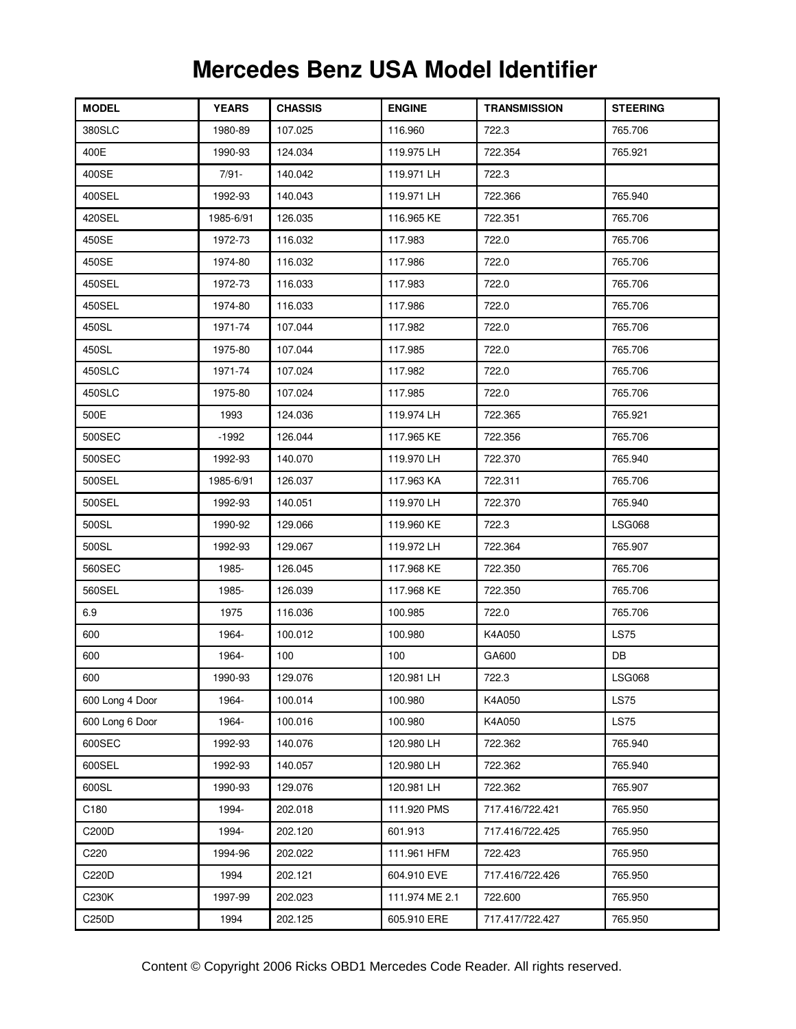# Mercedes Benz USA Model Identifier

| MODEL | YEARS | CHASSIS | ENGINE | TRANSMISSION | STEERING |
|---|---|---|---|---|---|
| 380SLC | 1980-89 | 107.025 | 116.960 | 722.3 | 765.706 |
| 400E | 1990-93 | 124.034 | 119.975 LH | 722.354 | 765.921 |
| 400SE | 7/91- | 140.042 | 119.971 LH | 722.3 | |
| 400SEL | 1992-93 | 140.043 | 119.971 LH | 722.366 | 765.940 |
| 420SEL | 1985-6/91 | 126.035 | 116.965 KE | 722.351 | 765.706 |
| 450SE | 1972-73 | 116.032 | 117.983 | 722.0 | 765.706 |
| 450SE | 1974-80 | 116.032 | 117.986 | 722.0 | 765.706 |
| 450SEL | 1972-73 | 116.033 | 117.983 | 722.0 | 765.706 |
| 450SEL | 1974-80 | 116.033 | 117.986 | 722.0 | 765.706 |
| 450SL | 1971-74 | 107.044 | 117.982 | 722.0 | 765.706 |
| 450SL | 1975-80 | 107.044 | 117.985 | 722.0 | 765.706 |
| 450SLC | 1971-74 | 107.024 | 117.982 | 722.0 | 765.706 |
| 450SLC | 1975-80 | 107.024 | 117.985 | 722.0 | 765.706 |
| 500E | 1993 | 124.036 | 119.974 LH | 722.365 | 765.921 |
| 500SEC | -1992 | 126.044 | 117.965 KE | 722.356 | 765.706 |
| 500SEC | 1992-93 | 140.070 | 119.970 LH | 722.370 | 765.940 |
| 500SEL | 1985-6/91 | 126.037 | 117.963 KA | 722.311 | 765.706 |
| 500SEL | 1992-93 | 140.051 | 119.970 LH | 722.370 | 765.940 |
| 500SL | 1990-92 | 129.066 | 119.960 KE | 722.3 | LSG068 |
| 500SL | 1992-93 | 129.067 | 119.972 LH | 722.364 | 765.907 |
| 560SEC | 1985- | 126.045 | 117.968 KE | 722.350 | 765.706 |
| 560SEL | 1985- | 126.039 | 117.968 KE | 722.350 | 765.706 |
| 6.9 | 1975 | 116.036 | 100.985 | 722.0 | 765.706 |
| 600 | 1964- | 100.012 | 100.980 | K4A050 | LS75 |
| 600 | 1964- | 100 | 100 | GA600 | DB |
| 600 | 1990-93 | 129.076 | 120.981 LH | 722.3 | LSG068 |
| 600 Long 4 Door | 1964- | 100.014 | 100.980 | K4A050 | LS75 |
| 600 Long 6 Door | 1964- | 100.016 | 100.980 | K4A050 | LS75 |
| 600SEC | 1992-93 | 140.076 | 120.980 LH | 722.362 | 765.940 |
| 600SEL | 1992-93 | 140.057 | 120.980 LH | 722.362 | 765.940 |
| 600SL | 1990-93 | 129.076 | 120.981 LH | 722.362 | 765.907 |
| C180 | 1994- | 202.018 | 111.920 PMS | 717.416/722.421 | 765.950 |
| C200D | 1994- | 202.120 | 601.913 | 717.416/722.425 | 765.950 |
| C220 | 1994-96 | 202.022 | 111.961 HFM | 722.423 | 765.950 |
| C220D | 1994 | 202.121 | 604.910 EVE | 717.416/722.426 | 765.950 |
| C230K | 1997-99 | 202.023 | 111.974 ME 2.1 | 722.600 | 765.950 |
| C250D | 1994 | 202.125 | 605.910 ERE | 717.417/722.427 | 765.950 |

Content © Copyright 2006 Ricks OBD1 Mercedes Code Reader. All rights reserved.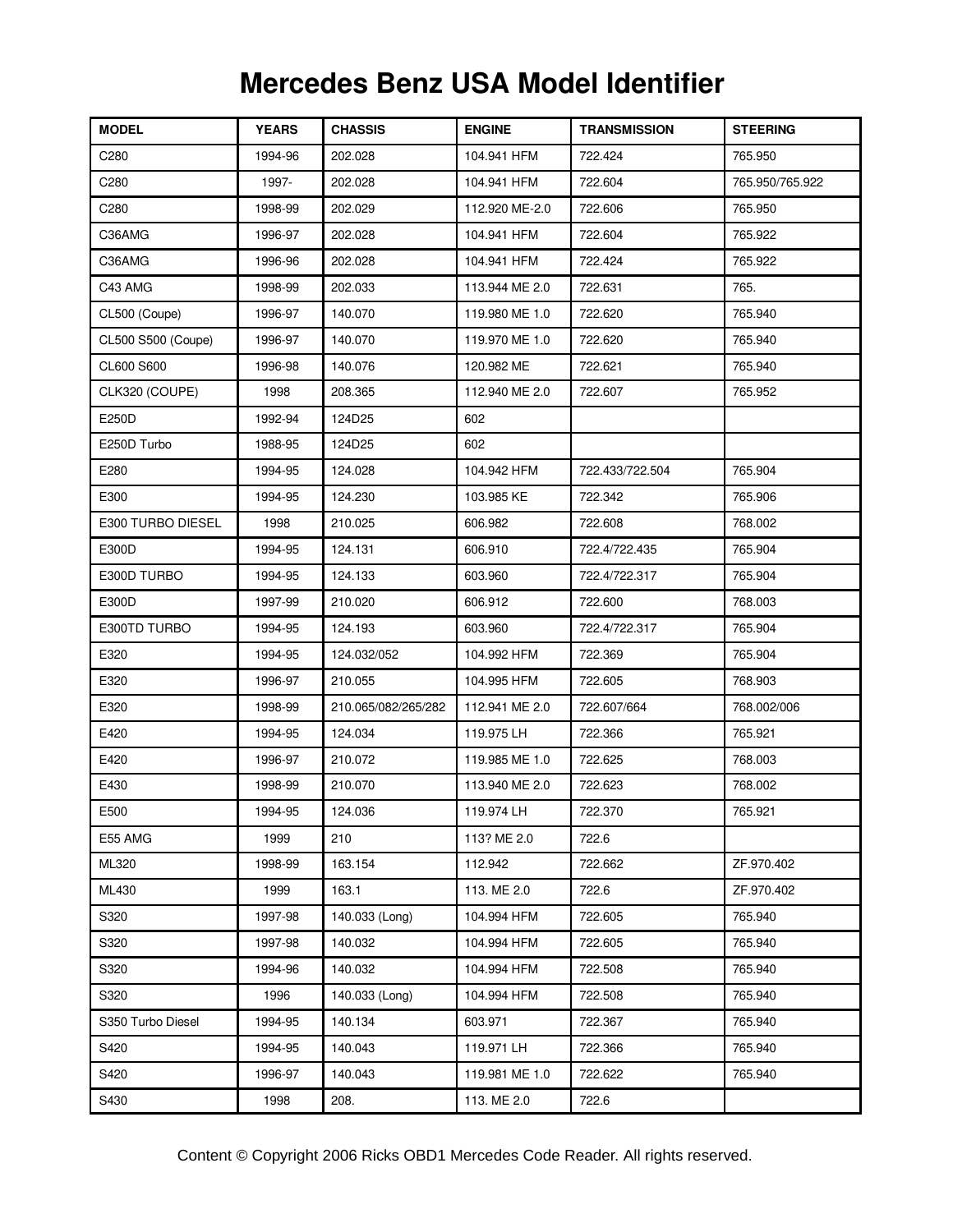# Mercedes Benz USA Model Identifier

| MODEL | YEARS | CHASSIS | ENGINE | TRANSMISSION | STEERING |
|---|---|---|---|---|---|
| C280 | 1994-96 | 202.028 | 104.941 HFM | 722.424 | 765.950 |
| C280 | 1997- | 202.028 | 104.941 HFM | 722.604 | 765.950/765.922 |
| C280 | 1998-99 | 202.029 | 112.920 ME-2.0 | 722.606 | 765.950 |
| C36AMG | 1996-97 | 202.028 | 104.941 HFM | 722.604 | 765.922 |
| C36AMG | 1996-96 | 202.028 | 104.941 HFM | 722.424 | 765.922 |
| C43 AMG | 1998-99 | 202.033 | 113.944 ME 2.0 | 722.631 | 765. |
| CL500 (Coupe) | 1996-97 | 140.070 | 119.980 ME 1.0 | 722.620 | 765.940 |
| CL500 S500 (Coupe) | 1996-97 | 140.070 | 119.970 ME 1.0 | 722.620 | 765.940 |
| CL600 S600 | 1996-98 | 140.076 | 120.982 ME | 722.621 | 765.940 |
| CLK320 (COUPE) | 1998 | 208.365 | 112.940 ME 2.0 | 722.607 | 765.952 |
| E250D | 1992-94 | 124D25 | 602 | | |
| E250D Turbo | 1988-95 | 124D25 | 602 | | |
| E280 | 1994-95 | 124.028 | 104.942 HFM | 722.433/722.504 | 765.904 |
| E300 | 1994-95 | 124.230 | 103.985 KE | 722.342 | 765.906 |
| E300 TURBO DIESEL | 1998 | 210.025 | 606.982 | 722.608 | 768.002 |
| E300D | 1994-95 | 124.131 | 606.910 | 722.4/722.435 | 765.904 |
| E300D TURBO | 1994-95 | 124.133 | 603.960 | 722.4/722.317 | 765.904 |
| E300D | 1997-99 | 210.020 | 606.912 | 722.600 | 768.003 |
| E300TD TURBO | 1994-95 | 124.193 | 603.960 | 722.4/722.317 | 765.904 |
| E320 | 1994-95 | 124.032/052 | 104.992 HFM | 722.369 | 765.904 |
| E320 | 1996-97 | 210.055 | 104.995 HFM | 722.605 | 768.903 |
| E320 | 1998-99 | 210.065/082/265/282 | 112.941 ME 2.0 | 722.607/664 | 768.002/006 |
| E420 | 1994-95 | 124.034 | 119.975 LH | 722.366 | 765.921 |
| E420 | 1996-97 | 210.072 | 119.985 ME 1.0 | 722.625 | 768.003 |
| E430 | 1998-99 | 210.070 | 113.940 ME 2.0 | 722.623 | 768.002 |
| E500 | 1994-95 | 124.036 | 119.974 LH | 722.370 | 765.921 |
| E55 AMG | 1999 | 210 | 113? ME 2.0 | 722.6 | |
| ML320 | 1998-99 | 163.154 | 112.942 | 722.662 | ZF.970.402 |
| ML430 | 1999 | 163.1 | 113. ME 2.0 | 722.6 | ZF.970.402 |
| S320 | 1997-98 | 140.033 (Long) | 104.994 HFM | 722.605 | 765.940 |
| S320 | 1997-98 | 140.032 | 104.994 HFM | 722.605 | 765.940 |
| S320 | 1994-96 | 140.032 | 104.994 HFM | 722.508 | 765.940 |
| S320 | 1996 | 140.033 (Long) | 104.994 HFM | 722.508 | 765.940 |
| S350 Turbo Diesel | 1994-95 | 140.134 | 603.971 | 722.367 | 765.940 |
| S420 | 1994-95 | 140.043 | 119.971 LH | 722.366 | 765.940 |
| S420 | 1996-97 | 140.043 | 119.981 ME 1.0 | 722.622 | 765.940 |
| S430 | 1998 | 208. | 113. ME 2.0 | 722.6 | |

Content © Copyright 2006 Ricks OBD1 Mercedes Code Reader. All rights reserved.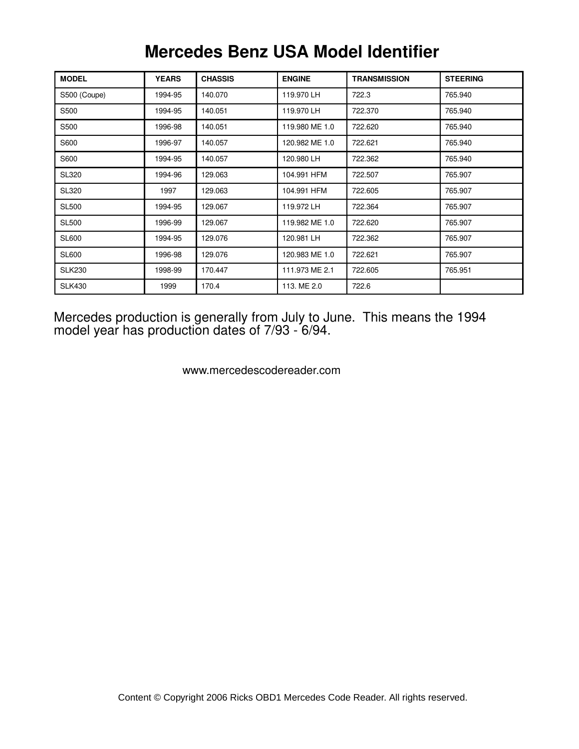# Mercedes Benz USA Model Identifier

| MODEL | YEARS | CHASSIS | ENGINE | TRANSMISSION | STEERING |
|---|---|---|---|---|---|
| S500 (Coupe) | 1994-95 | 140.070 | 119.970 LH | 722.3 | 765.940 |
| S500 | 1994-95 | 140.051 | 119.970 LH | 722.370 | 765.940 |
| S500 | 1996-98 | 140.051 | 119.980 ME 1.0 | 722.620 | 765.940 |
| S600 | 1996-97 | 140.057 | 120.982 ME 1.0 | 722.621 | 765.940 |
| S600 | 1994-95 | 140.057 | 120.980 LH | 722.362 | 765.940 |
| SL320 | 1994-96 | 129.063 | 104.991 HFM | 722.507 | 765.907 |
| SL320 | 1997 | 129.063 | 104.991 HFM | 722.605 | 765.907 |
| SL500 | 1994-95 | 129.067 | 119.972 LH | 722.364 | 765.907 |
| SL500 | 1996-99 | 129.067 | 119.982 ME 1.0 | 722.620 | 765.907 |
| SL600 | 1994-95 | 129.076 | 120.981 LH | 722.362 | 765.907 |
| SL600 | 1996-98 | 129.076 | 120.983 ME 1.0 | 722.621 | 765.907 |
| SLK230 | 1998-99 | 170.447 | 111.973 ME 2.1 | 722.605 | 765.951 |
| SLK430 | 1999 | 170.4 | 113. ME 2.0 | 722.6 | |

Mercedes production is generally from July to June. This means the 1994 model year has production dates of 7/93 - 6/94.

www.mercedescodereader.com

Content © Copyright 2006 Ricks OBD1 Mercedes Code Reader. All rights reserved.